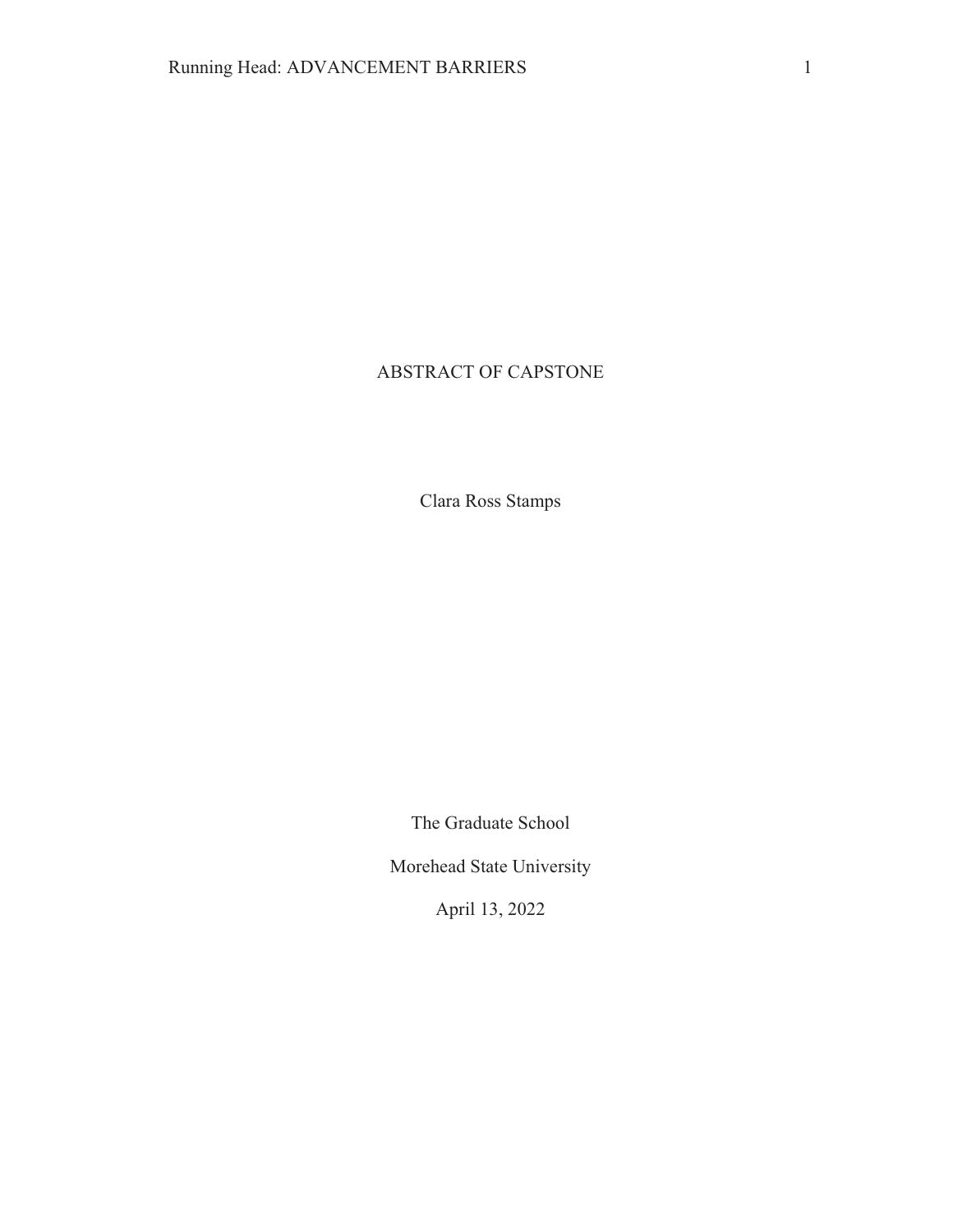# ABSTRACT OF CAPSTONE

Clara Ross Stamps

The Graduate School

Morehead State University

April 13, 2022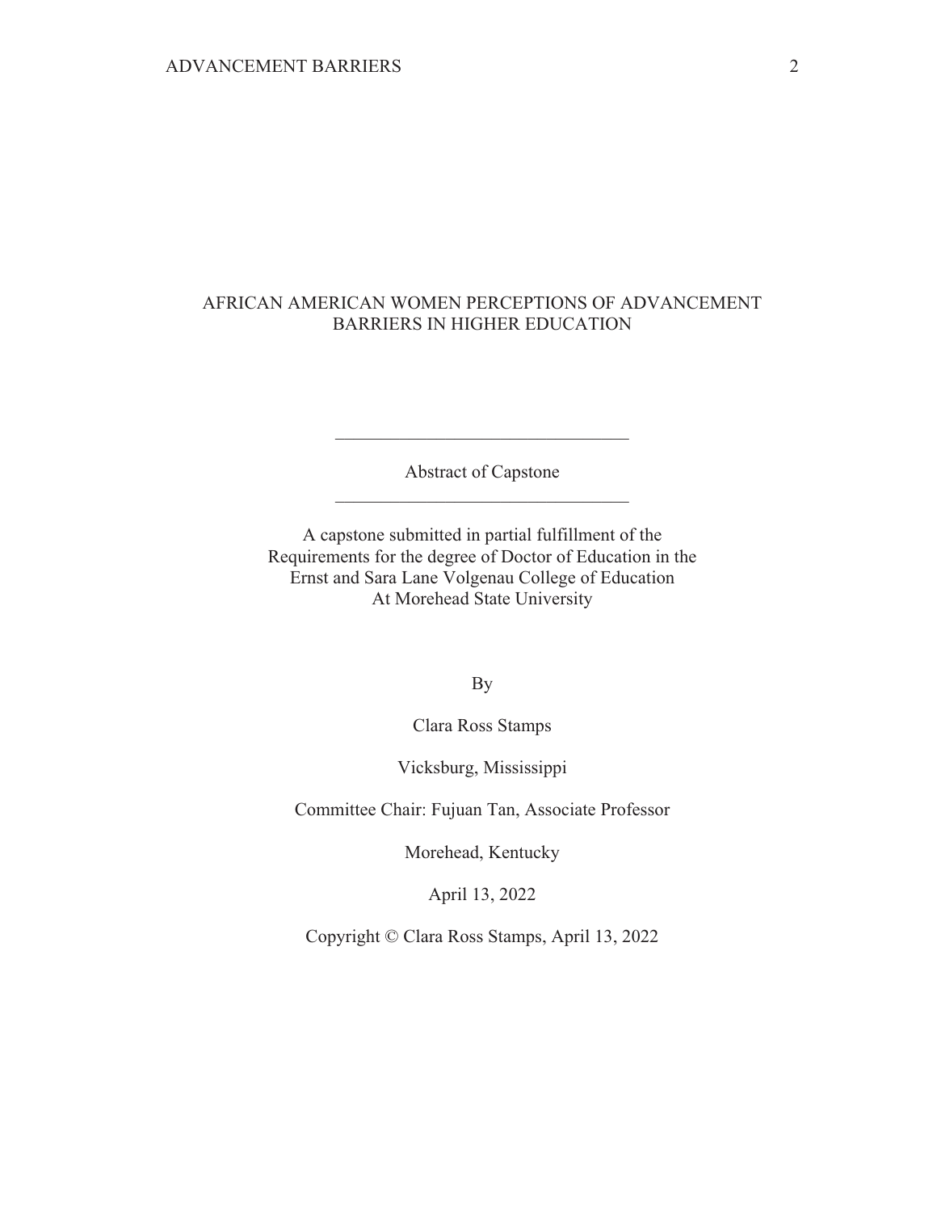# AFRICAN AMERICAN WOMEN PERCEPTIONS OF ADVANCEMENT BARRIERS IN HIGHER EDUCATION

---

Abstract of Capstone

---

A capstone submitted in partial fulfillment of the
Requirements for the degree of Doctor of Education in the
Ernst and Sara Lane Volgenau College of Education
At Morehead State University

By

Clara Ross Stamps

Vicksburg, Mississippi

Committee Chair: Fujuan Tan, Associate Professor

Morehead, Kentucky

April 13, 2022

Copyright © Clara Ross Stamps, April 13, 2022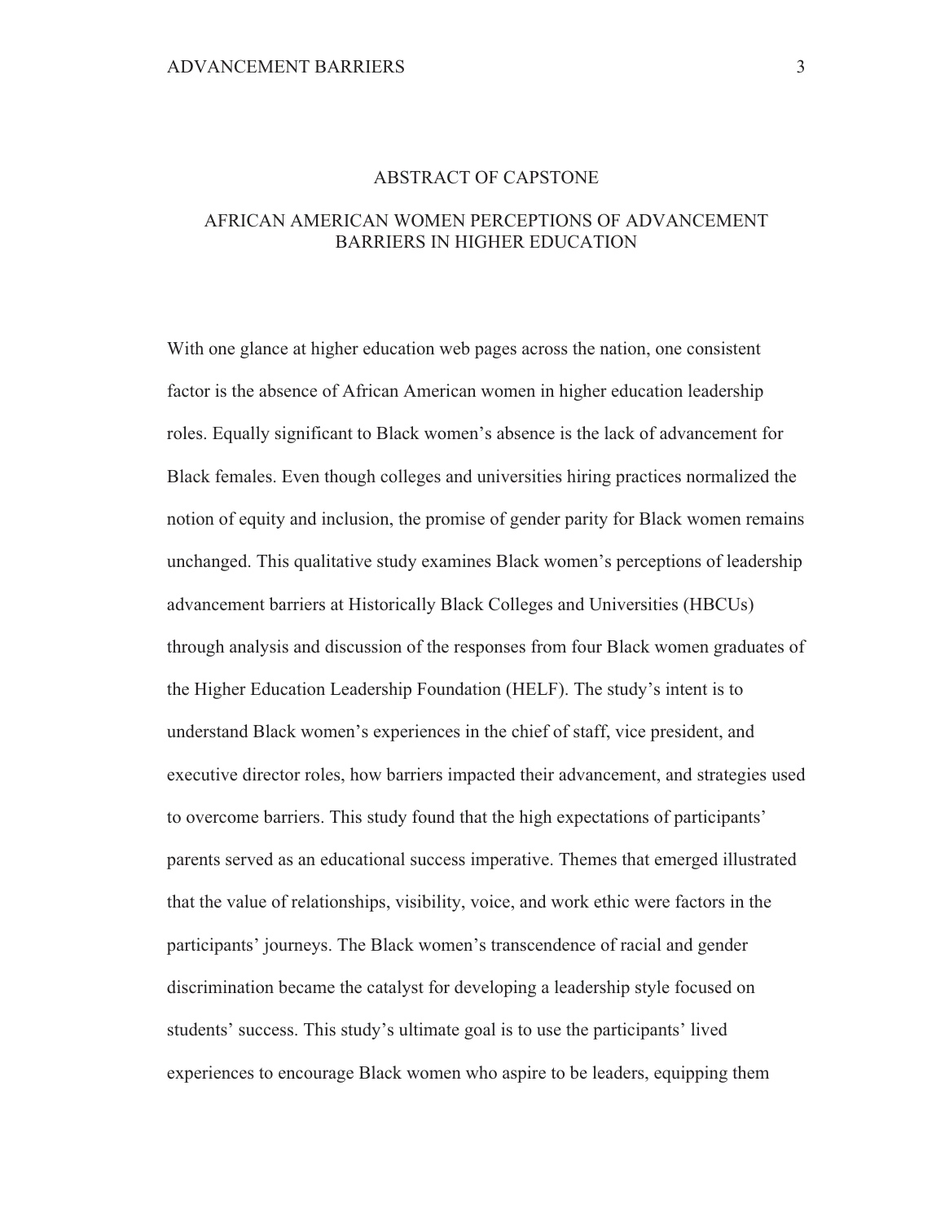## ABSTRACT OF CAPSTONE

## AFRICAN AMERICAN WOMEN PERCEPTIONS OF ADVANCEMENT BARRIERS IN HIGHER EDUCATION

With one glance at higher education web pages across the nation, one consistent factor is the absence of African American women in higher education leadership roles. Equally significant to Black women's absence is the lack of advancement for Black females. Even though colleges and universities hiring practices normalized the notion of equity and inclusion, the promise of gender parity for Black women remains unchanged. This qualitative study examines Black women's perceptions of leadership advancement barriers at Historically Black Colleges and Universities (HBCUs) through analysis and discussion of the responses from four Black women graduates of the Higher Education Leadership Foundation (HELF). The study's intent is to understand Black women's experiences in the chief of staff, vice president, and executive director roles, how barriers impacted their advancement, and strategies used to overcome barriers. This study found that the high expectations of participants' parents served as an educational success imperative. Themes that emerged illustrated that the value of relationships, visibility, voice, and work ethic were factors in the participants' journeys. The Black women's transcendence of racial and gender discrimination became the catalyst for developing a leadership style focused on students' success. This study's ultimate goal is to use the participants' lived experiences to encourage Black women who aspire to be leaders, equipping them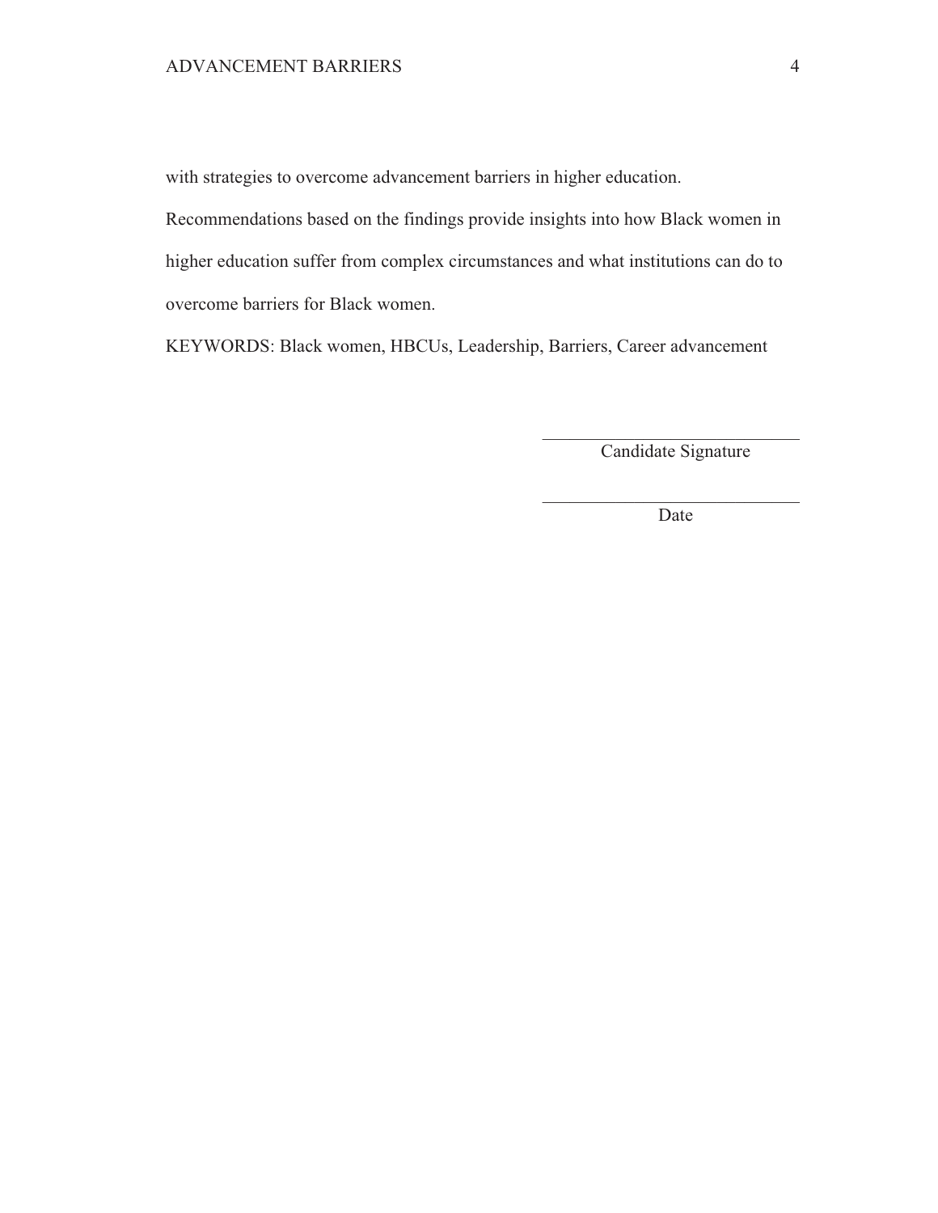with strategies to overcome advancement barriers in higher education. Recommendations based on the findings provide insights into how Black women in higher education suffer from complex circumstances and what institutions can do to overcome barriers for Black women.

KEYWORDS: Black women, HBCUs, Leadership, Barriers, Career advancement

\_\_\_\_\_\_\_\_\_\_\_\_\_\_\_\_\_\_\_\_\_\_\_\_\_\_\_\_\_\_
Candidate Signature

\_\_\_\_\_\_\_\_\_\_\_\_\_\_\_\_\_\_\_\_\_\_\_\_\_\_\_\_\_\_
Date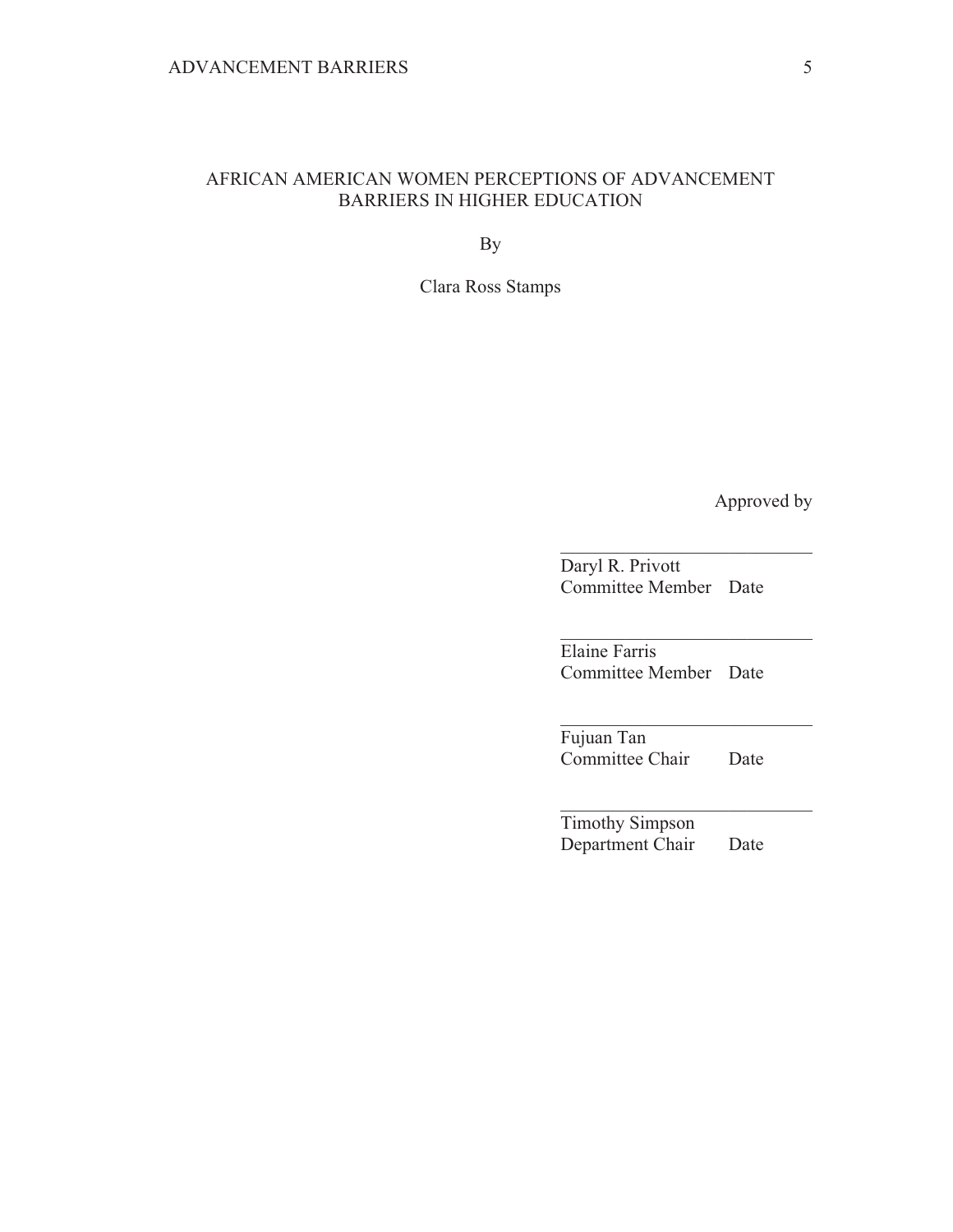AFRICAN AMERICAN WOMEN PERCEPTIONS OF ADVANCEMENT BARRIERS IN HIGHER EDUCATION

By

Clara Ross Stamps

Approved by

\_\_\_\_\_\_\_\_\_\_\_\_\_\_\_\_\_\_\_\_\_\_\_\_\_\_\_\_
Daryl R. Privott
Committee Member Date

\_\_\_\_\_\_\_\_\_\_\_\_\_\_\_\_\_\_\_\_\_\_\_\_\_\_\_\_
Elaine Farris
Committee Member Date

\_\_\_\_\_\_\_\_\_\_\_\_\_\_\_\_\_\_\_\_\_\_\_\_\_\_\_\_
Fujuan Tan
Committee Chair Date

\_\_\_\_\_\_\_\_\_\_\_\_\_\_\_\_\_\_\_\_\_\_\_\_\_\_\_\_
Timothy Simpson
Department Chair Date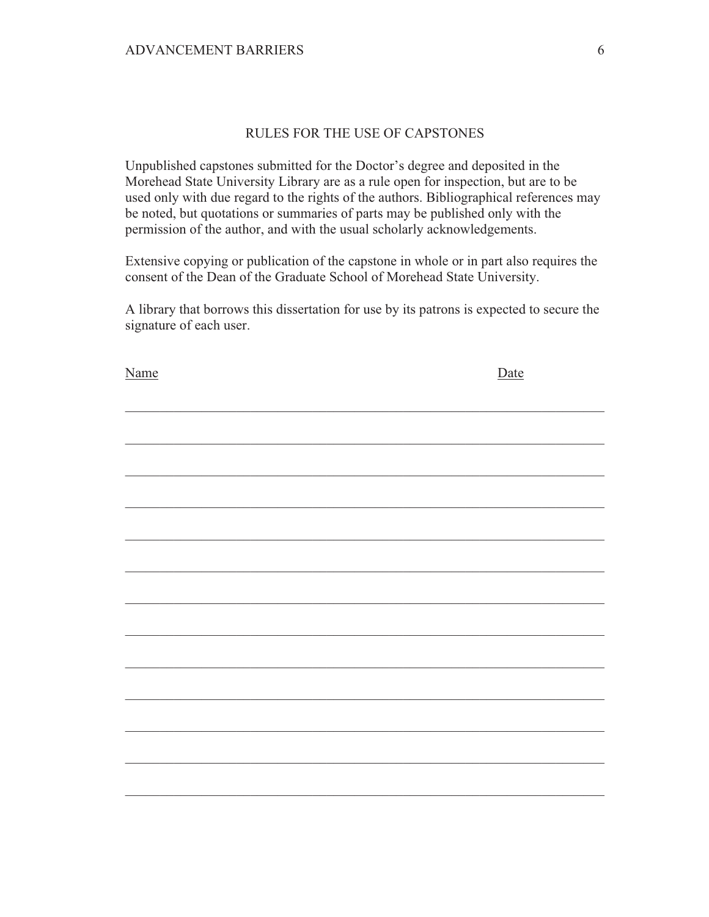## RULES FOR THE USE OF CAPSTONES

Unpublished capstones submitted for the Doctor's degree and deposited in the Morehead State University Library are as a rule open for inspection, but are to be used only with due regard to the rights of the authors. Bibliographical references may be noted, but quotations or summaries of parts may be published only with the permission of the author, and with the usual scholarly acknowledgements.

Extensive copying or publication of the capstone in whole or in part also requires the consent of the Dean of the Graduate School of Morehead State University.

A library that borrows this dissertation for use by its patrons is expected to secure the signature of each user.

| Name | Date |
| --- | --- |
| | |
| | |
| | |
| | |
| | |
| | |
| | |
| | |
| | |
| | |
| | |
| | |
| | |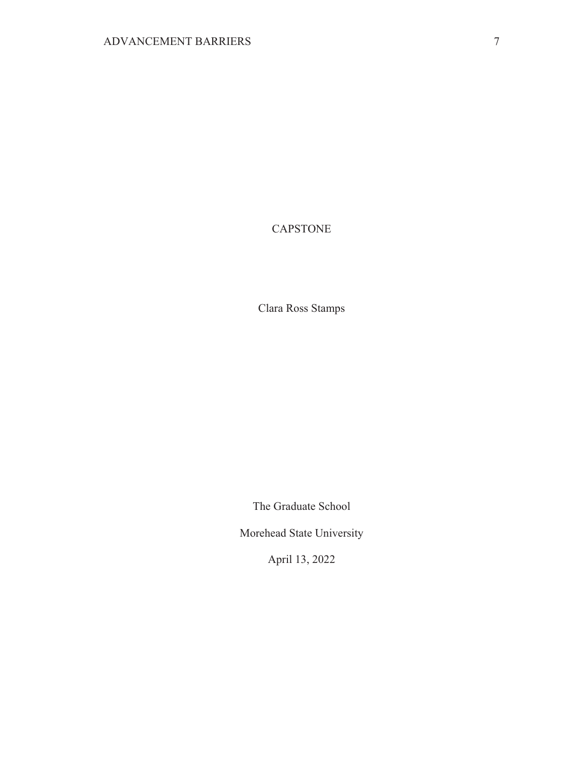CAPSTONE

Clara Ross Stamps

The Graduate School

Morehead State University

April 13, 2022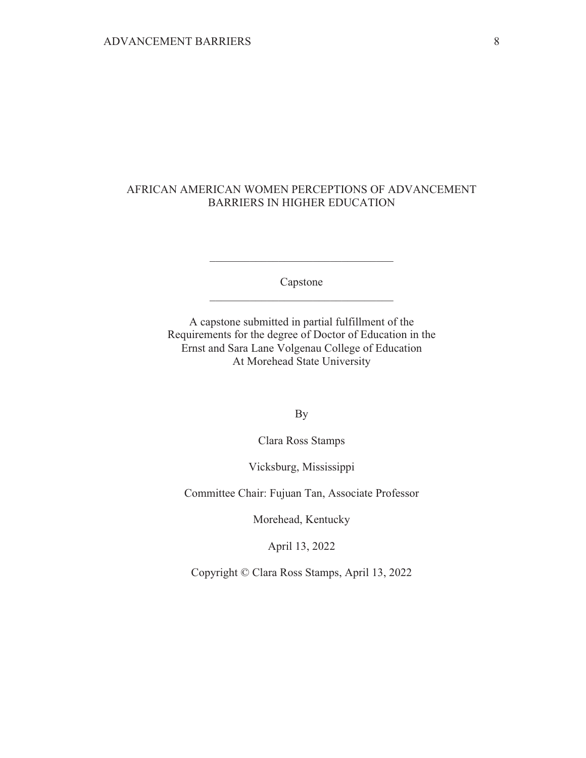# AFRICAN AMERICAN WOMEN PERCEPTIONS OF ADVANCEMENT BARRIERS IN HIGHER EDUCATION

---

Capstone

---

A capstone submitted in partial fulfillment of the
Requirements for the degree of Doctor of Education in the
Ernst and Sara Lane Volgenau College of Education
At Morehead State University

By

Clara Ross Stamps

Vicksburg, Mississippi

Committee Chair: Fujuan Tan, Associate Professor

Morehead, Kentucky

April 13, 2022

Copyright © Clara Ross Stamps, April 13, 2022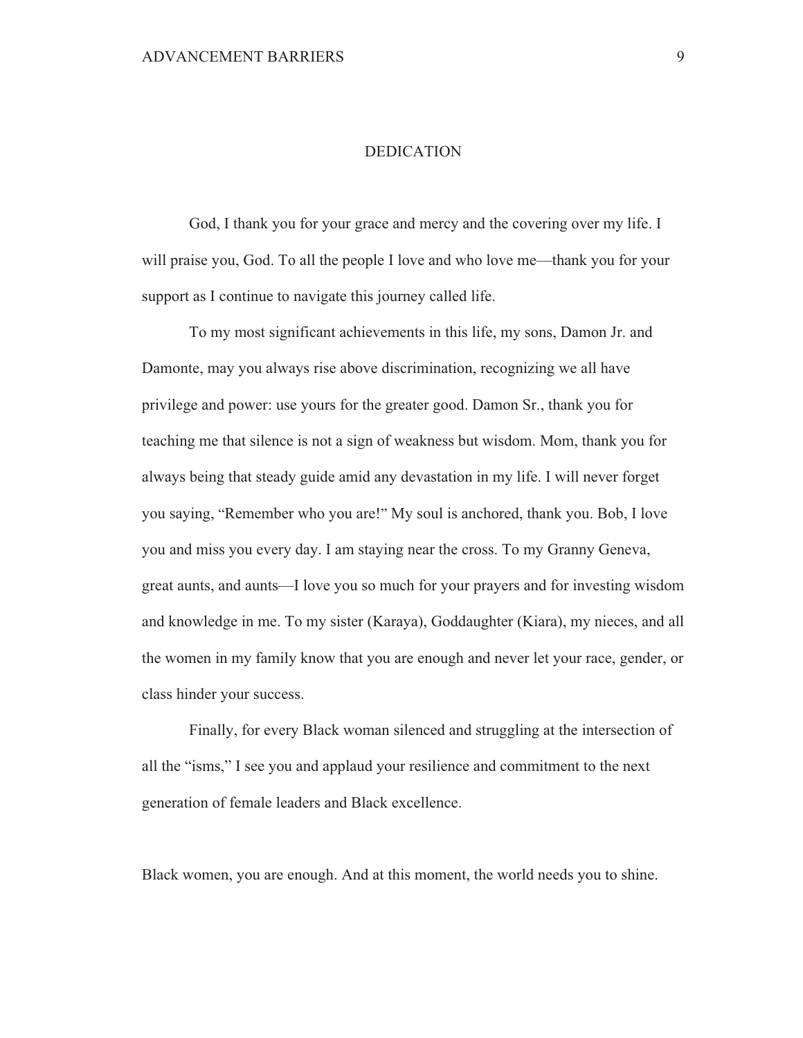# DEDICATION

God, I thank you for your grace and mercy and the covering over my life. I will praise you, God. To all the people I love and who love me—thank you for your support as I continue to navigate this journey called life.

To my most significant achievements in this life, my sons, Damon Jr. and Damonte, may you always rise above discrimination, recognizing we all have privilege and power: use yours for the greater good. Damon Sr., thank you for teaching me that silence is not a sign of weakness but wisdom. Mom, thank you for always being that steady guide amid any devastation in my life. I will never forget you saying, "Remember who you are!" My soul is anchored, thank you. Bob, I love you and miss you every day. I am staying near the cross. To my Granny Geneva, great aunts, and aunts—I love you so much for your prayers and for investing wisdom and knowledge in me. To my sister (Karaya), Goddaughter (Kiara), my nieces, and all the women in my family know that you are enough and never let your race, gender, or class hinder your success.

Finally, for every Black woman silenced and struggling at the intersection of all the "isms," I see you and applaud your resilience and commitment to the next generation of female leaders and Black excellence.

Black women, you are enough. And at this moment, the world needs you to shine.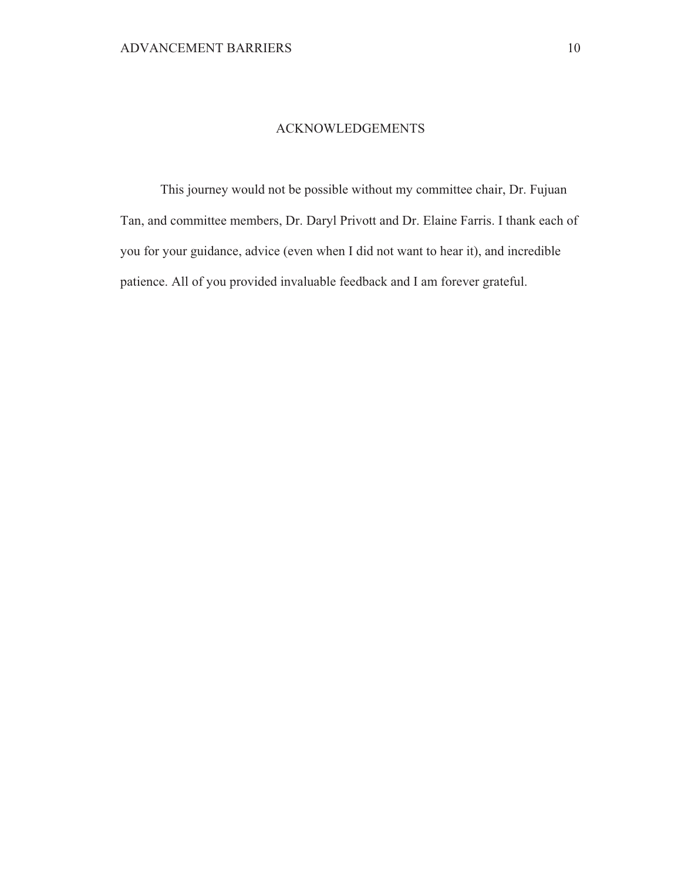# ACKNOWLEDGEMENTS

This journey would not be possible without my committee chair, Dr. Fujuan Tan, and committee members, Dr. Daryl Privott and Dr. Elaine Farris. I thank each of you for your guidance, advice (even when I did not want to hear it), and incredible patience. All of you provided invaluable feedback and I am forever grateful.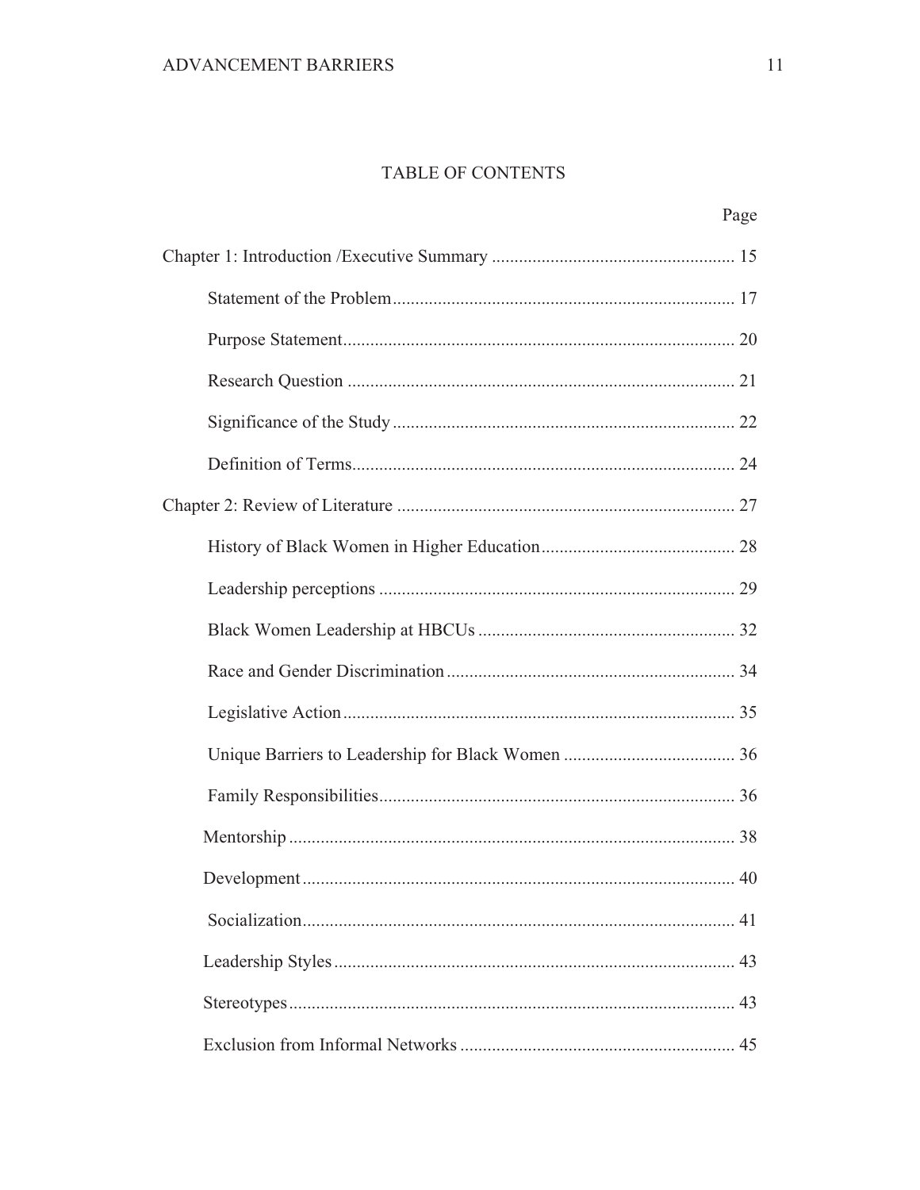# TABLE OF CONTENTS

Page

Chapter 1: Introduction /Executive Summary ..................................................... 15

Statement of the Problem........................................................................... 17

Purpose Statement...................................................................................... 20

Research Question ..................................................................................... 21

Significance of the Study ........................................................................... 22

Definition of Terms.................................................................................... 24

Chapter 2: Review of Literature .......................................................................... 27

History of Black Women in Higher Education........................................... 28

Leadership perceptions .............................................................................. 29

Black Women Leadership at HBCUs ........................................................ 32

Race and Gender Discrimination ............................................................... 34

Legislative Action ...................................................................................... 35

Unique Barriers to Leadership for Black Women ...................................... 36

Family Responsibilities.............................................................................. 36

Mentorship .................................................................................................. 38

Development ............................................................................................... 40

Socialization............................................................................................... 41

Leadership Styles ........................................................................................ 43

Stereotypes .................................................................................................. 43

Exclusion from Informal Networks ............................................................ 45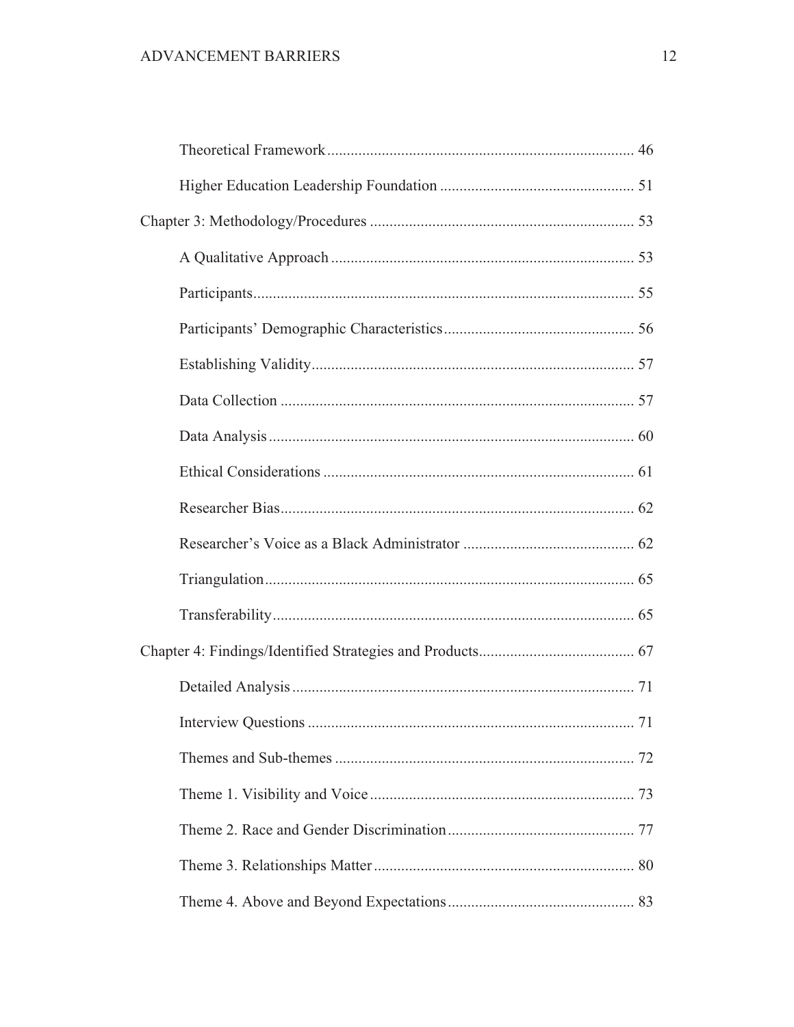Theoretical Framework ........................................................................ 46

Higher Education Leadership Foundation ............................................ 51

Chapter 3: Methodology/Procedures ........................................................ 53

A Qualitative Approach ........................................................................ 53

Participants ........................................................................................... 55

Participants' Demographic Characteristics ........................................... 56

Establishing Validity .............................................................................. 57

Data Collection ...................................................................................... 57

Data Analysis ......................................................................................... 60

Ethical Considerations ........................................................................... 61

Researcher Bias ...................................................................................... 62

Researcher's Voice as a Black Administrator ........................................ 62

Triangulation .......................................................................................... 65

Transferability ........................................................................................ 65

Chapter 4: Findings/Identified Strategies and Products ............................ 67

Detailed Analysis ................................................................................... 71

Interview Questions ............................................................................... 71

Themes and Sub-themes ........................................................................ 72

Theme 1. Visibility and Voice ............................................................... 73

Theme 2. Race and Gender Discrimination ........................................... 77

Theme 3. Relationships Matter .............................................................. 80

Theme 4. Above and Beyond Expectations ........................................... 83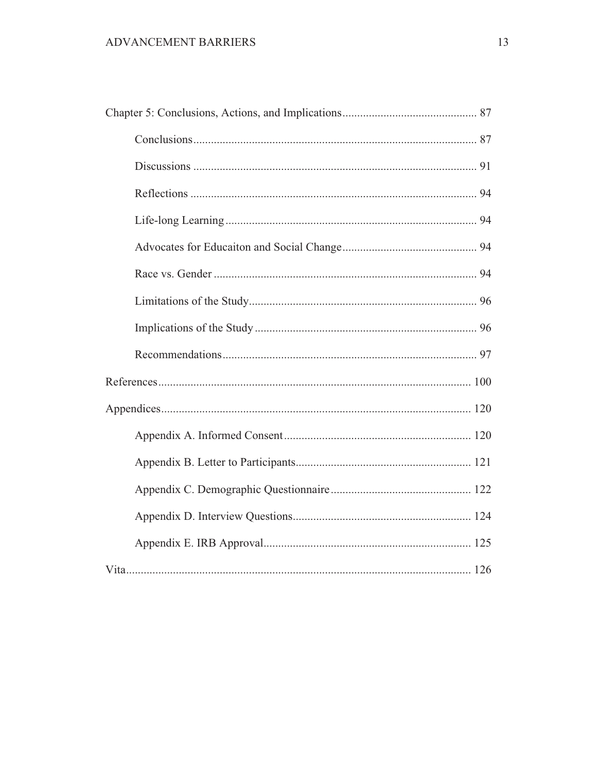Chapter 5: Conclusions, Actions, and Implications .............................................. 87

- Conclusions ................................................................................................ 87
- Discussions ................................................................................................ 91
- Reflections ................................................................................................. 94
- Life-long Learning ..................................................................................... 94
- Advocates for Educaiton and Social Change ............................................. 94
- Race vs. Gender .......................................................................................... 94
- Limitations of the Study ............................................................................. 96
- Implications of the Study ........................................................................... 96
- Recommendations ...................................................................................... 97

References .......................................................................................................... 100

Appendices ......................................................................................................... 120

- Appendix A. Informed Consent ................................................................ 120
- Appendix B. Letter to Participants ............................................................ 121
- Appendix C. Demographic Questionnaire ................................................ 122
- Appendix D. Interview Questions ............................................................. 124
- Appendix E. IRB Approval ....................................................................... 125

Vita ..................................................................................................................... 126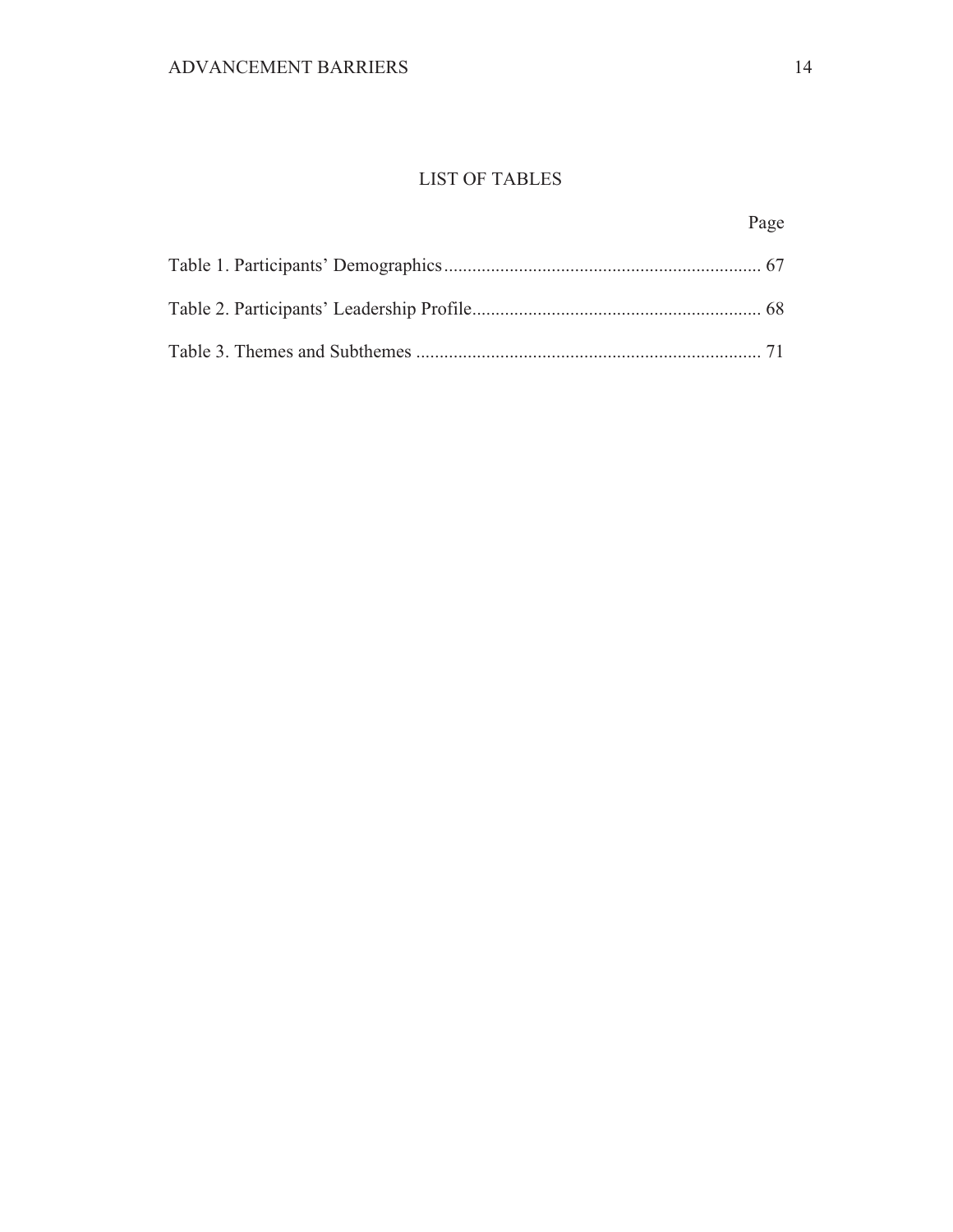# LIST OF TABLES

Page

Table 1. Participants' Demographics .................................................................... 67

Table 2. Participants' Leadership Profile ............................................................. 68

Table 3. Themes and Subthemes ......................................................................... 71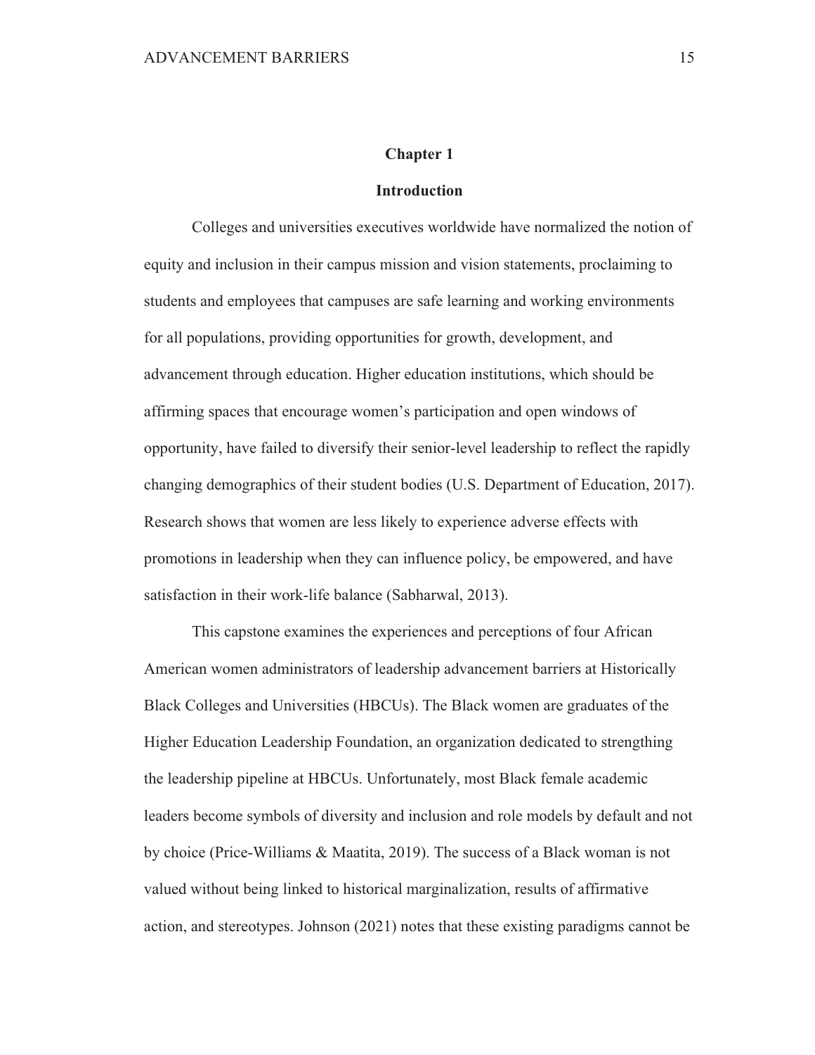# Chapter 1

## Introduction

Colleges and universities executives worldwide have normalized the notion of equity and inclusion in their campus mission and vision statements, proclaiming to students and employees that campuses are safe learning and working environments for all populations, providing opportunities for growth, development, and advancement through education. Higher education institutions, which should be affirming spaces that encourage women's participation and open windows of opportunity, have failed to diversify their senior-level leadership to reflect the rapidly changing demographics of their student bodies (U.S. Department of Education, 2017). Research shows that women are less likely to experience adverse effects with promotions in leadership when they can influence policy, be empowered, and have satisfaction in their work-life balance (Sabharwal, 2013).

This capstone examines the experiences and perceptions of four African American women administrators of leadership advancement barriers at Historically Black Colleges and Universities (HBCUs). The Black women are graduates of the Higher Education Leadership Foundation, an organization dedicated to strengthing the leadership pipeline at HBCUs. Unfortunately, most Black female academic leaders become symbols of diversity and inclusion and role models by default and not by choice (Price-Williams & Maatita, 2019). The success of a Black woman is not valued without being linked to historical marginalization, results of affirmative action, and stereotypes. Johnson (2021) notes that these existing paradigms cannot be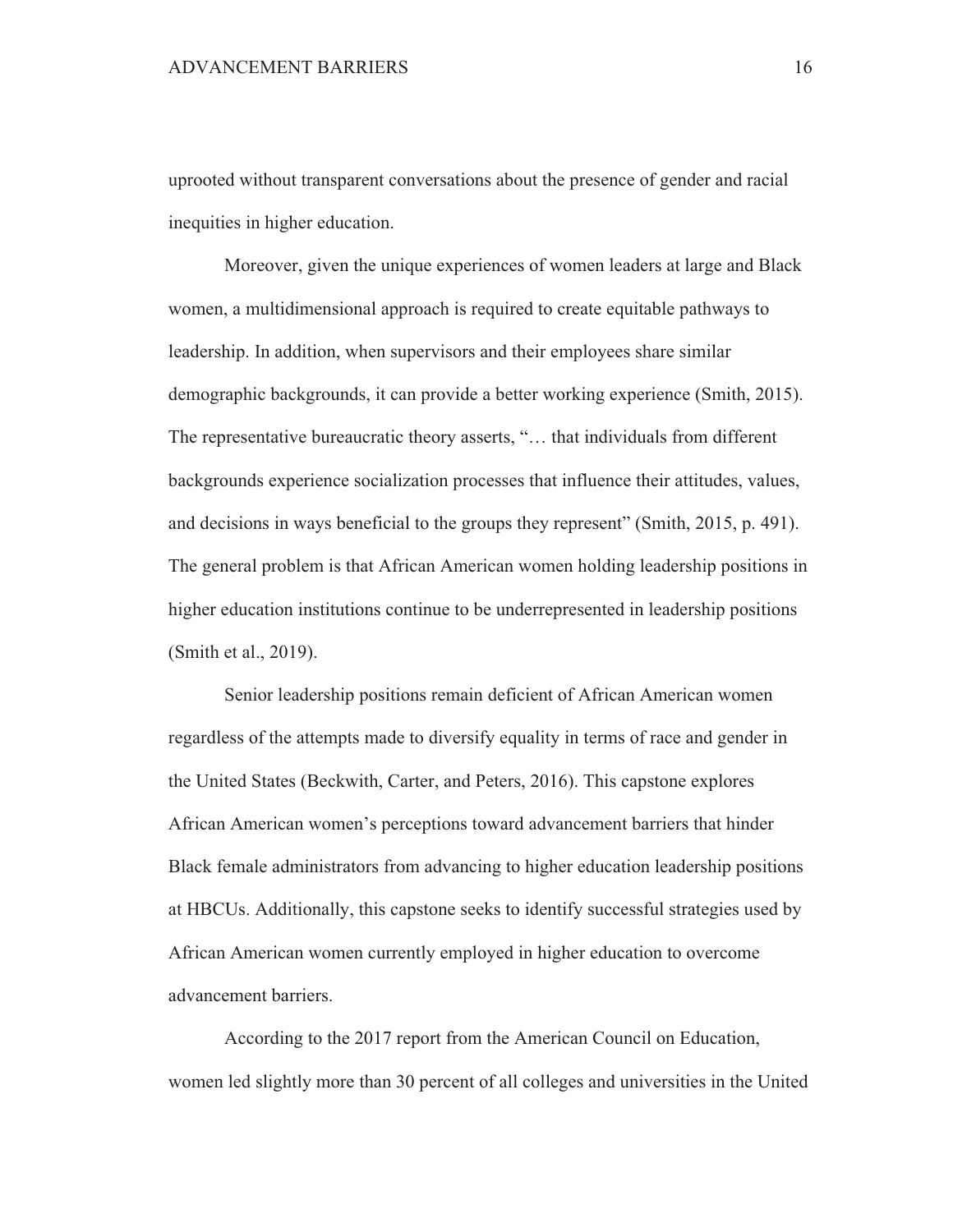uprooted without transparent conversations about the presence of gender and racial inequities in higher education.

Moreover, given the unique experiences of women leaders at large and Black women, a multidimensional approach is required to create equitable pathways to leadership. In addition, when supervisors and their employees share similar demographic backgrounds, it can provide a better working experience (Smith, 2015). The representative bureaucratic theory asserts, "… that individuals from different backgrounds experience socialization processes that influence their attitudes, values, and decisions in ways beneficial to the groups they represent" (Smith, 2015, p. 491). The general problem is that African American women holding leadership positions in higher education institutions continue to be underrepresented in leadership positions (Smith et al., 2019).

Senior leadership positions remain deficient of African American women regardless of the attempts made to diversify equality in terms of race and gender in the United States (Beckwith, Carter, and Peters, 2016). This capstone explores African American women's perceptions toward advancement barriers that hinder Black female administrators from advancing to higher education leadership positions at HBCUs. Additionally, this capstone seeks to identify successful strategies used by African American women currently employed in higher education to overcome advancement barriers.

According to the 2017 report from the American Council on Education, women led slightly more than 30 percent of all colleges and universities in the United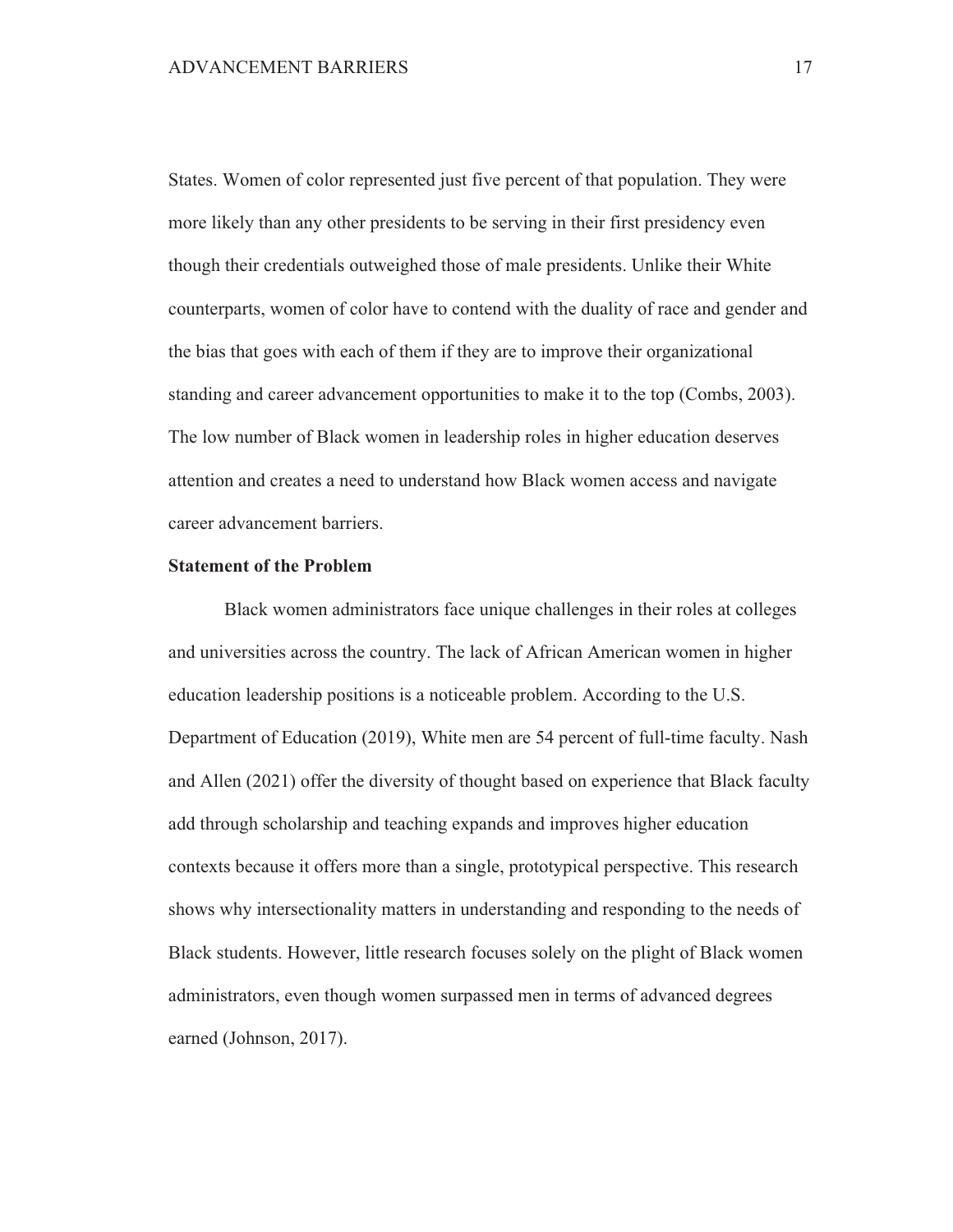States. Women of color represented just five percent of that population. They were more likely than any other presidents to be serving in their first presidency even though their credentials outweighed those of male presidents. Unlike their White counterparts, women of color have to contend with the duality of race and gender and the bias that goes with each of them if they are to improve their organizational standing and career advancement opportunities to make it to the top (Combs, 2003). The low number of Black women in leadership roles in higher education deserves attention and creates a need to understand how Black women access and navigate career advancement barriers.

**Statement of the Problem**

Black women administrators face unique challenges in their roles at colleges and universities across the country. The lack of African American women in higher education leadership positions is a noticeable problem. According to the U.S. Department of Education (2019), White men are 54 percent of full-time faculty. Nash and Allen (2021) offer the diversity of thought based on experience that Black faculty add through scholarship and teaching expands and improves higher education contexts because it offers more than a single, prototypical perspective. This research shows why intersectionality matters in understanding and responding to the needs of Black students. However, little research focuses solely on the plight of Black women administrators, even though women surpassed men in terms of advanced degrees earned (Johnson, 2017).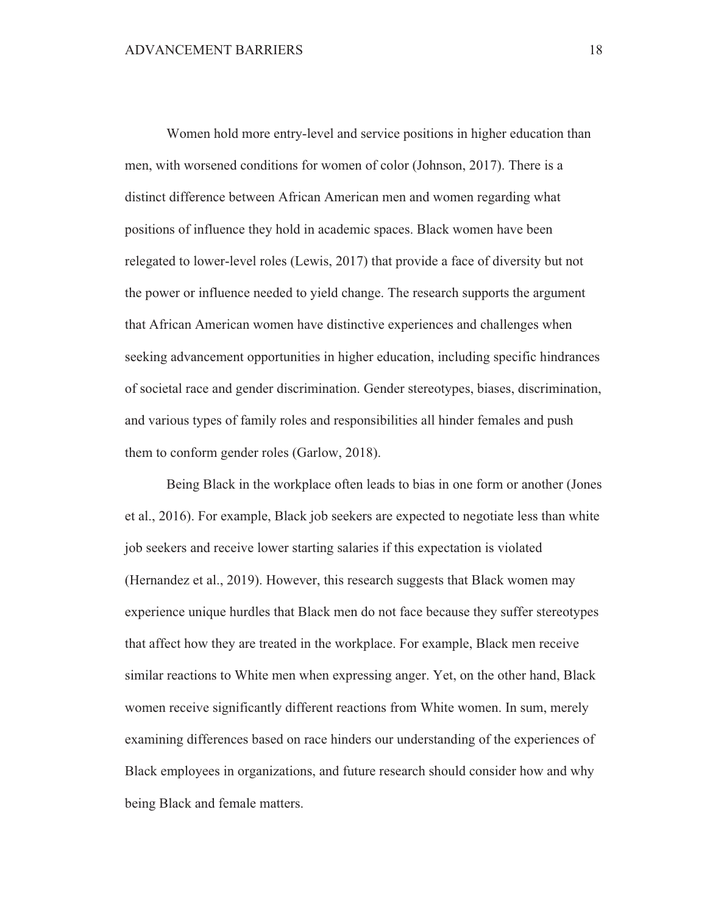Women hold more entry-level and service positions in higher education than men, with worsened conditions for women of color (Johnson, 2017). There is a distinct difference between African American men and women regarding what positions of influence they hold in academic spaces. Black women have been relegated to lower-level roles (Lewis, 2017) that provide a face of diversity but not the power or influence needed to yield change. The research supports the argument that African American women have distinctive experiences and challenges when seeking advancement opportunities in higher education, including specific hindrances of societal race and gender discrimination. Gender stereotypes, biases, discrimination, and various types of family roles and responsibilities all hinder females and push them to conform gender roles (Garlow, 2018).

Being Black in the workplace often leads to bias in one form or another (Jones et al., 2016). For example, Black job seekers are expected to negotiate less than white job seekers and receive lower starting salaries if this expectation is violated (Hernandez et al., 2019). However, this research suggests that Black women may experience unique hurdles that Black men do not face because they suffer stereotypes that affect how they are treated in the workplace. For example, Black men receive similar reactions to White men when expressing anger. Yet, on the other hand, Black women receive significantly different reactions from White women. In sum, merely examining differences based on race hinders our understanding of the experiences of Black employees in organizations, and future research should consider how and why being Black and female matters.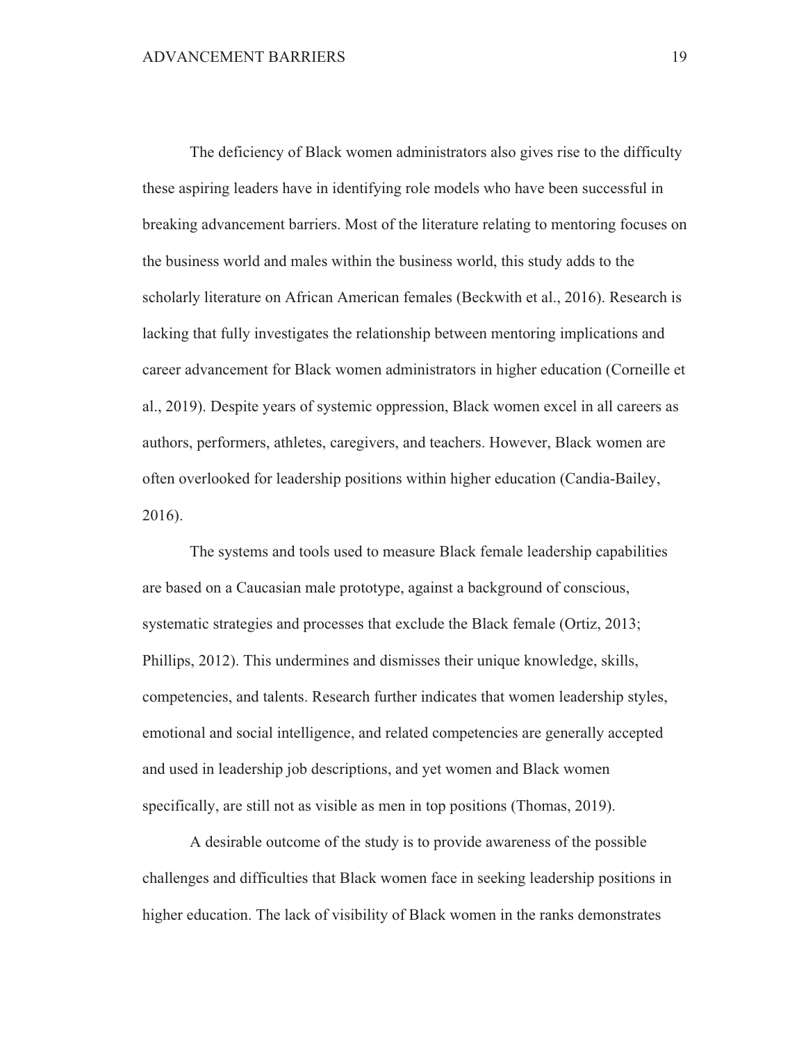The deficiency of Black women administrators also gives rise to the difficulty these aspiring leaders have in identifying role models who have been successful in breaking advancement barriers. Most of the literature relating to mentoring focuses on the business world and males within the business world, this study adds to the scholarly literature on African American females (Beckwith et al., 2016). Research is lacking that fully investigates the relationship between mentoring implications and career advancement for Black women administrators in higher education (Corneille et al., 2019). Despite years of systemic oppression, Black women excel in all careers as authors, performers, athletes, caregivers, and teachers. However, Black women are often overlooked for leadership positions within higher education (Candia-Bailey, 2016).

The systems and tools used to measure Black female leadership capabilities are based on a Caucasian male prototype, against a background of conscious, systematic strategies and processes that exclude the Black female (Ortiz, 2013; Phillips, 2012). This undermines and dismisses their unique knowledge, skills, competencies, and talents. Research further indicates that women leadership styles, emotional and social intelligence, and related competencies are generally accepted and used in leadership job descriptions, and yet women and Black women specifically, are still not as visible as men in top positions (Thomas, 2019).

A desirable outcome of the study is to provide awareness of the possible challenges and difficulties that Black women face in seeking leadership positions in higher education. The lack of visibility of Black women in the ranks demonstrates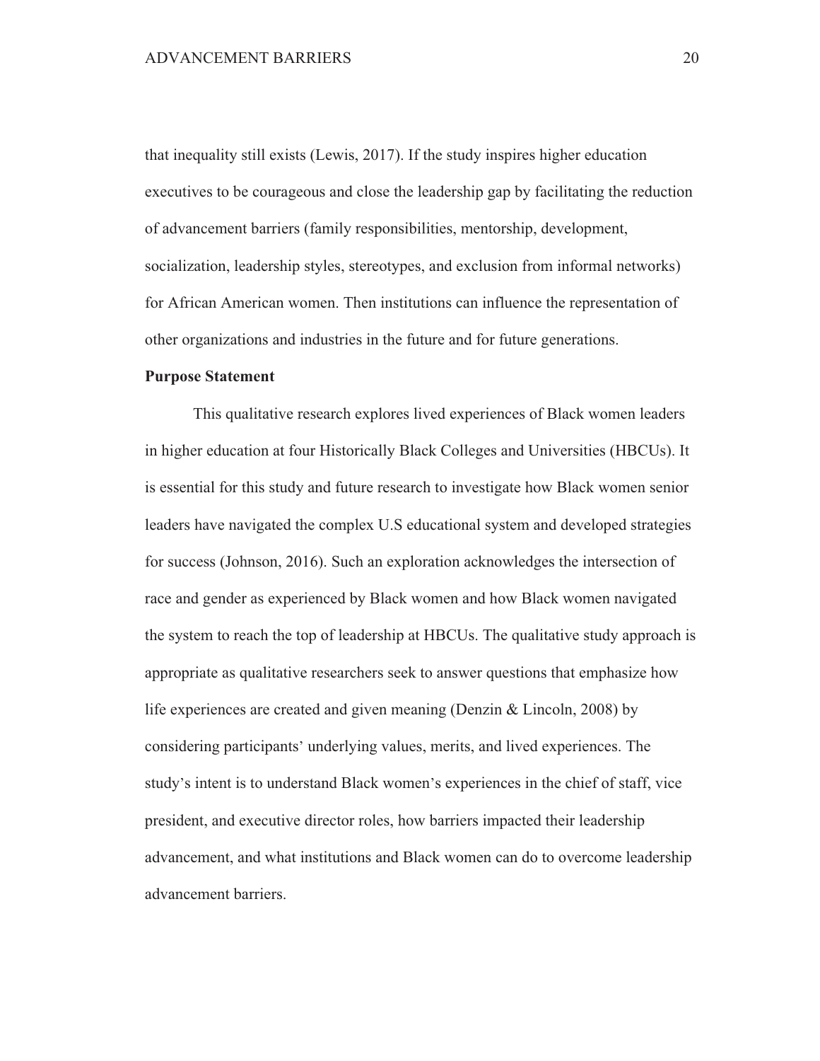that inequality still exists (Lewis, 2017). If the study inspires higher education executives to be courageous and close the leadership gap by facilitating the reduction of advancement barriers (family responsibilities, mentorship, development, socialization, leadership styles, stereotypes, and exclusion from informal networks) for African American women. Then institutions can influence the representation of other organizations and industries in the future and for future generations.

**Purpose Statement**

This qualitative research explores lived experiences of Black women leaders in higher education at four Historically Black Colleges and Universities (HBCUs). It is essential for this study and future research to investigate how Black women senior leaders have navigated the complex U.S educational system and developed strategies for success (Johnson, 2016). Such an exploration acknowledges the intersection of race and gender as experienced by Black women and how Black women navigated the system to reach the top of leadership at HBCUs. The qualitative study approach is appropriate as qualitative researchers seek to answer questions that emphasize how life experiences are created and given meaning (Denzin & Lincoln, 2008) by considering participants' underlying values, merits, and lived experiences. The study's intent is to understand Black women's experiences in the chief of staff, vice president, and executive director roles, how barriers impacted their leadership advancement, and what institutions and Black women can do to overcome leadership advancement barriers.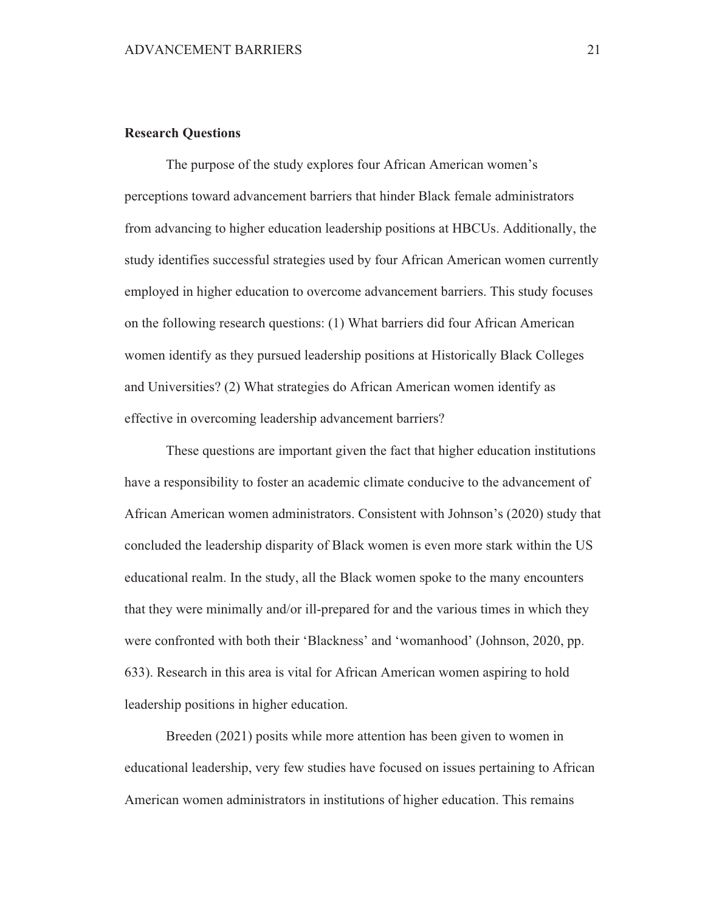**Research Questions**

The purpose of the study explores four African American women's perceptions toward advancement barriers that hinder Black female administrators from advancing to higher education leadership positions at HBCUs. Additionally, the study identifies successful strategies used by four African American women currently employed in higher education to overcome advancement barriers. This study focuses on the following research questions: (1) What barriers did four African American women identify as they pursued leadership positions at Historically Black Colleges and Universities? (2) What strategies do African American women identify as effective in overcoming leadership advancement barriers?

These questions are important given the fact that higher education institutions have a responsibility to foster an academic climate conducive to the advancement of African American women administrators. Consistent with Johnson's (2020) study that concluded the leadership disparity of Black women is even more stark within the US educational realm. In the study, all the Black women spoke to the many encounters that they were minimally and/or ill-prepared for and the various times in which they were confronted with both their 'Blackness' and 'womanhood' (Johnson, 2020, pp. 633). Research in this area is vital for African American women aspiring to hold leadership positions in higher education.

Breeden (2021) posits while more attention has been given to women in educational leadership, very few studies have focused on issues pertaining to African American women administrators in institutions of higher education. This remains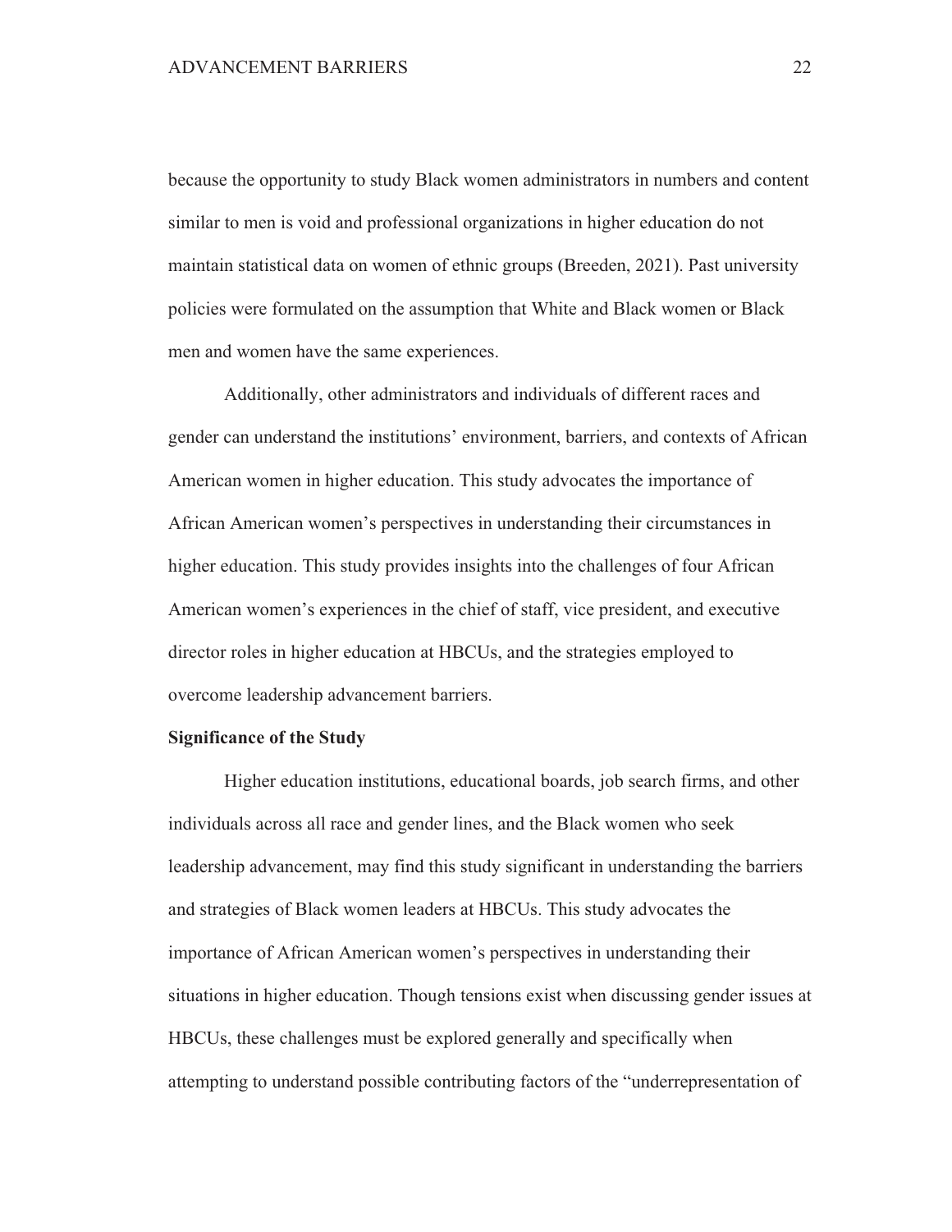because the opportunity to study Black women administrators in numbers and content similar to men is void and professional organizations in higher education do not maintain statistical data on women of ethnic groups (Breeden, 2021). Past university policies were formulated on the assumption that White and Black women or Black men and women have the same experiences.

Additionally, other administrators and individuals of different races and gender can understand the institutions' environment, barriers, and contexts of African American women in higher education. This study advocates the importance of African American women's perspectives in understanding their circumstances in higher education. This study provides insights into the challenges of four African American women's experiences in the chief of staff, vice president, and executive director roles in higher education at HBCUs, and the strategies employed to overcome leadership advancement barriers.

**Significance of the Study**

Higher education institutions, educational boards, job search firms, and other individuals across all race and gender lines, and the Black women who seek leadership advancement, may find this study significant in understanding the barriers and strategies of Black women leaders at HBCUs. This study advocates the importance of African American women's perspectives in understanding their situations in higher education. Though tensions exist when discussing gender issues at HBCUs, these challenges must be explored generally and specifically when attempting to understand possible contributing factors of the "underrepresentation of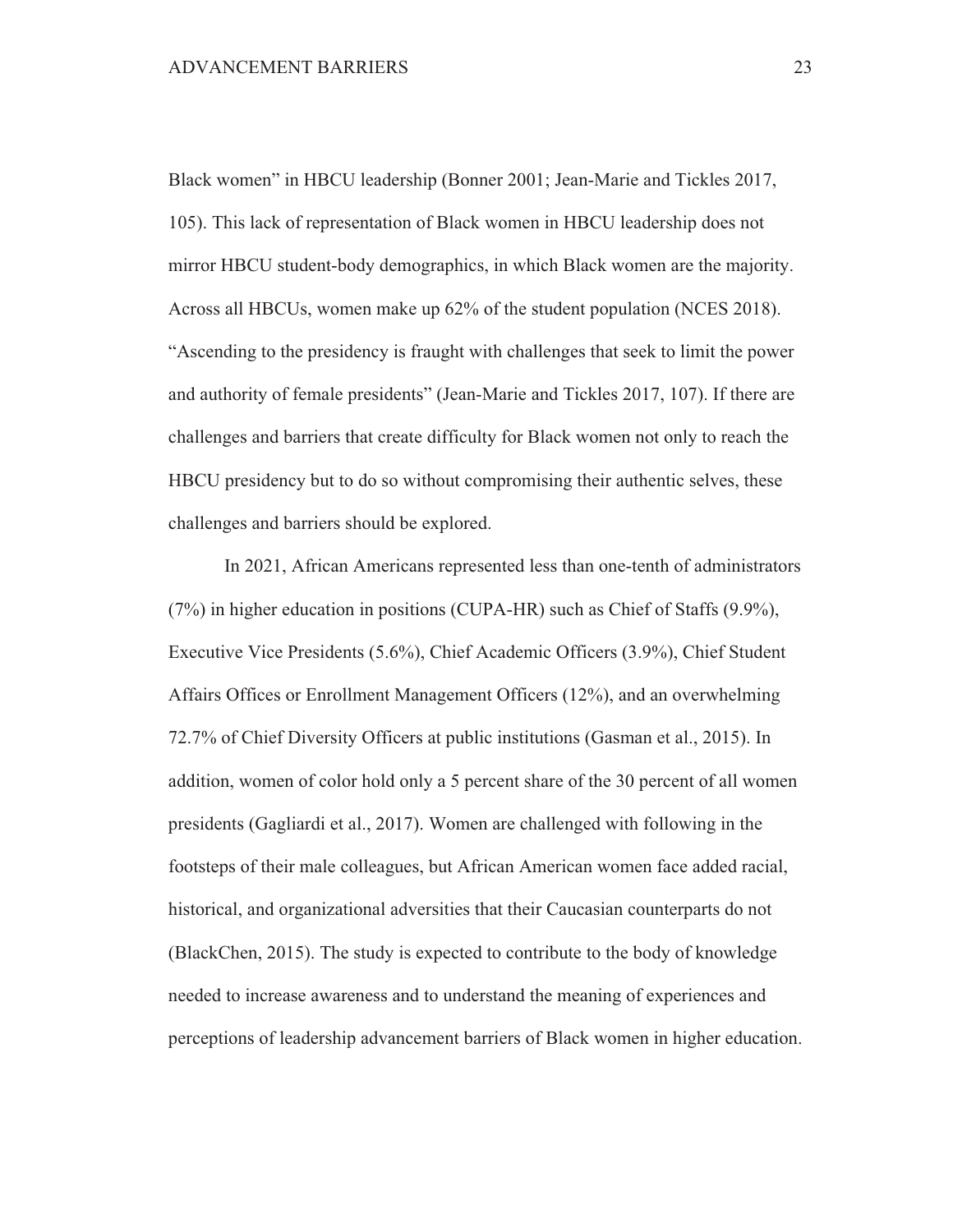Black women" in HBCU leadership (Bonner 2001; Jean-Marie and Tickles 2017, 105). This lack of representation of Black women in HBCU leadership does not mirror HBCU student-body demographics, in which Black women are the majority. Across all HBCUs, women make up 62% of the student population (NCES 2018). "Ascending to the presidency is fraught with challenges that seek to limit the power and authority of female presidents" (Jean-Marie and Tickles 2017, 107). If there are challenges and barriers that create difficulty for Black women not only to reach the HBCU presidency but to do so without compromising their authentic selves, these challenges and barriers should be explored.

In 2021, African Americans represented less than one-tenth of administrators (7%) in higher education in positions (CUPA-HR) such as Chief of Staffs (9.9%), Executive Vice Presidents (5.6%), Chief Academic Officers (3.9%), Chief Student Affairs Offices or Enrollment Management Officers (12%), and an overwhelming 72.7% of Chief Diversity Officers at public institutions (Gasman et al., 2015). In addition, women of color hold only a 5 percent share of the 30 percent of all women presidents (Gagliardi et al., 2017). Women are challenged with following in the footsteps of their male colleagues, but African American women face added racial, historical, and organizational adversities that their Caucasian counterparts do not (BlackChen, 2015). The study is expected to contribute to the body of knowledge needed to increase awareness and to understand the meaning of experiences and perceptions of leadership advancement barriers of Black women in higher education.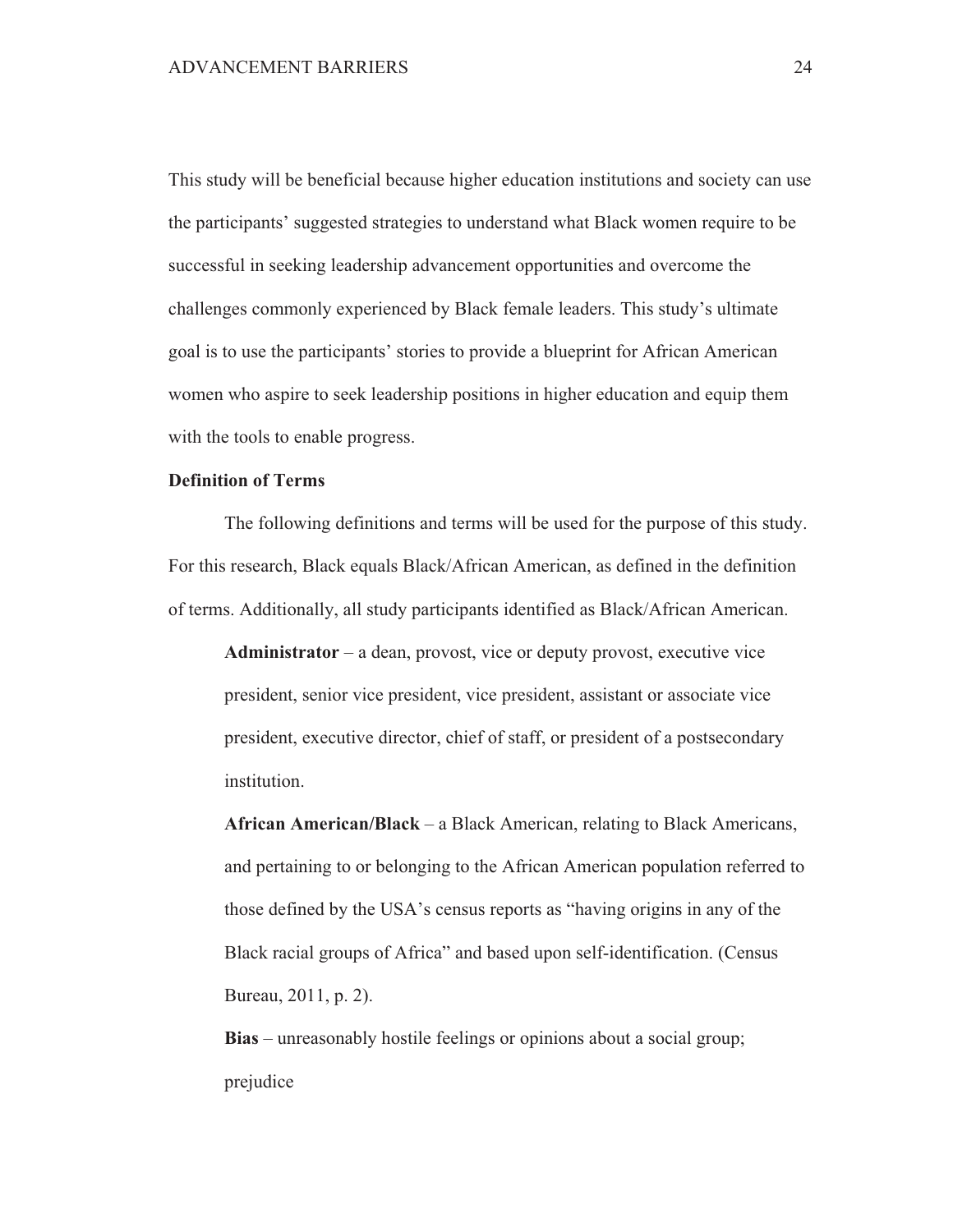This study will be beneficial because higher education institutions and society can use the participants' suggested strategies to understand what Black women require to be successful in seeking leadership advancement opportunities and overcome the challenges commonly experienced by Black female leaders. This study's ultimate goal is to use the participants' stories to provide a blueprint for African American women who aspire to seek leadership positions in higher education and equip them with the tools to enable progress.

**Definition of Terms**

The following definitions and terms will be used for the purpose of this study. For this research, Black equals Black/African American, as defined in the definition of terms. Additionally, all study participants identified as Black/African American.

**Administrator** – a dean, provost, vice or deputy provost, executive vice president, senior vice president, vice president, assistant or associate vice president, executive director, chief of staff, or president of a postsecondary institution.

**African American/Black** – a Black American, relating to Black Americans, and pertaining to or belonging to the African American population referred to those defined by the USA's census reports as "having origins in any of the Black racial groups of Africa" and based upon self-identification. (Census Bureau, 2011, p. 2).

**Bias** – unreasonably hostile feelings or opinions about a social group; prejudice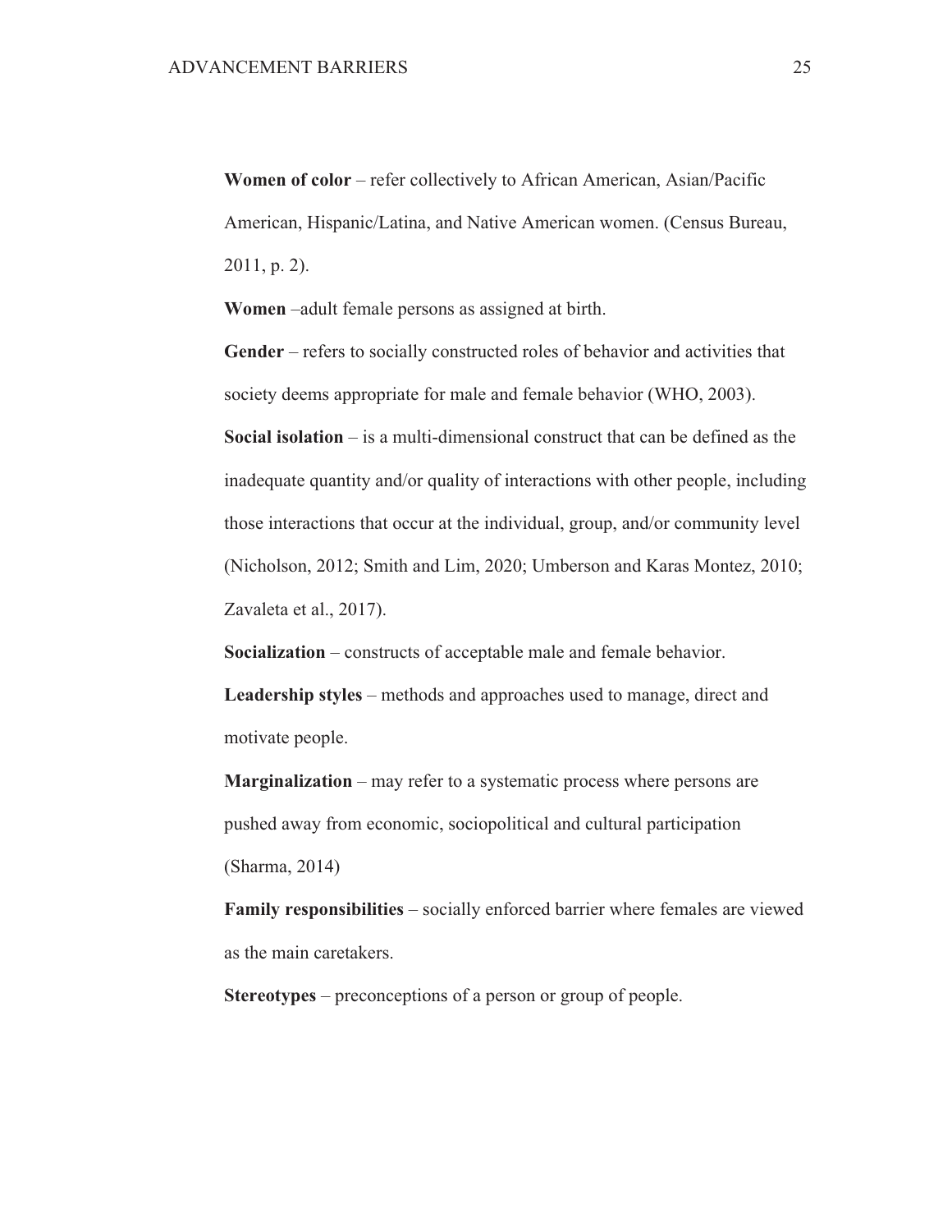**Women of color** – refer collectively to African American, Asian/Pacific American, Hispanic/Latina, and Native American women. (Census Bureau, 2011, p. 2).

**Women** –adult female persons as assigned at birth.

**Gender** – refers to socially constructed roles of behavior and activities that society deems appropriate for male and female behavior (WHO, 2003).

**Social isolation** – is a multi-dimensional construct that can be defined as the inadequate quantity and/or quality of interactions with other people, including those interactions that occur at the individual, group, and/or community level (Nicholson, 2012; Smith and Lim, 2020; Umberson and Karas Montez, 2010; Zavaleta et al., 2017).

**Socialization** – constructs of acceptable male and female behavior.

**Leadership styles** – methods and approaches used to manage, direct and motivate people.

**Marginalization** – may refer to a systematic process where persons are pushed away from economic, sociopolitical and cultural participation (Sharma, 2014)

**Family responsibilities** – socially enforced barrier where females are viewed as the main caretakers.

**Stereotypes** – preconceptions of a person or group of people.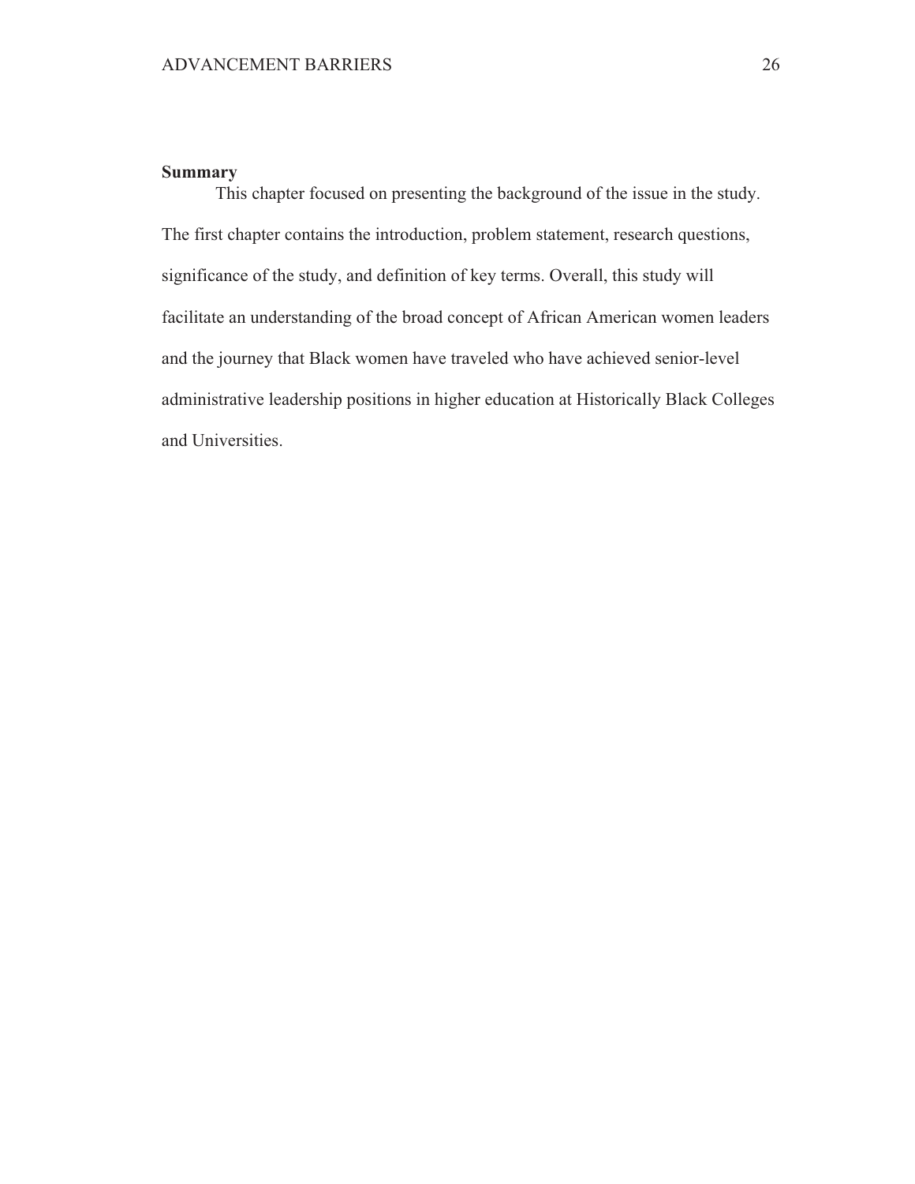## Summary

This chapter focused on presenting the background of the issue in the study. The first chapter contains the introduction, problem statement, research questions, significance of the study, and definition of key terms. Overall, this study will facilitate an understanding of the broad concept of African American women leaders and the journey that Black women have traveled who have achieved senior-level administrative leadership positions in higher education at Historically Black Colleges and Universities.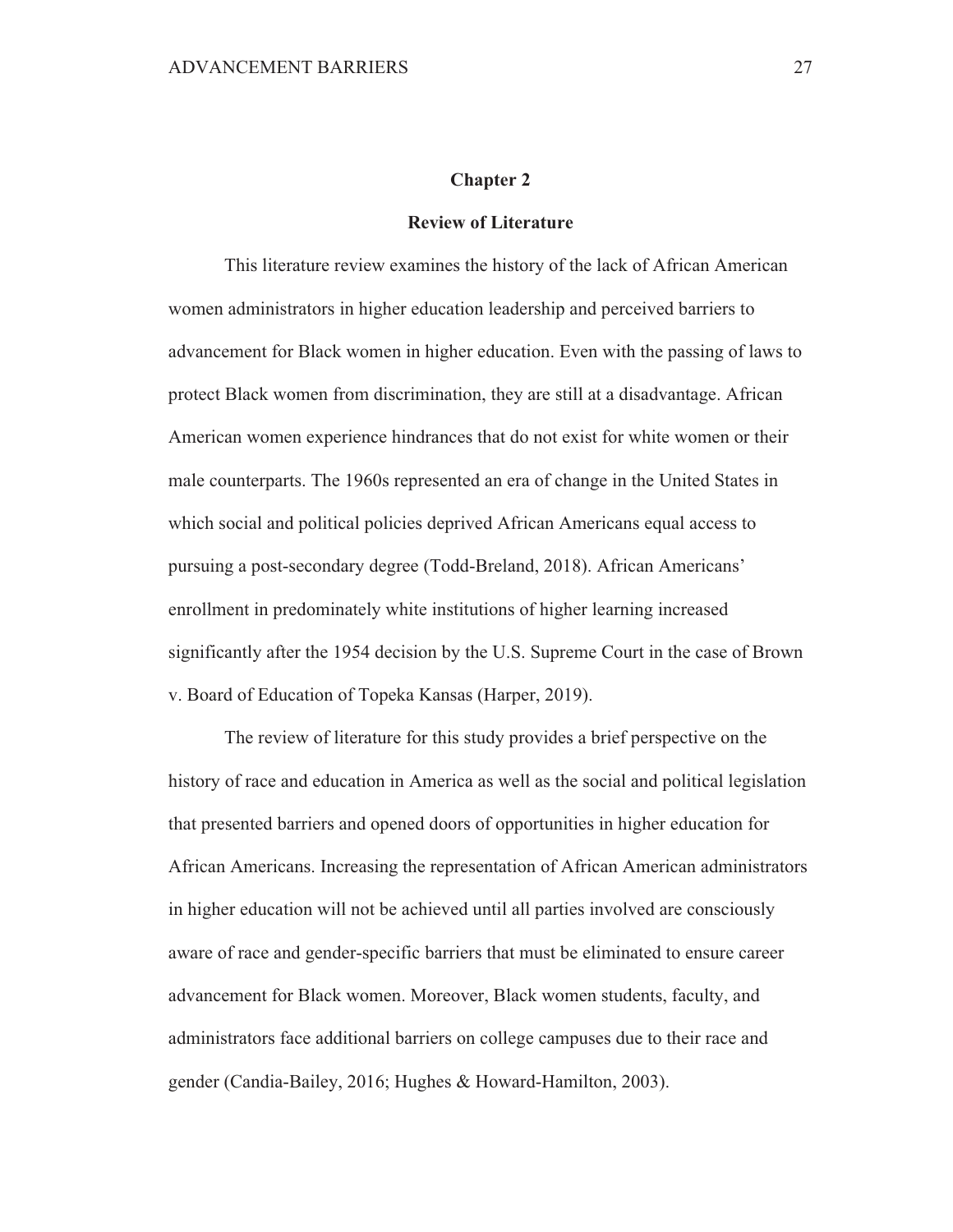# Chapter 2

## Review of Literature

This literature review examines the history of the lack of African American women administrators in higher education leadership and perceived barriers to advancement for Black women in higher education. Even with the passing of laws to protect Black women from discrimination, they are still at a disadvantage. African American women experience hindrances that do not exist for white women or their male counterparts. The 1960s represented an era of change in the United States in which social and political policies deprived African Americans equal access to pursuing a post-secondary degree (Todd-Breland, 2018). African Americans' enrollment in predominately white institutions of higher learning increased significantly after the 1954 decision by the U.S. Supreme Court in the case of Brown v. Board of Education of Topeka Kansas (Harper, 2019).

The review of literature for this study provides a brief perspective on the history of race and education in America as well as the social and political legislation that presented barriers and opened doors of opportunities in higher education for African Americans. Increasing the representation of African American administrators in higher education will not be achieved until all parties involved are consciously aware of race and gender-specific barriers that must be eliminated to ensure career advancement for Black women. Moreover, Black women students, faculty, and administrators face additional barriers on college campuses due to their race and gender (Candia-Bailey, 2016; Hughes & Howard-Hamilton, 2003).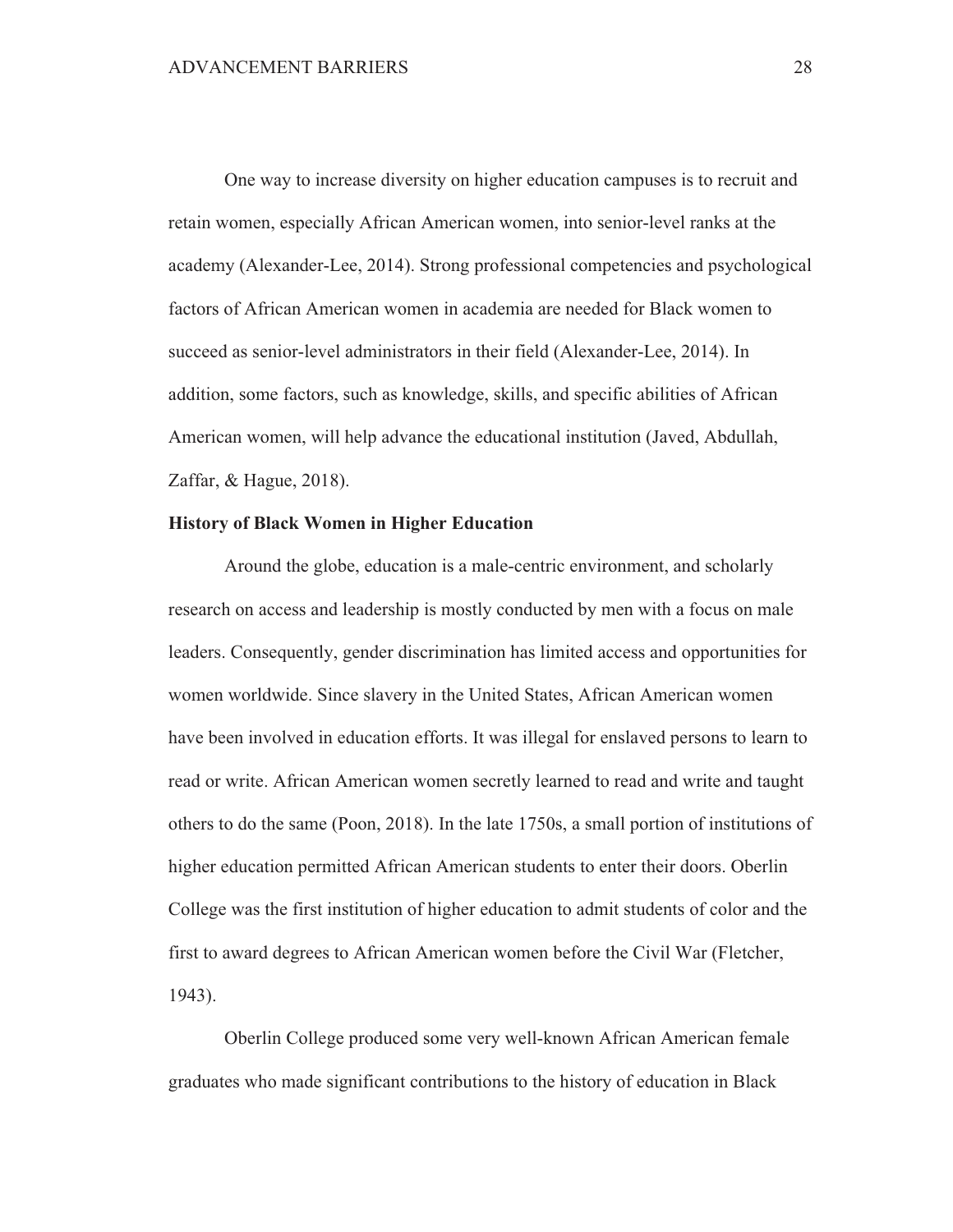One way to increase diversity on higher education campuses is to recruit and retain women, especially African American women, into senior-level ranks at the academy (Alexander-Lee, 2014). Strong professional competencies and psychological factors of African American women in academia are needed for Black women to succeed as senior-level administrators in their field (Alexander-Lee, 2014). In addition, some factors, such as knowledge, skills, and specific abilities of African American women, will help advance the educational institution (Javed, Abdullah, Zaffar, & Hague, 2018).

**History of Black Women in Higher Education**

Around the globe, education is a male-centric environment, and scholarly research on access and leadership is mostly conducted by men with a focus on male leaders. Consequently, gender discrimination has limited access and opportunities for women worldwide. Since slavery in the United States, African American women have been involved in education efforts. It was illegal for enslaved persons to learn to read or write. African American women secretly learned to read and write and taught others to do the same (Poon, 2018). In the late 1750s, a small portion of institutions of higher education permitted African American students to enter their doors. Oberlin College was the first institution of higher education to admit students of color and the first to award degrees to African American women before the Civil War (Fletcher, 1943).

Oberlin College produced some very well-known African American female graduates who made significant contributions to the history of education in Black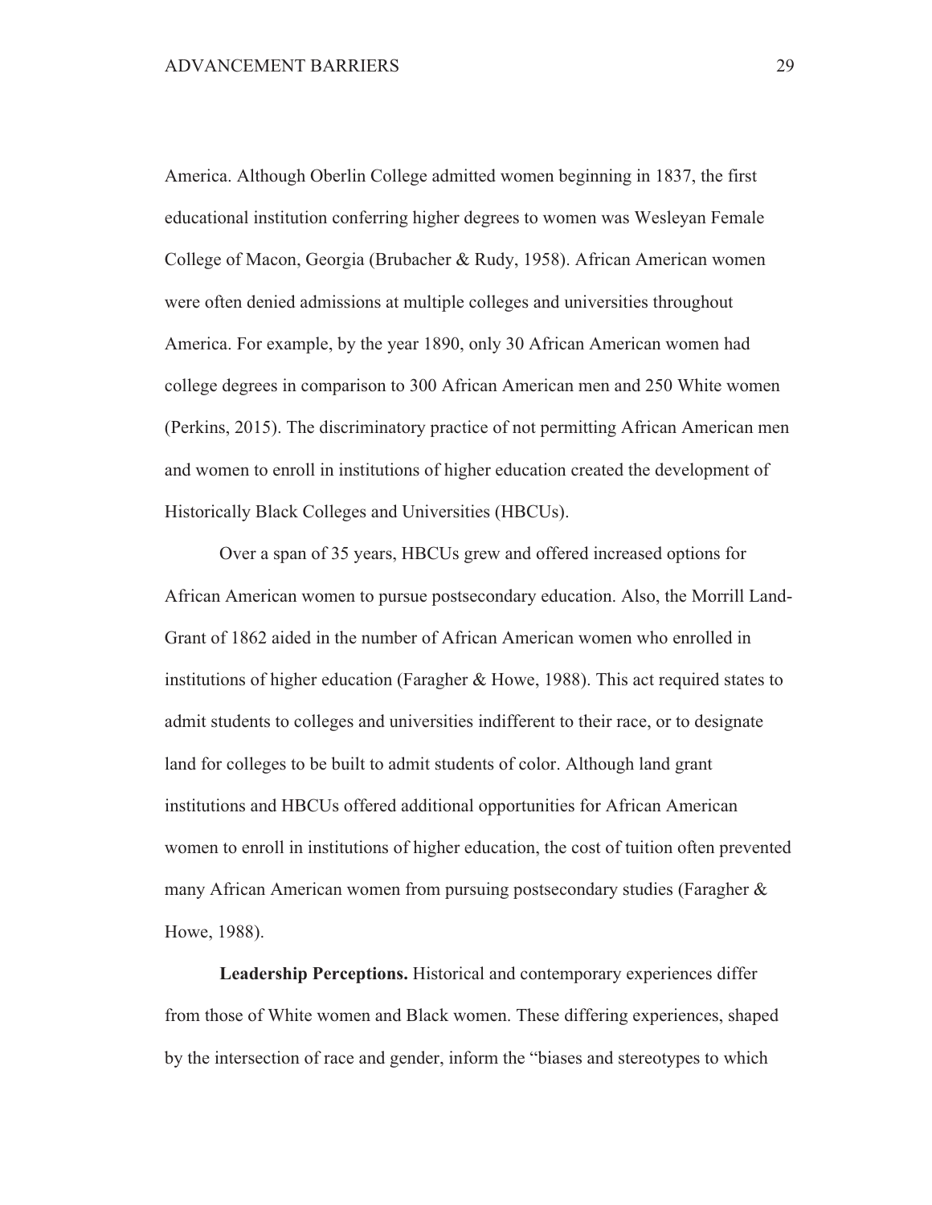America. Although Oberlin College admitted women beginning in 1837, the first educational institution conferring higher degrees to women was Wesleyan Female College of Macon, Georgia (Brubacher & Rudy, 1958). African American women were often denied admissions at multiple colleges and universities throughout America. For example, by the year 1890, only 30 African American women had college degrees in comparison to 300 African American men and 250 White women (Perkins, 2015). The discriminatory practice of not permitting African American men and women to enroll in institutions of higher education created the development of Historically Black Colleges and Universities (HBCUs).

Over a span of 35 years, HBCUs grew and offered increased options for African American women to pursue postsecondary education. Also, the Morrill Land-Grant of 1862 aided in the number of African American women who enrolled in institutions of higher education (Faragher & Howe, 1988). This act required states to admit students to colleges and universities indifferent to their race, or to designate land for colleges to be built to admit students of color. Although land grant institutions and HBCUs offered additional opportunities for African American women to enroll in institutions of higher education, the cost of tuition often prevented many African American women from pursuing postsecondary studies (Faragher & Howe, 1988).

**Leadership Perceptions.** Historical and contemporary experiences differ from those of White women and Black women. These differing experiences, shaped by the intersection of race and gender, inform the "biases and stereotypes to which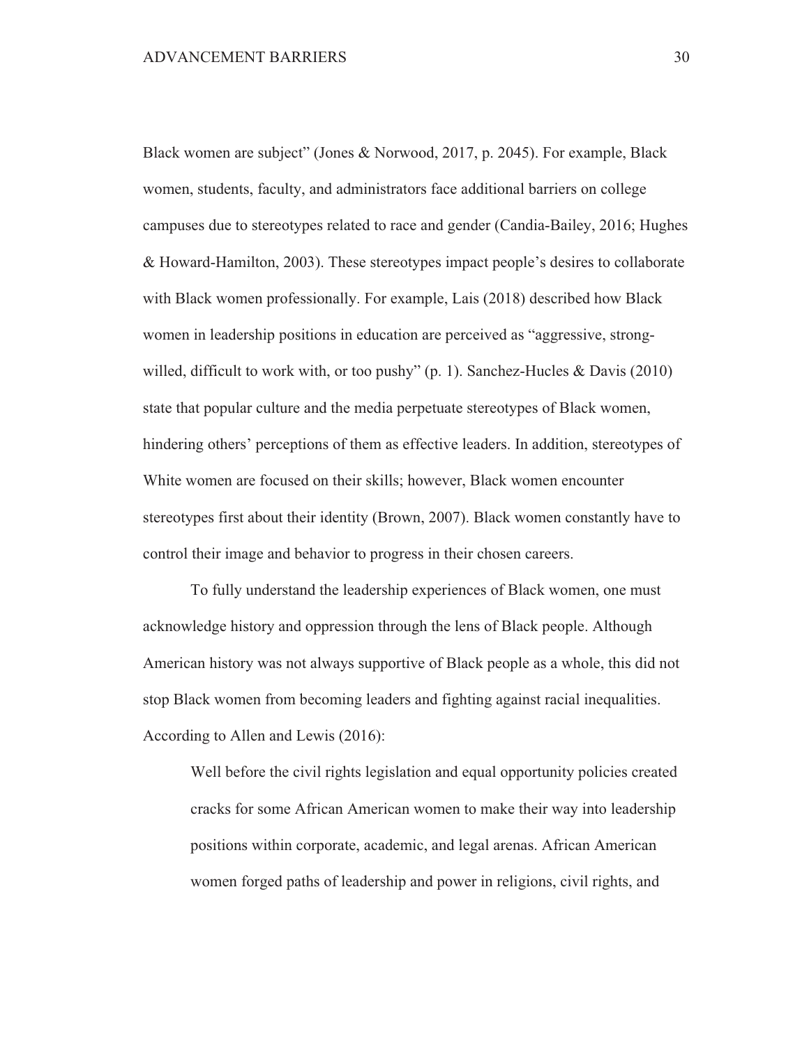Black women are subject" (Jones & Norwood, 2017, p. 2045). For example, Black women, students, faculty, and administrators face additional barriers on college campuses due to stereotypes related to race and gender (Candia-Bailey, 2016; Hughes & Howard-Hamilton, 2003). These stereotypes impact people's desires to collaborate with Black women professionally. For example, Lais (2018) described how Black women in leadership positions in education are perceived as "aggressive, strong-willed, difficult to work with, or too pushy" (p. 1). Sanchez-Hucles & Davis (2010) state that popular culture and the media perpetuate stereotypes of Black women, hindering others' perceptions of them as effective leaders. In addition, stereotypes of White women are focused on their skills; however, Black women encounter stereotypes first about their identity (Brown, 2007). Black women constantly have to control their image and behavior to progress in their chosen careers.

To fully understand the leadership experiences of Black women, one must acknowledge history and oppression through the lens of Black people. Although American history was not always supportive of Black people as a whole, this did not stop Black women from becoming leaders and fighting against racial inequalities. According to Allen and Lewis (2016):

> Well before the civil rights legislation and equal opportunity policies created cracks for some African American women to make their way into leadership positions within corporate, academic, and legal arenas. African American women forged paths of leadership and power in religions, civil rights, and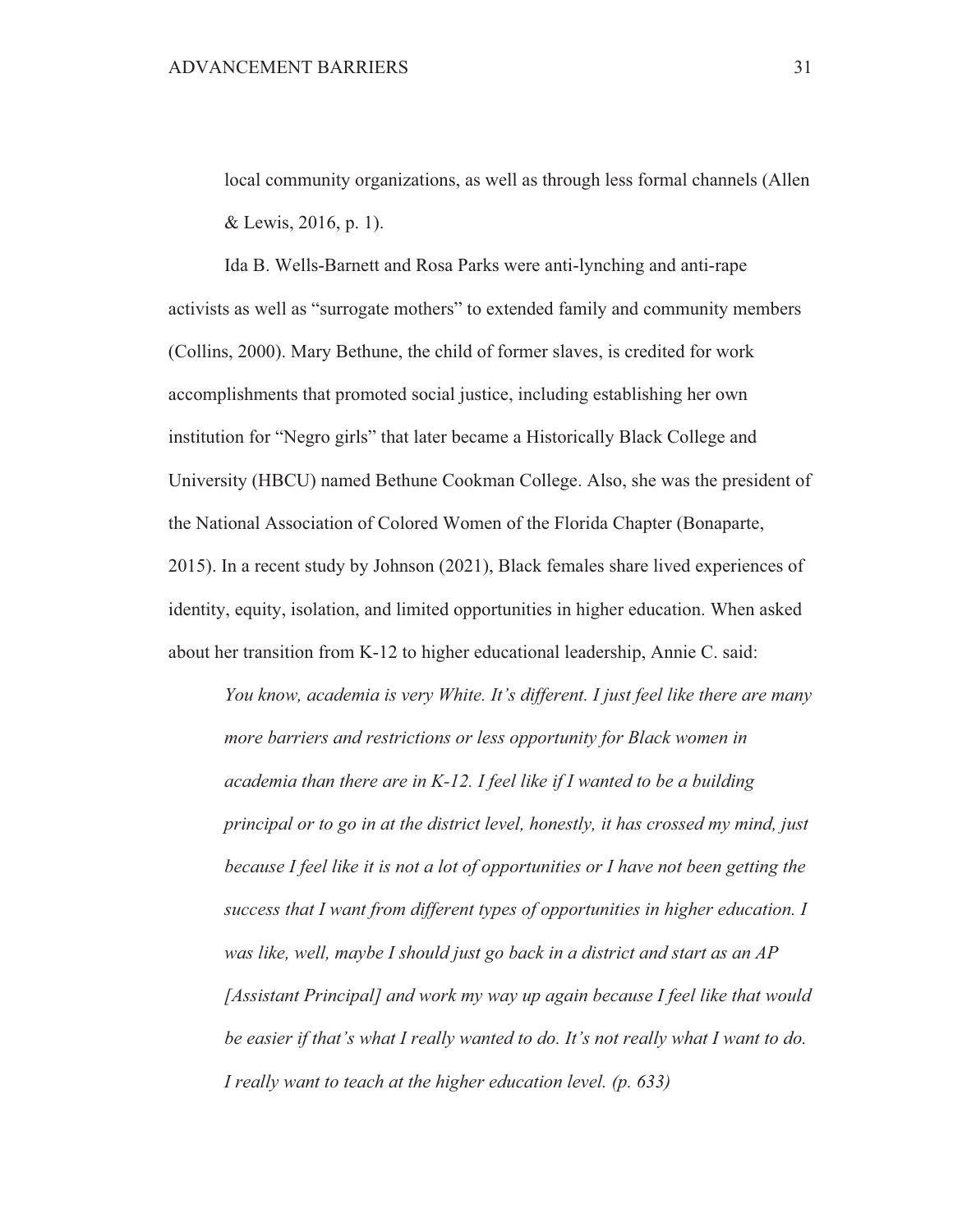local community organizations, as well as through less formal channels (Allen & Lewis, 2016, p. 1).

Ida B. Wells-Barnett and Rosa Parks were anti-lynching and anti-rape activists as well as "surrogate mothers" to extended family and community members (Collins, 2000). Mary Bethune, the child of former slaves, is credited for work accomplishments that promoted social justice, including establishing her own institution for "Negro girls" that later became a Historically Black College and University (HBCU) named Bethune Cookman College. Also, she was the president of the National Association of Colored Women of the Florida Chapter (Bonaparte, 2015). In a recent study by Johnson (2021), Black females share lived experiences of identity, equity, isolation, and limited opportunities in higher education. When asked about her transition from K-12 to higher educational leadership, Annie C. said:

> *You know, academia is very White. It's different. I just feel like there are many more barriers and restrictions or less opportunity for Black women in academia than there are in K-12. I feel like if I wanted to be a building principal or to go in at the district level, honestly, it has crossed my mind, just because I feel like it is not a lot of opportunities or I have not been getting the success that I want from different types of opportunities in higher education. I was like, well, maybe I should just go back in a district and start as an AP [Assistant Principal] and work my way up again because I feel like that would be easier if that's what I really wanted to do. It's not really what I want to do. I really want to teach at the higher education level. (p. 633)*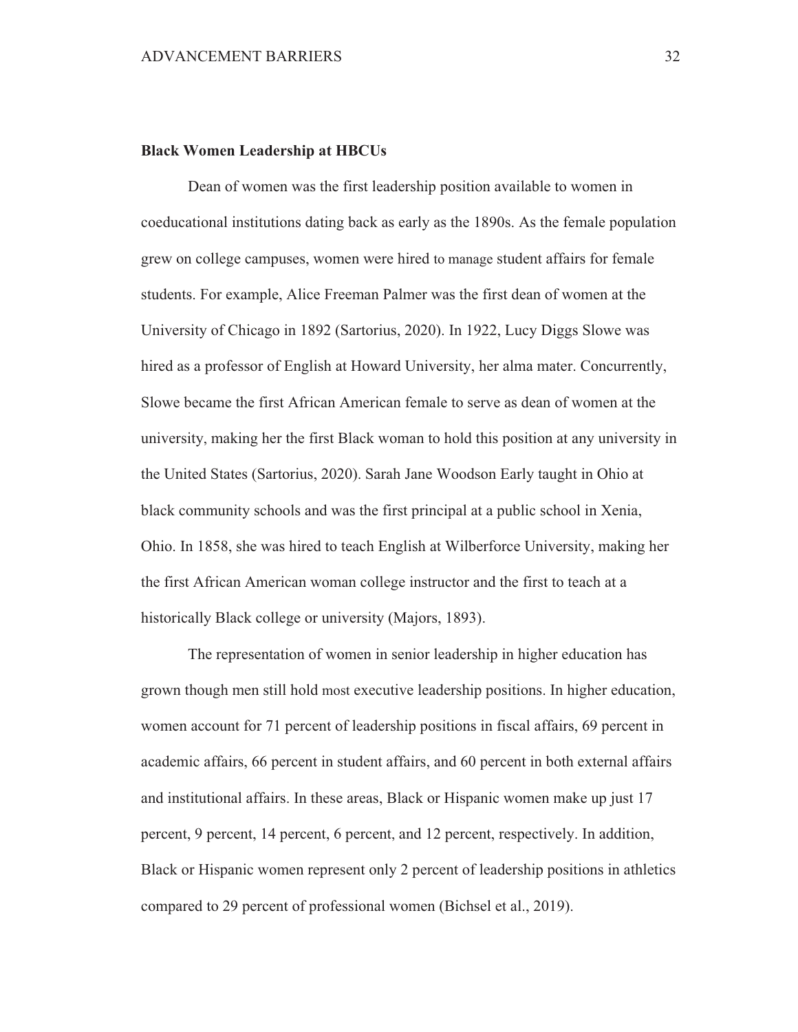**Black Women Leadership at HBCUs**

Dean of women was the first leadership position available to women in coeducational institutions dating back as early as the 1890s. As the female population grew on college campuses, women were hired to manage student affairs for female students. For example, Alice Freeman Palmer was the first dean of women at the University of Chicago in 1892 (Sartorius, 2020). In 1922, Lucy Diggs Slowe was hired as a professor of English at Howard University, her alma mater. Concurrently, Slowe became the first African American female to serve as dean of women at the university, making her the first Black woman to hold this position at any university in the United States (Sartorius, 2020). Sarah Jane Woodson Early taught in Ohio at black community schools and was the first principal at a public school in Xenia, Ohio. In 1858, she was hired to teach English at Wilberforce University, making her the first African American woman college instructor and the first to teach at a historically Black college or university (Majors, 1893).

The representation of women in senior leadership in higher education has grown though men still hold most executive leadership positions. In higher education, women account for 71 percent of leadership positions in fiscal affairs, 69 percent in academic affairs, 66 percent in student affairs, and 60 percent in both external affairs and institutional affairs. In these areas, Black or Hispanic women make up just 17 percent, 9 percent, 14 percent, 6 percent, and 12 percent, respectively. In addition, Black or Hispanic women represent only 2 percent of leadership positions in athletics compared to 29 percent of professional women (Bichsel et al., 2019).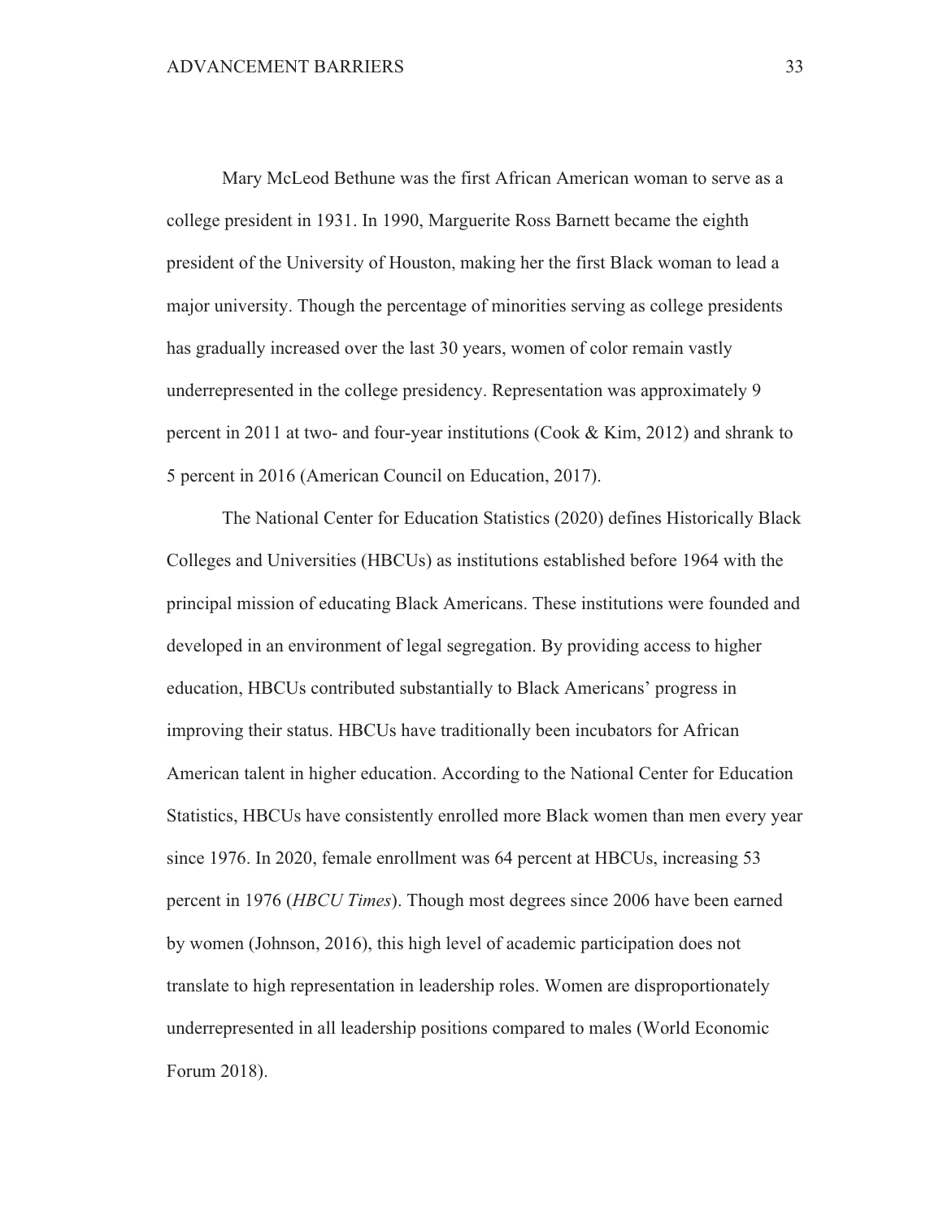Mary McLeod Bethune was the first African American woman to serve as a college president in 1931. In 1990, Marguerite Ross Barnett became the eighth president of the University of Houston, making her the first Black woman to lead a major university. Though the percentage of minorities serving as college presidents has gradually increased over the last 30 years, women of color remain vastly underrepresented in the college presidency. Representation was approximately 9 percent in 2011 at two- and four-year institutions (Cook & Kim, 2012) and shrank to 5 percent in 2016 (American Council on Education, 2017).

The National Center for Education Statistics (2020) defines Historically Black Colleges and Universities (HBCUs) as institutions established before 1964 with the principal mission of educating Black Americans. These institutions were founded and developed in an environment of legal segregation. By providing access to higher education, HBCUs contributed substantially to Black Americans' progress in improving their status. HBCUs have traditionally been incubators for African American talent in higher education. According to the National Center for Education Statistics, HBCUs have consistently enrolled more Black women than men every year since 1976. In 2020, female enrollment was 64 percent at HBCUs, increasing 53 percent in 1976 (*HBCU Times*). Though most degrees since 2006 have been earned by women (Johnson, 2016), this high level of academic participation does not translate to high representation in leadership roles. Women are disproportionately underrepresented in all leadership positions compared to males (World Economic Forum 2018).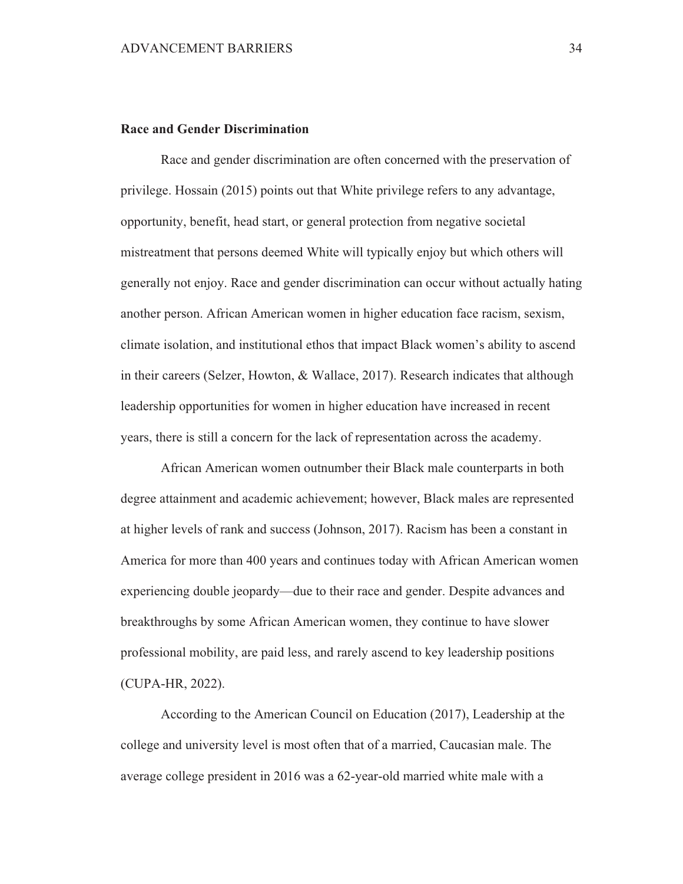**Race and Gender Discrimination**

Race and gender discrimination are often concerned with the preservation of privilege. Hossain (2015) points out that White privilege refers to any advantage, opportunity, benefit, head start, or general protection from negative societal mistreatment that persons deemed White will typically enjoy but which others will generally not enjoy. Race and gender discrimination can occur without actually hating another person. African American women in higher education face racism, sexism, climate isolation, and institutional ethos that impact Black women's ability to ascend in their careers (Selzer, Howton, & Wallace, 2017). Research indicates that although leadership opportunities for women in higher education have increased in recent years, there is still a concern for the lack of representation across the academy.

African American women outnumber their Black male counterparts in both degree attainment and academic achievement; however, Black males are represented at higher levels of rank and success (Johnson, 2017). Racism has been a constant in America for more than 400 years and continues today with African American women experiencing double jeopardy—due to their race and gender. Despite advances and breakthroughs by some African American women, they continue to have slower professional mobility, are paid less, and rarely ascend to key leadership positions (CUPA-HR, 2022).

According to the American Council on Education (2017), Leadership at the college and university level is most often that of a married, Caucasian male. The average college president in 2016 was a 62-year-old married white male with a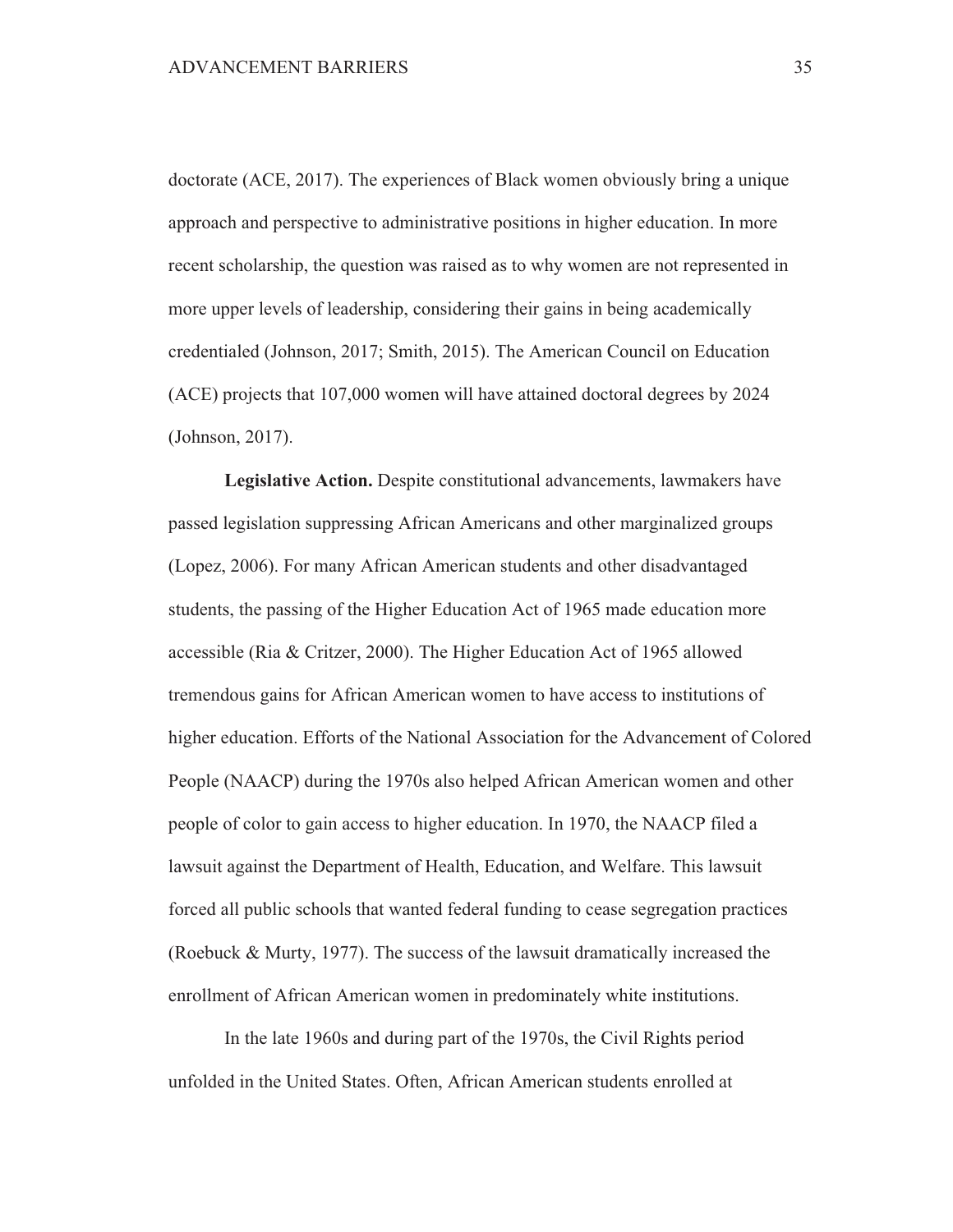doctorate (ACE, 2017). The experiences of Black women obviously bring a unique approach and perspective to administrative positions in higher education. In more recent scholarship, the question was raised as to why women are not represented in more upper levels of leadership, considering their gains in being academically credentialed (Johnson, 2017; Smith, 2015). The American Council on Education (ACE) projects that 107,000 women will have attained doctoral degrees by 2024 (Johnson, 2017).

**Legislative Action.** Despite constitutional advancements, lawmakers have passed legislation suppressing African Americans and other marginalized groups (Lopez, 2006). For many African American students and other disadvantaged students, the passing of the Higher Education Act of 1965 made education more accessible (Ria & Critzer, 2000). The Higher Education Act of 1965 allowed tremendous gains for African American women to have access to institutions of higher education. Efforts of the National Association for the Advancement of Colored People (NAACP) during the 1970s also helped African American women and other people of color to gain access to higher education. In 1970, the NAACP filed a lawsuit against the Department of Health, Education, and Welfare. This lawsuit forced all public schools that wanted federal funding to cease segregation practices (Roebuck & Murty, 1977). The success of the lawsuit dramatically increased the enrollment of African American women in predominately white institutions.

In the late 1960s and during part of the 1970s, the Civil Rights period unfolded in the United States. Often, African American students enrolled at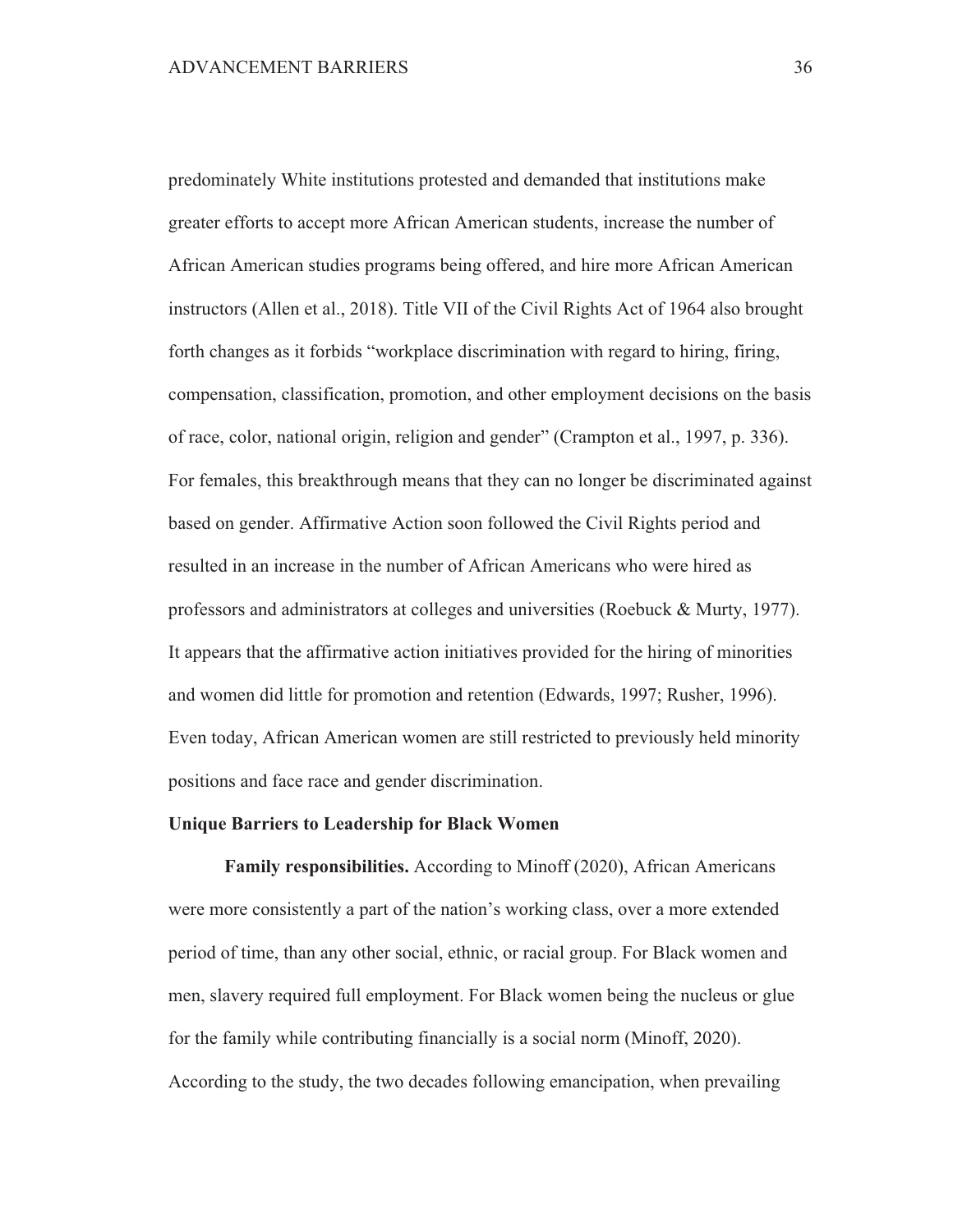predominately White institutions protested and demanded that institutions make greater efforts to accept more African American students, increase the number of African American studies programs being offered, and hire more African American instructors (Allen et al., 2018). Title VII of the Civil Rights Act of 1964 also brought forth changes as it forbids "workplace discrimination with regard to hiring, firing, compensation, classification, promotion, and other employment decisions on the basis of race, color, national origin, religion and gender" (Crampton et al., 1997, p. 336). For females, this breakthrough means that they can no longer be discriminated against based on gender. Affirmative Action soon followed the Civil Rights period and resulted in an increase in the number of African Americans who were hired as professors and administrators at colleges and universities (Roebuck & Murty, 1977). It appears that the affirmative action initiatives provided for the hiring of minorities and women did little for promotion and retention (Edwards, 1997; Rusher, 1996). Even today, African American women are still restricted to previously held minority positions and face race and gender discrimination.

## Unique Barriers to Leadership for Black Women

**Family responsibilities.** According to Minoff (2020), African Americans were more consistently a part of the nation's working class, over a more extended period of time, than any other social, ethnic, or racial group. For Black women and men, slavery required full employment. For Black women being the nucleus or glue for the family while contributing financially is a social norm (Minoff, 2020). According to the study, the two decades following emancipation, when prevailing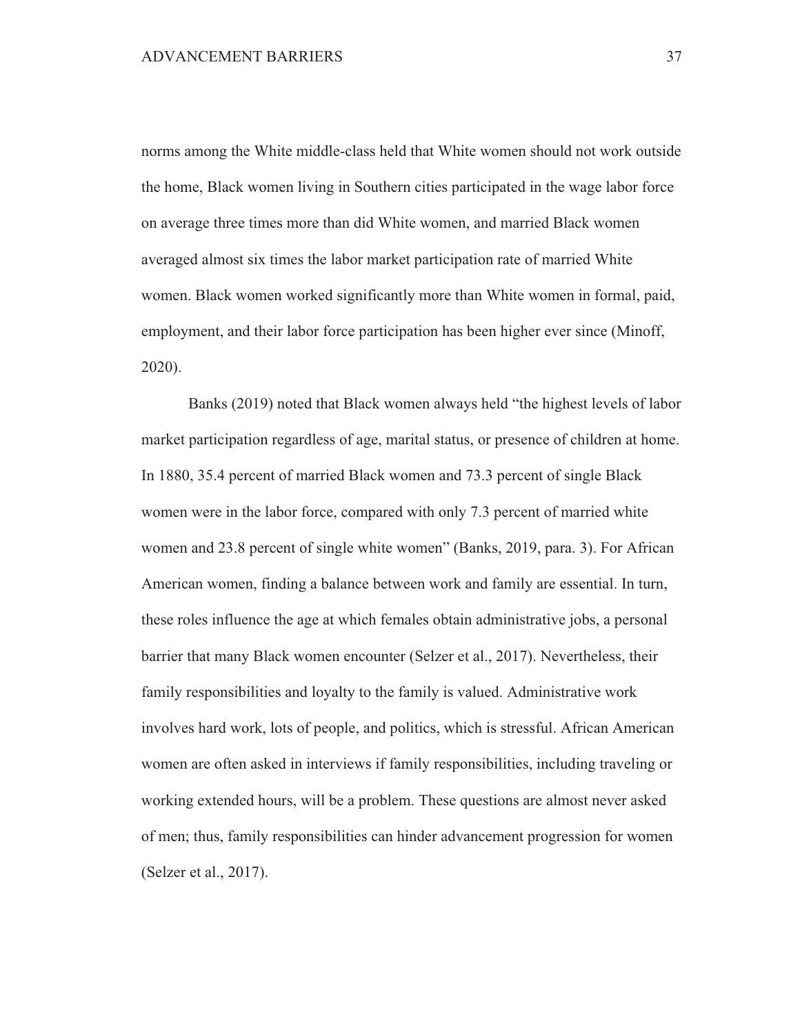norms among the White middle-class held that White women should not work outside the home, Black women living in Southern cities participated in the wage labor force on average three times more than did White women, and married Black women averaged almost six times the labor market participation rate of married White women. Black women worked significantly more than White women in formal, paid, employment, and their labor force participation has been higher ever since (Minoff, 2020).

Banks (2019) noted that Black women always held "the highest levels of labor market participation regardless of age, marital status, or presence of children at home. In 1880, 35.4 percent of married Black women and 73.3 percent of single Black women were in the labor force, compared with only 7.3 percent of married white women and 23.8 percent of single white women" (Banks, 2019, para. 3). For African American women, finding a balance between work and family are essential. In turn, these roles influence the age at which females obtain administrative jobs, a personal barrier that many Black women encounter (Selzer et al., 2017). Nevertheless, their family responsibilities and loyalty to the family is valued. Administrative work involves hard work, lots of people, and politics, which is stressful. African American women are often asked in interviews if family responsibilities, including traveling or working extended hours, will be a problem. These questions are almost never asked of men; thus, family responsibilities can hinder advancement progression for women (Selzer et al., 2017).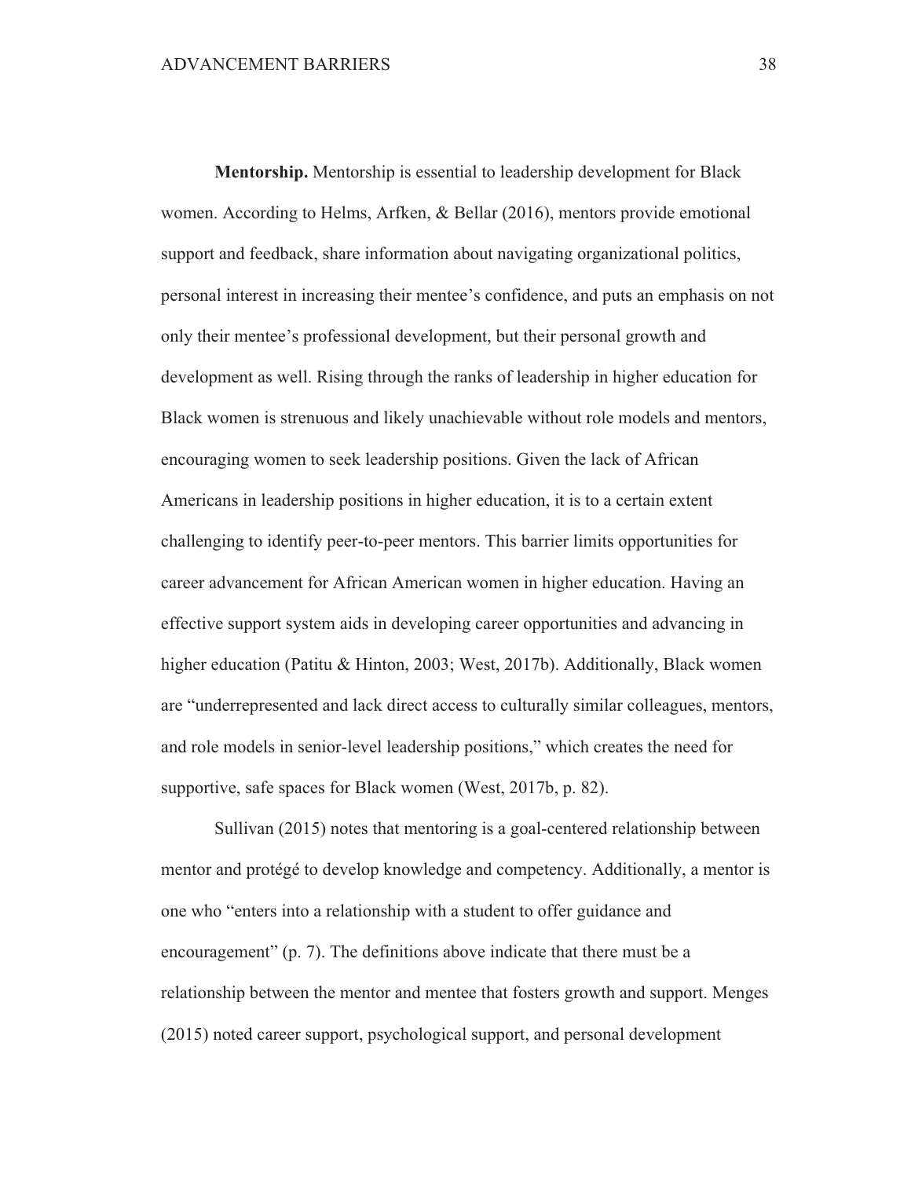**Mentorship.** Mentorship is essential to leadership development for Black women. According to Helms, Arfken, & Bellar (2016), mentors provide emotional support and feedback, share information about navigating organizational politics, personal interest in increasing their mentee's confidence, and puts an emphasis on not only their mentee's professional development, but their personal growth and development as well. Rising through the ranks of leadership in higher education for Black women is strenuous and likely unachievable without role models and mentors, encouraging women to seek leadership positions. Given the lack of African Americans in leadership positions in higher education, it is to a certain extent challenging to identify peer-to-peer mentors. This barrier limits opportunities for career advancement for African American women in higher education. Having an effective support system aids in developing career opportunities and advancing in higher education (Patitu & Hinton, 2003; West, 2017b). Additionally, Black women are "underrepresented and lack direct access to culturally similar colleagues, mentors, and role models in senior-level leadership positions," which creates the need for supportive, safe spaces for Black women (West, 2017b, p. 82).

Sullivan (2015) notes that mentoring is a goal-centered relationship between mentor and protégé to develop knowledge and competency. Additionally, a mentor is one who "enters into a relationship with a student to offer guidance and encouragement" (p. 7). The definitions above indicate that there must be a relationship between the mentor and mentee that fosters growth and support. Menges (2015) noted career support, psychological support, and personal development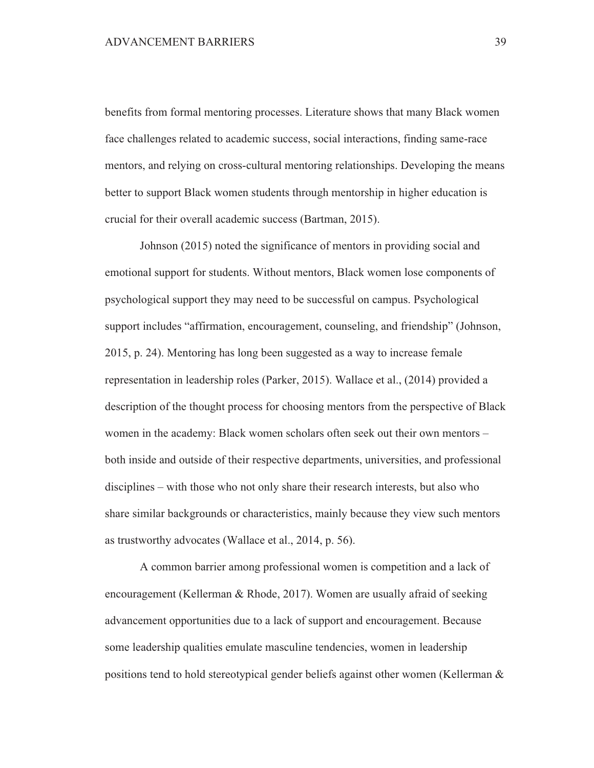benefits from formal mentoring processes. Literature shows that many Black women face challenges related to academic success, social interactions, finding same-race mentors, and relying on cross-cultural mentoring relationships. Developing the means better to support Black women students through mentorship in higher education is crucial for their overall academic success (Bartman, 2015).

Johnson (2015) noted the significance of mentors in providing social and emotional support for students. Without mentors, Black women lose components of psychological support they may need to be successful on campus. Psychological support includes "affirmation, encouragement, counseling, and friendship" (Johnson, 2015, p. 24). Mentoring has long been suggested as a way to increase female representation in leadership roles (Parker, 2015). Wallace et al., (2014) provided a description of the thought process for choosing mentors from the perspective of Black women in the academy: Black women scholars often seek out their own mentors – both inside and outside of their respective departments, universities, and professional disciplines – with those who not only share their research interests, but also who share similar backgrounds or characteristics, mainly because they view such mentors as trustworthy advocates (Wallace et al., 2014, p. 56).

A common barrier among professional women is competition and a lack of encouragement (Kellerman & Rhode, 2017). Women are usually afraid of seeking advancement opportunities due to a lack of support and encouragement. Because some leadership qualities emulate masculine tendencies, women in leadership positions tend to hold stereotypical gender beliefs against other women (Kellerman &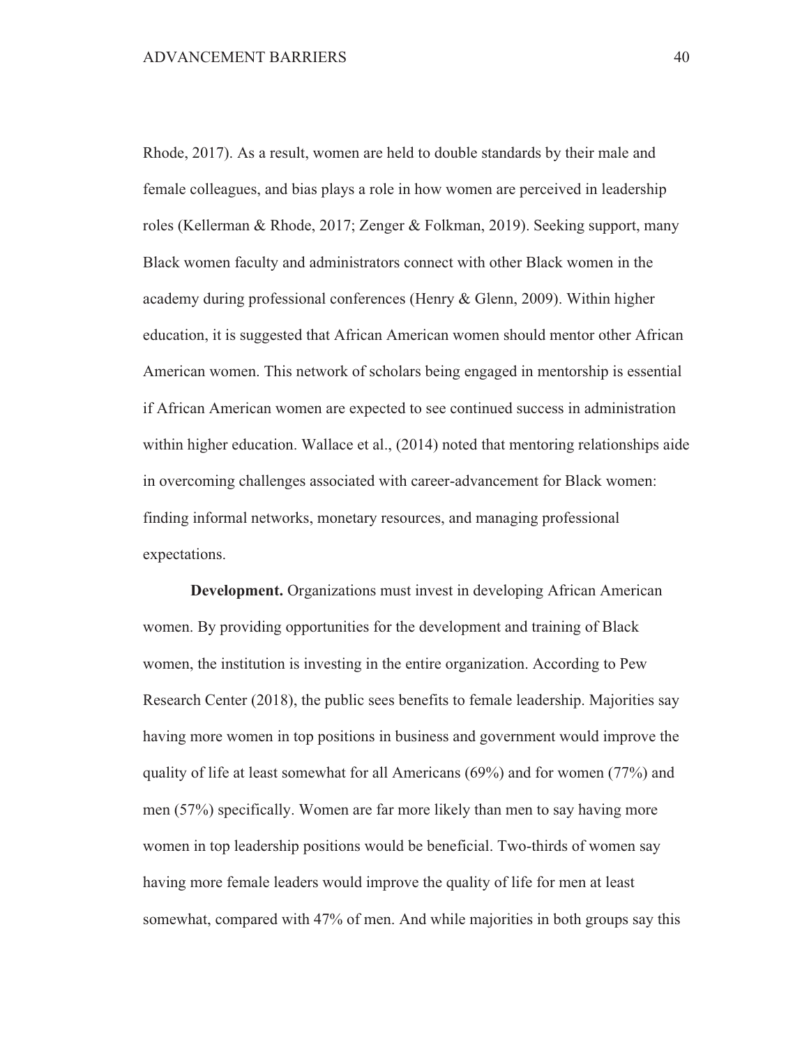Rhode, 2017). As a result, women are held to double standards by their male and female colleagues, and bias plays a role in how women are perceived in leadership roles (Kellerman & Rhode, 2017; Zenger & Folkman, 2019). Seeking support, many Black women faculty and administrators connect with other Black women in the academy during professional conferences (Henry & Glenn, 2009). Within higher education, it is suggested that African American women should mentor other African American women. This network of scholars being engaged in mentorship is essential if African American women are expected to see continued success in administration within higher education. Wallace et al., (2014) noted that mentoring relationships aide in overcoming challenges associated with career-advancement for Black women: finding informal networks, monetary resources, and managing professional expectations.

**Development.** Organizations must invest in developing African American women. By providing opportunities for the development and training of Black women, the institution is investing in the entire organization. According to Pew Research Center (2018), the public sees benefits to female leadership. Majorities say having more women in top positions in business and government would improve the quality of life at least somewhat for all Americans (69%) and for women (77%) and men (57%) specifically. Women are far more likely than men to say having more women in top leadership positions would be beneficial. Two-thirds of women say having more female leaders would improve the quality of life for men at least somewhat, compared with 47% of men. And while majorities in both groups say this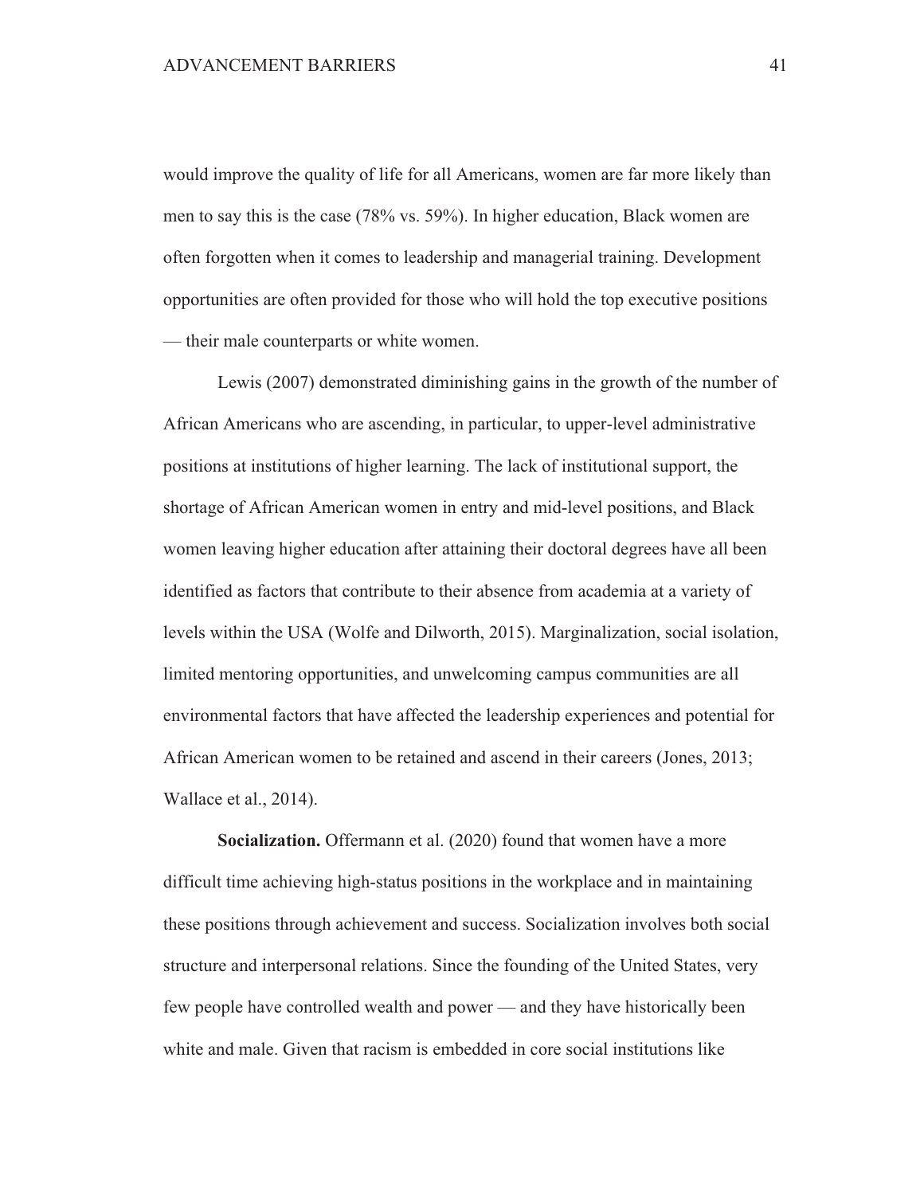would improve the quality of life for all Americans, women are far more likely than men to say this is the case (78% vs. 59%). In higher education, Black women are often forgotten when it comes to leadership and managerial training. Development opportunities are often provided for those who will hold the top executive positions — their male counterparts or white women.

Lewis (2007) demonstrated diminishing gains in the growth of the number of African Americans who are ascending, in particular, to upper-level administrative positions at institutions of higher learning. The lack of institutional support, the shortage of African American women in entry and mid-level positions, and Black women leaving higher education after attaining their doctoral degrees have all been identified as factors that contribute to their absence from academia at a variety of levels within the USA (Wolfe and Dilworth, 2015). Marginalization, social isolation, limited mentoring opportunities, and unwelcoming campus communities are all environmental factors that have affected the leadership experiences and potential for African American women to be retained and ascend in their careers (Jones, 2013; Wallace et al., 2014).

**Socialization.** Offermann et al. (2020) found that women have a more difficult time achieving high-status positions in the workplace and in maintaining these positions through achievement and success. Socialization involves both social structure and interpersonal relations. Since the founding of the United States, very few people have controlled wealth and power — and they have historically been white and male. Given that racism is embedded in core social institutions like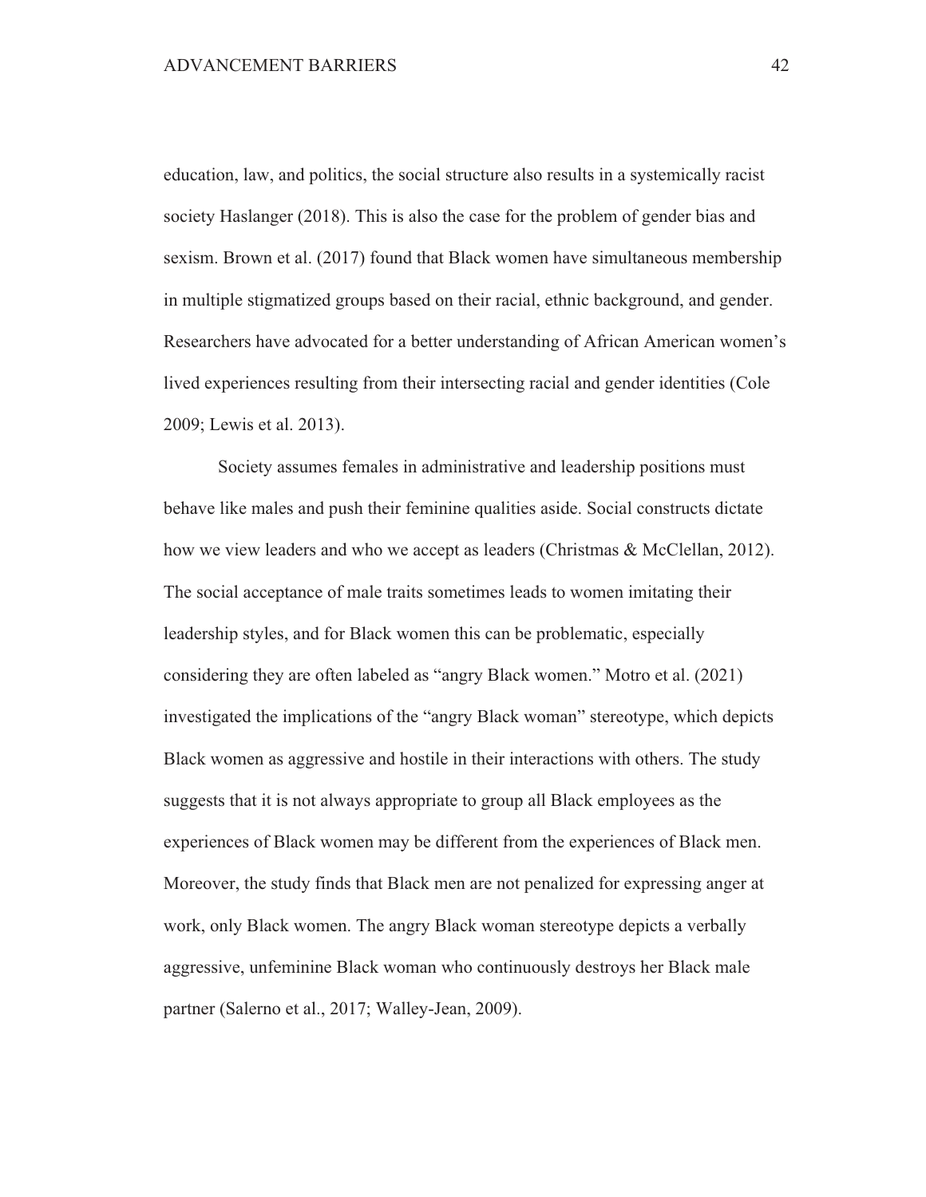education, law, and politics, the social structure also results in a systemically racist society Haslanger (2018). This is also the case for the problem of gender bias and sexism. Brown et al. (2017) found that Black women have simultaneous membership in multiple stigmatized groups based on their racial, ethnic background, and gender. Researchers have advocated for a better understanding of African American women's lived experiences resulting from their intersecting racial and gender identities (Cole 2009; Lewis et al. 2013).

Society assumes females in administrative and leadership positions must behave like males and push their feminine qualities aside. Social constructs dictate how we view leaders and who we accept as leaders (Christmas & McClellan, 2012). The social acceptance of male traits sometimes leads to women imitating their leadership styles, and for Black women this can be problematic, especially considering they are often labeled as "angry Black women." Motro et al. (2021) investigated the implications of the "angry Black woman" stereotype, which depicts Black women as aggressive and hostile in their interactions with others. The study suggests that it is not always appropriate to group all Black employees as the experiences of Black women may be different from the experiences of Black men. Moreover, the study finds that Black men are not penalized for expressing anger at work, only Black women. The angry Black woman stereotype depicts a verbally aggressive, unfeminine Black woman who continuously destroys her Black male partner (Salerno et al., 2017; Walley-Jean, 2009).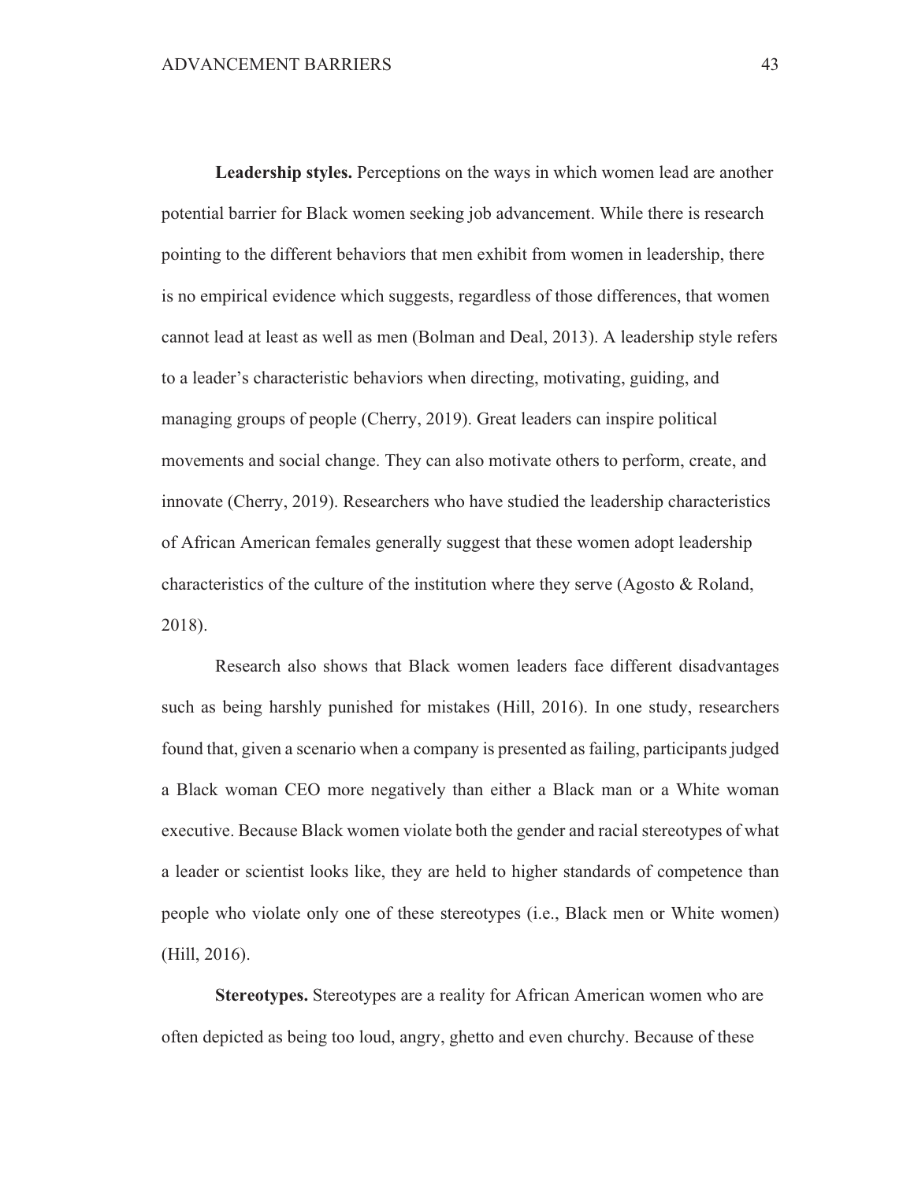**Leadership styles.** Perceptions on the ways in which women lead are another potential barrier for Black women seeking job advancement. While there is research pointing to the different behaviors that men exhibit from women in leadership, there is no empirical evidence which suggests, regardless of those differences, that women cannot lead at least as well as men (Bolman and Deal, 2013). A leadership style refers to a leader's characteristic behaviors when directing, motivating, guiding, and managing groups of people (Cherry, 2019). Great leaders can inspire political movements and social change. They can also motivate others to perform, create, and innovate (Cherry, 2019). Researchers who have studied the leadership characteristics of African American females generally suggest that these women adopt leadership characteristics of the culture of the institution where they serve (Agosto & Roland, 2018).

Research also shows that Black women leaders face different disadvantages such as being harshly punished for mistakes (Hill, 2016). In one study, researchers found that, given a scenario when a company is presented as failing, participants judged a Black woman CEO more negatively than either a Black man or a White woman executive. Because Black women violate both the gender and racial stereotypes of what a leader or scientist looks like, they are held to higher standards of competence than people who violate only one of these stereotypes (i.e., Black men or White women) (Hill, 2016).

**Stereotypes.** Stereotypes are a reality for African American women who are often depicted as being too loud, angry, ghetto and even churchy. Because of these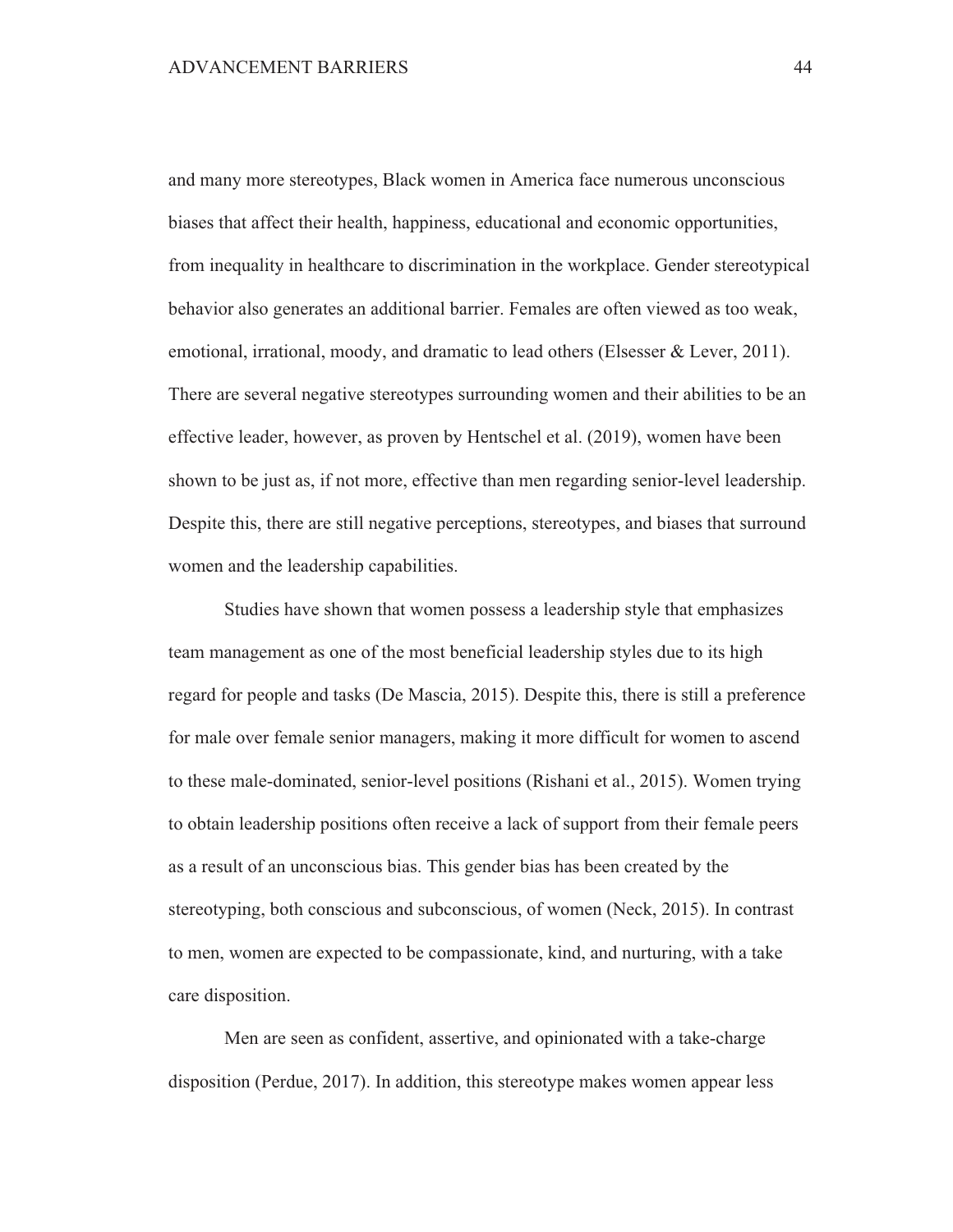and many more stereotypes, Black women in America face numerous unconscious biases that affect their health, happiness, educational and economic opportunities, from inequality in healthcare to discrimination in the workplace. Gender stereotypical behavior also generates an additional barrier. Females are often viewed as too weak, emotional, irrational, moody, and dramatic to lead others (Elsesser & Lever, 2011). There are several negative stereotypes surrounding women and their abilities to be an effective leader, however, as proven by Hentschel et al. (2019), women have been shown to be just as, if not more, effective than men regarding senior-level leadership. Despite this, there are still negative perceptions, stereotypes, and biases that surround women and the leadership capabilities.

Studies have shown that women possess a leadership style that emphasizes team management as one of the most beneficial leadership styles due to its high regard for people and tasks (De Mascia, 2015). Despite this, there is still a preference for male over female senior managers, making it more difficult for women to ascend to these male-dominated, senior-level positions (Rishani et al., 2015). Women trying to obtain leadership positions often receive a lack of support from their female peers as a result of an unconscious bias. This gender bias has been created by the stereotyping, both conscious and subconscious, of women (Neck, 2015). In contrast to men, women are expected to be compassionate, kind, and nurturing, with a take care disposition.

Men are seen as confident, assertive, and opinionated with a take-charge disposition (Perdue, 2017). In addition, this stereotype makes women appear less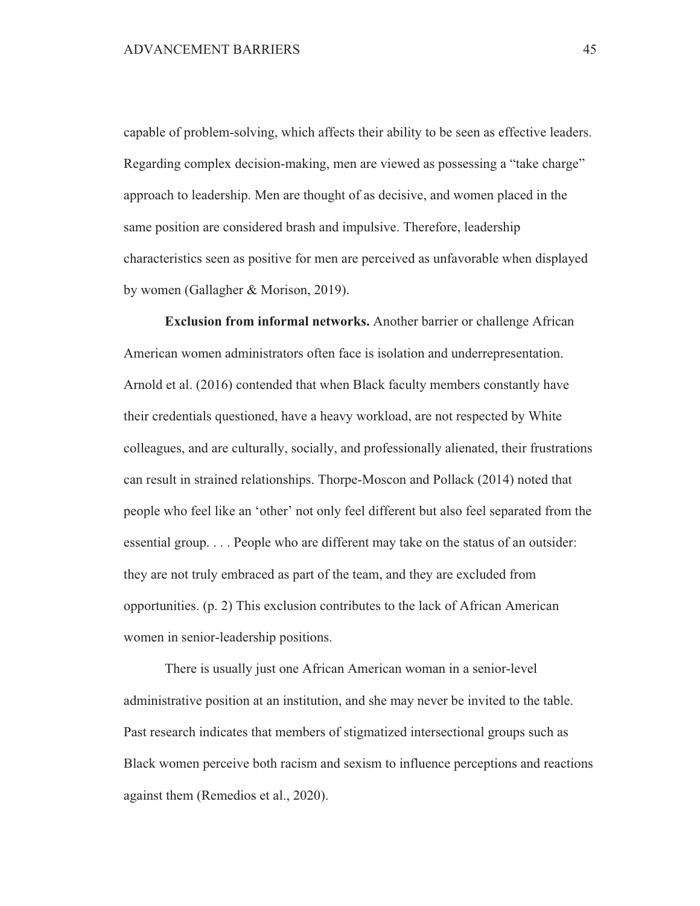capable of problem-solving, which affects their ability to be seen as effective leaders. Regarding complex decision-making, men are viewed as possessing a "take charge" approach to leadership. Men are thought of as decisive, and women placed in the same position are considered brash and impulsive. Therefore, leadership characteristics seen as positive for men are perceived as unfavorable when displayed by women (Gallagher & Morison, 2019).

**Exclusion from informal networks.** Another barrier or challenge African American women administrators often face is isolation and underrepresentation. Arnold et al. (2016) contended that when Black faculty members constantly have their credentials questioned, have a heavy workload, are not respected by White colleagues, and are culturally, socially, and professionally alienated, their frustrations can result in strained relationships. Thorpe-Moscon and Pollack (2014) noted that people who feel like an 'other' not only feel different but also feel separated from the essential group. . . . People who are different may take on the status of an outsider: they are not truly embraced as part of the team, and they are excluded from opportunities. (p. 2) This exclusion contributes to the lack of African American women in senior-leadership positions.

There is usually just one African American woman in a senior-level administrative position at an institution, and she may never be invited to the table. Past research indicates that members of stigmatized intersectional groups such as Black women perceive both racism and sexism to influence perceptions and reactions against them (Remedios et al., 2020).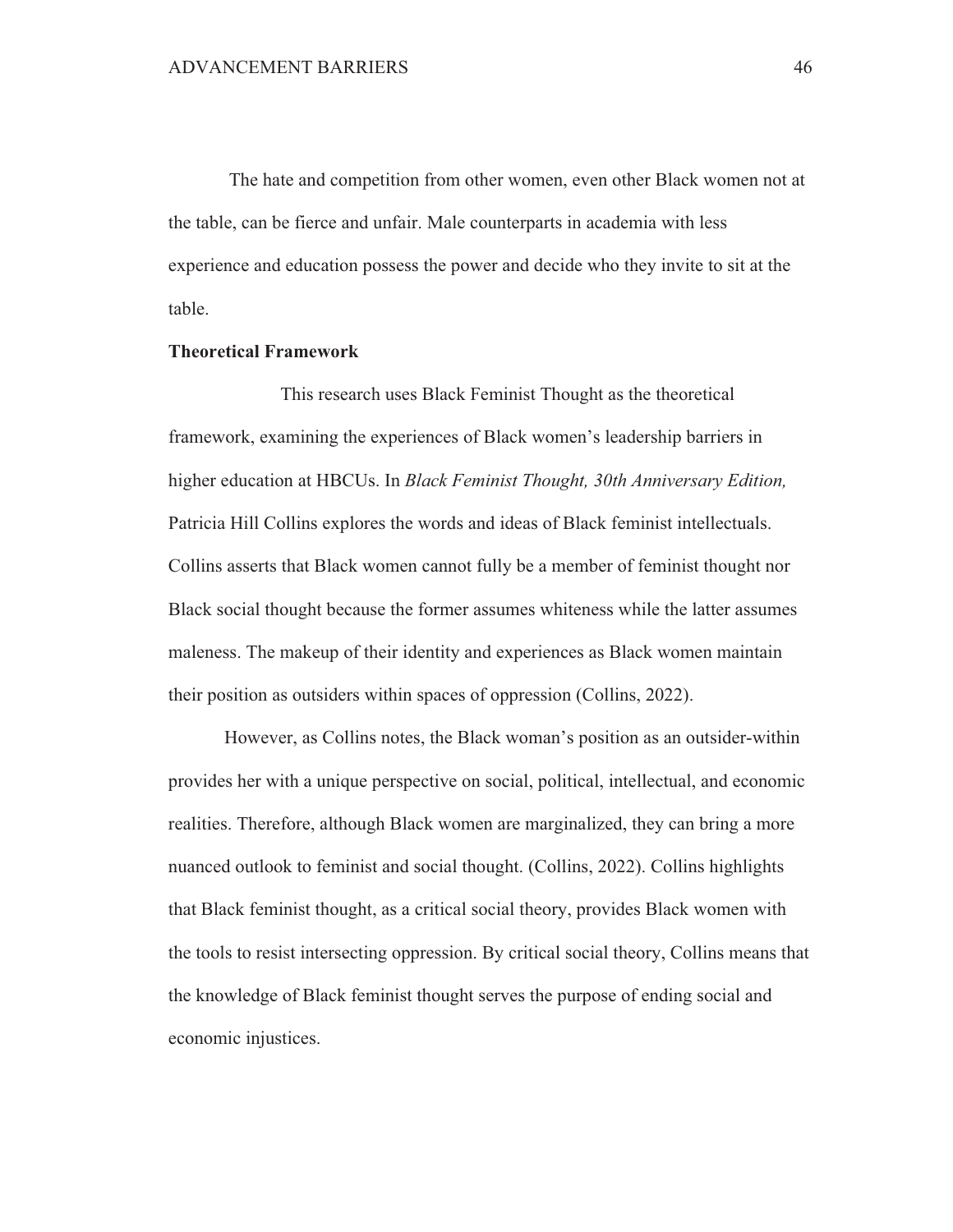The hate and competition from other women, even other Black women not at the table, can be fierce and unfair. Male counterparts in academia with less experience and education possess the power and decide who they invite to sit at the table.

**Theoretical Framework**

This research uses Black Feminist Thought as the theoretical framework, examining the experiences of Black women's leadership barriers in higher education at HBCUs. In *Black Feminist Thought, 30th Anniversary Edition,* Patricia Hill Collins explores the words and ideas of Black feminist intellectuals. Collins asserts that Black women cannot fully be a member of feminist thought nor Black social thought because the former assumes whiteness while the latter assumes maleness. The makeup of their identity and experiences as Black women maintain their position as outsiders within spaces of oppression (Collins, 2022).

However, as Collins notes, the Black woman's position as an outsider-within provides her with a unique perspective on social, political, intellectual, and economic realities. Therefore, although Black women are marginalized, they can bring a more nuanced outlook to feminist and social thought. (Collins, 2022). Collins highlights that Black feminist thought, as a critical social theory, provides Black women with the tools to resist intersecting oppression. By critical social theory, Collins means that the knowledge of Black feminist thought serves the purpose of ending social and economic injustices.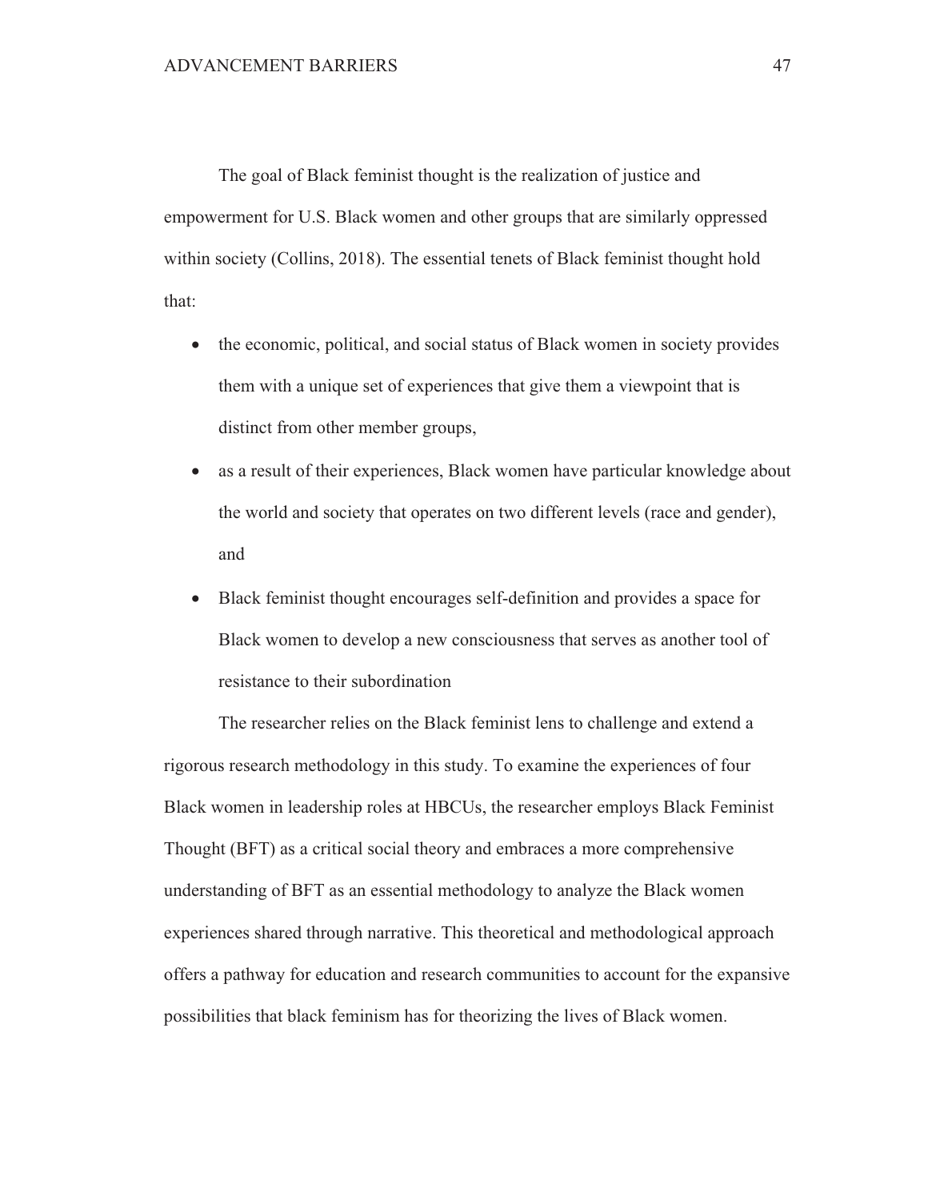The goal of Black feminist thought is the realization of justice and empowerment for U.S. Black women and other groups that are similarly oppressed within society (Collins, 2018). The essential tenets of Black feminist thought hold that:

- the economic, political, and social status of Black women in society provides them with a unique set of experiences that give them a viewpoint that is distinct from other member groups,
- as a result of their experiences, Black women have particular knowledge about the world and society that operates on two different levels (race and gender), and
- Black feminist thought encourages self-definition and provides a space for Black women to develop a new consciousness that serves as another tool of resistance to their subordination

The researcher relies on the Black feminist lens to challenge and extend a rigorous research methodology in this study. To examine the experiences of four Black women in leadership roles at HBCUs, the researcher employs Black Feminist Thought (BFT) as a critical social theory and embraces a more comprehensive understanding of BFT as an essential methodology to analyze the Black women experiences shared through narrative. This theoretical and methodological approach offers a pathway for education and research communities to account for the expansive possibilities that black feminism has for theorizing the lives of Black women.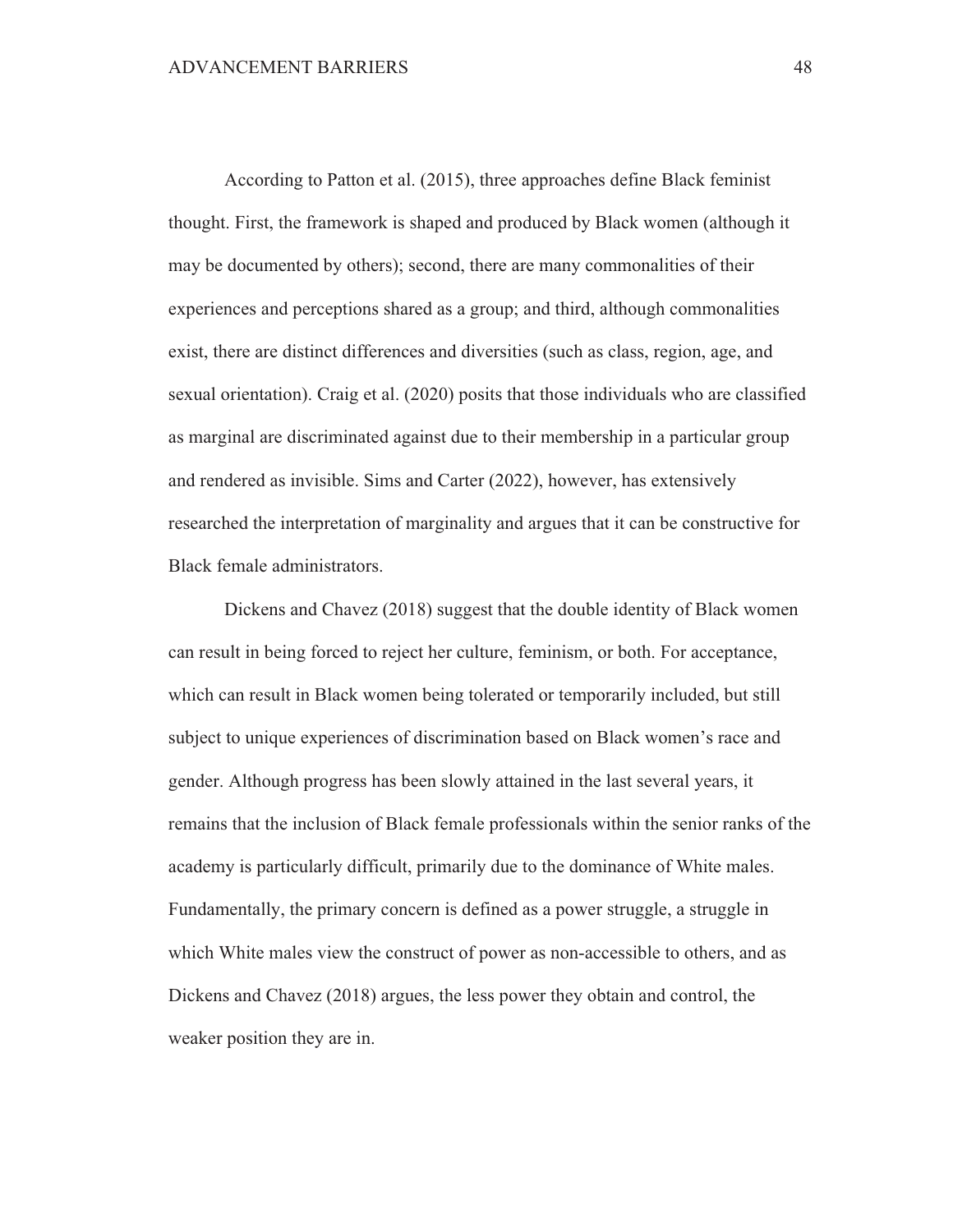According to Patton et al. (2015), three approaches define Black feminist thought. First, the framework is shaped and produced by Black women (although it may be documented by others); second, there are many commonalities of their experiences and perceptions shared as a group; and third, although commonalities exist, there are distinct differences and diversities (such as class, region, age, and sexual orientation). Craig et al. (2020) posits that those individuals who are classified as marginal are discriminated against due to their membership in a particular group and rendered as invisible. Sims and Carter (2022), however, has extensively researched the interpretation of marginality and argues that it can be constructive for Black female administrators.

Dickens and Chavez (2018) suggest that the double identity of Black women can result in being forced to reject her culture, feminism, or both. For acceptance, which can result in Black women being tolerated or temporarily included, but still subject to unique experiences of discrimination based on Black women's race and gender. Although progress has been slowly attained in the last several years, it remains that the inclusion of Black female professionals within the senior ranks of the academy is particularly difficult, primarily due to the dominance of White males. Fundamentally, the primary concern is defined as a power struggle, a struggle in which White males view the construct of power as non-accessible to others, and as Dickens and Chavez (2018) argues, the less power they obtain and control, the weaker position they are in.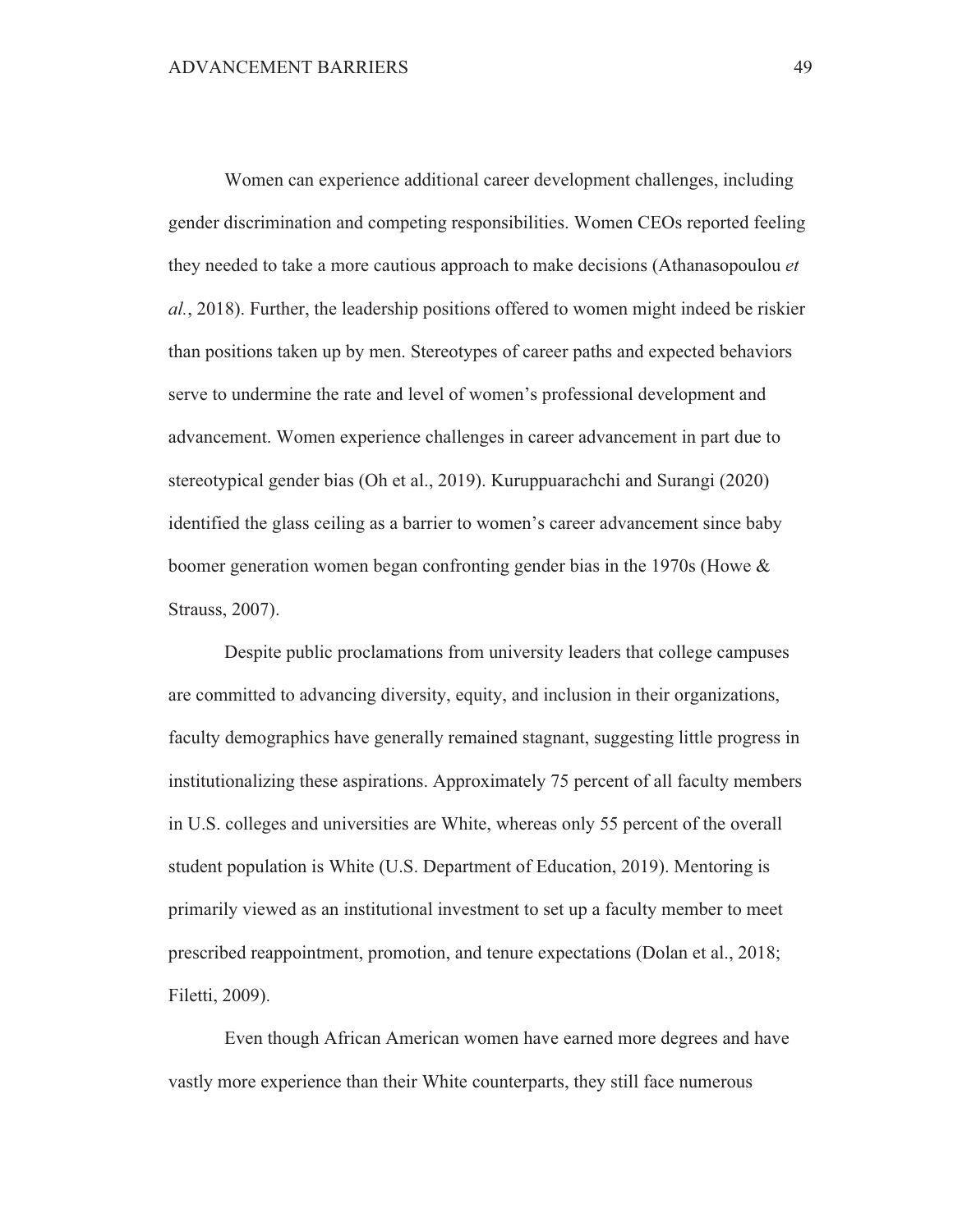Women can experience additional career development challenges, including gender discrimination and competing responsibilities. Women CEOs reported feeling they needed to take a more cautious approach to make decisions (Athanasopoulou *et al.*, 2018). Further, the leadership positions offered to women might indeed be riskier than positions taken up by men. Stereotypes of career paths and expected behaviors serve to undermine the rate and level of women's professional development and advancement. Women experience challenges in career advancement in part due to stereotypical gender bias (Oh et al., 2019). Kuruppuarachchi and Surangi (2020) identified the glass ceiling as a barrier to women's career advancement since baby boomer generation women began confronting gender bias in the 1970s (Howe & Strauss, 2007).

Despite public proclamations from university leaders that college campuses are committed to advancing diversity, equity, and inclusion in their organizations, faculty demographics have generally remained stagnant, suggesting little progress in institutionalizing these aspirations. Approximately 75 percent of all faculty members in U.S. colleges and universities are White, whereas only 55 percent of the overall student population is White (U.S. Department of Education, 2019). Mentoring is primarily viewed as an institutional investment to set up a faculty member to meet prescribed reappointment, promotion, and tenure expectations (Dolan et al., 2018; Filetti, 2009).

Even though African American women have earned more degrees and have vastly more experience than their White counterparts, they still face numerous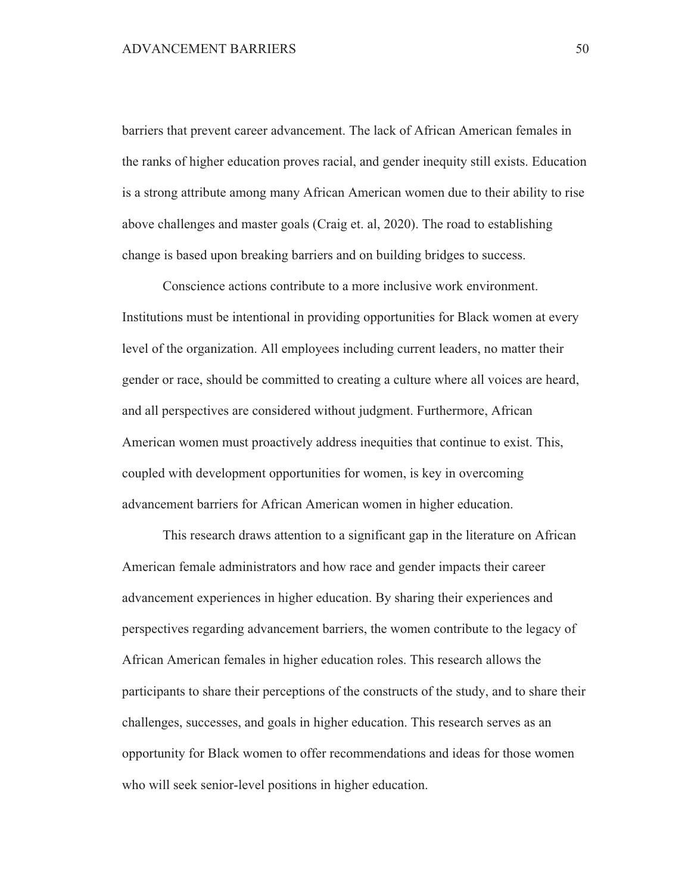barriers that prevent career advancement. The lack of African American females in the ranks of higher education proves racial, and gender inequity still exists. Education is a strong attribute among many African American women due to their ability to rise above challenges and master goals (Craig et. al, 2020). The road to establishing change is based upon breaking barriers and on building bridges to success.

Conscience actions contribute to a more inclusive work environment. Institutions must be intentional in providing opportunities for Black women at every level of the organization. All employees including current leaders, no matter their gender or race, should be committed to creating a culture where all voices are heard, and all perspectives are considered without judgment. Furthermore, African American women must proactively address inequities that continue to exist. This, coupled with development opportunities for women, is key in overcoming advancement barriers for African American women in higher education.

This research draws attention to a significant gap in the literature on African American female administrators and how race and gender impacts their career advancement experiences in higher education. By sharing their experiences and perspectives regarding advancement barriers, the women contribute to the legacy of African American females in higher education roles. This research allows the participants to share their perceptions of the constructs of the study, and to share their challenges, successes, and goals in higher education. This research serves as an opportunity for Black women to offer recommendations and ideas for those women who will seek senior-level positions in higher education.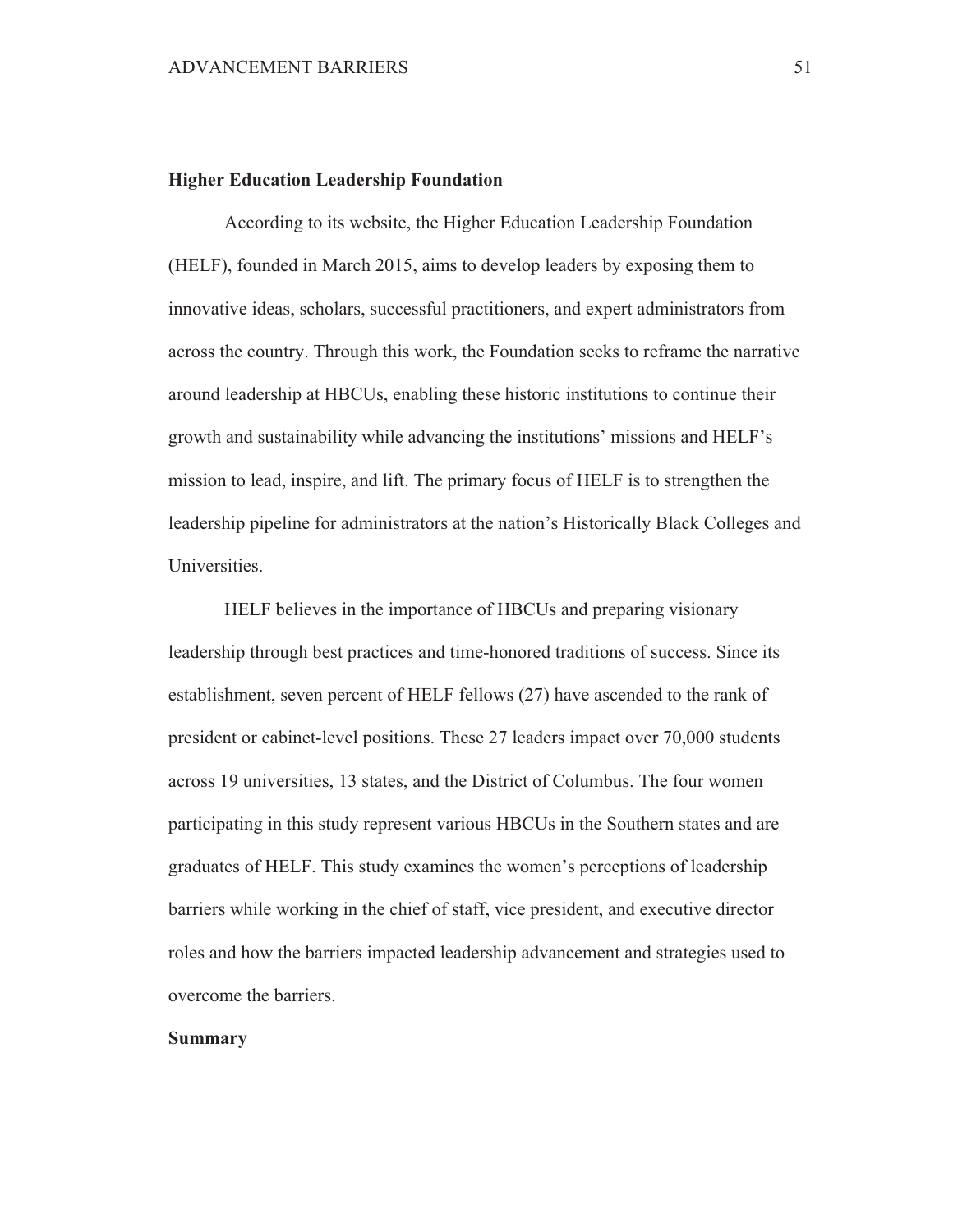## Higher Education Leadership Foundation

According to its website, the Higher Education Leadership Foundation (HELF), founded in March 2015, aims to develop leaders by exposing them to innovative ideas, scholars, successful practitioners, and expert administrators from across the country. Through this work, the Foundation seeks to reframe the narrative around leadership at HBCUs, enabling these historic institutions to continue their growth and sustainability while advancing the institutions' missions and HELF's mission to lead, inspire, and lift. The primary focus of HELF is to strengthen the leadership pipeline for administrators at the nation's Historically Black Colleges and Universities.

HELF believes in the importance of HBCUs and preparing visionary leadership through best practices and time-honored traditions of success. Since its establishment, seven percent of HELF fellows (27) have ascended to the rank of president or cabinet-level positions. These 27 leaders impact over 70,000 students across 19 universities, 13 states, and the District of Columbia. The four women participating in this study represent various HBCUs in the Southern states and are graduates of HELF. This study examines the women's perceptions of leadership barriers while working in the chief of staff, vice president, and executive director roles and how the barriers impacted leadership advancement and strategies used to overcome the barriers.

## Summary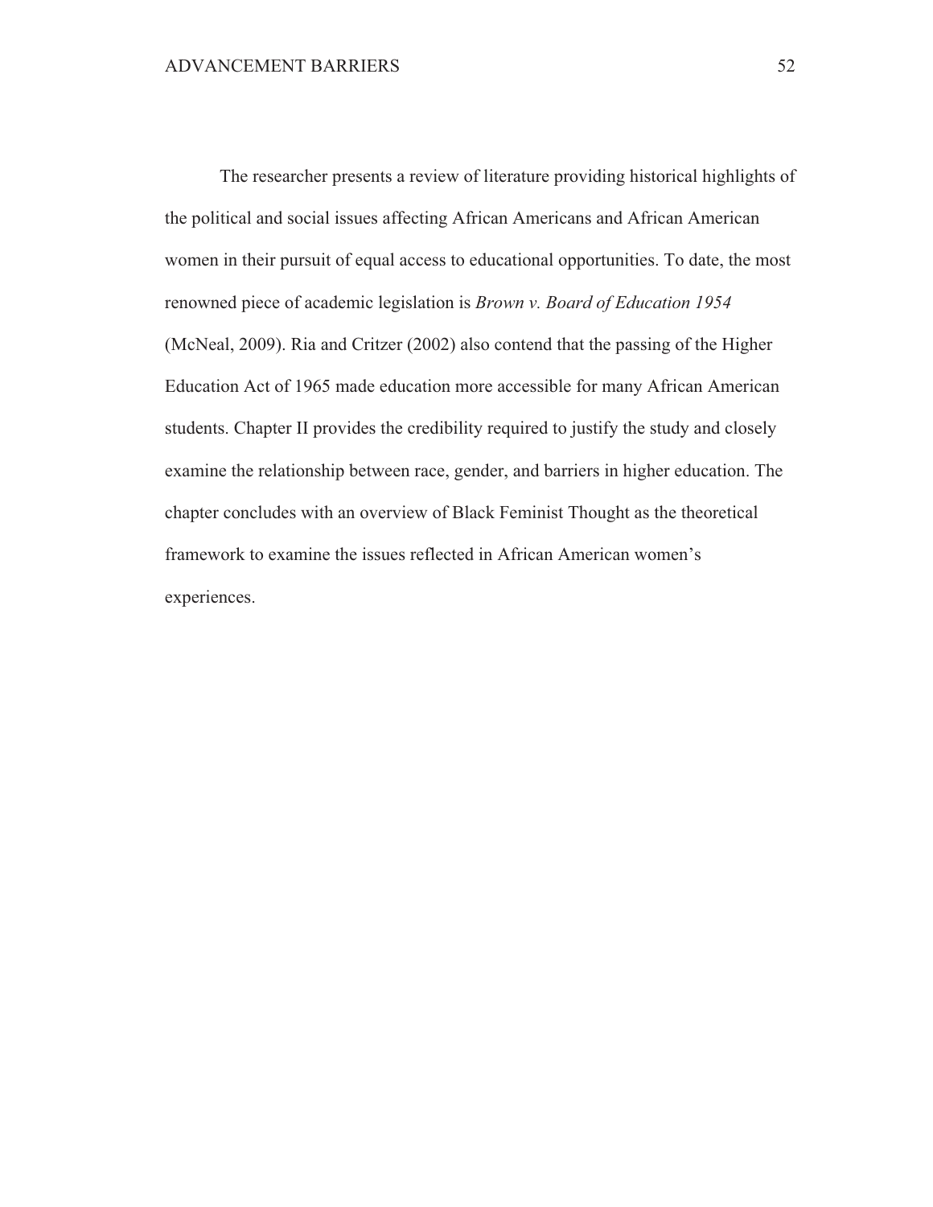The researcher presents a review of literature providing historical highlights of the political and social issues affecting African Americans and African American women in their pursuit of equal access to educational opportunities. To date, the most renowned piece of academic legislation is *Brown v. Board of Education 1954* (McNeal, 2009). Ria and Critzer (2002) also contend that the passing of the Higher Education Act of 1965 made education more accessible for many African American students. Chapter II provides the credibility required to justify the study and closely examine the relationship between race, gender, and barriers in higher education. The chapter concludes with an overview of Black Feminist Thought as the theoretical framework to examine the issues reflected in African American women's experiences.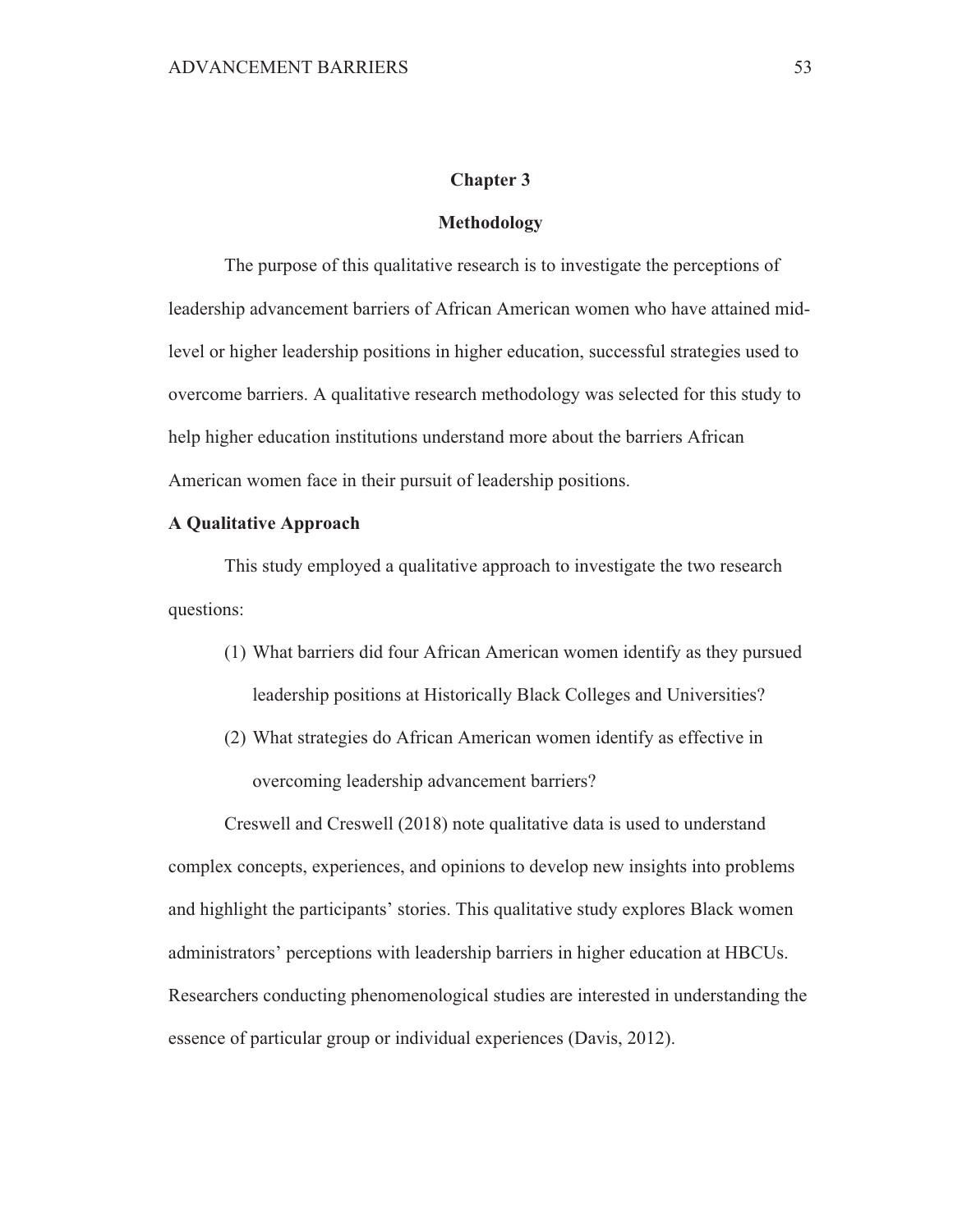# Chapter 3

# Methodology

The purpose of this qualitative research is to investigate the perceptions of leadership advancement barriers of African American women who have attained mid-level or higher leadership positions in higher education, successful strategies used to overcome barriers. A qualitative research methodology was selected for this study to help higher education institutions understand more about the barriers African American women face in their pursuit of leadership positions.

## A Qualitative Approach

This study employed a qualitative approach to investigate the two research questions:

(1) What barriers did four African American women identify as they pursued leadership positions at Historically Black Colleges and Universities?

(2) What strategies do African American women identify as effective in overcoming leadership advancement barriers?

Creswell and Creswell (2018) note qualitative data is used to understand complex concepts, experiences, and opinions to develop new insights into problems and highlight the participants' stories. This qualitative study explores Black women administrators' perceptions with leadership barriers in higher education at HBCUs. Researchers conducting phenomenological studies are interested in understanding the essence of particular group or individual experiences (Davis, 2012).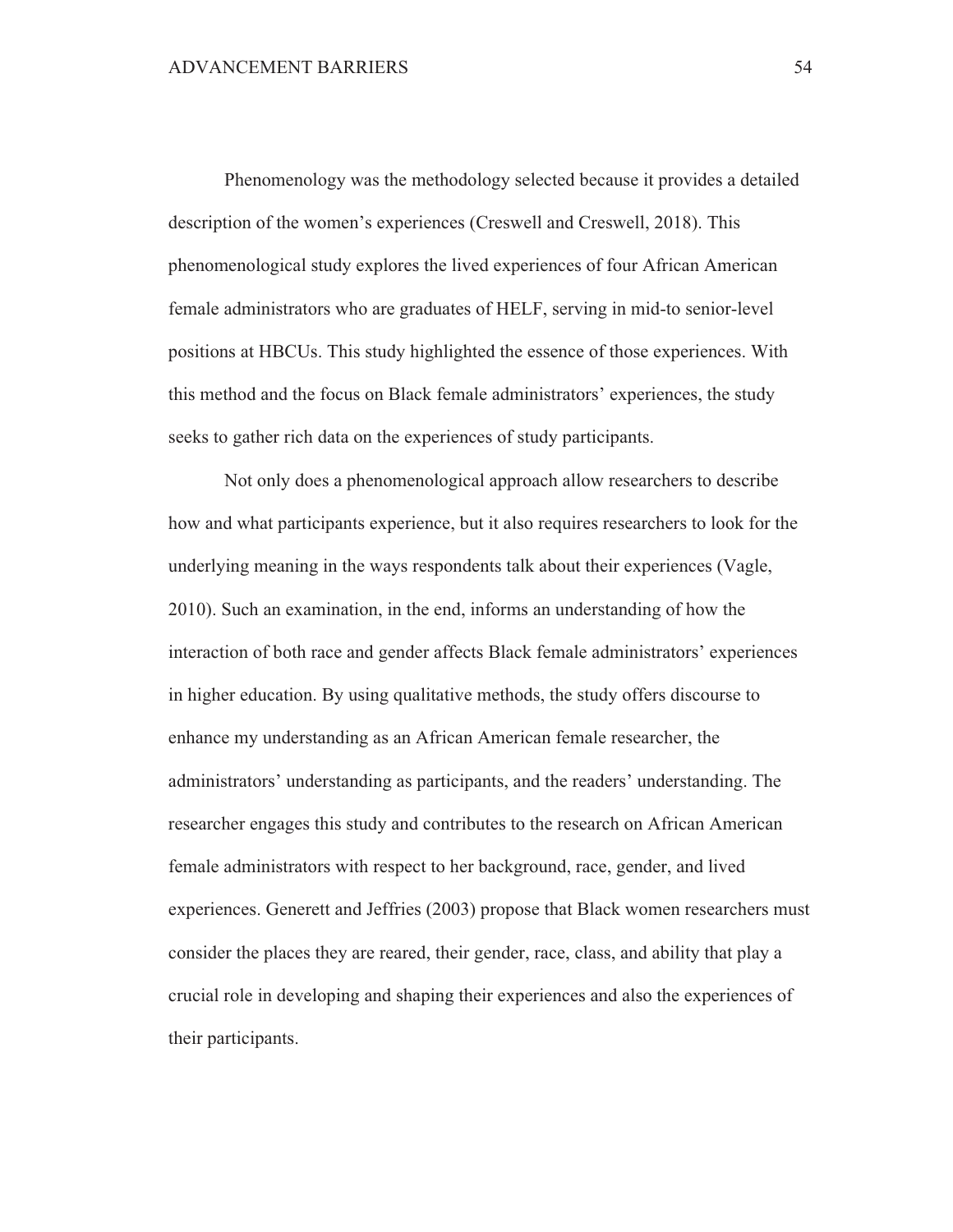Phenomenology was the methodology selected because it provides a detailed description of the women's experiences (Creswell and Creswell, 2018). This phenomenological study explores the lived experiences of four African American female administrators who are graduates of HELF, serving in mid-to senior-level positions at HBCUs. This study highlighted the essence of those experiences. With this method and the focus on Black female administrators' experiences, the study seeks to gather rich data on the experiences of study participants.

Not only does a phenomenological approach allow researchers to describe how and what participants experience, but it also requires researchers to look for the underlying meaning in the ways respondents talk about their experiences (Vagle, 2010). Such an examination, in the end, informs an understanding of how the interaction of both race and gender affects Black female administrators' experiences in higher education. By using qualitative methods, the study offers discourse to enhance my understanding as an African American female researcher, the administrators' understanding as participants, and the readers' understanding. The researcher engages this study and contributes to the research on African American female administrators with respect to her background, race, gender, and lived experiences. Generett and Jeffries (2003) propose that Black women researchers must consider the places they are reared, their gender, race, class, and ability that play a crucial role in developing and shaping their experiences and also the experiences of their participants.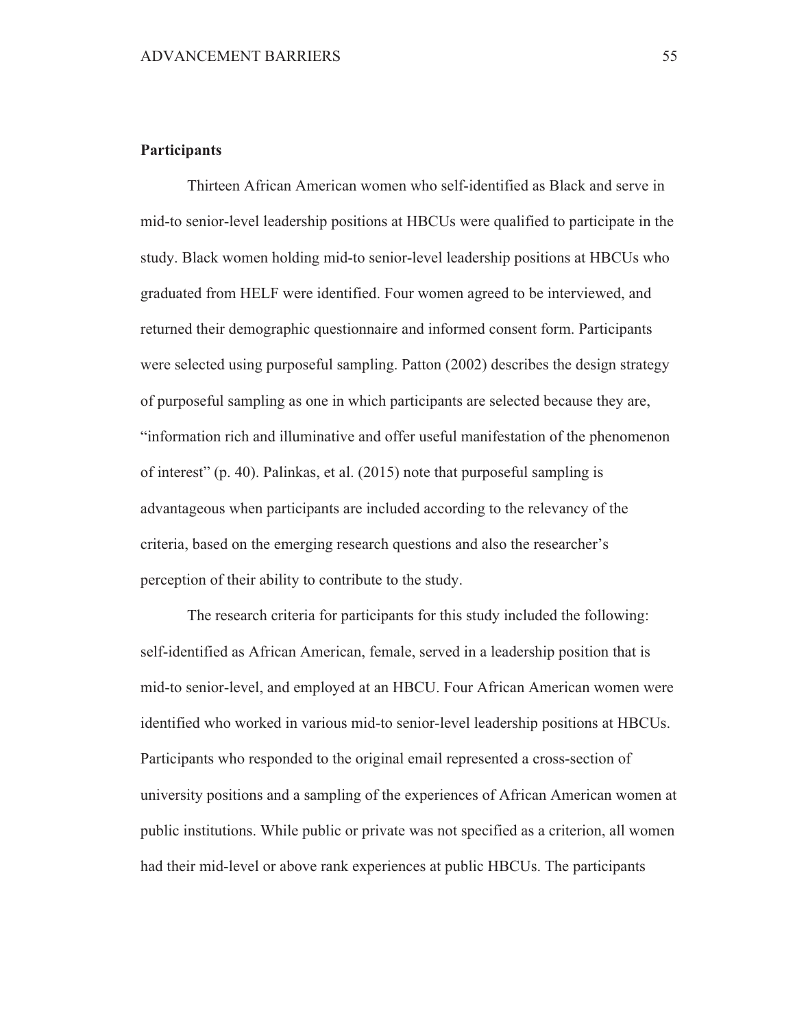**Participants**

Thirteen African American women who self-identified as Black and serve in mid-to senior-level leadership positions at HBCUs were qualified to participate in the study. Black women holding mid-to senior-level leadership positions at HBCUs who graduated from HELF were identified. Four women agreed to be interviewed, and returned their demographic questionnaire and informed consent form. Participants were selected using purposeful sampling. Patton (2002) describes the design strategy of purposeful sampling as one in which participants are selected because they are, "information rich and illuminative and offer useful manifestation of the phenomenon of interest" (p. 40). Palinkas, et al. (2015) note that purposeful sampling is advantageous when participants are included according to the relevancy of the criteria, based on the emerging research questions and also the researcher's perception of their ability to contribute to the study.

The research criteria for participants for this study included the following: self-identified as African American, female, served in a leadership position that is mid-to senior-level, and employed at an HBCU. Four African American women were identified who worked in various mid-to senior-level leadership positions at HBCUs. Participants who responded to the original email represented a cross-section of university positions and a sampling of the experiences of African American women at public institutions. While public or private was not specified as a criterion, all women had their mid-level or above rank experiences at public HBCUs. The participants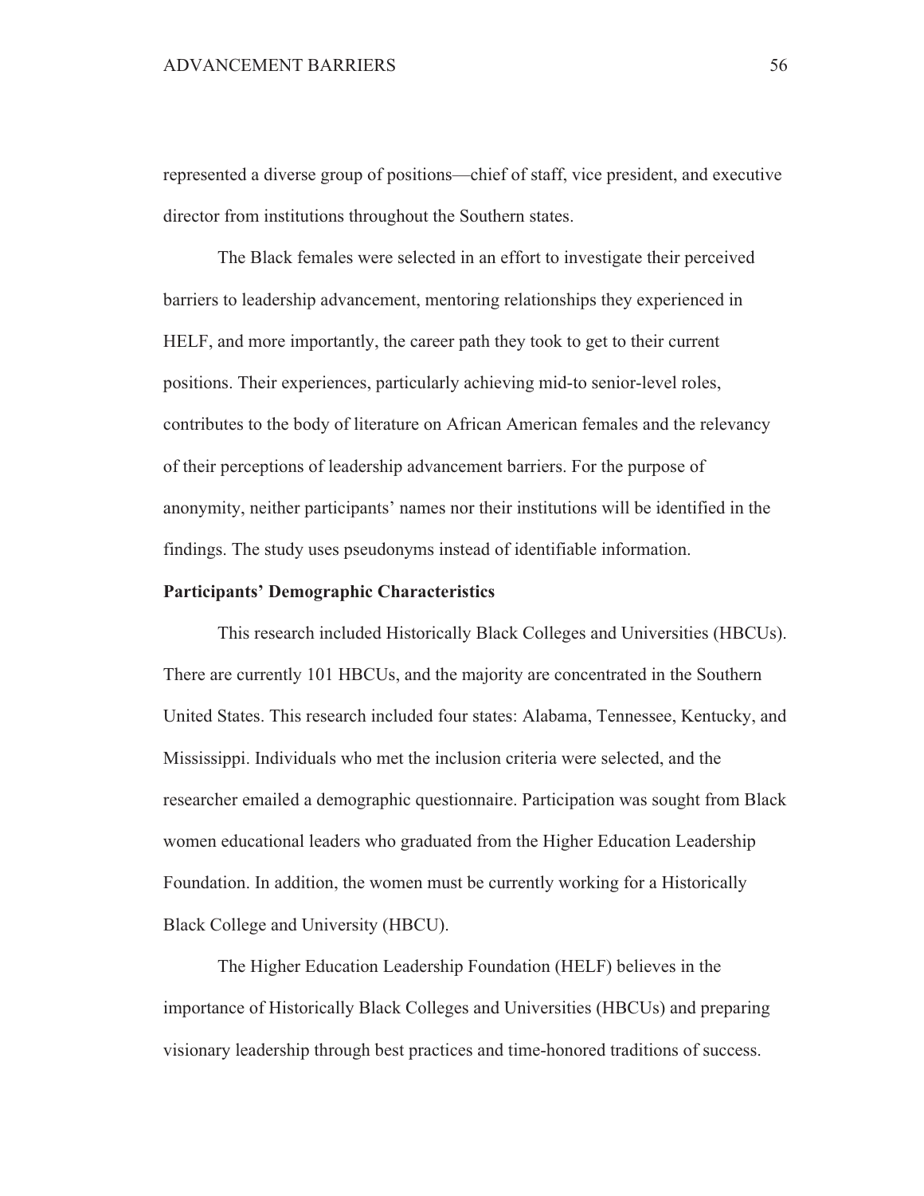represented a diverse group of positions—chief of staff, vice president, and executive director from institutions throughout the Southern states.

The Black females were selected in an effort to investigate their perceived barriers to leadership advancement, mentoring relationships they experienced in HELF, and more importantly, the career path they took to get to their current positions. Their experiences, particularly achieving mid-to senior-level roles, contributes to the body of literature on African American females and the relevancy of their perceptions of leadership advancement barriers. For the purpose of anonymity, neither participants' names nor their institutions will be identified in the findings. The study uses pseudonyms instead of identifiable information.

**Participants' Demographic Characteristics**

This research included Historically Black Colleges and Universities (HBCUs). There are currently 101 HBCUs, and the majority are concentrated in the Southern United States. This research included four states: Alabama, Tennessee, Kentucky, and Mississippi. Individuals who met the inclusion criteria were selected, and the researcher emailed a demographic questionnaire. Participation was sought from Black women educational leaders who graduated from the Higher Education Leadership Foundation. In addition, the women must be currently working for a Historically Black College and University (HBCU).

The Higher Education Leadership Foundation (HELF) believes in the importance of Historically Black Colleges and Universities (HBCUs) and preparing visionary leadership through best practices and time-honored traditions of success.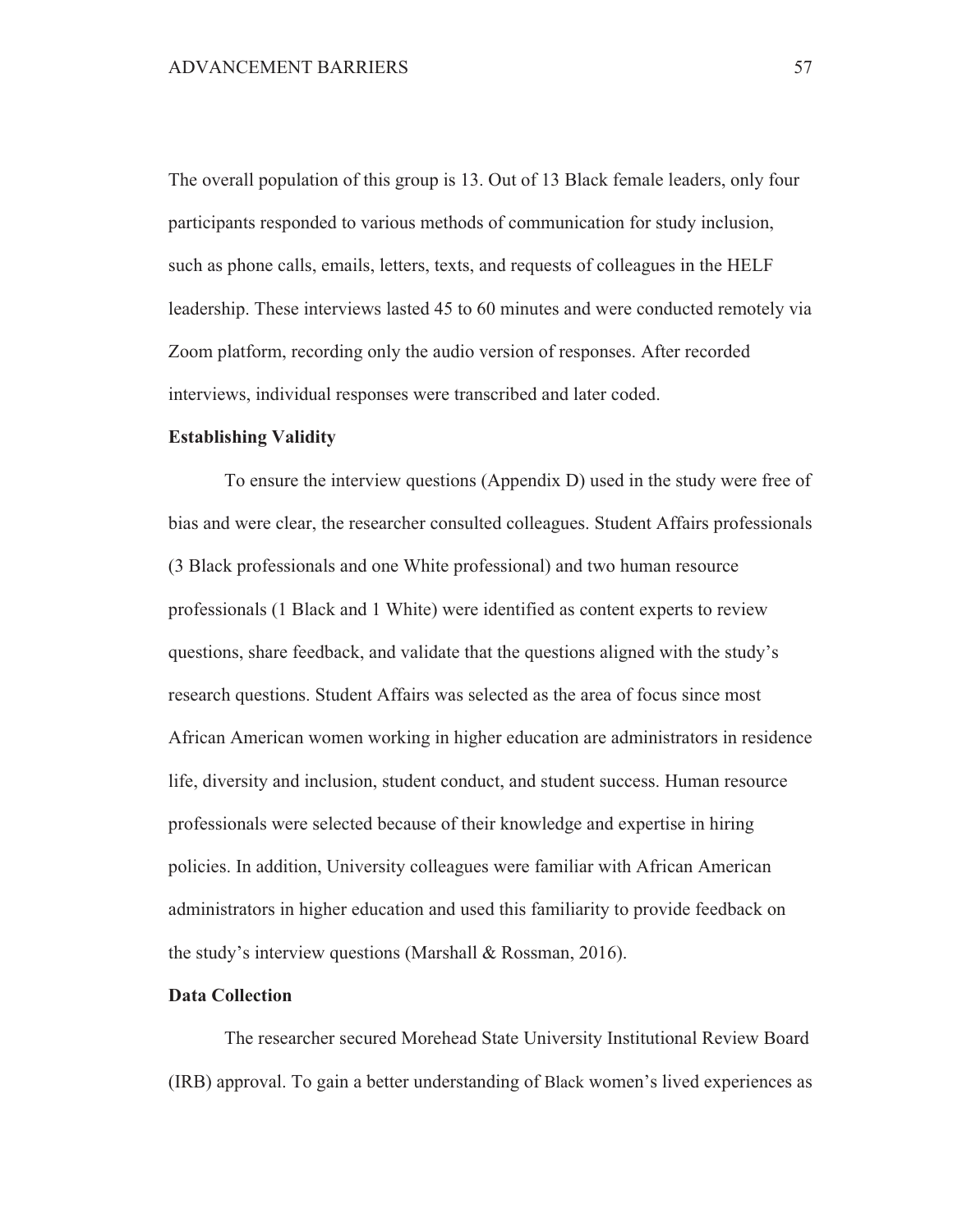The overall population of this group is 13. Out of 13 Black female leaders, only four participants responded to various methods of communication for study inclusion, such as phone calls, emails, letters, texts, and requests of colleagues in the HELF leadership. These interviews lasted 45 to 60 minutes and were conducted remotely via Zoom platform, recording only the audio version of responses. After recorded interviews, individual responses were transcribed and later coded.

**Establishing Validity**

To ensure the interview questions (Appendix D) used in the study were free of bias and were clear, the researcher consulted colleagues. Student Affairs professionals (3 Black professionals and one White professional) and two human resource professionals (1 Black and 1 White) were identified as content experts to review questions, share feedback, and validate that the questions aligned with the study's research questions. Student Affairs was selected as the area of focus since most African American women working in higher education are administrators in residence life, diversity and inclusion, student conduct, and student success. Human resource professionals were selected because of their knowledge and expertise in hiring policies. In addition, University colleagues were familiar with African American administrators in higher education and used this familiarity to provide feedback on the study's interview questions (Marshall & Rossman, 2016).

**Data Collection**

The researcher secured Morehead State University Institutional Review Board (IRB) approval. To gain a better understanding of Black women's lived experiences as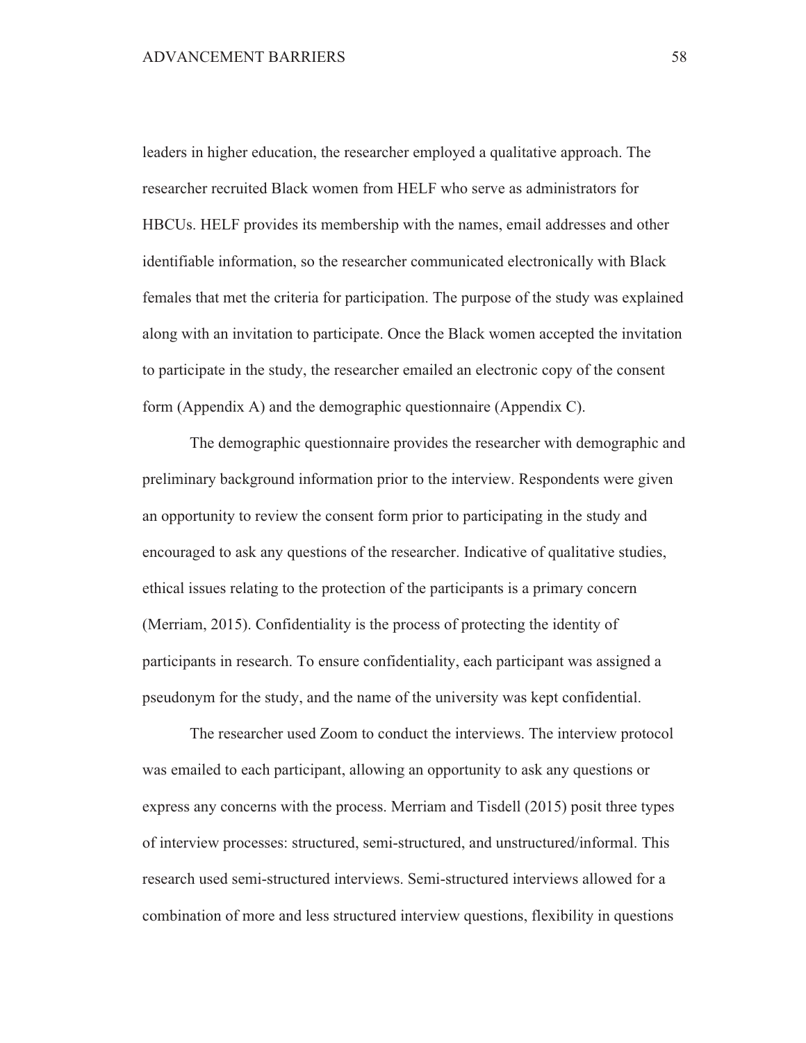leaders in higher education, the researcher employed a qualitative approach. The researcher recruited Black women from HELF who serve as administrators for HBCUs. HELF provides its membership with the names, email addresses and other identifiable information, so the researcher communicated electronically with Black females that met the criteria for participation. The purpose of the study was explained along with an invitation to participate. Once the Black women accepted the invitation to participate in the study, the researcher emailed an electronic copy of the consent form (Appendix A) and the demographic questionnaire (Appendix C).

The demographic questionnaire provides the researcher with demographic and preliminary background information prior to the interview. Respondents were given an opportunity to review the consent form prior to participating in the study and encouraged to ask any questions of the researcher. Indicative of qualitative studies, ethical issues relating to the protection of the participants is a primary concern (Merriam, 2015). Confidentiality is the process of protecting the identity of participants in research. To ensure confidentiality, each participant was assigned a pseudonym for the study, and the name of the university was kept confidential.

The researcher used Zoom to conduct the interviews. The interview protocol was emailed to each participant, allowing an opportunity to ask any questions or express any concerns with the process. Merriam and Tisdell (2015) posit three types of interview processes: structured, semi-structured, and unstructured/informal. This research used semi-structured interviews. Semi-structured interviews allowed for a combination of more and less structured interview questions, flexibility in questions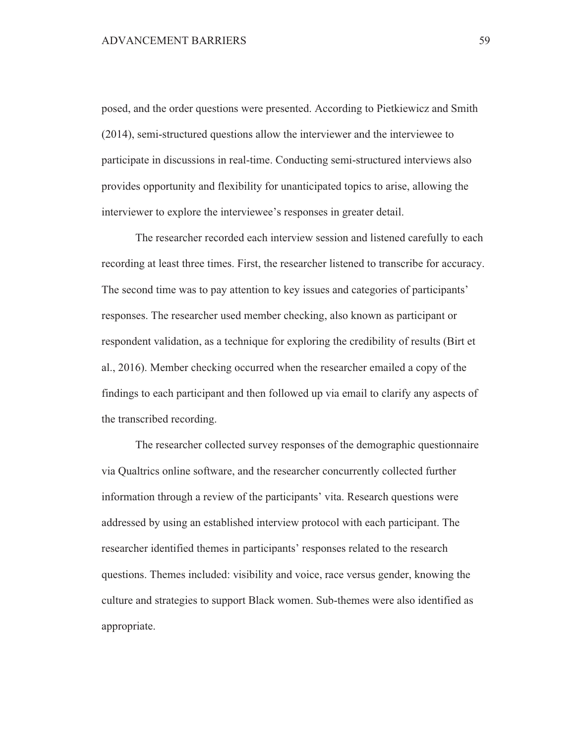posed, and the order questions were presented. According to Pietkiewicz and Smith (2014), semi-structured questions allow the interviewer and the interviewee to participate in discussions in real-time. Conducting semi-structured interviews also provides opportunity and flexibility for unanticipated topics to arise, allowing the interviewer to explore the interviewee's responses in greater detail.

The researcher recorded each interview session and listened carefully to each recording at least three times. First, the researcher listened to transcribe for accuracy. The second time was to pay attention to key issues and categories of participants' responses. The researcher used member checking, also known as participant or respondent validation, as a technique for exploring the credibility of results (Birt et al., 2016). Member checking occurred when the researcher emailed a copy of the findings to each participant and then followed up via email to clarify any aspects of the transcribed recording.

The researcher collected survey responses of the demographic questionnaire via Qualtrics online software, and the researcher concurrently collected further information through a review of the participants' vita. Research questions were addressed by using an established interview protocol with each participant. The researcher identified themes in participants' responses related to the research questions. Themes included: visibility and voice, race versus gender, knowing the culture and strategies to support Black women. Sub-themes were also identified as appropriate.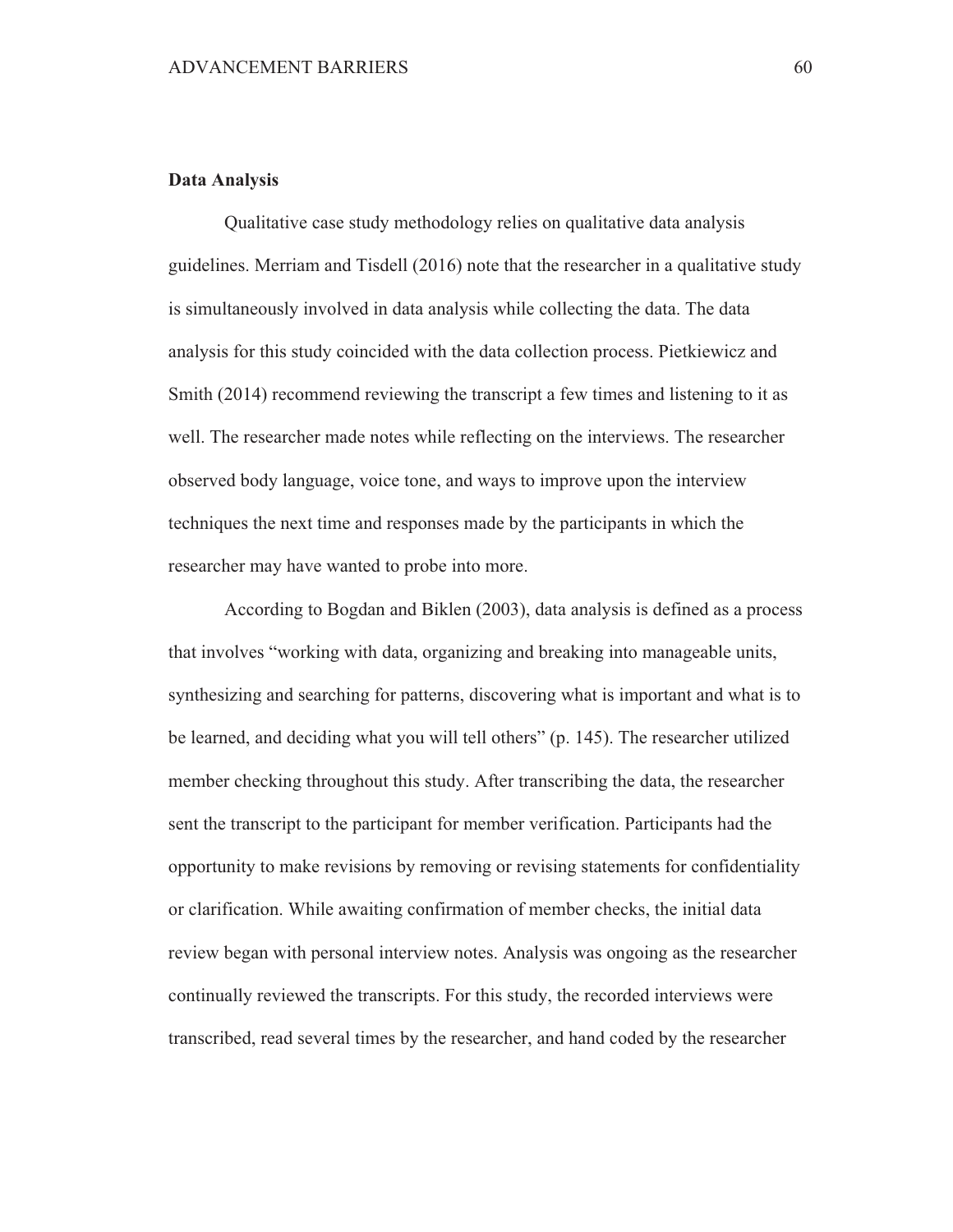**Data Analysis**

Qualitative case study methodology relies on qualitative data analysis guidelines. Merriam and Tisdell (2016) note that the researcher in a qualitative study is simultaneously involved in data analysis while collecting the data. The data analysis for this study coincided with the data collection process. Pietkiewicz and Smith (2014) recommend reviewing the transcript a few times and listening to it as well. The researcher made notes while reflecting on the interviews. The researcher observed body language, voice tone, and ways to improve upon the interview techniques the next time and responses made by the participants in which the researcher may have wanted to probe into more.

According to Bogdan and Biklen (2003), data analysis is defined as a process that involves "working with data, organizing and breaking into manageable units, synthesizing and searching for patterns, discovering what is important and what is to be learned, and deciding what you will tell others" (p. 145). The researcher utilized member checking throughout this study. After transcribing the data, the researcher sent the transcript to the participant for member verification. Participants had the opportunity to make revisions by removing or revising statements for confidentiality or clarification. While awaiting confirmation of member checks, the initial data review began with personal interview notes. Analysis was ongoing as the researcher continually reviewed the transcripts. For this study, the recorded interviews were transcribed, read several times by the researcher, and hand coded by the researcher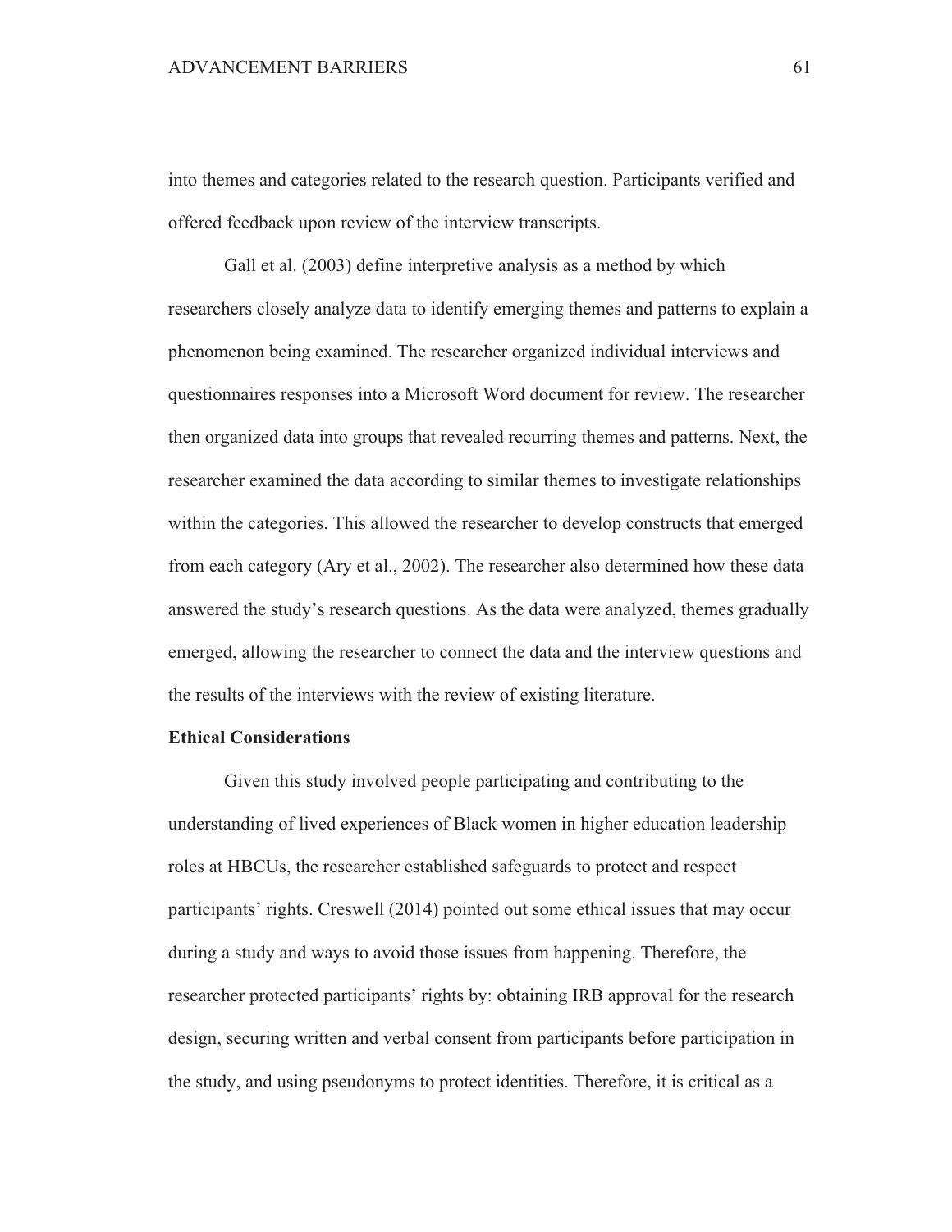into themes and categories related to the research question. Participants verified and offered feedback upon review of the interview transcripts.

Gall et al. (2003) define interpretive analysis as a method by which researchers closely analyze data to identify emerging themes and patterns to explain a phenomenon being examined. The researcher organized individual interviews and questionnaires responses into a Microsoft Word document for review. The researcher then organized data into groups that revealed recurring themes and patterns. Next, the researcher examined the data according to similar themes to investigate relationships within the categories. This allowed the researcher to develop constructs that emerged from each category (Ary et al., 2002). The researcher also determined how these data answered the study's research questions. As the data were analyzed, themes gradually emerged, allowing the researcher to connect the data and the interview questions and the results of the interviews with the review of existing literature.

**Ethical Considerations**

Given this study involved people participating and contributing to the understanding of lived experiences of Black women in higher education leadership roles at HBCUs, the researcher established safeguards to protect and respect participants' rights. Creswell (2014) pointed out some ethical issues that may occur during a study and ways to avoid those issues from happening. Therefore, the researcher protected participants' rights by: obtaining IRB approval for the research design, securing written and verbal consent from participants before participation in the study, and using pseudonyms to protect identities. Therefore, it is critical as a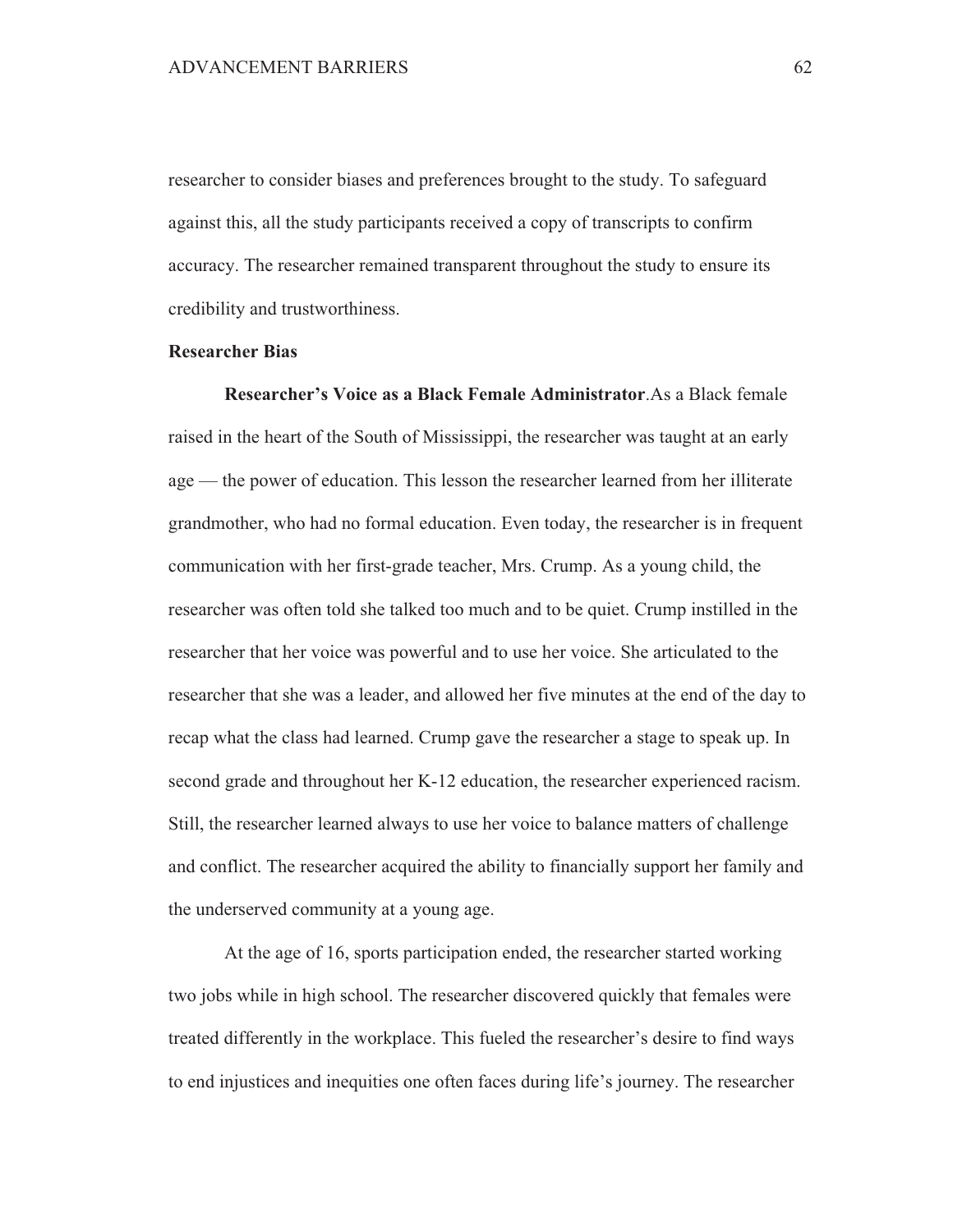researcher to consider biases and preferences brought to the study. To safeguard against this, all the study participants received a copy of transcripts to confirm accuracy. The researcher remained transparent throughout the study to ensure its credibility and trustworthiness.

## Researcher Bias

**Researcher's Voice as a Black Female Administrator**.As a Black female raised in the heart of the South of Mississippi, the researcher was taught at an early age — the power of education. This lesson the researcher learned from her illiterate grandmother, who had no formal education. Even today, the researcher is in frequent communication with her first-grade teacher, Mrs. Crump. As a young child, the researcher was often told she talked too much and to be quiet. Crump instilled in the researcher that her voice was powerful and to use her voice. She articulated to the researcher that she was a leader, and allowed her five minutes at the end of the day to recap what the class had learned. Crump gave the researcher a stage to speak up. In second grade and throughout her K-12 education, the researcher experienced racism. Still, the researcher learned always to use her voice to balance matters of challenge and conflict. The researcher acquired the ability to financially support her family and the underserved community at a young age.

At the age of 16, sports participation ended, the researcher started working two jobs while in high school. The researcher discovered quickly that females were treated differently in the workplace. This fueled the researcher's desire to find ways to end injustices and inequities one often faces during life's journey. The researcher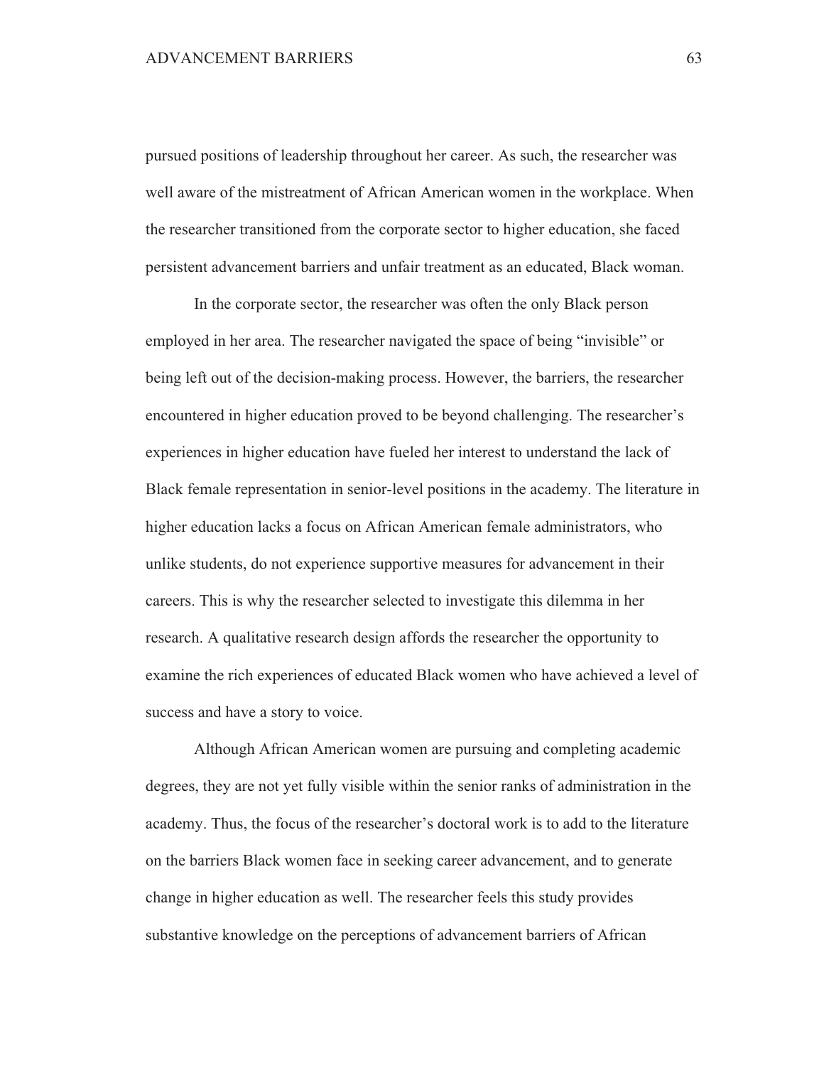pursued positions of leadership throughout her career. As such, the researcher was well aware of the mistreatment of African American women in the workplace. When the researcher transitioned from the corporate sector to higher education, she faced persistent advancement barriers and unfair treatment as an educated, Black woman.

In the corporate sector, the researcher was often the only Black person employed in her area. The researcher navigated the space of being "invisible" or being left out of the decision-making process. However, the barriers, the researcher encountered in higher education proved to be beyond challenging. The researcher's experiences in higher education have fueled her interest to understand the lack of Black female representation in senior-level positions in the academy. The literature in higher education lacks a focus on African American female administrators, who unlike students, do not experience supportive measures for advancement in their careers. This is why the researcher selected to investigate this dilemma in her research. A qualitative research design affords the researcher the opportunity to examine the rich experiences of educated Black women who have achieved a level of success and have a story to voice.

Although African American women are pursuing and completing academic degrees, they are not yet fully visible within the senior ranks of administration in the academy. Thus, the focus of the researcher's doctoral work is to add to the literature on the barriers Black women face in seeking career advancement, and to generate change in higher education as well. The researcher feels this study provides substantive knowledge on the perceptions of advancement barriers of African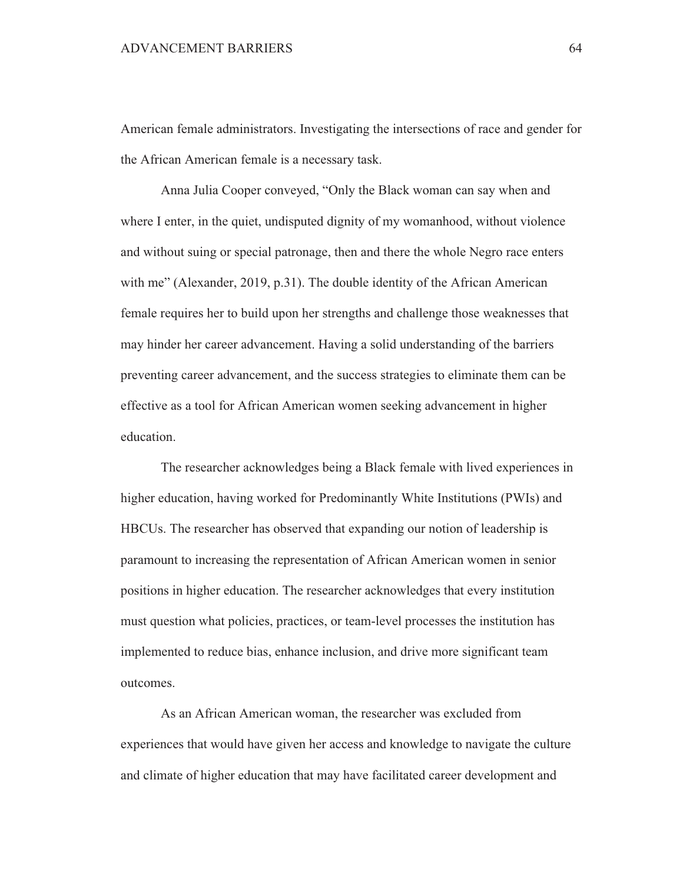American female administrators. Investigating the intersections of race and gender for the African American female is a necessary task.

Anna Julia Cooper conveyed, "Only the Black woman can say when and where I enter, in the quiet, undisputed dignity of my womanhood, without violence and without suing or special patronage, then and there the whole Negro race enters with me" (Alexander, 2019, p.31). The double identity of the African American female requires her to build upon her strengths and challenge those weaknesses that may hinder her career advancement. Having a solid understanding of the barriers preventing career advancement, and the success strategies to eliminate them can be effective as a tool for African American women seeking advancement in higher education.

The researcher acknowledges being a Black female with lived experiences in higher education, having worked for Predominantly White Institutions (PWIs) and HBCUs. The researcher has observed that expanding our notion of leadership is paramount to increasing the representation of African American women in senior positions in higher education. The researcher acknowledges that every institution must question what policies, practices, or team-level processes the institution has implemented to reduce bias, enhance inclusion, and drive more significant team outcomes.

As an African American woman, the researcher was excluded from experiences that would have given her access and knowledge to navigate the culture and climate of higher education that may have facilitated career development and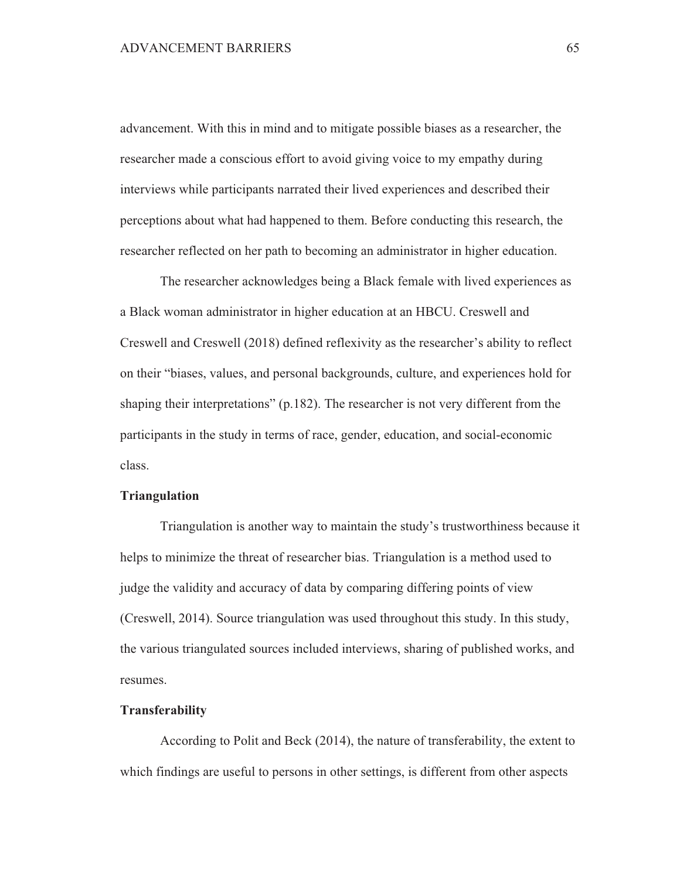advancement. With this in mind and to mitigate possible biases as a researcher, the researcher made a conscious effort to avoid giving voice to my empathy during interviews while participants narrated their lived experiences and described their perceptions about what had happened to them. Before conducting this research, the researcher reflected on her path to becoming an administrator in higher education.

The researcher acknowledges being a Black female with lived experiences as a Black woman administrator in higher education at an HBCU. Creswell and Creswell and Creswell (2018) defined reflexivity as the researcher's ability to reflect on their "biases, values, and personal backgrounds, culture, and experiences hold for shaping their interpretations" (p.182). The researcher is not very different from the participants in the study in terms of race, gender, education, and social-economic class.

**Triangulation**

Triangulation is another way to maintain the study's trustworthiness because it helps to minimize the threat of researcher bias. Triangulation is a method used to judge the validity and accuracy of data by comparing differing points of view (Creswell, 2014). Source triangulation was used throughout this study. In this study, the various triangulated sources included interviews, sharing of published works, and resumes.

**Transferability**

According to Polit and Beck (2014), the nature of transferability, the extent to which findings are useful to persons in other settings, is different from other aspects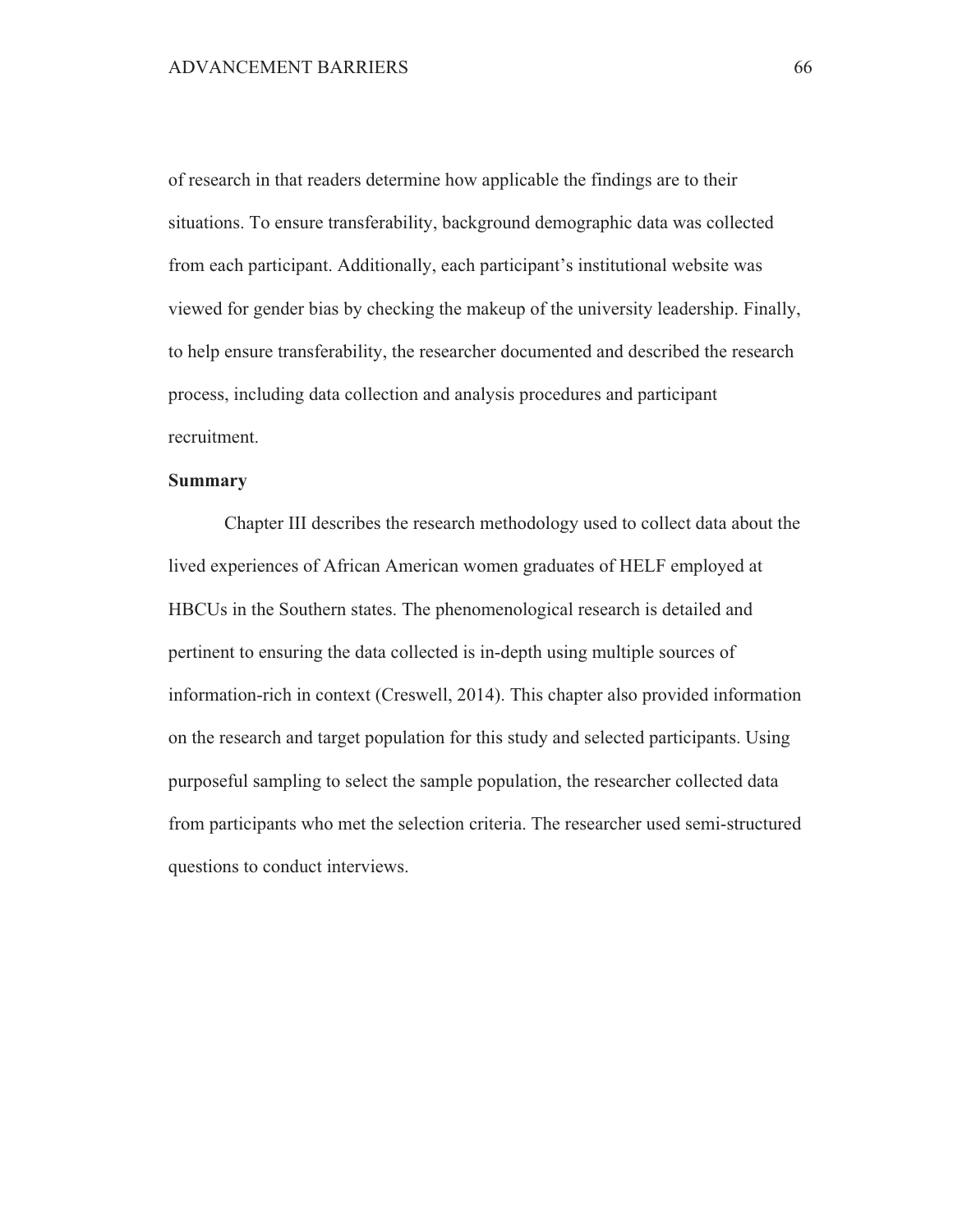of research in that readers determine how applicable the findings are to their situations. To ensure transferability, background demographic data was collected from each participant. Additionally, each participant's institutional website was viewed for gender bias by checking the makeup of the university leadership. Finally, to help ensure transferability, the researcher documented and described the research process, including data collection and analysis procedures and participant recruitment.

## Summary

Chapter III describes the research methodology used to collect data about the lived experiences of African American women graduates of HELF employed at HBCUs in the Southern states. The phenomenological research is detailed and pertinent to ensuring the data collected is in-depth using multiple sources of information-rich in context (Creswell, 2014). This chapter also provided information on the research and target population for this study and selected participants. Using purposeful sampling to select the sample population, the researcher collected data from participants who met the selection criteria. The researcher used semi-structured questions to conduct interviews.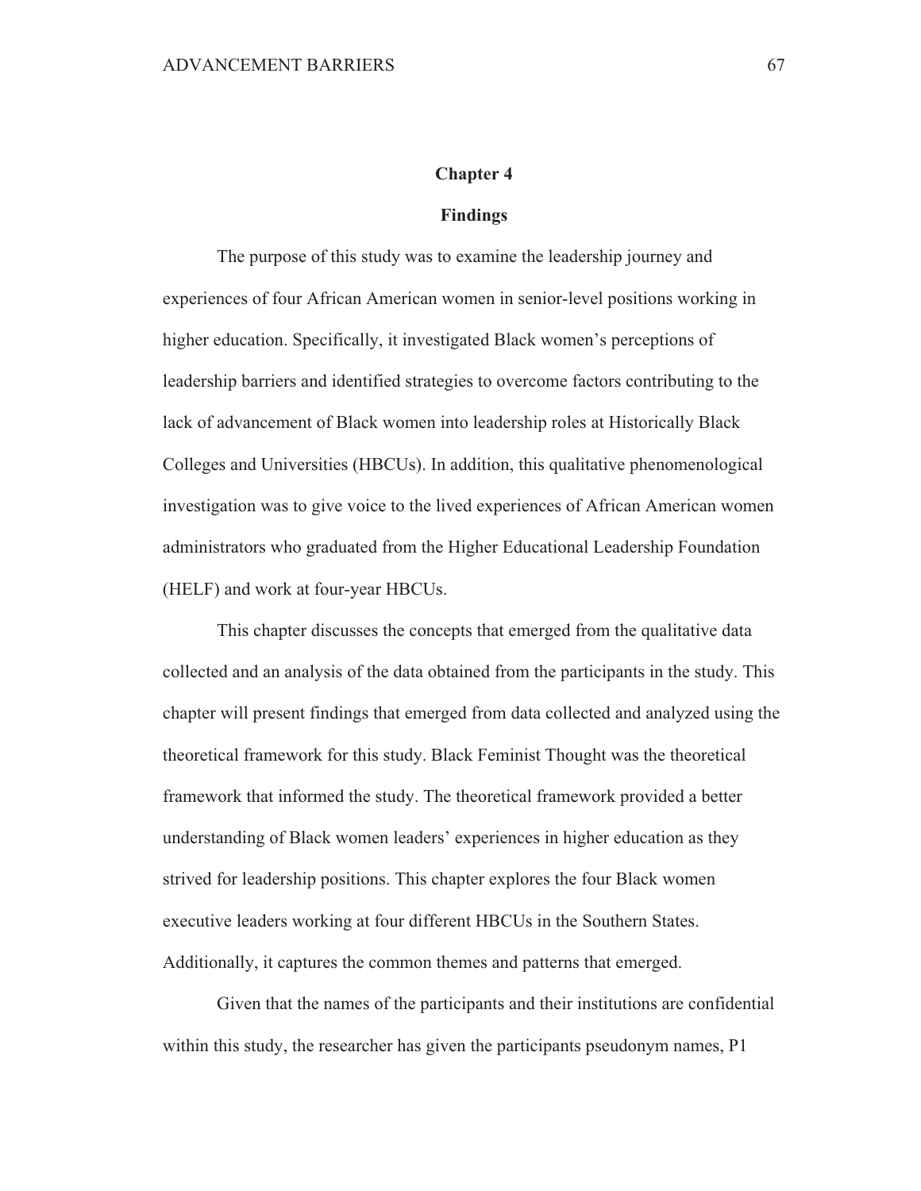# Chapter 4

## Findings

The purpose of this study was to examine the leadership journey and experiences of four African American women in senior-level positions working in higher education. Specifically, it investigated Black women's perceptions of leadership barriers and identified strategies to overcome factors contributing to the lack of advancement of Black women into leadership roles at Historically Black Colleges and Universities (HBCUs). In addition, this qualitative phenomenological investigation was to give voice to the lived experiences of African American women administrators who graduated from the Higher Educational Leadership Foundation (HELF) and work at four-year HBCUs.

This chapter discusses the concepts that emerged from the qualitative data collected and an analysis of the data obtained from the participants in the study. This chapter will present findings that emerged from data collected and analyzed using the theoretical framework for this study. Black Feminist Thought was the theoretical framework that informed the study. The theoretical framework provided a better understanding of Black women leaders' experiences in higher education as they strived for leadership positions. This chapter explores the four Black women executive leaders working at four different HBCUs in the Southern States. Additionally, it captures the common themes and patterns that emerged.

Given that the names of the participants and their institutions are confidential within this study, the researcher has given the participants pseudonym names, P1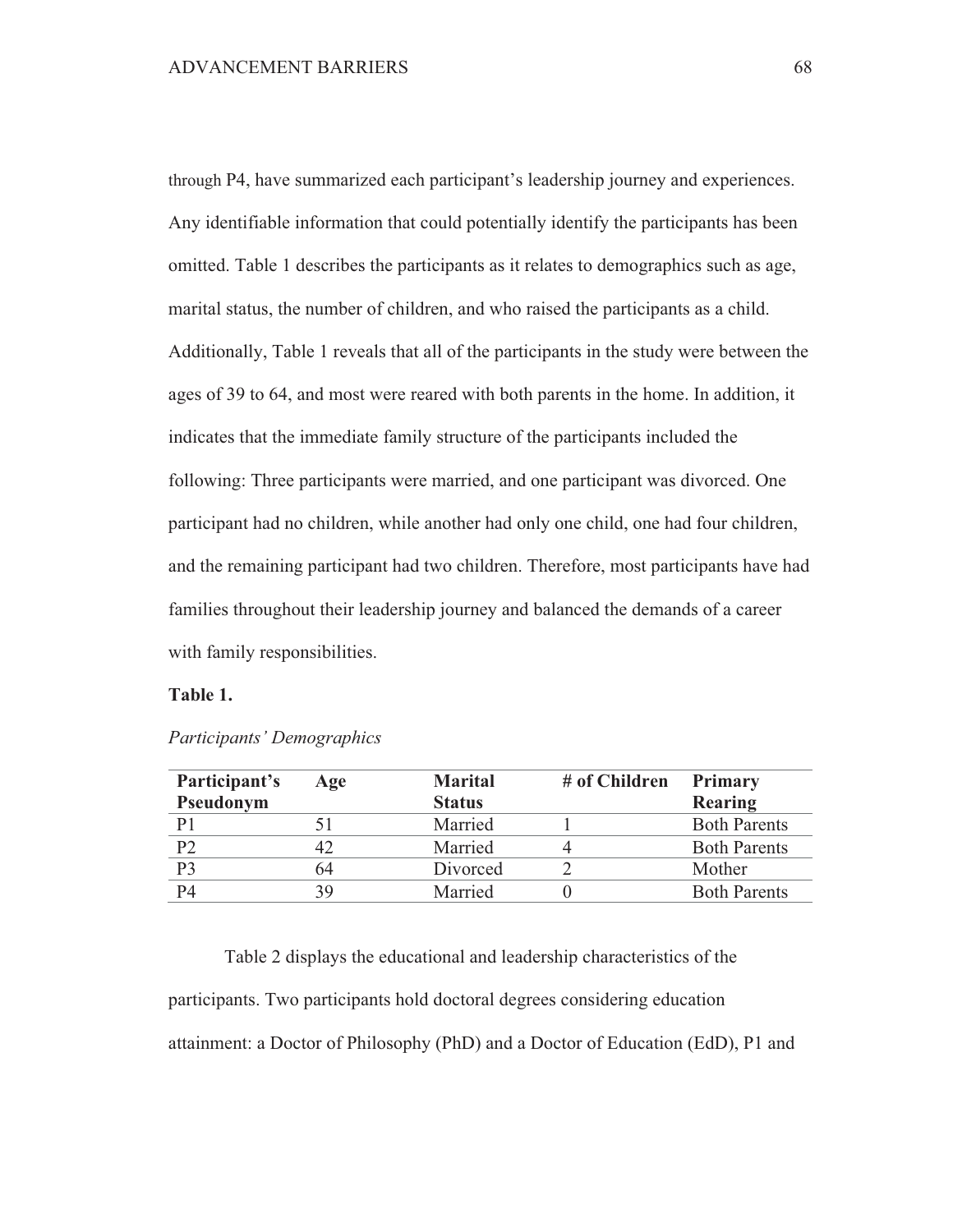through P4, have summarized each participant's leadership journey and experiences. Any identifiable information that could potentially identify the participants has been omitted. Table 1 describes the participants as it relates to demographics such as age, marital status, the number of children, and who raised the participants as a child. Additionally, Table 1 reveals that all of the participants in the study were between the ages of 39 to 64, and most were reared with both parents in the home. In addition, it indicates that the immediate family structure of the participants included the following: Three participants were married, and one participant was divorced. One participant had no children, while another had only one child, one had four children, and the remaining participant had two children. Therefore, most participants have had families throughout their leadership journey and balanced the demands of a career with family responsibilities.

**Table 1.**

*Participants' Demographics*

| Participant's Pseudonym | Age | Marital Status | # of Children | Primary Rearing |
|---|---|---|---|---|
| P1 | 51 | Married | 1 | Both Parents |
| P2 | 42 | Married | 4 | Both Parents |
| P3 | 64 | Divorced | 2 | Mother |
| P4 | 39 | Married | 0 | Both Parents |

Table 2 displays the educational and leadership characteristics of the participants. Two participants hold doctoral degrees considering education attainment: a Doctor of Philosophy (PhD) and a Doctor of Education (EdD), P1 and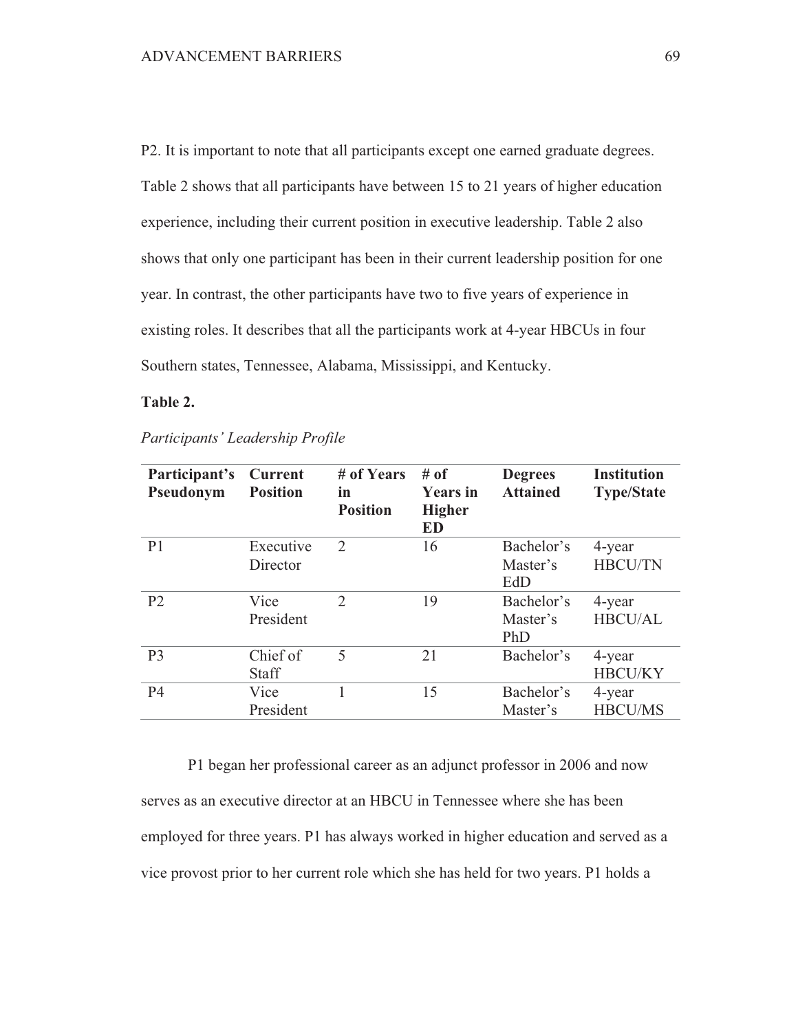P2. It is important to note that all participants except one earned graduate degrees. Table 2 shows that all participants have between 15 to 21 years of higher education experience, including their current position in executive leadership. Table 2 also shows that only one participant has been in their current leadership position for one year. In contrast, the other participants have two to five years of experience in existing roles. It describes that all the participants work at 4-year HBCUs in four Southern states, Tennessee, Alabama, Mississippi, and Kentucky.

**Table 2.**

*Participants' Leadership Profile*

| Participant's Pseudonym | Current Position | # of Years in Position | # of Years in Higher ED | Degrees Attained | Institution Type/State |
|---|---|---|---|---|---|
| P1 | Executive Director | 2 | 16 | Bachelor's Master's EdD | 4-year HBCU/TN |
| P2 | Vice President | 2 | 19 | Bachelor's Master's PhD | 4-year HBCU/AL |
| P3 | Chief of Staff | 5 | 21 | Bachelor's | 4-year HBCU/KY |
| P4 | Vice President | 1 | 15 | Bachelor's Master's | 4-year HBCU/MS |

P1 began her professional career as an adjunct professor in 2006 and now serves as an executive director at an HBCU in Tennessee where she has been employed for three years. P1 has always worked in higher education and served as a vice provost prior to her current role which she has held for two years. P1 holds a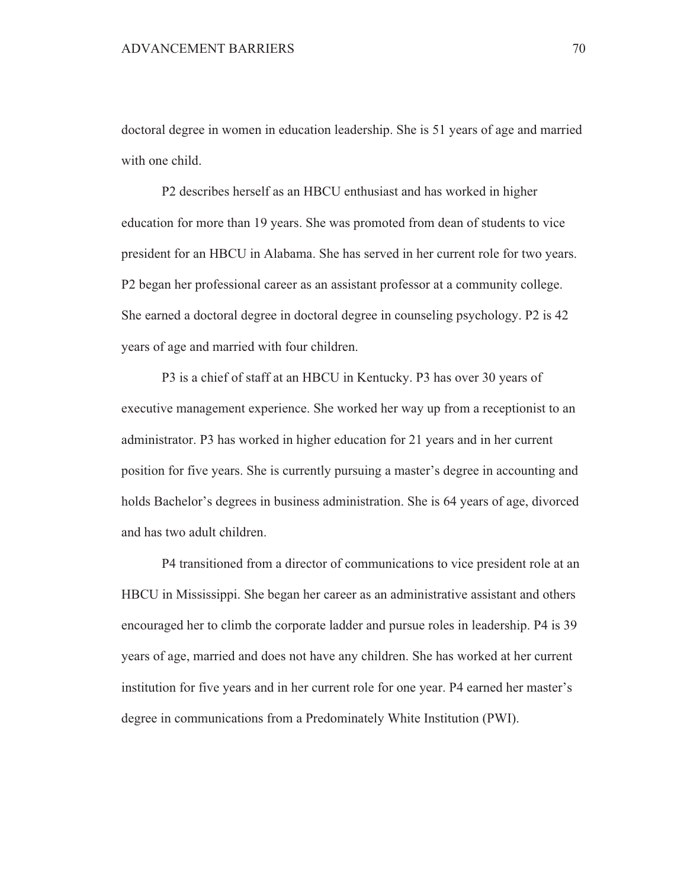doctoral degree in women in education leadership. She is 51 years of age and married with one child.

P2 describes herself as an HBCU enthusiast and has worked in higher education for more than 19 years. She was promoted from dean of students to vice president for an HBCU in Alabama. She has served in her current role for two years. P2 began her professional career as an assistant professor at a community college. She earned a doctoral degree in doctoral degree in counseling psychology. P2 is 42 years of age and married with four children.

P3 is a chief of staff at an HBCU in Kentucky. P3 has over 30 years of executive management experience. She worked her way up from a receptionist to an administrator. P3 has worked in higher education for 21 years and in her current position for five years. She is currently pursuing a master's degree in accounting and holds Bachelor's degrees in business administration. She is 64 years of age, divorced and has two adult children.

P4 transitioned from a director of communications to vice president role at an HBCU in Mississippi. She began her career as an administrative assistant and others encouraged her to climb the corporate ladder and pursue roles in leadership. P4 is 39 years of age, married and does not have any children. She has worked at her current institution for five years and in her current role for one year. P4 earned her master's degree in communications from a Predominately White Institution (PWI).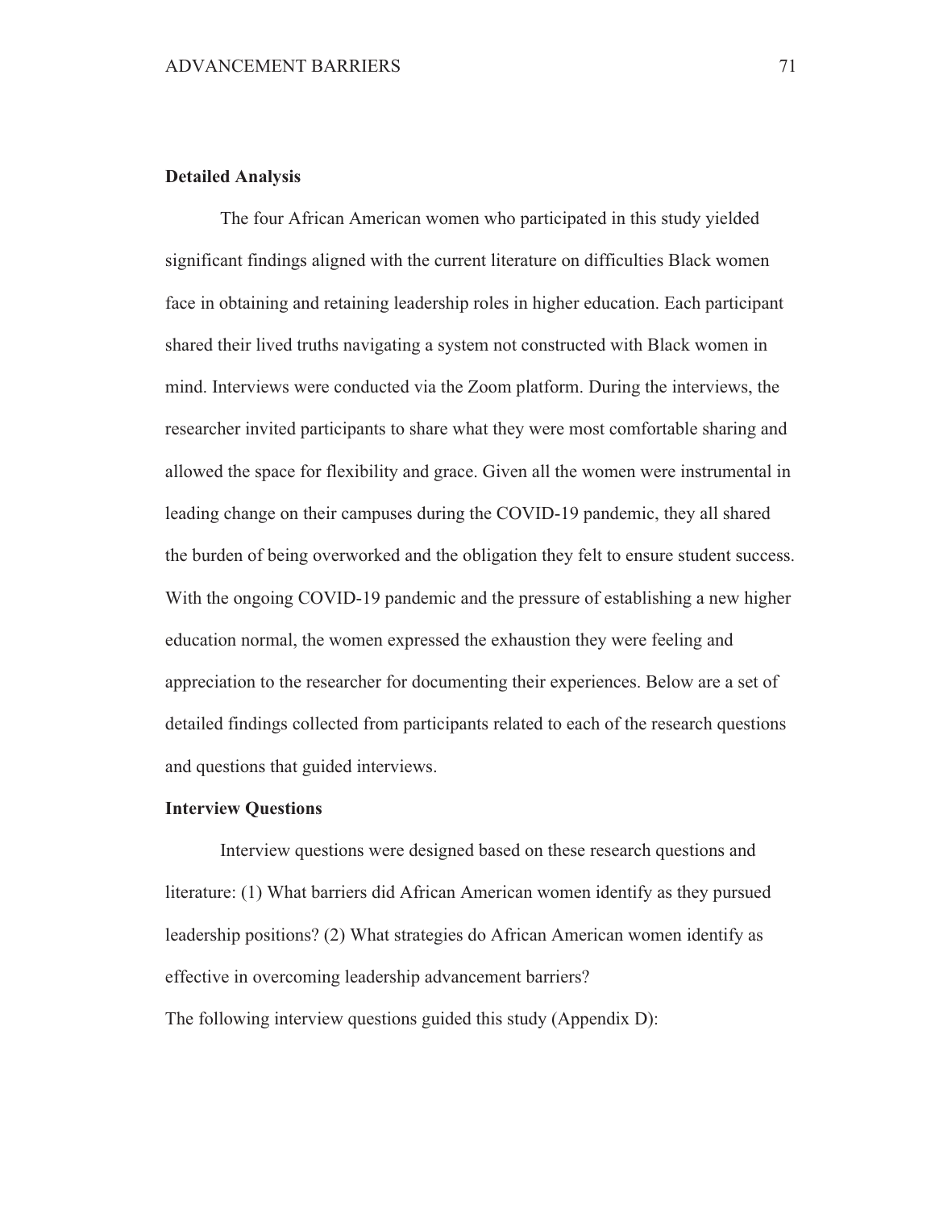**Detailed Analysis**

The four African American women who participated in this study yielded significant findings aligned with the current literature on difficulties Black women face in obtaining and retaining leadership roles in higher education. Each participant shared their lived truths navigating a system not constructed with Black women in mind. Interviews were conducted via the Zoom platform. During the interviews, the researcher invited participants to share what they were most comfortable sharing and allowed the space for flexibility and grace. Given all the women were instrumental in leading change on their campuses during the COVID-19 pandemic, they all shared the burden of being overworked and the obligation they felt to ensure student success. With the ongoing COVID-19 pandemic and the pressure of establishing a new higher education normal, the women expressed the exhaustion they were feeling and appreciation to the researcher for documenting their experiences. Below are a set of detailed findings collected from participants related to each of the research questions and questions that guided interviews.

**Interview Questions**

Interview questions were designed based on these research questions and literature: (1) What barriers did African American women identify as they pursued leadership positions? (2) What strategies do African American women identify as effective in overcoming leadership advancement barriers?

The following interview questions guided this study (Appendix D):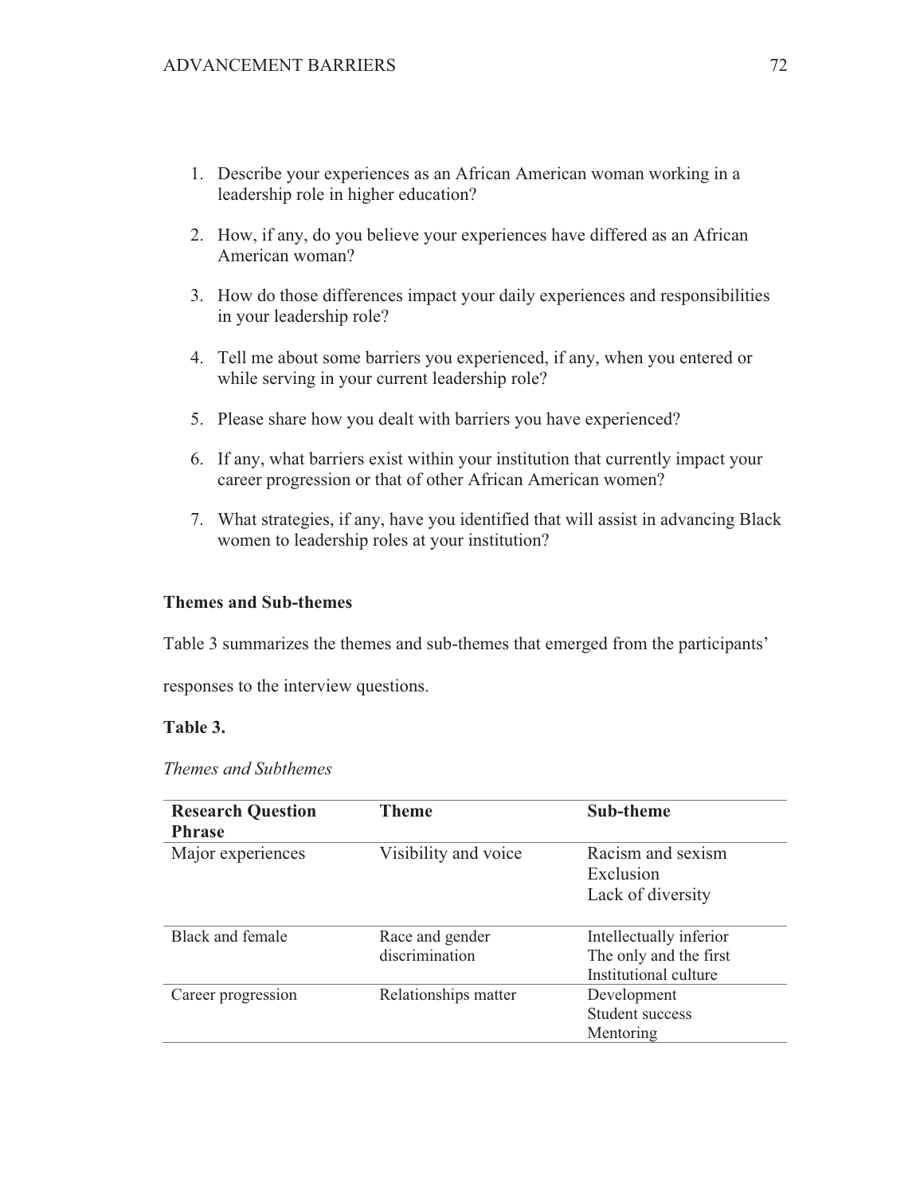1. Describe your experiences as an African American woman working in a leadership role in higher education?

2. How, if any, do you believe your experiences have differed as an African American woman?

3. How do those differences impact your daily experiences and responsibilities in your leadership role?

4. Tell me about some barriers you experienced, if any, when you entered or while serving in your current leadership role?

5. Please share how you dealt with barriers you have experienced?

6. If any, what barriers exist within your institution that currently impact your career progression or that of other African American women?

7. What strategies, if any, have you identified that will assist in advancing Black women to leadership roles at your institution?

**Themes and Sub-themes**

Table 3 summarizes the themes and sub-themes that emerged from the participants' responses to the interview questions.

**Table 3.**

*Themes and Subthemes*

| Research Question Phrase | Theme | Sub-theme |
| --- | --- | --- |
| Major experiences | Visibility and voice | Racism and sexism<br>Exclusion<br>Lack of diversity |
| Black and female | Race and gender discrimination | Intellectually inferior<br>The only and the first<br>Institutional culture |
| Career progression | Relationships matter | Development<br>Student success<br>Mentoring |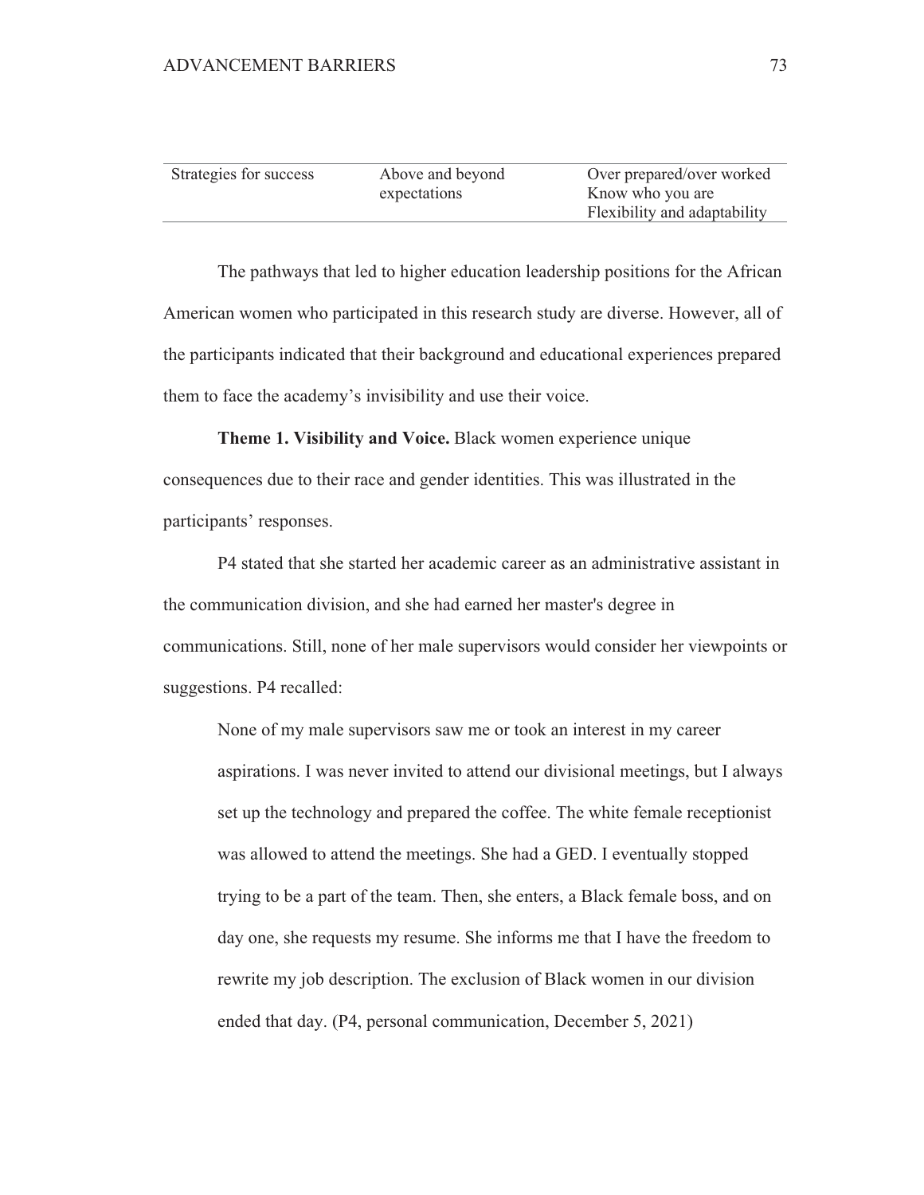| | | |
|---|---|---|
| Strategies for success | Above and beyond expectations | Over prepared/over worked<br>Know who you are<br>Flexibility and adaptability |

The pathways that led to higher education leadership positions for the African American women who participated in this research study are diverse. However, all of the participants indicated that their background and educational experiences prepared them to face the academy's invisibility and use their voice.

**Theme 1. Visibility and Voice.** Black women experience unique consequences due to their race and gender identities. This was illustrated in the participants' responses.

P4 stated that she started her academic career as an administrative assistant in the communication division, and she had earned her master's degree in communications. Still, none of her male supervisors would consider her viewpoints or suggestions. P4 recalled:

> None of my male supervisors saw me or took an interest in my career aspirations. I was never invited to attend our divisional meetings, but I always set up the technology and prepared the coffee. The white female receptionist was allowed to attend the meetings. She had a GED. I eventually stopped trying to be a part of the team. Then, she enters, a Black female boss, and on day one, she requests my resume. She informs me that I have the freedom to rewrite my job description. The exclusion of Black women in our division ended that day. (P4, personal communication, December 5, 2021)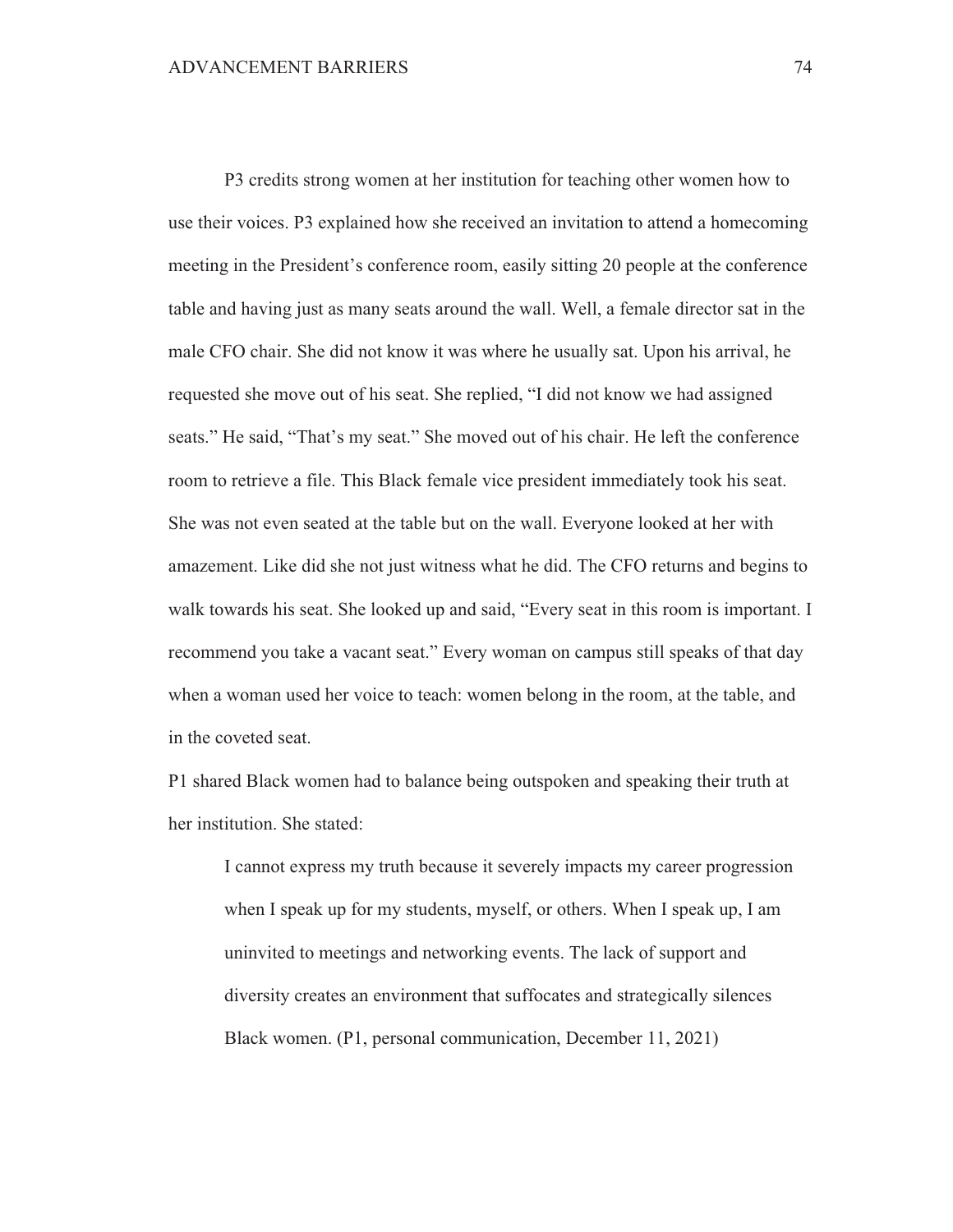P3 credits strong women at her institution for teaching other women how to use their voices. P3 explained how she received an invitation to attend a homecoming meeting in the President's conference room, easily sitting 20 people at the conference table and having just as many seats around the wall. Well, a female director sat in the male CFO chair. She did not know it was where he usually sat. Upon his arrival, he requested she move out of his seat. She replied, "I did not know we had assigned seats." He said, "That's my seat." She moved out of his chair. He left the conference room to retrieve a file. This Black female vice president immediately took his seat. She was not even seated at the table but on the wall. Everyone looked at her with amazement. Like did she not just witness what he did. The CFO returns and begins to walk towards his seat. She looked up and said, "Every seat in this room is important. I recommend you take a vacant seat." Every woman on campus still speaks of that day when a woman used her voice to teach: women belong in the room, at the table, and in the coveted seat.

P1 shared Black women had to balance being outspoken and speaking their truth at her institution. She stated:

> I cannot express my truth because it severely impacts my career progression when I speak up for my students, myself, or others. When I speak up, I am uninvited to meetings and networking events. The lack of support and diversity creates an environment that suffocates and strategically silences Black women. (P1, personal communication, December 11, 2021)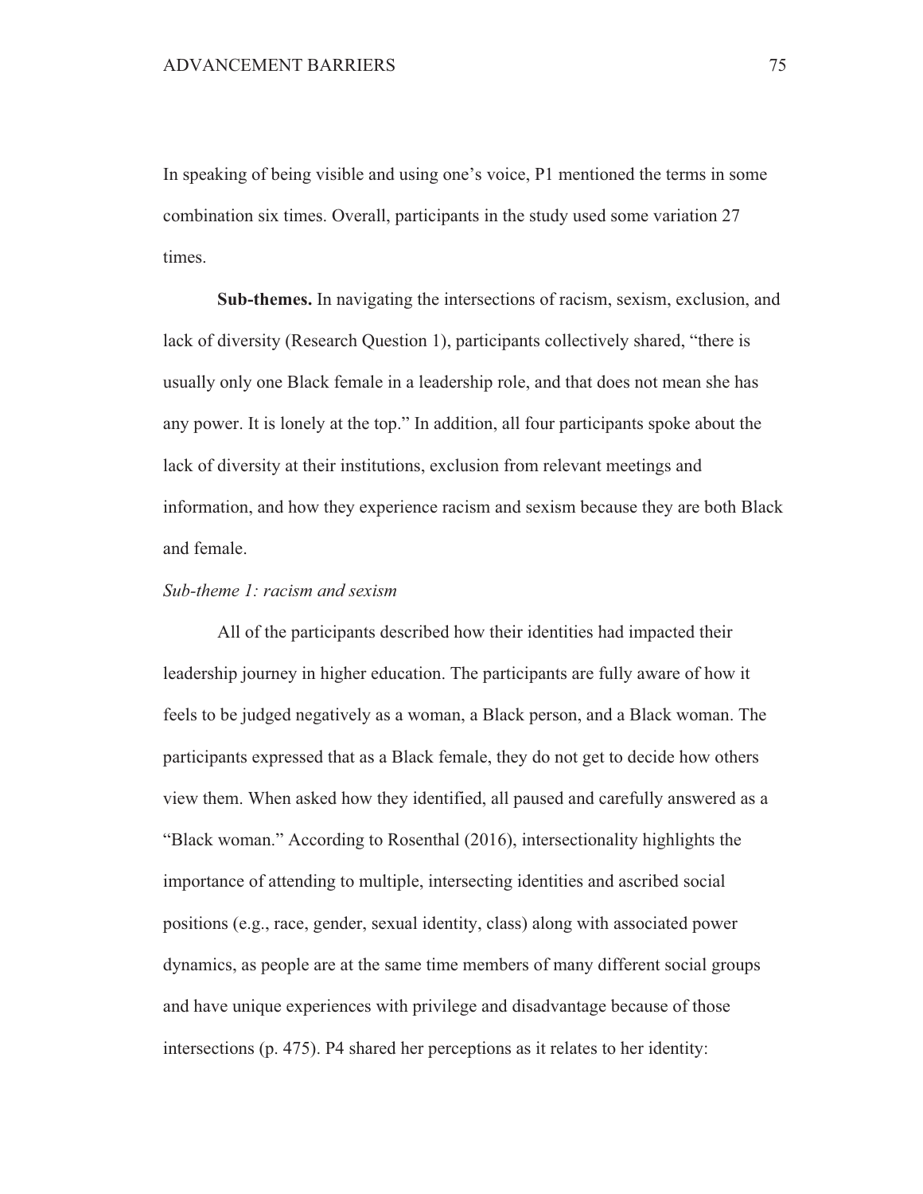In speaking of being visible and using one's voice, P1 mentioned the terms in some combination six times. Overall, participants in the study used some variation 27 times.

**Sub-themes.** In navigating the intersections of racism, sexism, exclusion, and lack of diversity (Research Question 1), participants collectively shared, "there is usually only one Black female in a leadership role, and that does not mean she has any power. It is lonely at the top." In addition, all four participants spoke about the lack of diversity at their institutions, exclusion from relevant meetings and information, and how they experience racism and sexism because they are both Black and female.

*Sub-theme 1: racism and sexism*

All of the participants described how their identities had impacted their leadership journey in higher education. The participants are fully aware of how it feels to be judged negatively as a woman, a Black person, and a Black woman. The participants expressed that as a Black female, they do not get to decide how others view them. When asked how they identified, all paused and carefully answered as a "Black woman." According to Rosenthal (2016), intersectionality highlights the importance of attending to multiple, intersecting identities and ascribed social positions (e.g., race, gender, sexual identity, class) along with associated power dynamics, as people are at the same time members of many different social groups and have unique experiences with privilege and disadvantage because of those intersections (p. 475). P4 shared her perceptions as it relates to her identity: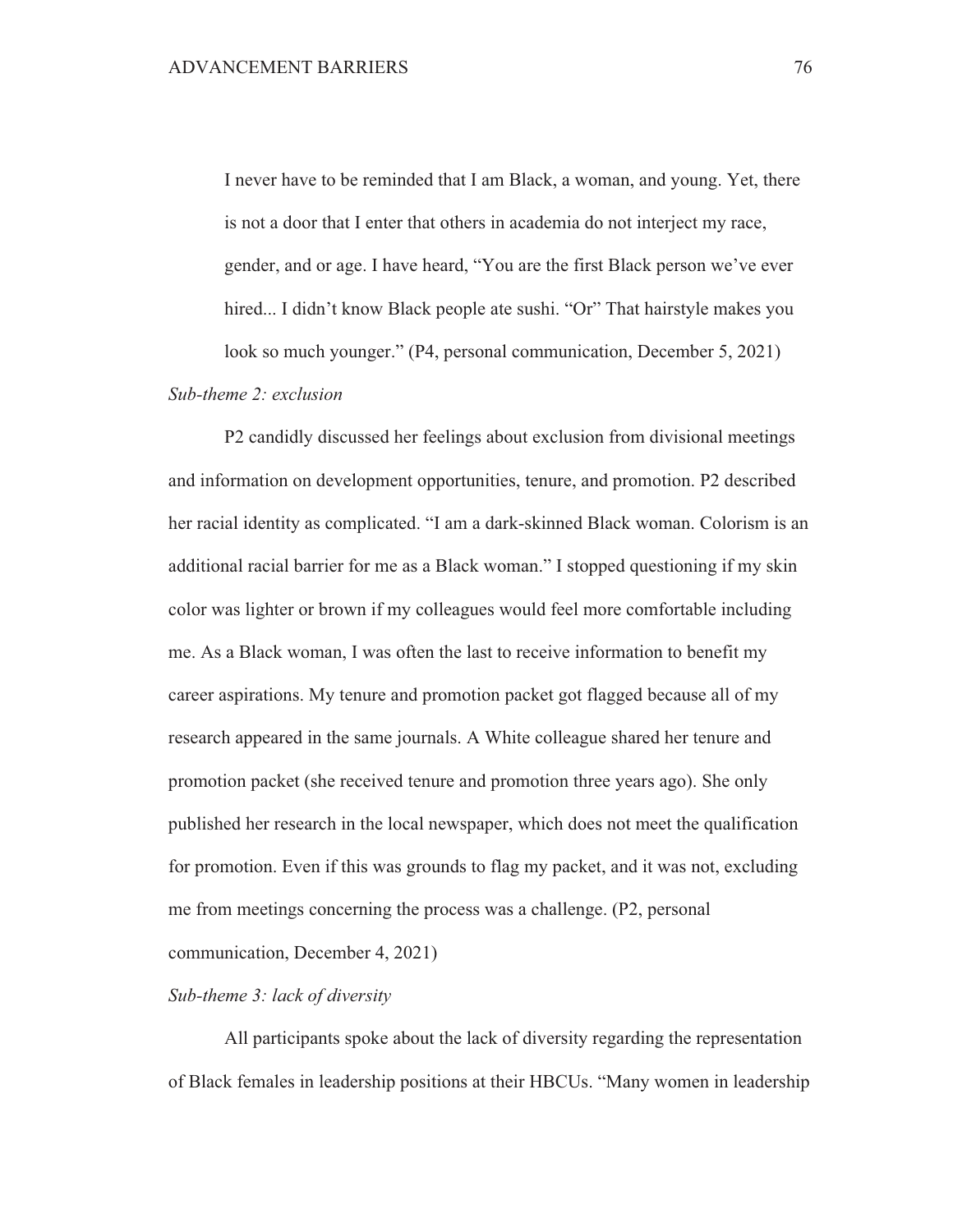> I never have to be reminded that I am Black, a woman, and young. Yet, there is not a door that I enter that others in academia do not interject my race, gender, and or age. I have heard, "You are the first Black person we've ever hired... I didn't know Black people ate sushi. "Or" That hairstyle makes you look so much younger." (P4, personal communication, December 5, 2021)

*Sub-theme 2: exclusion*

P2 candidly discussed her feelings about exclusion from divisional meetings and information on development opportunities, tenure, and promotion. P2 described her racial identity as complicated. "I am a dark-skinned Black woman. Colorism is an additional racial barrier for me as a Black woman." I stopped questioning if my skin color was lighter or brown if my colleagues would feel more comfortable including me. As a Black woman, I was often the last to receive information to benefit my career aspirations. My tenure and promotion packet got flagged because all of my research appeared in the same journals. A White colleague shared her tenure and promotion packet (she received tenure and promotion three years ago). She only published her research in the local newspaper, which does not meet the qualification for promotion. Even if this was grounds to flag my packet, and it was not, excluding me from meetings concerning the process was a challenge. (P2, personal communication, December 4, 2021)

*Sub-theme 3: lack of diversity*

All participants spoke about the lack of diversity regarding the representation of Black females in leadership positions at their HBCUs. "Many women in leadership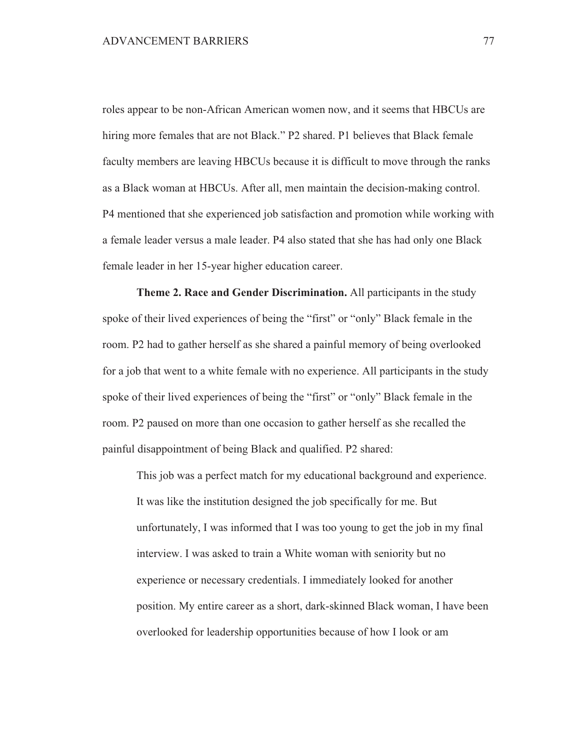roles appear to be non-African American women now, and it seems that HBCUs are hiring more females that are not Black." P2 shared. P1 believes that Black female faculty members are leaving HBCUs because it is difficult to move through the ranks as a Black woman at HBCUs. After all, men maintain the decision-making control. P4 mentioned that she experienced job satisfaction and promotion while working with a female leader versus a male leader. P4 also stated that she has had only one Black female leader in her 15-year higher education career.

**Theme 2. Race and Gender Discrimination.** All participants in the study spoke of their lived experiences of being the "first" or "only" Black female in the room. P2 had to gather herself as she shared a painful memory of being overlooked for a job that went to a white female with no experience. All participants in the study spoke of their lived experiences of being the "first" or "only" Black female in the room. P2 paused on more than one occasion to gather herself as she recalled the painful disappointment of being Black and qualified. P2 shared:

> This job was a perfect match for my educational background and experience. It was like the institution designed the job specifically for me. But unfortunately, I was informed that I was too young to get the job in my final interview. I was asked to train a White woman with seniority but no experience or necessary credentials. I immediately looked for another position. My entire career as a short, dark-skinned Black woman, I have been overlooked for leadership opportunities because of how I look or am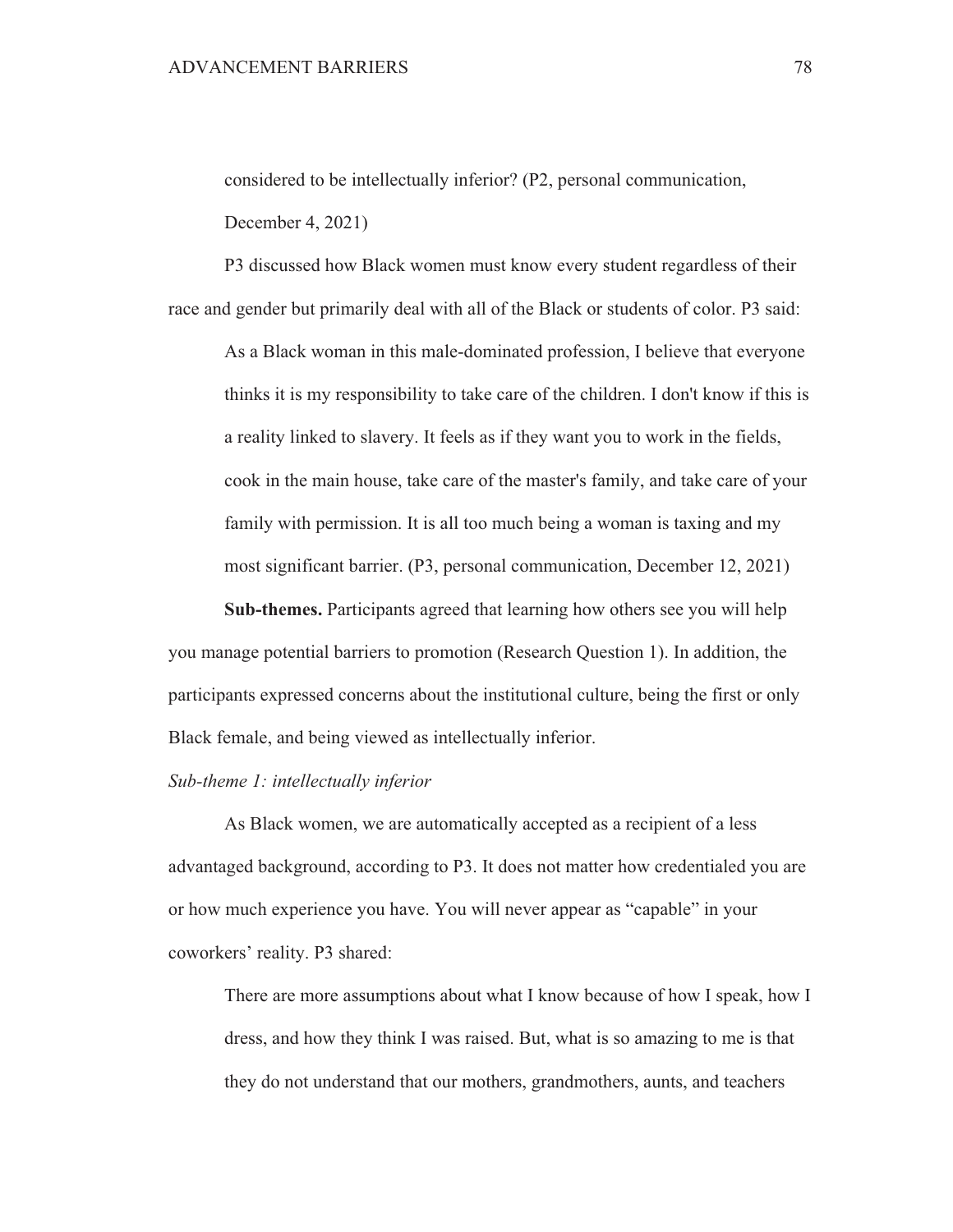> considered to be intellectually inferior? (P2, personal communication, December 4, 2021)

P3 discussed how Black women must know every student regardless of their race and gender but primarily deal with all of the Black or students of color. P3 said:

> As a Black woman in this male-dominated profession, I believe that everyone thinks it is my responsibility to take care of the children. I don't know if this is a reality linked to slavery. It feels as if they want you to work in the fields, cook in the main house, take care of the master's family, and take care of your family with permission. It is all too much being a woman is taxing and my most significant barrier. (P3, personal communication, December 12, 2021)

**Sub-themes.** Participants agreed that learning how others see you will help you manage potential barriers to promotion (Research Question 1). In addition, the participants expressed concerns about the institutional culture, being the first or only Black female, and being viewed as intellectually inferior.

*Sub-theme 1: intellectually inferior*

As Black women, we are automatically accepted as a recipient of a less advantaged background, according to P3. It does not matter how credentialed you are or how much experience you have. You will never appear as "capable" in your coworkers' reality. P3 shared:

> There are more assumptions about what I know because of how I speak, how I dress, and how they think I was raised. But, what is so amazing to me is that they do not understand that our mothers, grandmothers, aunts, and teachers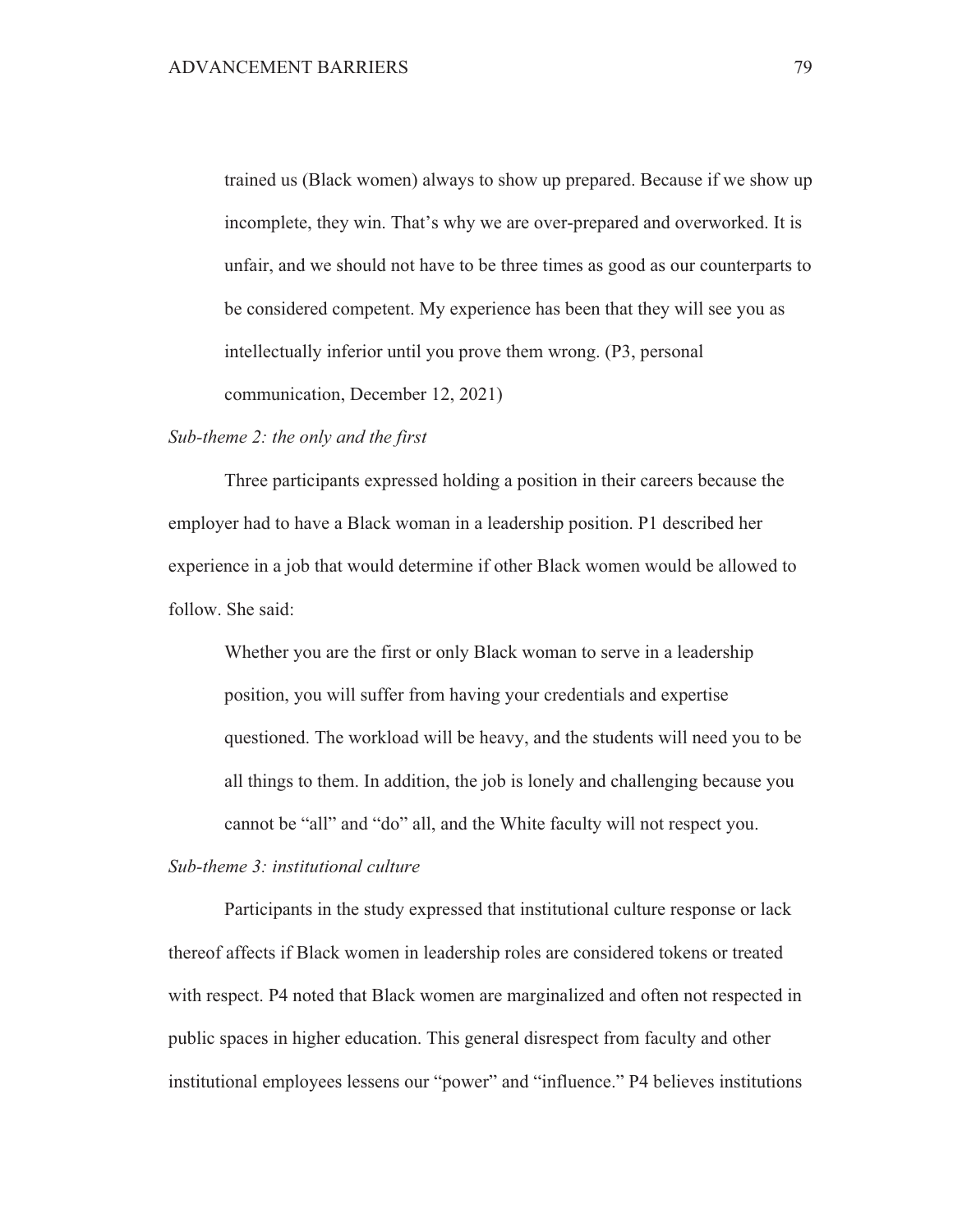> trained us (Black women) always to show up prepared. Because if we show up incomplete, they win. That's why we are over-prepared and overworked. It is unfair, and we should not have to be three times as good as our counterparts to be considered competent. My experience has been that they will see you as intellectually inferior until you prove them wrong. (P3, personal communication, December 12, 2021)

*Sub-theme 2: the only and the first*

Three participants expressed holding a position in their careers because the employer had to have a Black woman in a leadership position. P1 described her experience in a job that would determine if other Black women would be allowed to follow. She said:

> Whether you are the first or only Black woman to serve in a leadership position, you will suffer from having your credentials and expertise questioned. The workload will be heavy, and the students will need you to be all things to them. In addition, the job is lonely and challenging because you cannot be "all" and "do" all, and the White faculty will not respect you.

*Sub-theme 3: institutional culture*

Participants in the study expressed that institutional culture response or lack thereof affects if Black women in leadership roles are considered tokens or treated with respect. P4 noted that Black women are marginalized and often not respected in public spaces in higher education. This general disrespect from faculty and other institutional employees lessens our "power" and "influence." P4 believes institutions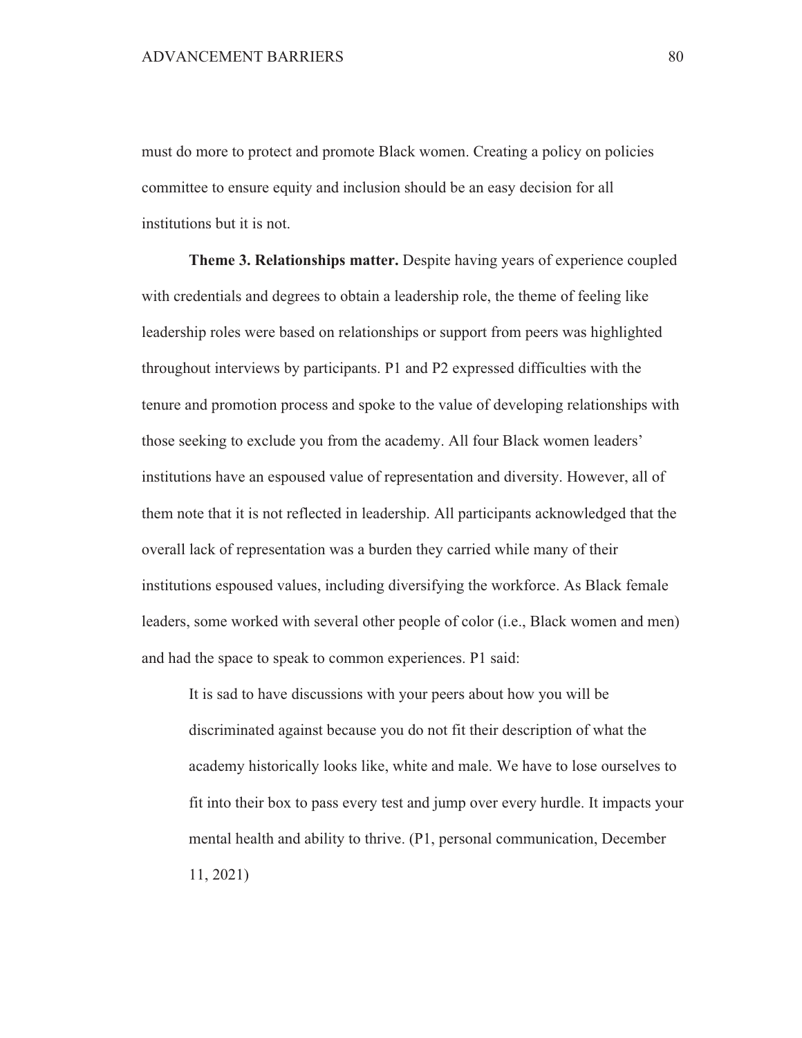must do more to protect and promote Black women. Creating a policy on policies committee to ensure equity and inclusion should be an easy decision for all institutions but it is not.

**Theme 3. Relationships matter.** Despite having years of experience coupled with credentials and degrees to obtain a leadership role, the theme of feeling like leadership roles were based on relationships or support from peers was highlighted throughout interviews by participants. P1 and P2 expressed difficulties with the tenure and promotion process and spoke to the value of developing relationships with those seeking to exclude you from the academy. All four Black women leaders' institutions have an espoused value of representation and diversity. However, all of them note that it is not reflected in leadership. All participants acknowledged that the overall lack of representation was a burden they carried while many of their institutions espoused values, including diversifying the workforce. As Black female leaders, some worked with several other people of color (i.e., Black women and men) and had the space to speak to common experiences. P1 said:

> It is sad to have discussions with your peers about how you will be discriminated against because you do not fit their description of what the academy historically looks like, white and male. We have to lose ourselves to fit into their box to pass every test and jump over every hurdle. It impacts your mental health and ability to thrive. (P1, personal communication, December 11, 2021)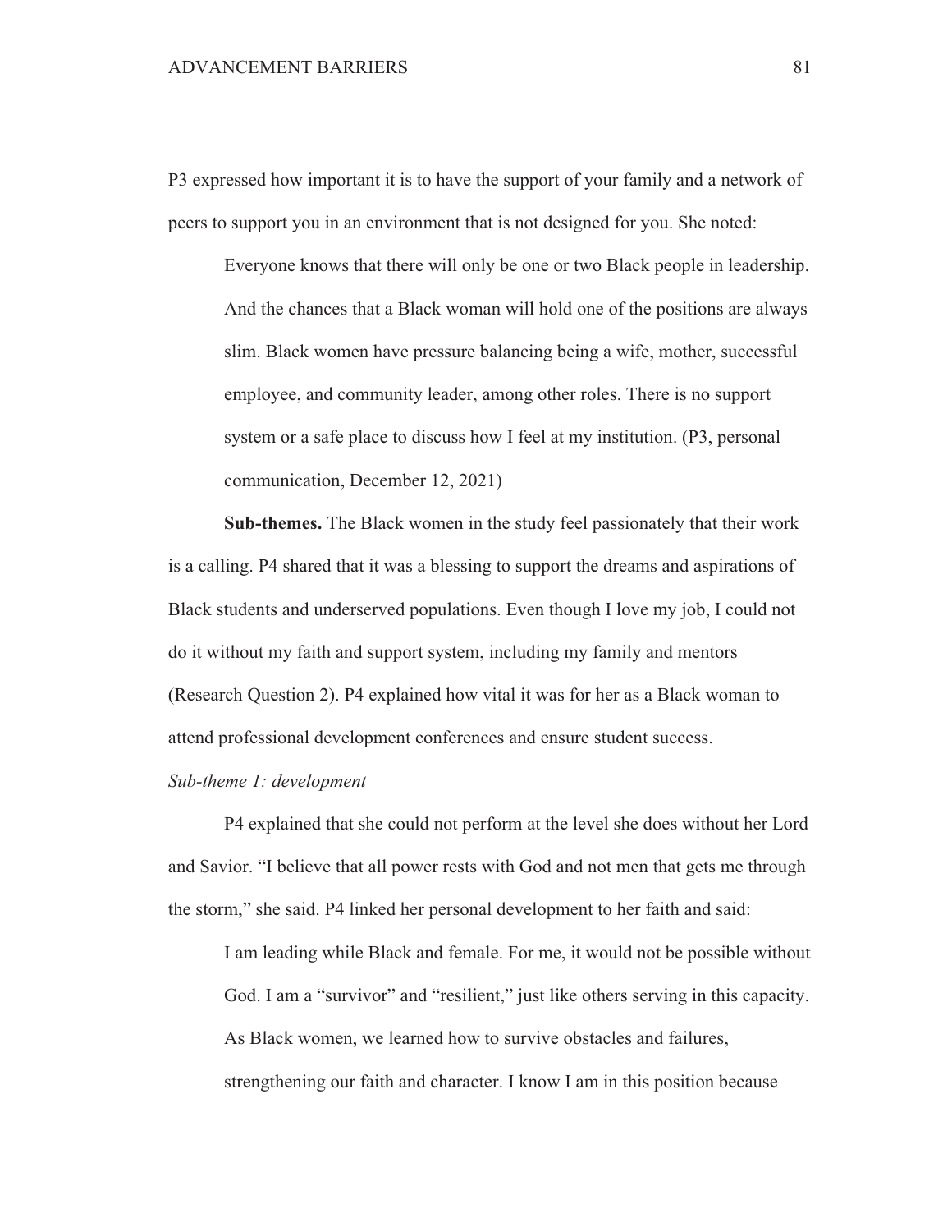P3 expressed how important it is to have the support of your family and a network of peers to support you in an environment that is not designed for you. She noted:

> Everyone knows that there will only be one or two Black people in leadership. And the chances that a Black woman will hold one of the positions are always slim. Black women have pressure balancing being a wife, mother, successful employee, and community leader, among other roles. There is no support system or a safe place to discuss how I feel at my institution. (P3, personal communication, December 12, 2021)

**Sub-themes.** The Black women in the study feel passionately that their work is a calling. P4 shared that it was a blessing to support the dreams and aspirations of Black students and underserved populations. Even though I love my job, I could not do it without my faith and support system, including my family and mentors (Research Question 2). P4 explained how vital it was for her as a Black woman to attend professional development conferences and ensure student success.

*Sub-theme 1: development*

P4 explained that she could not perform at the level she does without her Lord and Savior. "I believe that all power rests with God and not men that gets me through the storm," she said. P4 linked her personal development to her faith and said:

> I am leading while Black and female. For me, it would not be possible without God. I am a "survivor" and "resilient," just like others serving in this capacity. As Black women, we learned how to survive obstacles and failures, strengthening our faith and character. I know I am in this position because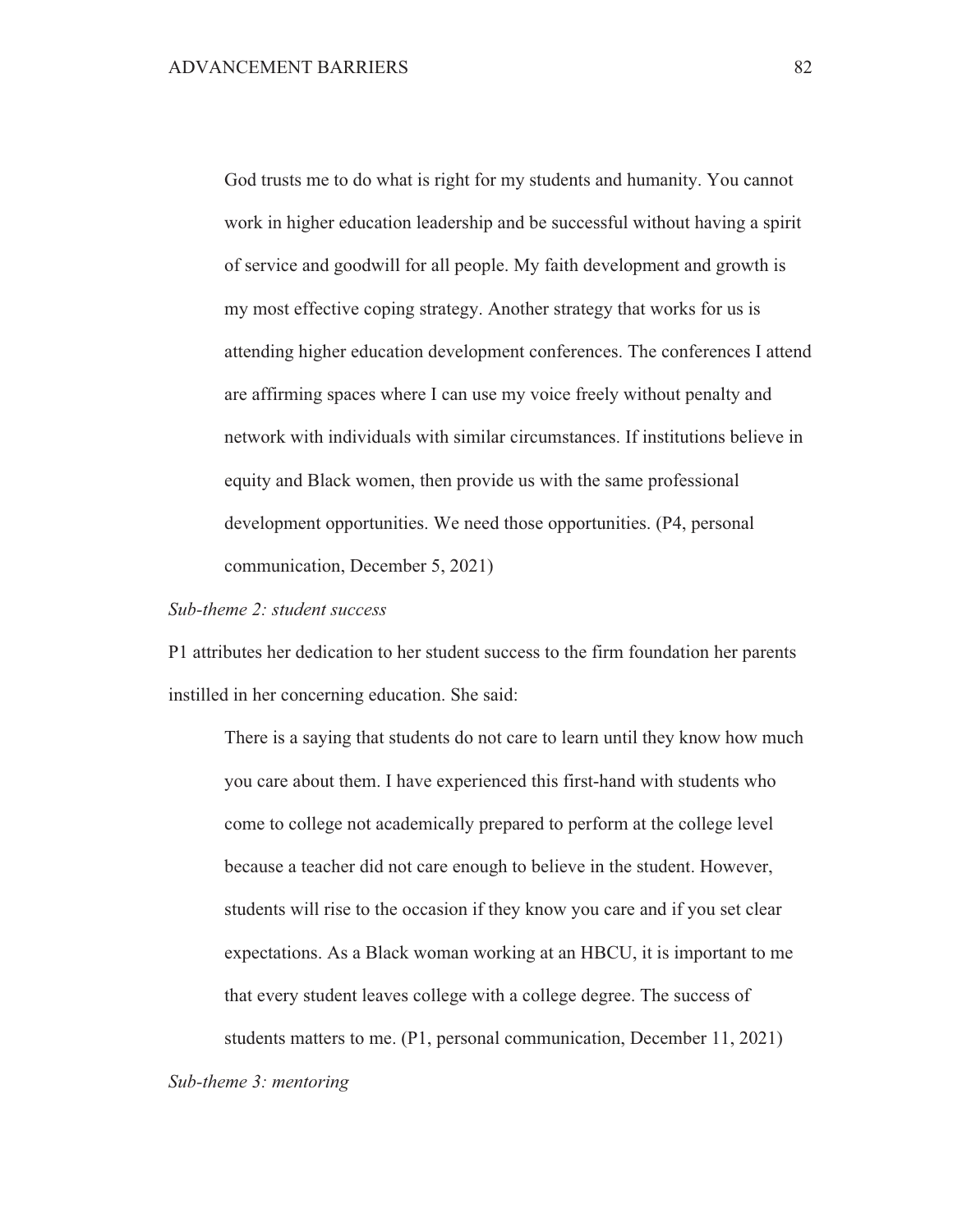> God trusts me to do what is right for my students and humanity. You cannot work in higher education leadership and be successful without having a spirit of service and goodwill for all people. My faith development and growth is my most effective coping strategy. Another strategy that works for us is attending higher education development conferences. The conferences I attend are affirming spaces where I can use my voice freely without penalty and network with individuals with similar circumstances. If institutions believe in equity and Black women, then provide us with the same professional development opportunities. We need those opportunities. (P4, personal communication, December 5, 2021)

*Sub-theme 2: student success*

P1 attributes her dedication to her student success to the firm foundation her parents instilled in her concerning education. She said:

> There is a saying that students do not care to learn until they know how much you care about them. I have experienced this first-hand with students who come to college not academically prepared to perform at the college level because a teacher did not care enough to believe in the student. However, students will rise to the occasion if they know you care and if you set clear expectations. As a Black woman working at an HBCU, it is important to me that every student leaves college with a college degree. The success of students matters to me. (P1, personal communication, December 11, 2021)

*Sub-theme 3: mentoring*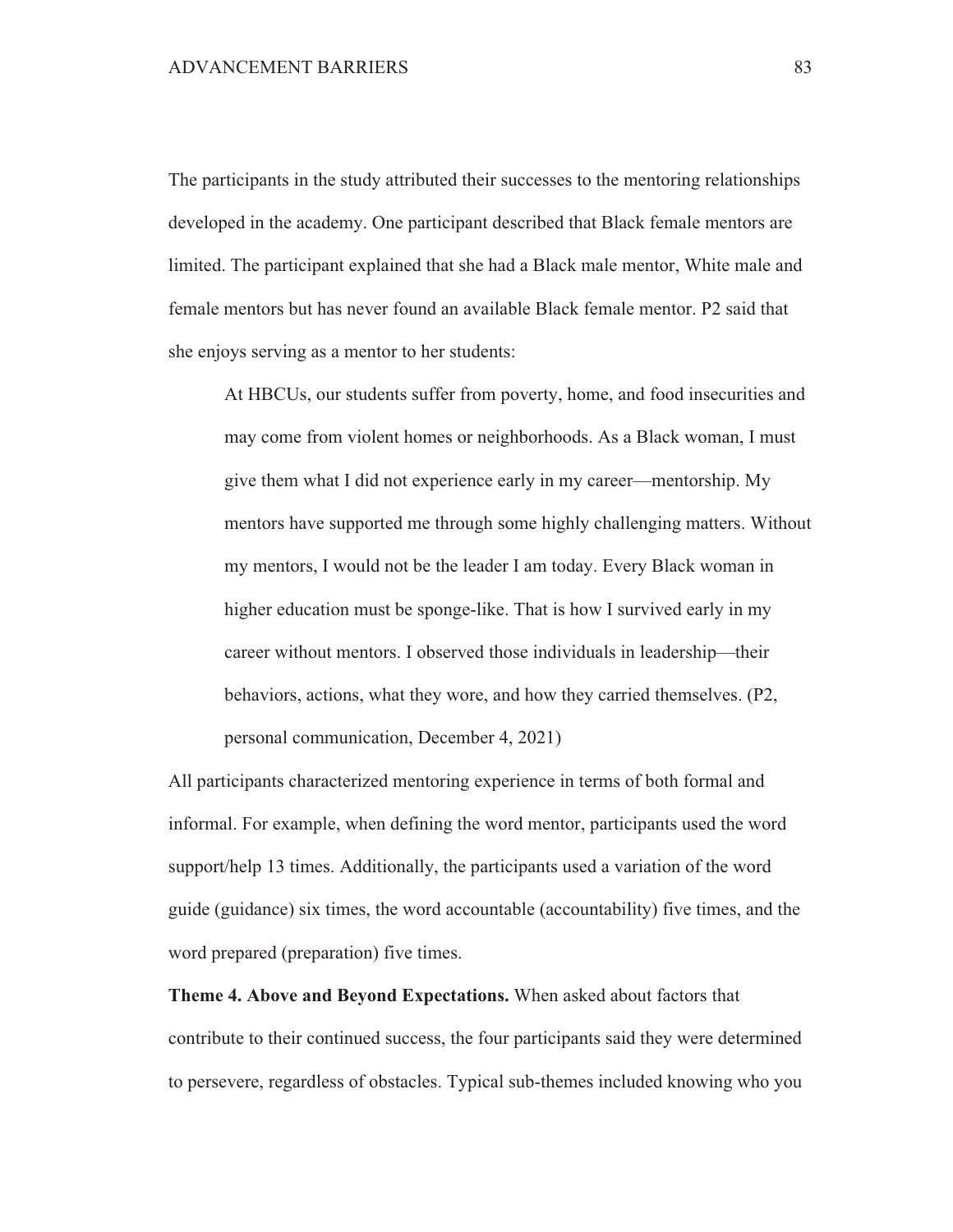The participants in the study attributed their successes to the mentoring relationships developed in the academy. One participant described that Black female mentors are limited. The participant explained that she had a Black male mentor, White male and female mentors but has never found an available Black female mentor. P2 said that she enjoys serving as a mentor to her students:

> At HBCUs, our students suffer from poverty, home, and food insecurities and may come from violent homes or neighborhoods. As a Black woman, I must give them what I did not experience early in my career—mentorship. My mentors have supported me through some highly challenging matters. Without my mentors, I would not be the leader I am today. Every Black woman in higher education must be sponge-like. That is how I survived early in my career without mentors. I observed those individuals in leadership—their behaviors, actions, what they wore, and how they carried themselves. (P2, personal communication, December 4, 2021)

All participants characterized mentoring experience in terms of both formal and informal. For example, when defining the word mentor, participants used the word support/help 13 times. Additionally, the participants used a variation of the word guide (guidance) six times, the word accountable (accountability) five times, and the word prepared (preparation) five times.

**Theme 4. Above and Beyond Expectations.** When asked about factors that contribute to their continued success, the four participants said they were determined to persevere, regardless of obstacles. Typical sub-themes included knowing who you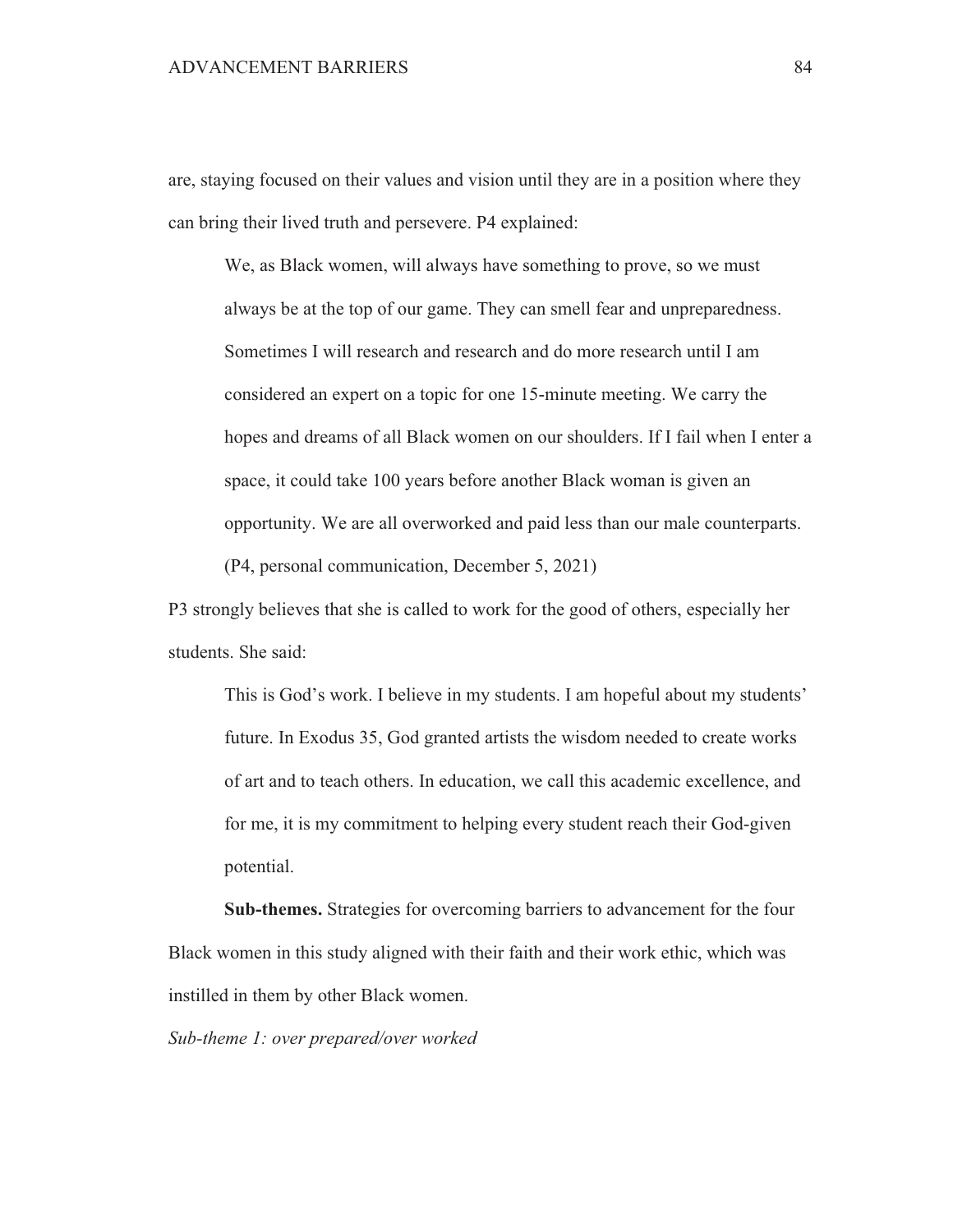are, staying focused on their values and vision until they are in a position where they can bring their lived truth and persevere. P4 explained:

> We, as Black women, will always have something to prove, so we must always be at the top of our game. They can smell fear and unpreparedness. Sometimes I will research and research and do more research until I am considered an expert on a topic for one 15-minute meeting. We carry the hopes and dreams of all Black women on our shoulders. If I fail when I enter a space, it could take 100 years before another Black woman is given an opportunity. We are all overworked and paid less than our male counterparts. (P4, personal communication, December 5, 2021)

P3 strongly believes that she is called to work for the good of others, especially her students. She said:

> This is God's work. I believe in my students. I am hopeful about my students' future. In Exodus 35, God granted artists the wisdom needed to create works of art and to teach others. In education, we call this academic excellence, and for me, it is my commitment to helping every student reach their God-given potential.

**Sub-themes.** Strategies for overcoming barriers to advancement for the four Black women in this study aligned with their faith and their work ethic, which was instilled in them by other Black women.

*Sub-theme 1: over prepared/over worked*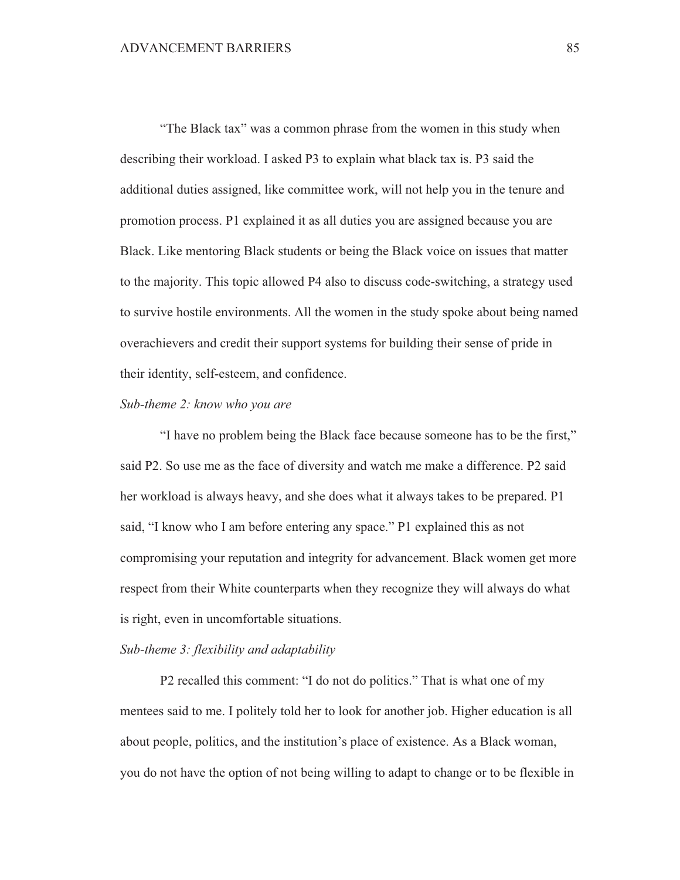"The Black tax" was a common phrase from the women in this study when describing their workload. I asked P3 to explain what black tax is. P3 said the additional duties assigned, like committee work, will not help you in the tenure and promotion process. P1 explained it as all duties you are assigned because you are Black. Like mentoring Black students or being the Black voice on issues that matter to the majority. This topic allowed P4 also to discuss code-switching, a strategy used to survive hostile environments. All the women in the study spoke about being named overachievers and credit their support systems for building their sense of pride in their identity, self-esteem, and confidence.

*Sub-theme 2: know who you are*

"I have no problem being the Black face because someone has to be the first," said P2. So use me as the face of diversity and watch me make a difference. P2 said her workload is always heavy, and she does what it always takes to be prepared. P1 said, "I know who I am before entering any space." P1 explained this as not compromising your reputation and integrity for advancement. Black women get more respect from their White counterparts when they recognize they will always do what is right, even in uncomfortable situations.

*Sub-theme 3: flexibility and adaptability*

P2 recalled this comment: "I do not do politics." That is what one of my mentees said to me. I politely told her to look for another job. Higher education is all about people, politics, and the institution's place of existence. As a Black woman, you do not have the option of not being willing to adapt to change or to be flexible in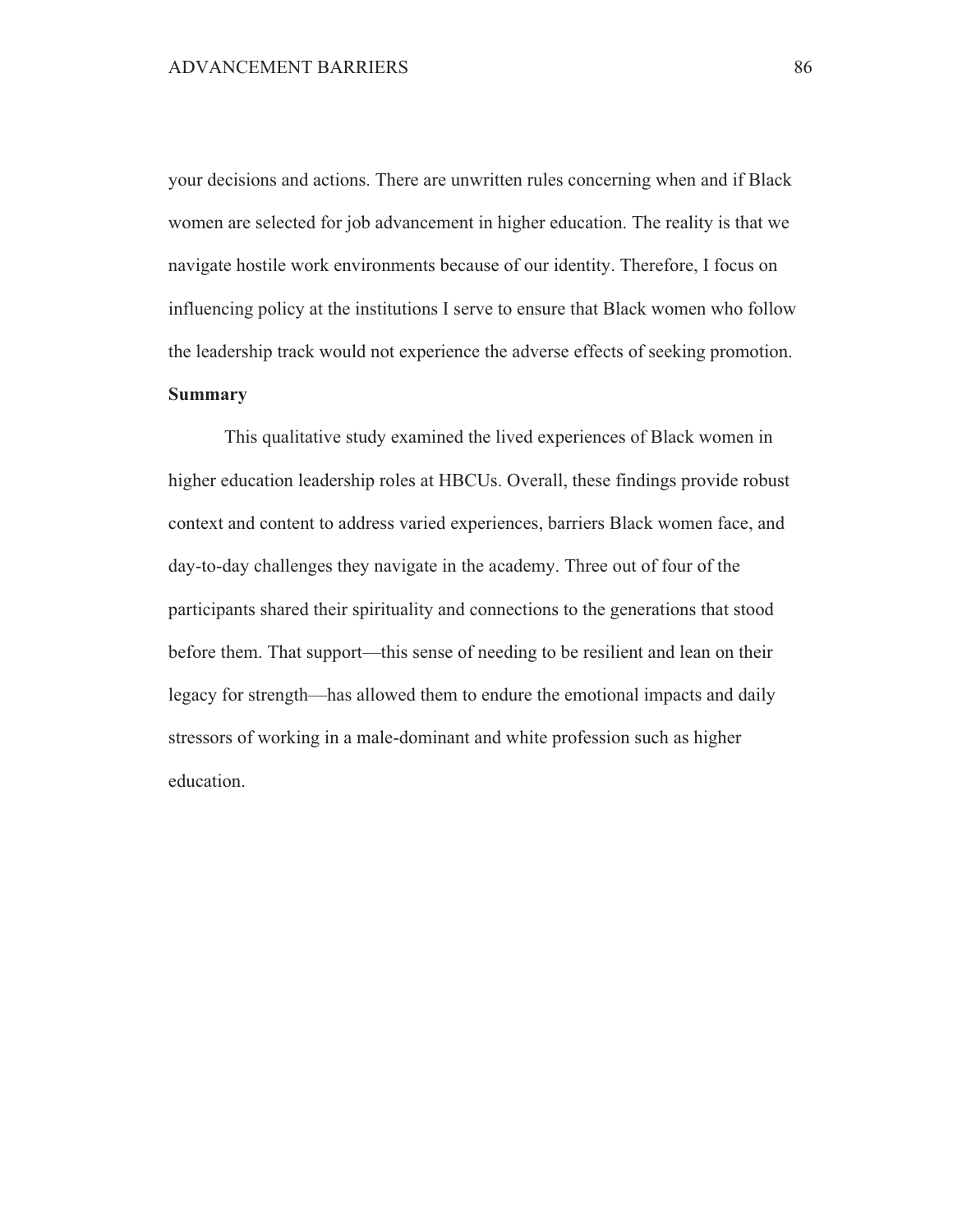your decisions and actions. There are unwritten rules concerning when and if Black women are selected for job advancement in higher education. The reality is that we navigate hostile work environments because of our identity. Therefore, I focus on influencing policy at the institutions I serve to ensure that Black women who follow the leadership track would not experience the adverse effects of seeking promotion.

**Summary**

This qualitative study examined the lived experiences of Black women in higher education leadership roles at HBCUs. Overall, these findings provide robust context and content to address varied experiences, barriers Black women face, and day-to-day challenges they navigate in the academy. Three out of four of the participants shared their spirituality and connections to the generations that stood before them. That support—this sense of needing to be resilient and lean on their legacy for strength—has allowed them to endure the emotional impacts and daily stressors of working in a male-dominant and white profession such as higher education.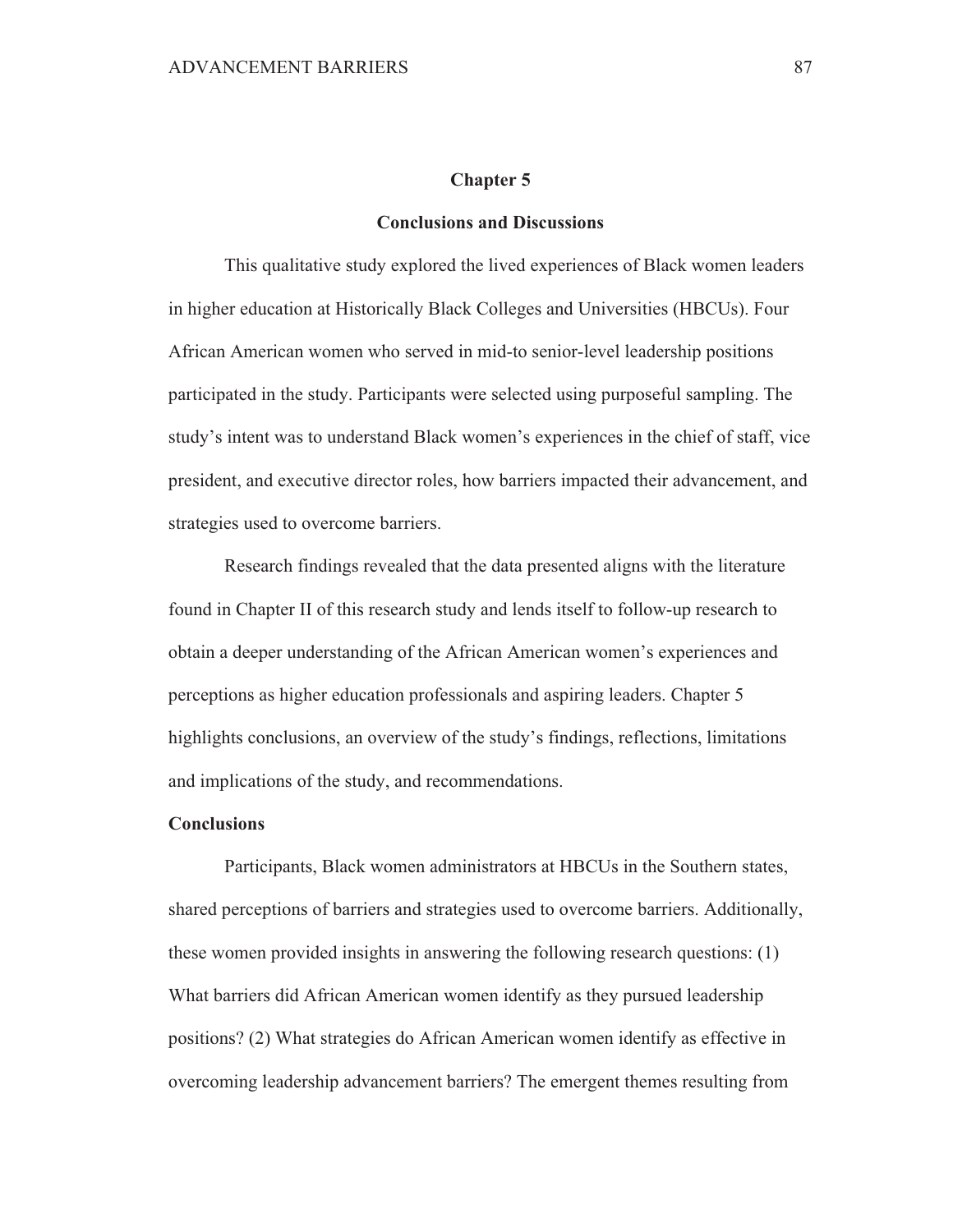# Chapter 5

## Conclusions and Discussions

This qualitative study explored the lived experiences of Black women leaders in higher education at Historically Black Colleges and Universities (HBCUs). Four African American women who served in mid-to senior-level leadership positions participated in the study. Participants were selected using purposeful sampling. The study's intent was to understand Black women's experiences in the chief of staff, vice president, and executive director roles, how barriers impacted their advancement, and strategies used to overcome barriers.

Research findings revealed that the data presented aligns with the literature found in Chapter II of this research study and lends itself to follow-up research to obtain a deeper understanding of the African American women's experiences and perceptions as higher education professionals and aspiring leaders. Chapter 5 highlights conclusions, an overview of the study's findings, reflections, limitations and implications of the study, and recommendations.

### Conclusions

Participants, Black women administrators at HBCUs in the Southern states, shared perceptions of barriers and strategies used to overcome barriers. Additionally, these women provided insights in answering the following research questions: (1) What barriers did African American women identify as they pursued leadership positions? (2) What strategies do African American women identify as effective in overcoming leadership advancement barriers? The emergent themes resulting from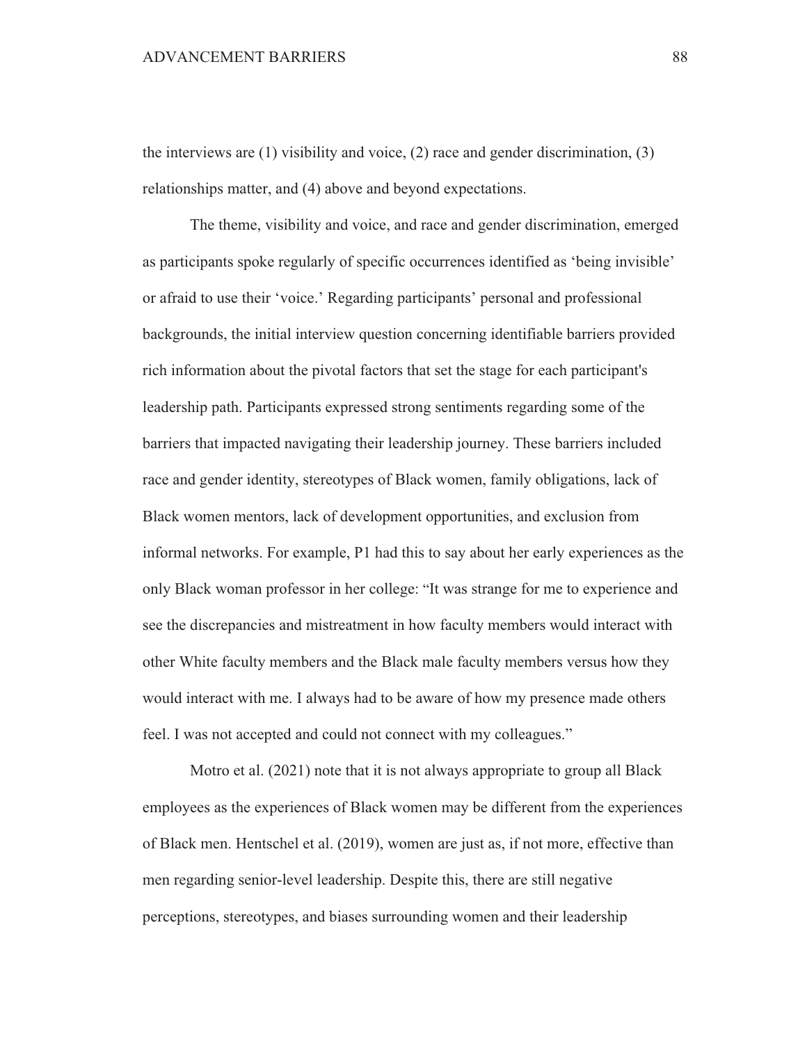the interviews are (1) visibility and voice, (2) race and gender discrimination, (3) relationships matter, and (4) above and beyond expectations.

The theme, visibility and voice, and race and gender discrimination, emerged as participants spoke regularly of specific occurrences identified as 'being invisible' or afraid to use their 'voice.' Regarding participants' personal and professional backgrounds, the initial interview question concerning identifiable barriers provided rich information about the pivotal factors that set the stage for each participant's leadership path. Participants expressed strong sentiments regarding some of the barriers that impacted navigating their leadership journey. These barriers included race and gender identity, stereotypes of Black women, family obligations, lack of Black women mentors, lack of development opportunities, and exclusion from informal networks. For example, P1 had this to say about her early experiences as the only Black woman professor in her college: "It was strange for me to experience and see the discrepancies and mistreatment in how faculty members would interact with other White faculty members and the Black male faculty members versus how they would interact with me. I always had to be aware of how my presence made others feel. I was not accepted and could not connect with my colleagues."

Motro et al. (2021) note that it is not always appropriate to group all Black employees as the experiences of Black women may be different from the experiences of Black men. Hentschel et al. (2019), women are just as, if not more, effective than men regarding senior-level leadership. Despite this, there are still negative perceptions, stereotypes, and biases surrounding women and their leadership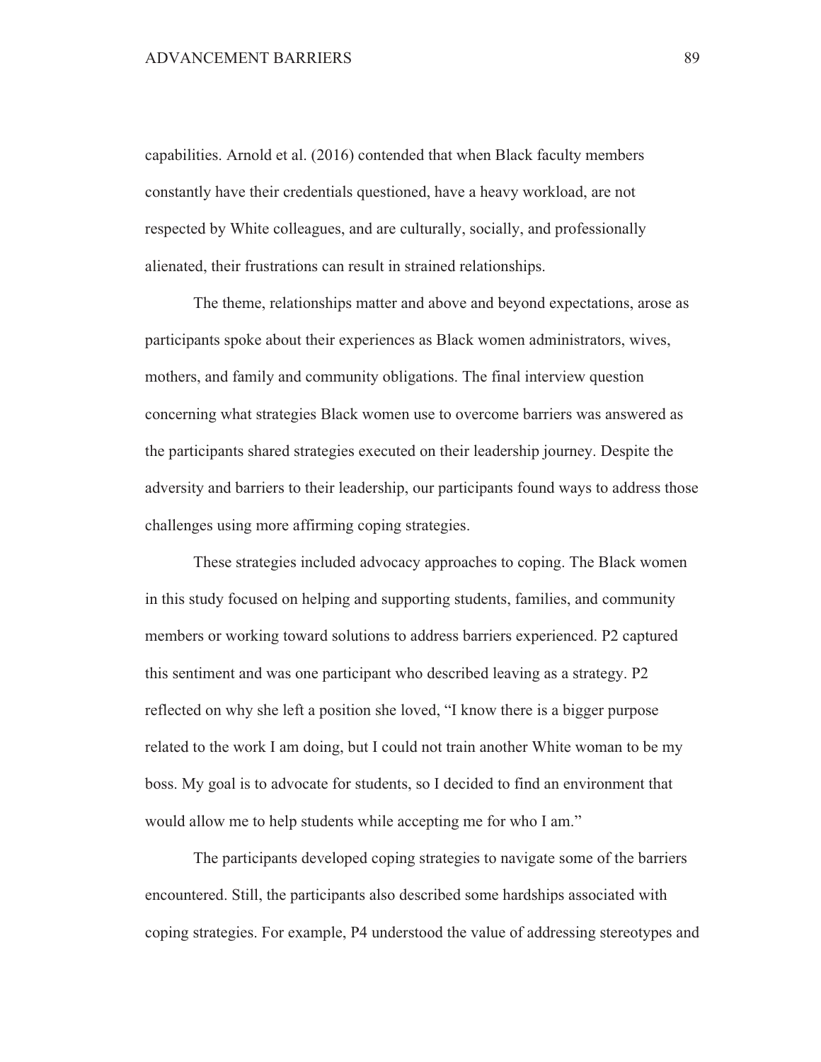capabilities. Arnold et al. (2016) contended that when Black faculty members constantly have their credentials questioned, have a heavy workload, are not respected by White colleagues, and are culturally, socially, and professionally alienated, their frustrations can result in strained relationships.

The theme, relationships matter and above and beyond expectations, arose as participants spoke about their experiences as Black women administrators, wives, mothers, and family and community obligations. The final interview question concerning what strategies Black women use to overcome barriers was answered as the participants shared strategies executed on their leadership journey. Despite the adversity and barriers to their leadership, our participants found ways to address those challenges using more affirming coping strategies.

These strategies included advocacy approaches to coping. The Black women in this study focused on helping and supporting students, families, and community members or working toward solutions to address barriers experienced. P2 captured this sentiment and was one participant who described leaving as a strategy. P2 reflected on why she left a position she loved, "I know there is a bigger purpose related to the work I am doing, but I could not train another White woman to be my boss. My goal is to advocate for students, so I decided to find an environment that would allow me to help students while accepting me for who I am."

The participants developed coping strategies to navigate some of the barriers encountered. Still, the participants also described some hardships associated with coping strategies. For example, P4 understood the value of addressing stereotypes and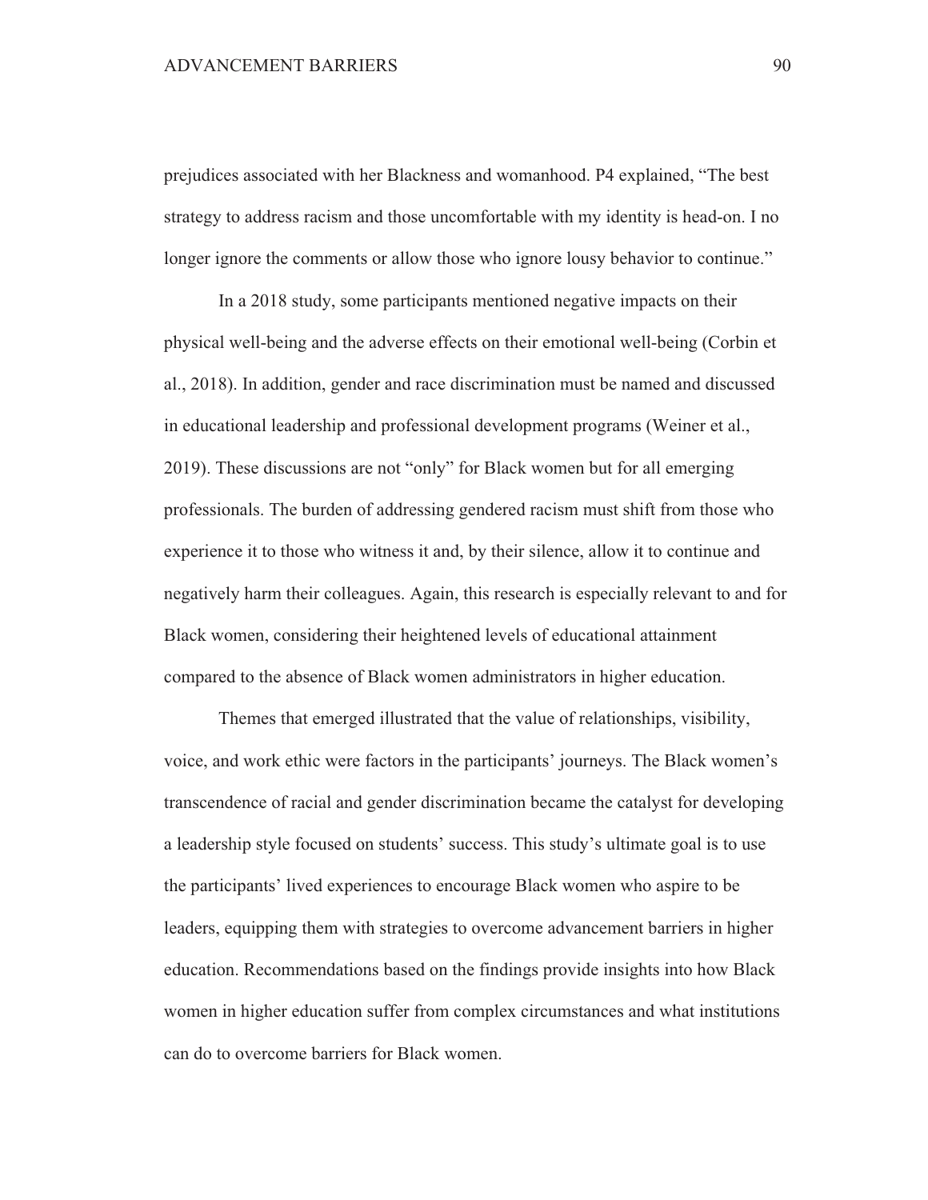prejudices associated with her Blackness and womanhood. P4 explained, "The best strategy to address racism and those uncomfortable with my identity is head-on. I no longer ignore the comments or allow those who ignore lousy behavior to continue."

In a 2018 study, some participants mentioned negative impacts on their physical well-being and the adverse effects on their emotional well-being (Corbin et al., 2018). In addition, gender and race discrimination must be named and discussed in educational leadership and professional development programs (Weiner et al., 2019). These discussions are not "only" for Black women but for all emerging professionals. The burden of addressing gendered racism must shift from those who experience it to those who witness it and, by their silence, allow it to continue and negatively harm their colleagues. Again, this research is especially relevant to and for Black women, considering their heightened levels of educational attainment compared to the absence of Black women administrators in higher education.

Themes that emerged illustrated that the value of relationships, visibility, voice, and work ethic were factors in the participants' journeys. The Black women's transcendence of racial and gender discrimination became the catalyst for developing a leadership style focused on students' success. This study's ultimate goal is to use the participants' lived experiences to encourage Black women who aspire to be leaders, equipping them with strategies to overcome advancement barriers in higher education. Recommendations based on the findings provide insights into how Black women in higher education suffer from complex circumstances and what institutions can do to overcome barriers for Black women.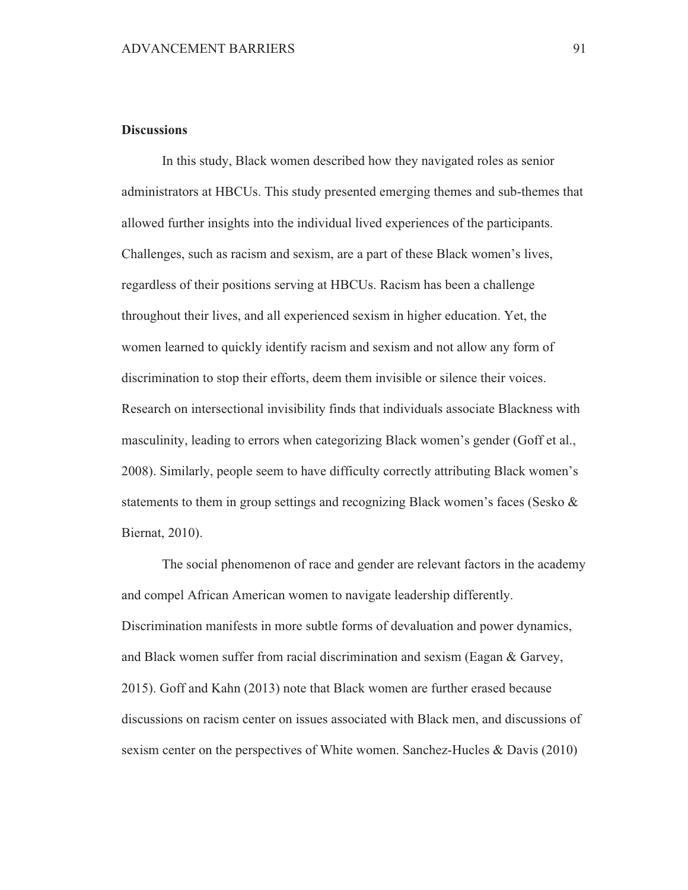**Discussions**

In this study, Black women described how they navigated roles as senior administrators at HBCUs. This study presented emerging themes and sub-themes that allowed further insights into the individual lived experiences of the participants. Challenges, such as racism and sexism, are a part of these Black women's lives, regardless of their positions serving at HBCUs. Racism has been a challenge throughout their lives, and all experienced sexism in higher education. Yet, the women learned to quickly identify racism and sexism and not allow any form of discrimination to stop their efforts, deem them invisible or silence their voices. Research on intersectional invisibility finds that individuals associate Blackness with masculinity, leading to errors when categorizing Black women's gender (Goff et al., 2008). Similarly, people seem to have difficulty correctly attributing Black women's statements to them in group settings and recognizing Black women's faces (Sesko & Biernat, 2010).

The social phenomenon of race and gender are relevant factors in the academy and compel African American women to navigate leadership differently. Discrimination manifests in more subtle forms of devaluation and power dynamics, and Black women suffer from racial discrimination and sexism (Eagan & Garvey, 2015). Goff and Kahn (2013) note that Black women are further erased because discussions on racism center on issues associated with Black men, and discussions of sexism center on the perspectives of White women. Sanchez-Hucles & Davis (2010)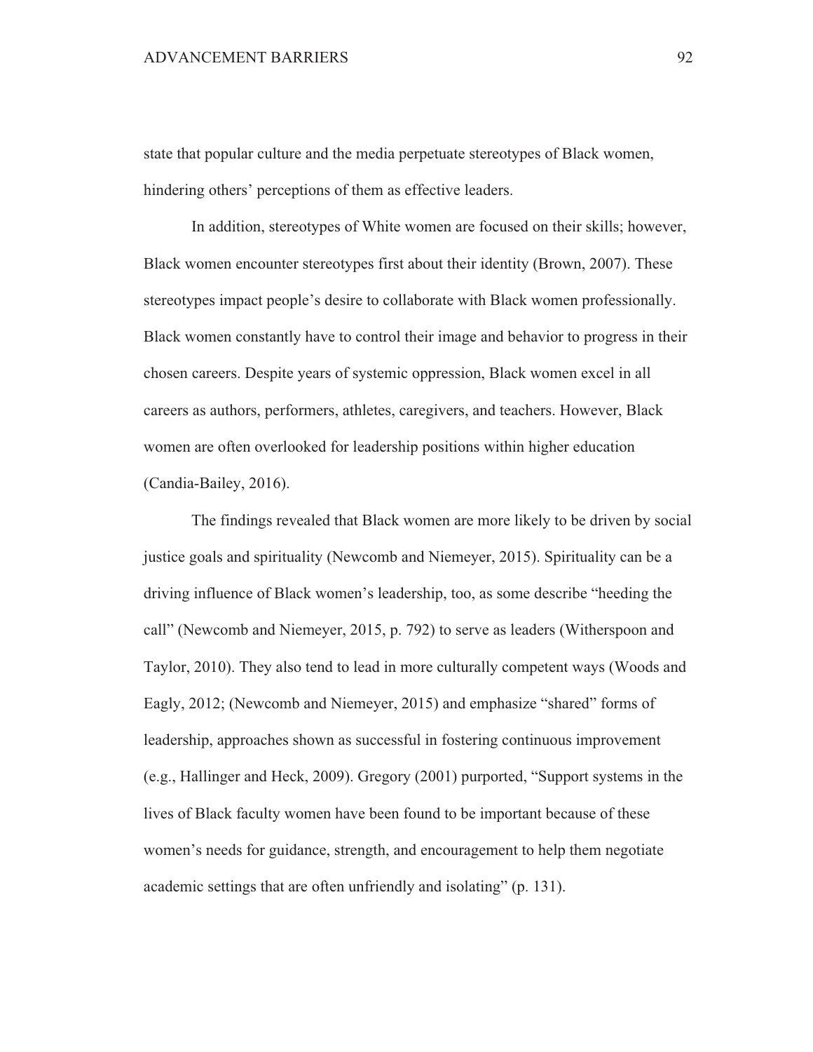state that popular culture and the media perpetuate stereotypes of Black women, hindering others' perceptions of them as effective leaders.

In addition, stereotypes of White women are focused on their skills; however, Black women encounter stereotypes first about their identity (Brown, 2007). These stereotypes impact people's desire to collaborate with Black women professionally. Black women constantly have to control their image and behavior to progress in their chosen careers. Despite years of systemic oppression, Black women excel in all careers as authors, performers, athletes, caregivers, and teachers. However, Black women are often overlooked for leadership positions within higher education (Candia-Bailey, 2016).

The findings revealed that Black women are more likely to be driven by social justice goals and spirituality (Newcomb and Niemeyer, 2015). Spirituality can be a driving influence of Black women's leadership, too, as some describe "heeding the call" (Newcomb and Niemeyer, 2015, p. 792) to serve as leaders (Witherspoon and Taylor, 2010). They also tend to lead in more culturally competent ways (Woods and Eagly, 2012; (Newcomb and Niemeyer, 2015) and emphasize "shared" forms of leadership, approaches shown as successful in fostering continuous improvement (e.g., Hallinger and Heck, 2009). Gregory (2001) purported, "Support systems in the lives of Black faculty women have been found to be important because of these women's needs for guidance, strength, and encouragement to help them negotiate academic settings that are often unfriendly and isolating" (p. 131).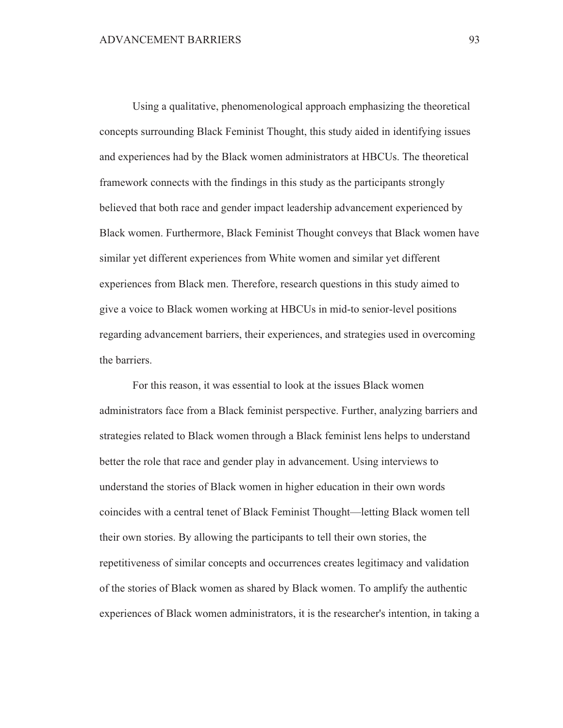Using a qualitative, phenomenological approach emphasizing the theoretical concepts surrounding Black Feminist Thought, this study aided in identifying issues and experiences had by the Black women administrators at HBCUs. The theoretical framework connects with the findings in this study as the participants strongly believed that both race and gender impact leadership advancement experienced by Black women. Furthermore, Black Feminist Thought conveys that Black women have similar yet different experiences from White women and similar yet different experiences from Black men. Therefore, research questions in this study aimed to give a voice to Black women working at HBCUs in mid-to senior-level positions regarding advancement barriers, their experiences, and strategies used in overcoming the barriers.

For this reason, it was essential to look at the issues Black women administrators face from a Black feminist perspective. Further, analyzing barriers and strategies related to Black women through a Black feminist lens helps to understand better the role that race and gender play in advancement. Using interviews to understand the stories of Black women in higher education in their own words coincides with a central tenet of Black Feminist Thought—letting Black women tell their own stories. By allowing the participants to tell their own stories, the repetitiveness of similar concepts and occurrences creates legitimacy and validation of the stories of Black women as shared by Black women. To amplify the authentic experiences of Black women administrators, it is the researcher's intention, in taking a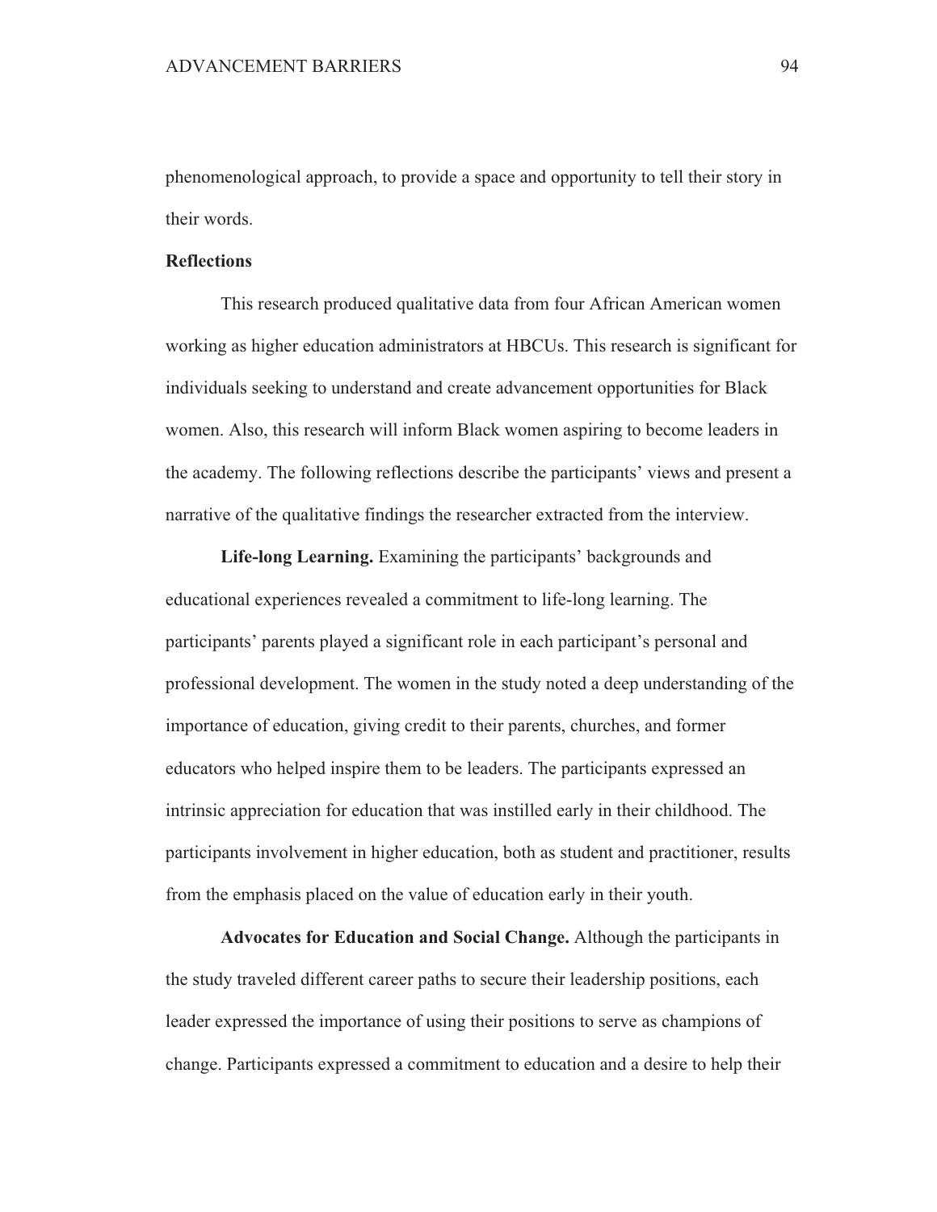phenomenological approach, to provide a space and opportunity to tell their story in their words.

## Reflections

This research produced qualitative data from four African American women working as higher education administrators at HBCUs. This research is significant for individuals seeking to understand and create advancement opportunities for Black women. Also, this research will inform Black women aspiring to become leaders in the academy. The following reflections describe the participants' views and present a narrative of the qualitative findings the researcher extracted from the interview.

**Life-long Learning.** Examining the participants' backgrounds and educational experiences revealed a commitment to life-long learning. The participants' parents played a significant role in each participant's personal and professional development. The women in the study noted a deep understanding of the importance of education, giving credit to their parents, churches, and former educators who helped inspire them to be leaders. The participants expressed an intrinsic appreciation for education that was instilled early in their childhood. The participants involvement in higher education, both as student and practitioner, results from the emphasis placed on the value of education early in their youth.

**Advocates for Education and Social Change.** Although the participants in the study traveled different career paths to secure their leadership positions, each leader expressed the importance of using their positions to serve as champions of change. Participants expressed a commitment to education and a desire to help their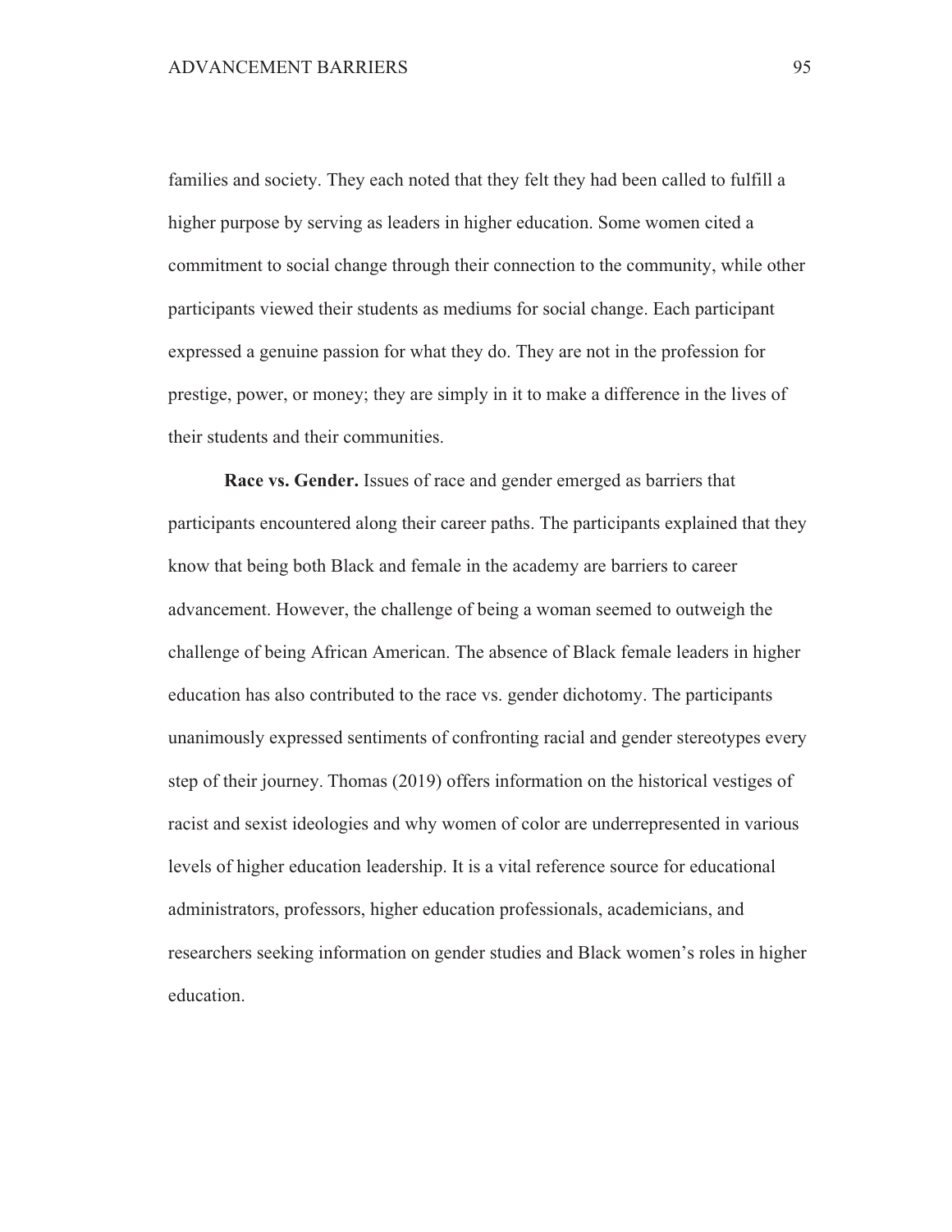families and society. They each noted that they felt they had been called to fulfill a higher purpose by serving as leaders in higher education. Some women cited a commitment to social change through their connection to the community, while other participants viewed their students as mediums for social change. Each participant expressed a genuine passion for what they do. They are not in the profession for prestige, power, or money; they are simply in it to make a difference in the lives of their students and their communities.

**Race vs. Gender.** Issues of race and gender emerged as barriers that participants encountered along their career paths. The participants explained that they know that being both Black and female in the academy are barriers to career advancement. However, the challenge of being a woman seemed to outweigh the challenge of being African American. The absence of Black female leaders in higher education has also contributed to the race vs. gender dichotomy. The participants unanimously expressed sentiments of confronting racial and gender stereotypes every step of their journey. Thomas (2019) offers information on the historical vestiges of racist and sexist ideologies and why women of color are underrepresented in various levels of higher education leadership. It is a vital reference source for educational administrators, professors, higher education professionals, academicians, and researchers seeking information on gender studies and Black women's roles in higher education.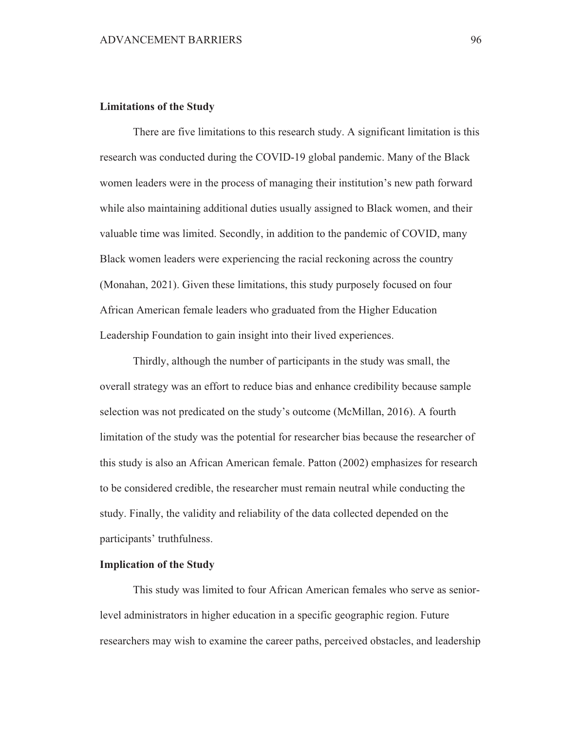**Limitations of the Study**

There are five limitations to this research study. A significant limitation is this research was conducted during the COVID-19 global pandemic. Many of the Black women leaders were in the process of managing their institution's new path forward while also maintaining additional duties usually assigned to Black women, and their valuable time was limited. Secondly, in addition to the pandemic of COVID, many Black women leaders were experiencing the racial reckoning across the country (Monahan, 2021). Given these limitations, this study purposely focused on four African American female leaders who graduated from the Higher Education Leadership Foundation to gain insight into their lived experiences.

Thirdly, although the number of participants in the study was small, the overall strategy was an effort to reduce bias and enhance credibility because sample selection was not predicated on the study's outcome (McMillan, 2016). A fourth limitation of the study was the potential for researcher bias because the researcher of this study is also an African American female. Patton (2002) emphasizes for research to be considered credible, the researcher must remain neutral while conducting the study. Finally, the validity and reliability of the data collected depended on the participants' truthfulness.

**Implication of the Study**

This study was limited to four African American females who serve as senior-level administrators in higher education in a specific geographic region. Future researchers may wish to examine the career paths, perceived obstacles, and leadership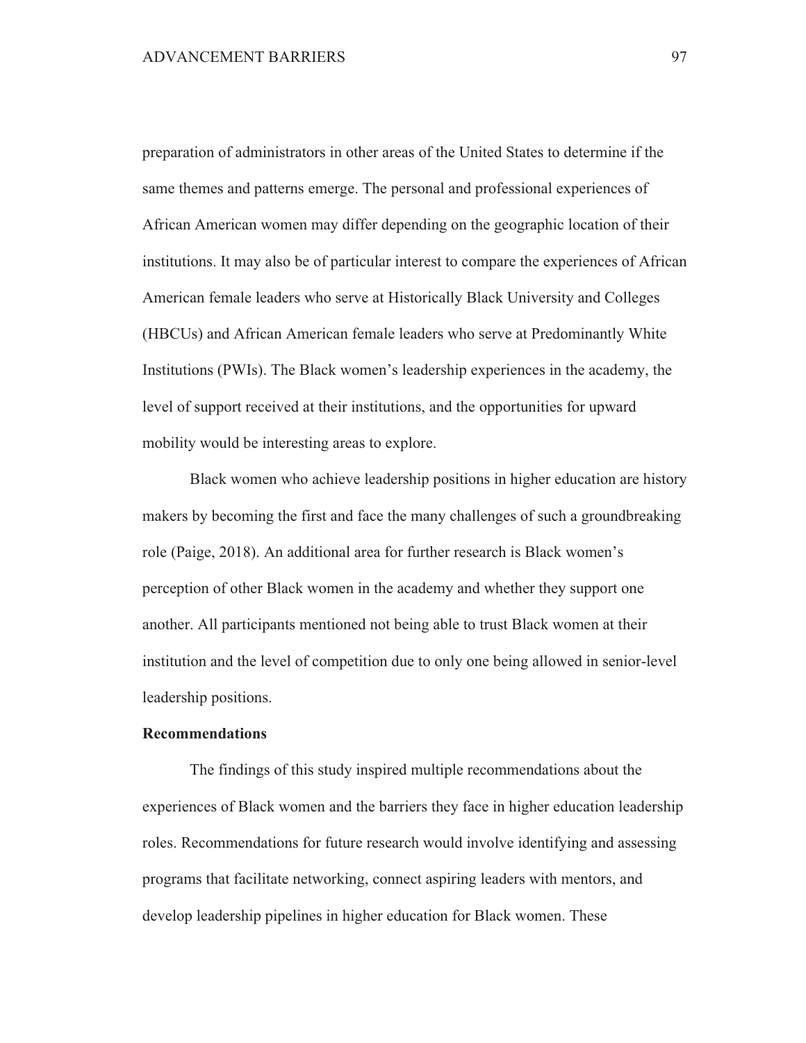preparation of administrators in other areas of the United States to determine if the same themes and patterns emerge. The personal and professional experiences of African American women may differ depending on the geographic location of their institutions. It may also be of particular interest to compare the experiences of African American female leaders who serve at Historically Black University and Colleges (HBCUs) and African American female leaders who serve at Predominantly White Institutions (PWIs). The Black women's leadership experiences in the academy, the level of support received at their institutions, and the opportunities for upward mobility would be interesting areas to explore.

Black women who achieve leadership positions in higher education are history makers by becoming the first and face the many challenges of such a groundbreaking role (Paige, 2018). An additional area for further research is Black women's perception of other Black women in the academy and whether they support one another. All participants mentioned not being able to trust Black women at their institution and the level of competition due to only one being allowed in senior-level leadership positions.

## Recommendations

The findings of this study inspired multiple recommendations about the experiences of Black women and the barriers they face in higher education leadership roles. Recommendations for future research would involve identifying and assessing programs that facilitate networking, connect aspiring leaders with mentors, and develop leadership pipelines in higher education for Black women. These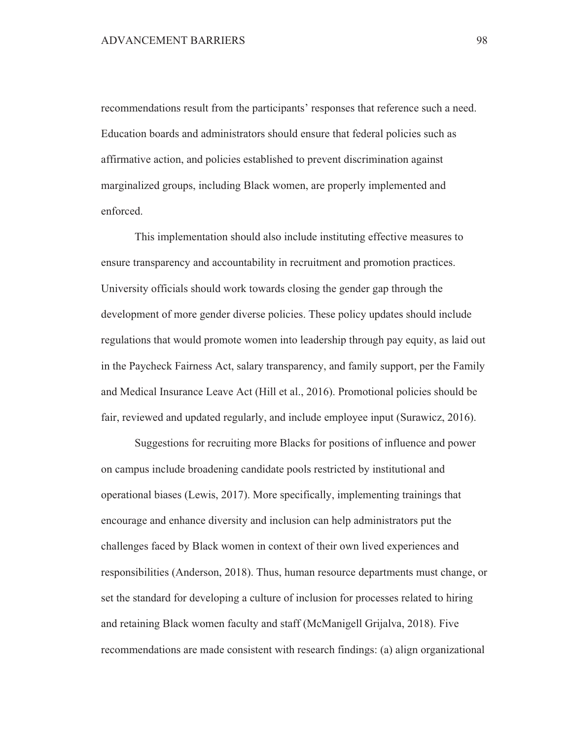recommendations result from the participants' responses that reference such a need. Education boards and administrators should ensure that federal policies such as affirmative action, and policies established to prevent discrimination against marginalized groups, including Black women, are properly implemented and enforced.

This implementation should also include instituting effective measures to ensure transparency and accountability in recruitment and promotion practices. University officials should work towards closing the gender gap through the development of more gender diverse policies. These policy updates should include regulations that would promote women into leadership through pay equity, as laid out in the Paycheck Fairness Act, salary transparency, and family support, per the Family and Medical Insurance Leave Act (Hill et al., 2016). Promotional policies should be fair, reviewed and updated regularly, and include employee input (Surawicz, 2016).

Suggestions for recruiting more Blacks for positions of influence and power on campus include broadening candidate pools restricted by institutional and operational biases (Lewis, 2017). More specifically, implementing trainings that encourage and enhance diversity and inclusion can help administrators put the challenges faced by Black women in context of their own lived experiences and responsibilities (Anderson, 2018). Thus, human resource departments must change, or set the standard for developing a culture of inclusion for processes related to hiring and retaining Black women faculty and staff (McManigell Grijalva, 2018). Five recommendations are made consistent with research findings: (a) align organizational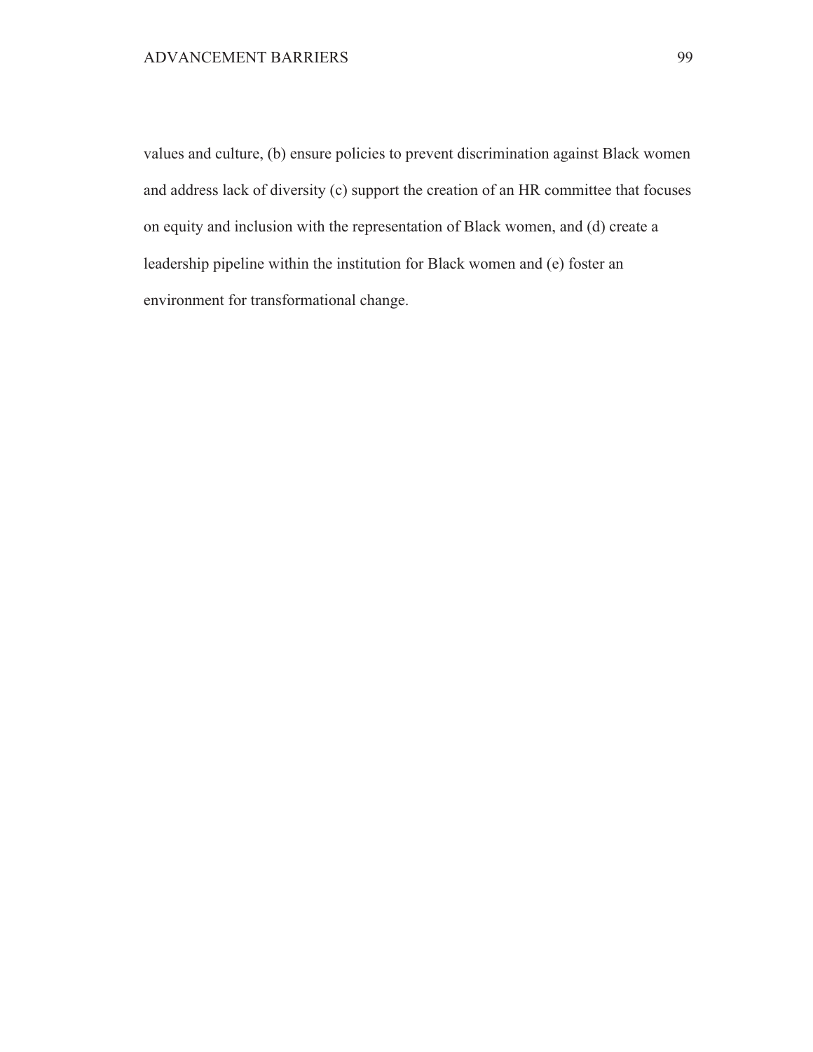values and culture, (b) ensure policies to prevent discrimination against Black women and address lack of diversity (c) support the creation of an HR committee that focuses on equity and inclusion with the representation of Black women, and (d) create a leadership pipeline within the institution for Black women and (e) foster an environment for transformational change.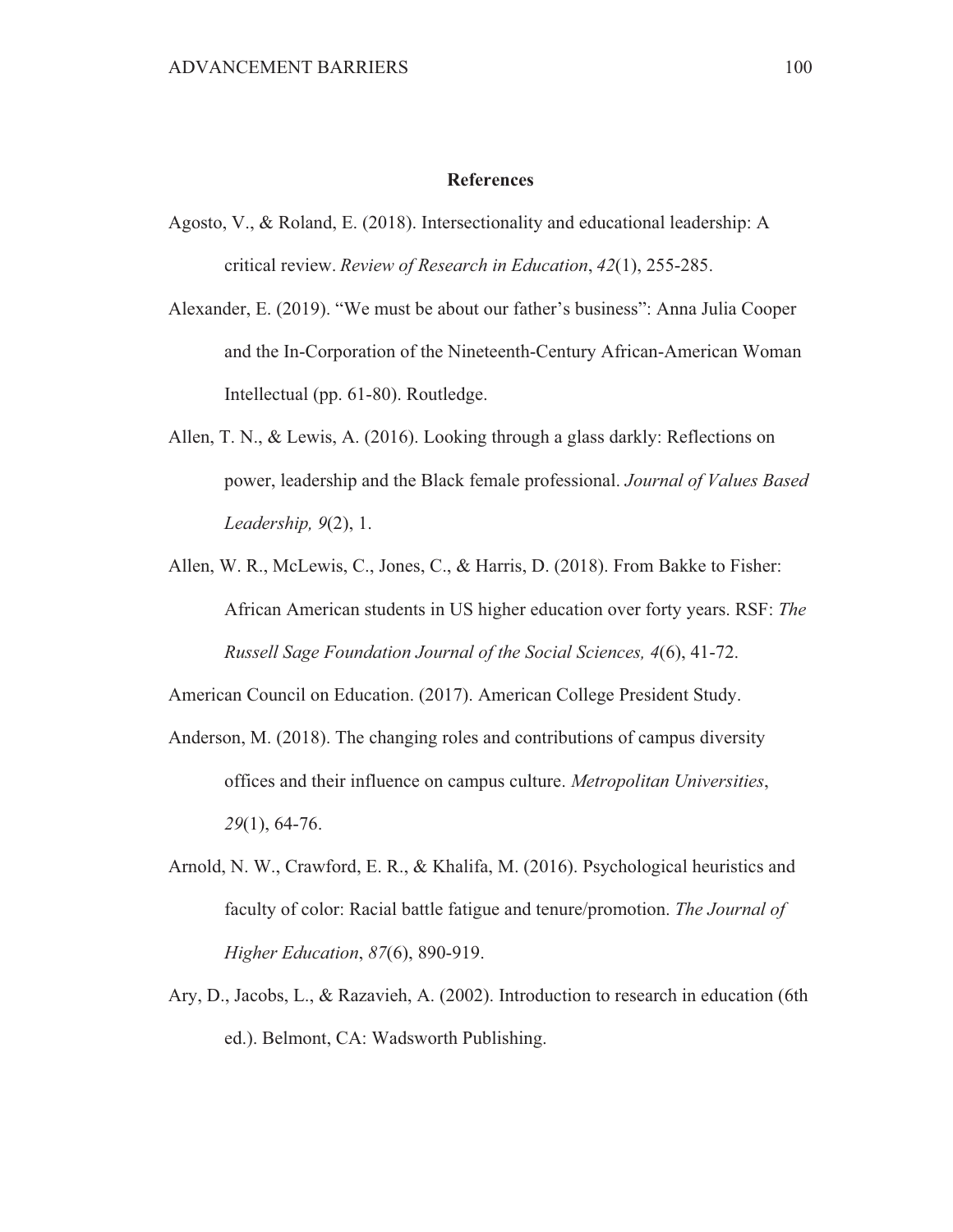## References

Agosto, V., & Roland, E. (2018). Intersectionality and educational leadership: A critical review. *Review of Research in Education*, *42*(1), 255-285.

Alexander, E. (2019). "We must be about our father's business": Anna Julia Cooper and the In-Corporation of the Nineteenth-Century African-American Woman Intellectual (pp. 61-80). Routledge.

Allen, T. N., & Lewis, A. (2016). Looking through a glass darkly: Reflections on power, leadership and the Black female professional. *Journal of Values Based Leadership, 9*(2), 1.

Allen, W. R., McLewis, C., Jones, C., & Harris, D. (2018). From Bakke to Fisher: African American students in US higher education over forty years. RSF: *The Russell Sage Foundation Journal of the Social Sciences, 4*(6), 41-72.

American Council on Education. (2017). American College President Study.

Anderson, M. (2018). The changing roles and contributions of campus diversity offices and their influence on campus culture. *Metropolitan Universities*, *29*(1), 64-76.

Arnold, N. W., Crawford, E. R., & Khalifa, M. (2016). Psychological heuristics and faculty of color: Racial battle fatigue and tenure/promotion. *The Journal of Higher Education*, *87*(6), 890-919.

Ary, D., Jacobs, L., & Razavieh, A. (2002). Introduction to research in education (6th ed.). Belmont, CA: Wadsworth Publishing.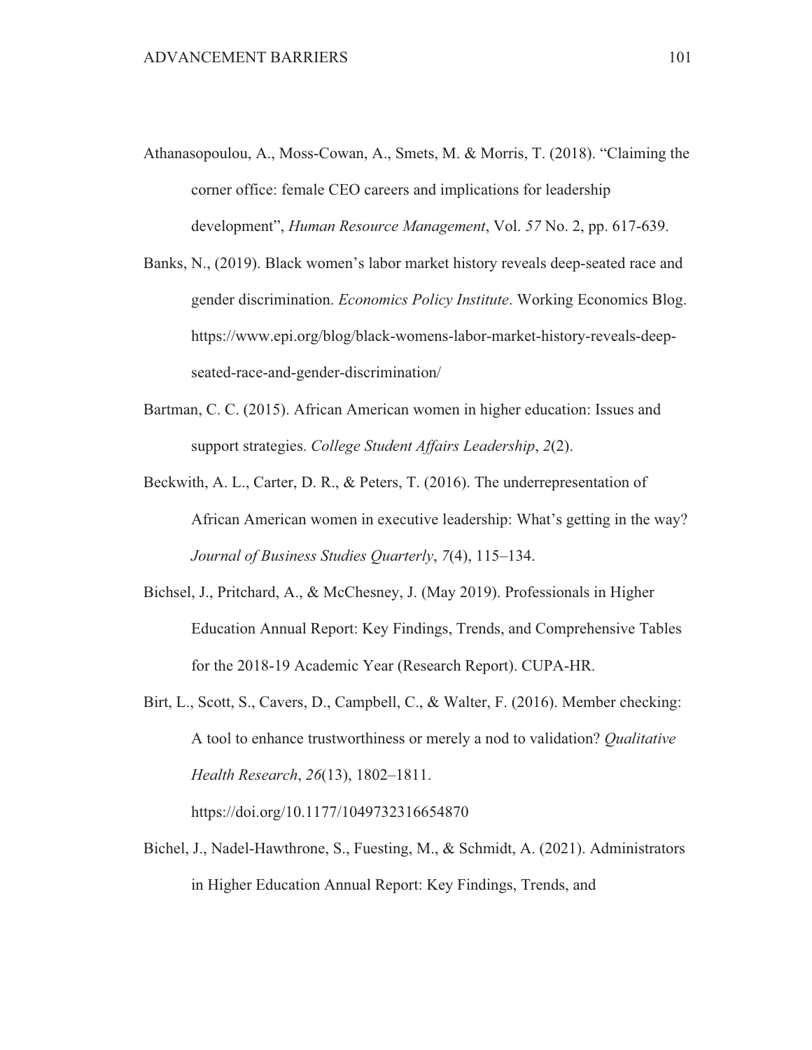Athanasopoulou, A., Moss-Cowan, A., Smets, M. & Morris, T. (2018). "Claiming the corner office: female CEO careers and implications for leadership development", *Human Resource Management*, Vol. *57* No. 2, pp. 617-639.

Banks, N., (2019). Black women's labor market history reveals deep-seated race and gender discrimination. *Economics Policy Institute*. Working Economics Blog. https://www.epi.org/blog/black-womens-labor-market-history-reveals-deep-seated-race-and-gender-discrimination/

Bartman, C. C. (2015). African American women in higher education: Issues and support strategies. *College Student Affairs Leadership*, *2*(2).

Beckwith, A. L., Carter, D. R., & Peters, T. (2016). The underrepresentation of African American women in executive leadership: What's getting in the way? *Journal of Business Studies Quarterly*, *7*(4), 115–134.

Bichsel, J., Pritchard, A., & McChesney, J. (May 2019). Professionals in Higher Education Annual Report: Key Findings, Trends, and Comprehensive Tables for the 2018-19 Academic Year (Research Report). CUPA-HR.

Birt, L., Scott, S., Cavers, D., Campbell, C., & Walter, F. (2016). Member checking: A tool to enhance trustworthiness or merely a nod to validation? *Qualitative Health Research*, *26*(13), 1802–1811. https://doi.org/10.1177/1049732316654870

Bichel, J., Nadel-Hawthrone, S., Fuesting, M., & Schmidt, A. (2021). Administrators in Higher Education Annual Report: Key Findings, Trends, and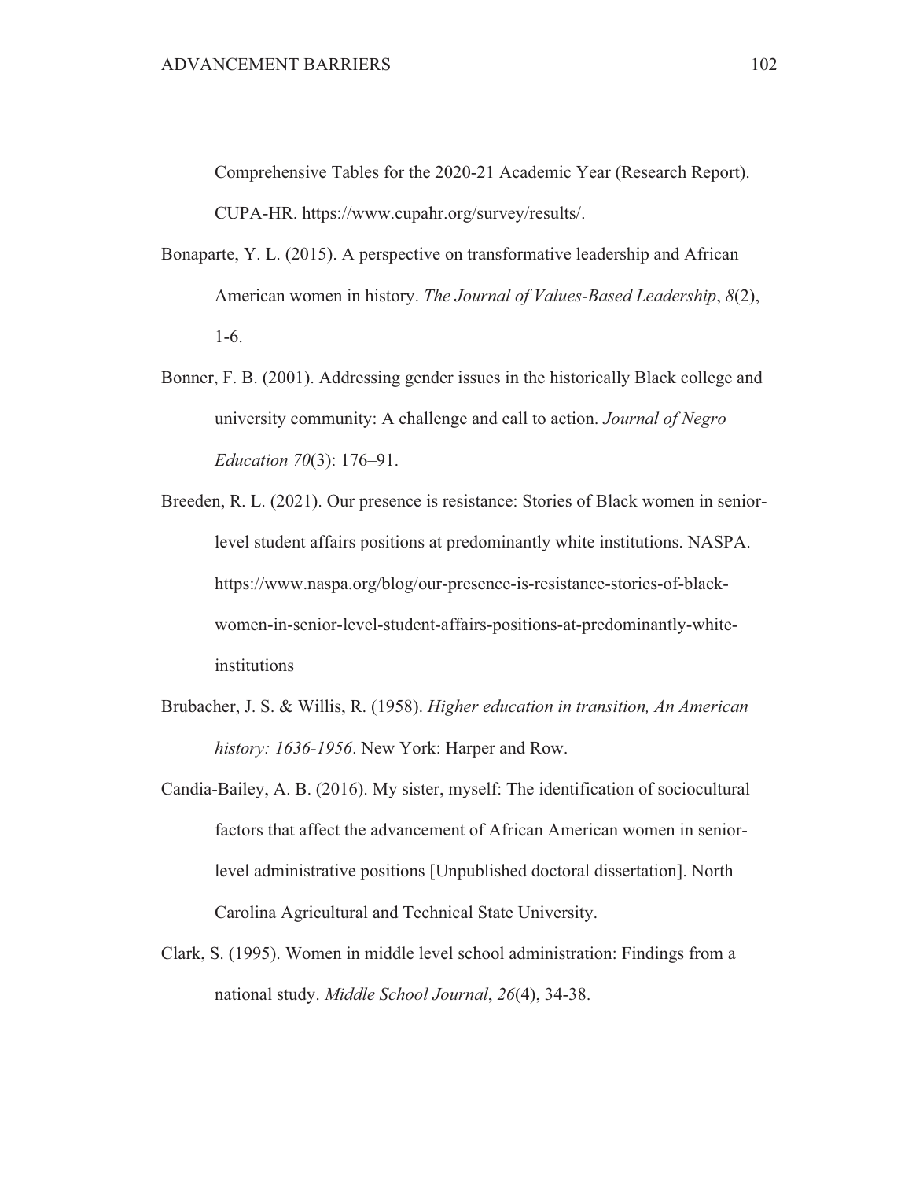Comprehensive Tables for the 2020-21 Academic Year (Research Report). CUPA-HR. https://www.cupahr.org/survey/results/.

Bonaparte, Y. L. (2015). A perspective on transformative leadership and African American women in history. *The Journal of Values-Based Leadership*, *8*(2), 1-6.

Bonner, F. B. (2001). Addressing gender issues in the historically Black college and university community: A challenge and call to action. *Journal of Negro Education 70*(3): 176–91.

Breeden, R. L. (2021). Our presence is resistance: Stories of Black women in senior-level student affairs positions at predominantly white institutions. NASPA. https://www.naspa.org/blog/our-presence-is-resistance-stories-of-black-women-in-senior-level-student-affairs-positions-at-predominantly-white-institutions

Brubacher, J. S. & Willis, R. (1958). *Higher education in transition, An American history: 1636-1956*. New York: Harper and Row.

Candia-Bailey, A. B. (2016). My sister, myself: The identification of sociocultural factors that affect the advancement of African American women in senior-level administrative positions [Unpublished doctoral dissertation]. North Carolina Agricultural and Technical State University.

Clark, S. (1995). Women in middle level school administration: Findings from a national study. *Middle School Journal*, *26*(4), 34-38.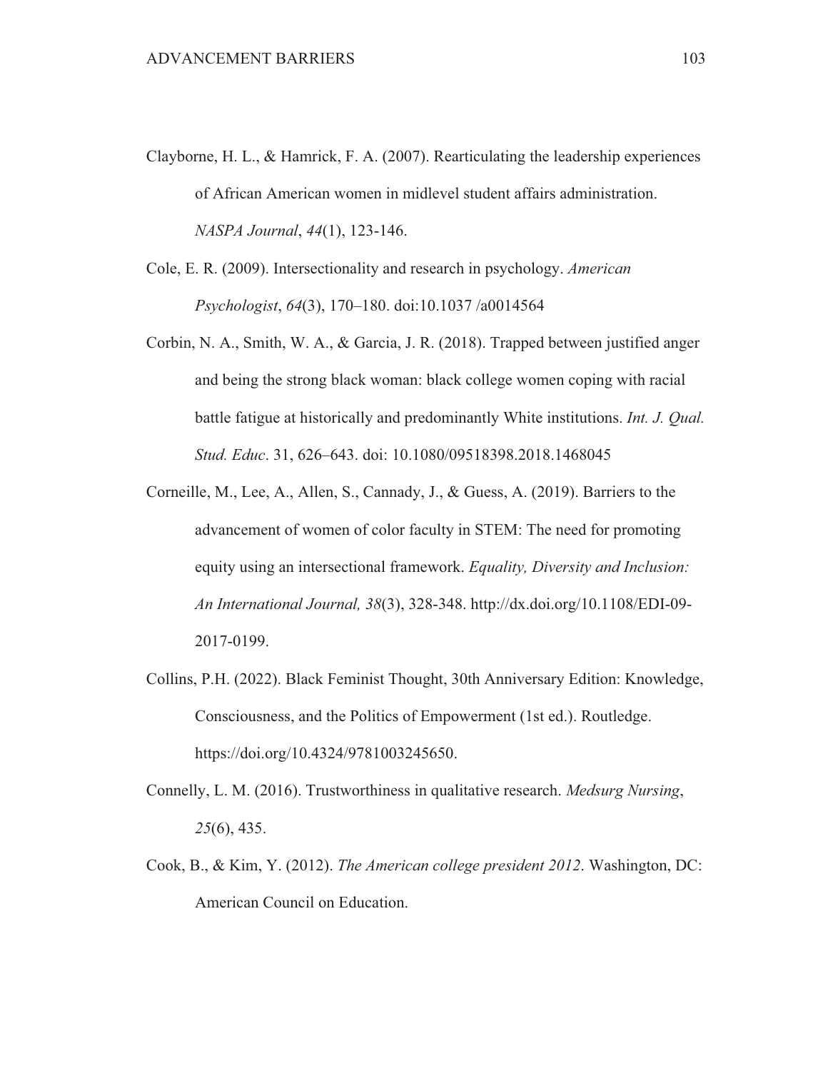Clayborne, H. L., & Hamrick, F. A. (2007). Rearticulating the leadership experiences of African American women in midlevel student affairs administration. *NASPA Journal*, *44*(1), 123-146.

Cole, E. R. (2009). Intersectionality and research in psychology. *American Psychologist*, *64*(3), 170–180. doi:10.1037 /a0014564

Corbin, N. A., Smith, W. A., & Garcia, J. R. (2018). Trapped between justified anger and being the strong black woman: black college women coping with racial battle fatigue at historically and predominantly White institutions. *Int. J. Qual. Stud. Educ*. 31, 626–643. doi: 10.1080/09518398.2018.1468045

Corneille, M., Lee, A., Allen, S., Cannady, J., & Guess, A. (2019). Barriers to the advancement of women of color faculty in STEM: The need for promoting equity using an intersectional framework. *Equality, Diversity and Inclusion: An International Journal, 38*(3), 328-348. http://dx.doi.org/10.1108/EDI-09-2017-0199.

Collins, P.H. (2022). Black Feminist Thought, 30th Anniversary Edition: Knowledge, Consciousness, and the Politics of Empowerment (1st ed.). Routledge. https://doi.org/10.4324/9781003245650.

Connelly, L. M. (2016). Trustworthiness in qualitative research. *Medsurg Nursing*, *25*(6), 435.

Cook, B., & Kim, Y. (2012). *The American college president 2012*. Washington, DC: American Council on Education.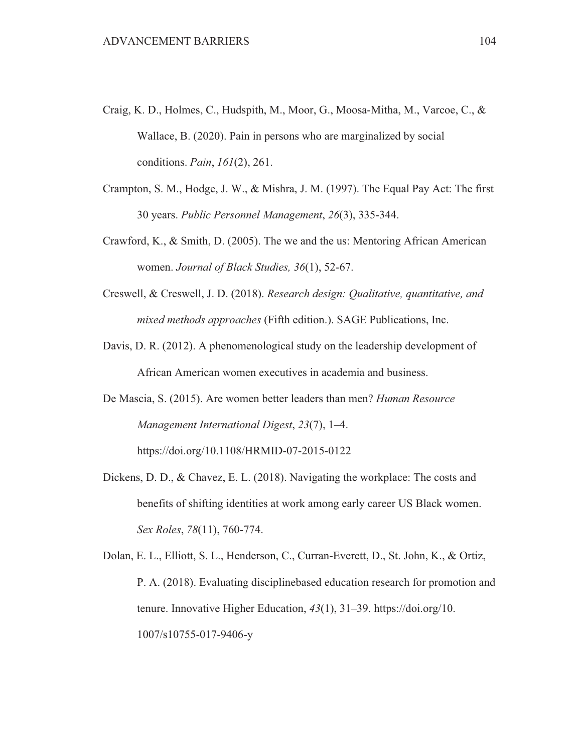Craig, K. D., Holmes, C., Hudspith, M., Moor, G., Moosa-Mitha, M., Varcoe, C., & Wallace, B. (2020). Pain in persons who are marginalized by social conditions. *Pain*, *161*(2), 261.

Crampton, S. M., Hodge, J. W., & Mishra, J. M. (1997). The Equal Pay Act: The first 30 years. *Public Personnel Management*, *26*(3), 335-344.

Crawford, K., & Smith, D. (2005). The we and the us: Mentoring African American women. *Journal of Black Studies, 36*(1), 52-67.

Creswell, & Creswell, J. D. (2018). *Research design: Qualitative, quantitative, and mixed methods approaches* (Fifth edition.). SAGE Publications, Inc.

Davis, D. R. (2012). A phenomenological study on the leadership development of African American women executives in academia and business.

De Mascia, S. (2015). Are women better leaders than men? *Human Resource Management International Digest*, *23*(7), 1–4. https://doi.org/10.1108/HRMID-07-2015-0122

Dickens, D. D., & Chavez, E. L. (2018). Navigating the workplace: The costs and benefits of shifting identities at work among early career US Black women. *Sex Roles*, *78*(11), 760-774.

Dolan, E. L., Elliott, S. L., Henderson, C., Curran-Everett, D., St. John, K., & Ortiz, P. A. (2018). Evaluating disciplinebased education research for promotion and tenure. Innovative Higher Education, *43*(1), 31–39. https://doi.org/10. 1007/s10755-017-9406-y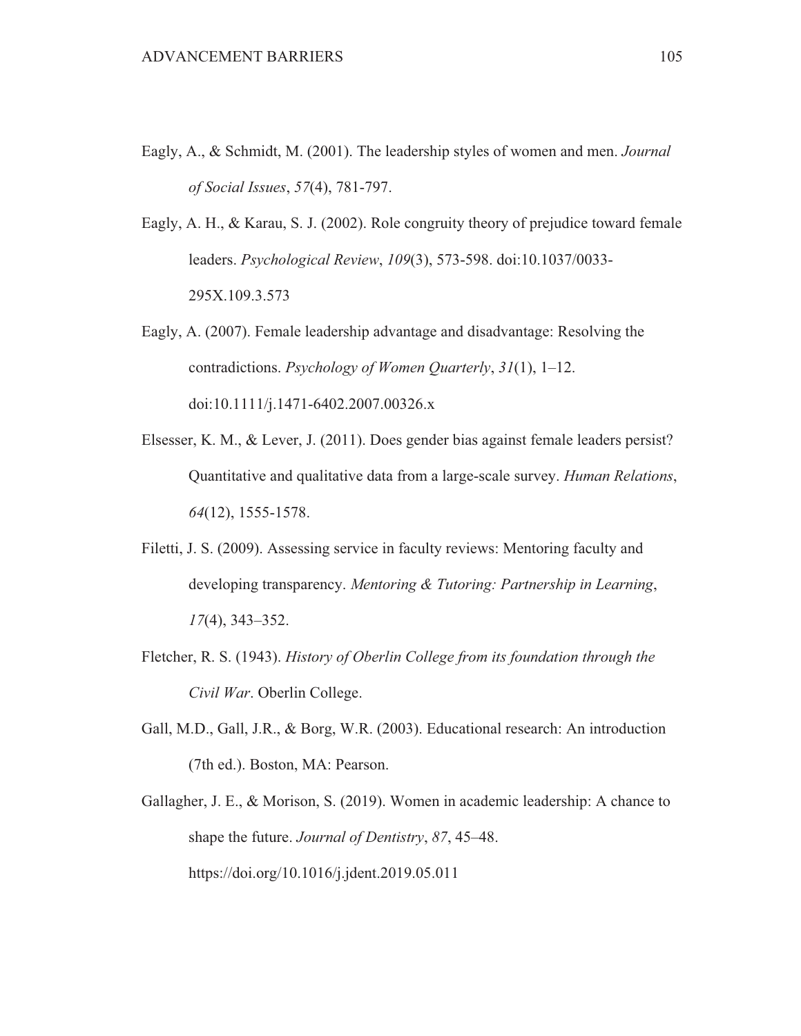Eagly, A., & Schmidt, M. (2001). The leadership styles of women and men. *Journal of Social Issues*, *57*(4), 781-797.

Eagly, A. H., & Karau, S. J. (2002). Role congruity theory of prejudice toward female leaders. *Psychological Review*, *109*(3), 573-598. doi:10.1037/0033-295X.109.3.573

Eagly, A. (2007). Female leadership advantage and disadvantage: Resolving the contradictions. *Psychology of Women Quarterly*, *31*(1), 1–12. doi:10.1111/j.1471-6402.2007.00326.x

Elsesser, K. M., & Lever, J. (2011). Does gender bias against female leaders persist? Quantitative and qualitative data from a large-scale survey. *Human Relations*, *64*(12), 1555-1578.

Filetti, J. S. (2009). Assessing service in faculty reviews: Mentoring faculty and developing transparency. *Mentoring & Tutoring: Partnership in Learning*, *17*(4), 343–352.

Fletcher, R. S. (1943). *History of Oberlin College from its foundation through the Civil War*. Oberlin College.

Gall, M.D., Gall, J.R., & Borg, W.R. (2003). Educational research: An introduction (7th ed.). Boston, MA: Pearson.

Gallagher, J. E., & Morison, S. (2019). Women in academic leadership: A chance to shape the future. *Journal of Dentistry*, *87*, 45–48. https://doi.org/10.1016/j.jdent.2019.05.011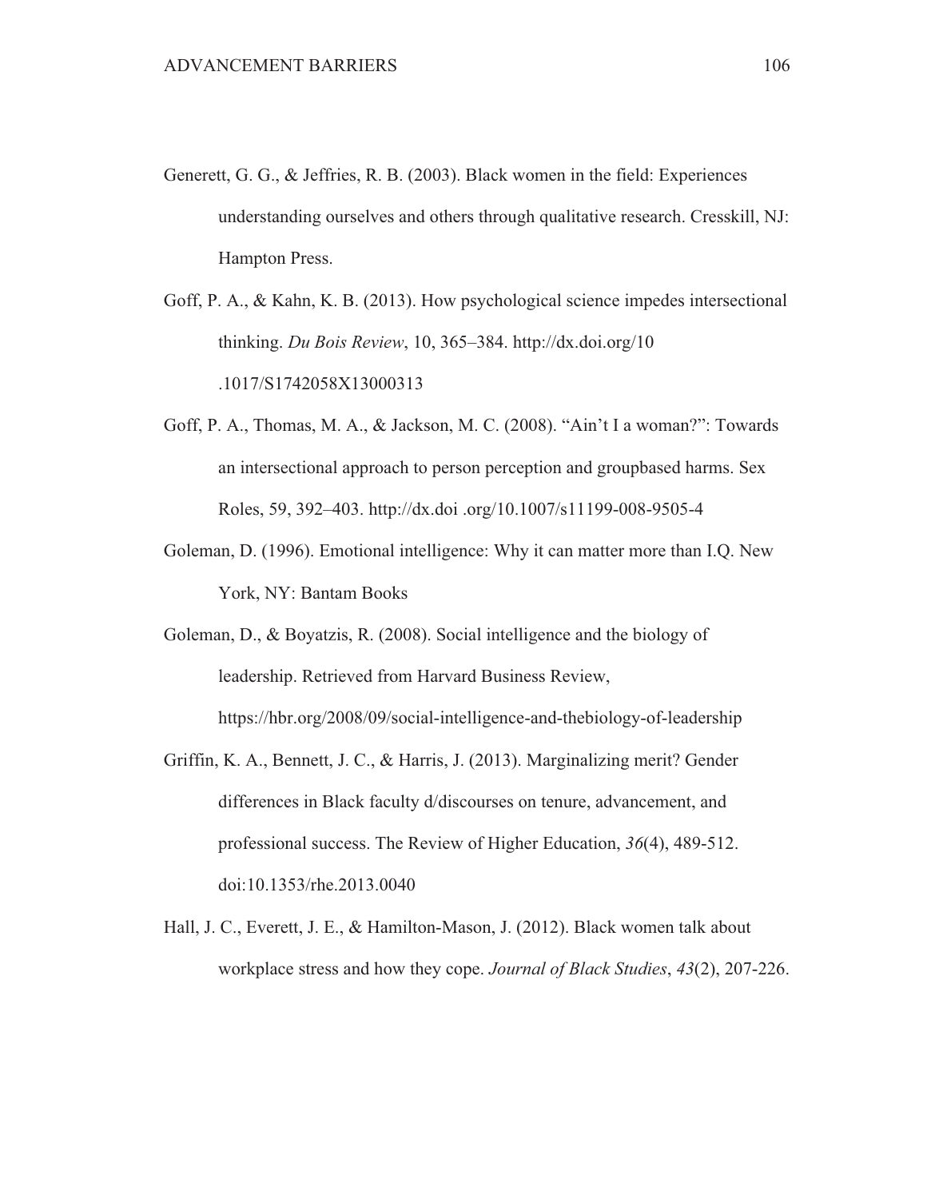Generett, G. G., & Jeffries, R. B. (2003). Black women in the field: Experiences understanding ourselves and others through qualitative research. Cresskill, NJ: Hampton Press.

Goff, P. A., & Kahn, K. B. (2013). How psychological science impedes intersectional thinking. *Du Bois Review*, 10, 365–384. http://dx.doi.org/10 .1017/S1742058X13000313

Goff, P. A., Thomas, M. A., & Jackson, M. C. (2008). "Ain't I a woman?": Towards an intersectional approach to person perception and groupbased harms. Sex Roles, 59, 392–403. http://dx.doi .org/10.1007/s11199-008-9505-4

Goleman, D. (1996). Emotional intelligence: Why it can matter more than I.Q. New York, NY: Bantam Books

Goleman, D., & Boyatzis, R. (2008). Social intelligence and the biology of leadership. Retrieved from Harvard Business Review, https://hbr.org/2008/09/social-intelligence-and-thebiology-of-leadership

Griffin, K. A., Bennett, J. C., & Harris, J. (2013). Marginalizing merit? Gender differences in Black faculty d/discourses on tenure, advancement, and professional success. The Review of Higher Education, *36*(4), 489-512. doi:10.1353/rhe.2013.0040

Hall, J. C., Everett, J. E., & Hamilton-Mason, J. (2012). Black women talk about workplace stress and how they cope. *Journal of Black Studies*, *43*(2), 207-226.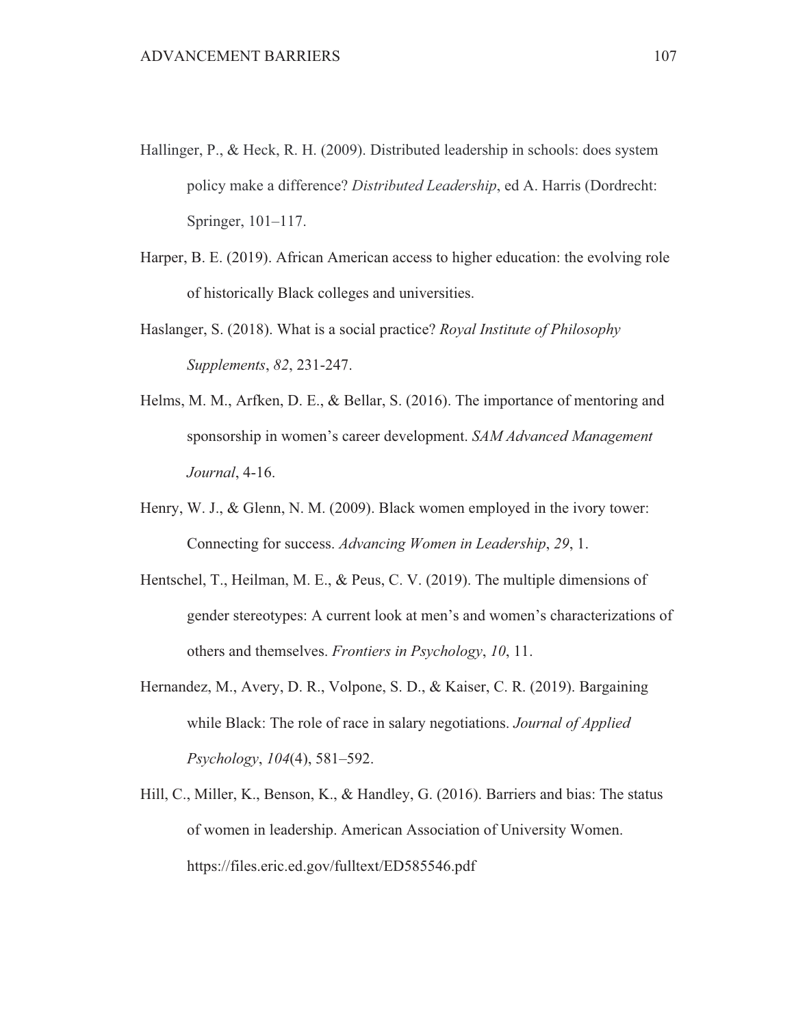Hallinger, P., & Heck, R. H. (2009). Distributed leadership in schools: does system policy make a difference? *Distributed Leadership*, ed A. Harris (Dordrecht: Springer, 101–117.

Harper, B. E. (2019). African American access to higher education: the evolving role of historically Black colleges and universities.

Haslanger, S. (2018). What is a social practice? *Royal Institute of Philosophy Supplements*, *82*, 231-247.

Helms, M. M., Arfken, D. E., & Bellar, S. (2016). The importance of mentoring and sponsorship in women's career development. *SAM Advanced Management Journal*, 4-16.

Henry, W. J., & Glenn, N. M. (2009). Black women employed in the ivory tower: Connecting for success. *Advancing Women in Leadership*, *29*, 1.

Hentschel, T., Heilman, M. E., & Peus, C. V. (2019). The multiple dimensions of gender stereotypes: A current look at men's and women's characterizations of others and themselves. *Frontiers in Psychology*, *10*, 11.

Hernandez, M., Avery, D. R., Volpone, S. D., & Kaiser, C. R. (2019). Bargaining while Black: The role of race in salary negotiations. *Journal of Applied Psychology*, *104*(4), 581–592.

Hill, C., Miller, K., Benson, K., & Handley, G. (2016). Barriers and bias: The status of women in leadership. American Association of University Women. https://files.eric.ed.gov/fulltext/ED585546.pdf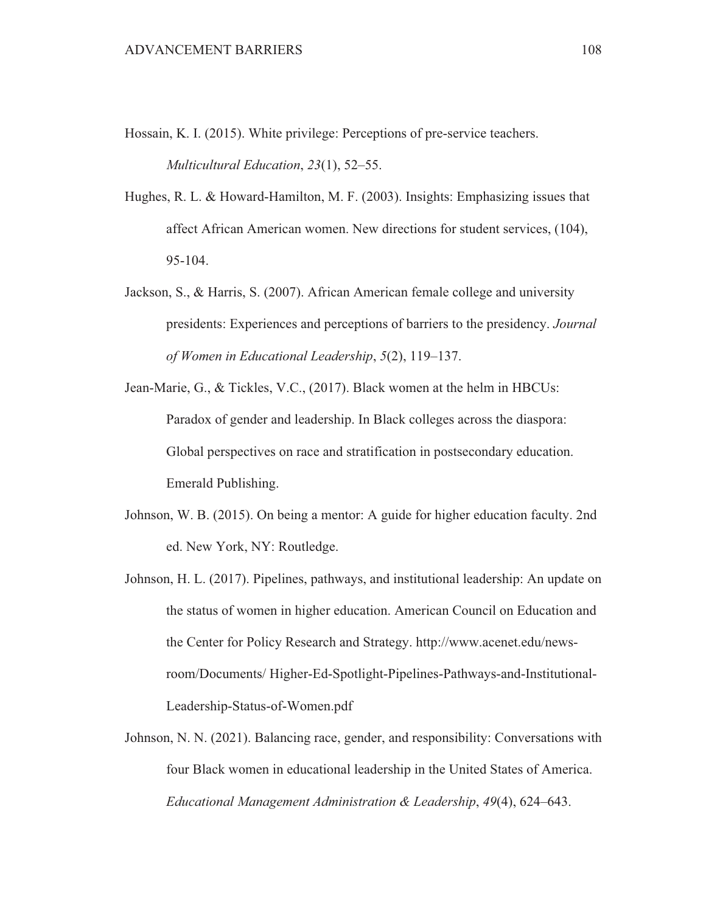Hossain, K. I. (2015). White privilege: Perceptions of pre-service teachers. *Multicultural Education*, *23*(1), 52–55.

Hughes, R. L. & Howard-Hamilton, M. F. (2003). Insights: Emphasizing issues that affect African American women. New directions for student services, (104), 95-104.

Jackson, S., & Harris, S. (2007). African American female college and university presidents: Experiences and perceptions of barriers to the presidency. *Journal of Women in Educational Leadership*, *5*(2), 119–137.

Jean-Marie, G., & Tickles, V.C., (2017). Black women at the helm in HBCUs: Paradox of gender and leadership. In Black colleges across the diaspora: Global perspectives on race and stratification in postsecondary education. Emerald Publishing.

Johnson, W. B. (2015). On being a mentor: A guide for higher education faculty. 2nd ed. New York, NY: Routledge.

Johnson, H. L. (2017). Pipelines, pathways, and institutional leadership: An update on the status of women in higher education. American Council on Education and the Center for Policy Research and Strategy. http://www.acenet.edu/news-room/Documents/ Higher-Ed-Spotlight-Pipelines-Pathways-and-Institutional-Leadership-Status-of-Women.pdf

Johnson, N. N. (2021). Balancing race, gender, and responsibility: Conversations with four Black women in educational leadership in the United States of America. *Educational Management Administration & Leadership*, *49*(4), 624–643.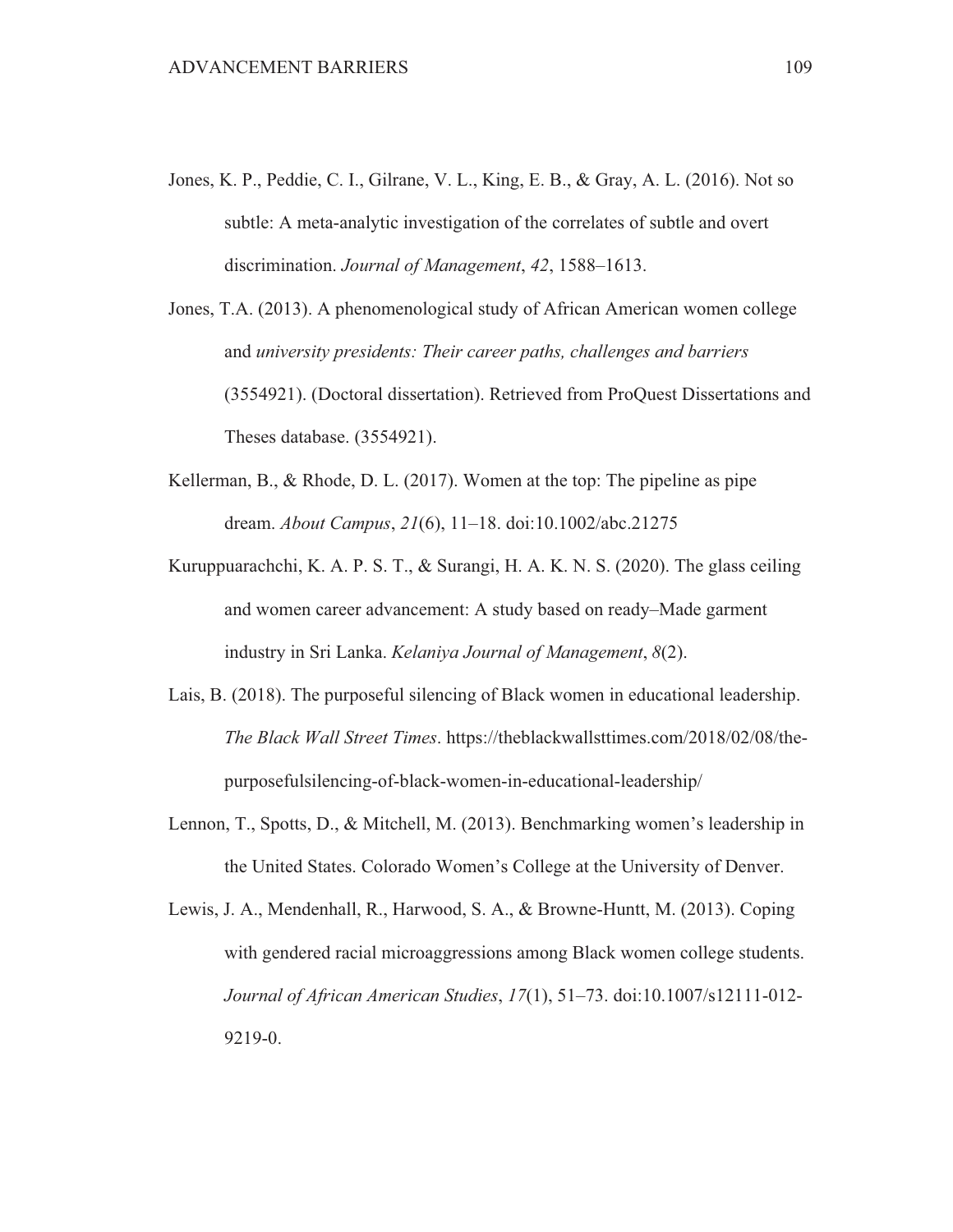Jones, K. P., Peddie, C. I., Gilrane, V. L., King, E. B., & Gray, A. L. (2016). Not so subtle: A meta-analytic investigation of the correlates of subtle and overt discrimination. *Journal of Management*, *42*, 1588–1613.

Jones, T.A. (2013). A phenomenological study of African American women college and *university presidents: Their career paths, challenges and barriers* (3554921). (Doctoral dissertation). Retrieved from ProQuest Dissertations and Theses database. (3554921).

Kellerman, B., & Rhode, D. L. (2017). Women at the top: The pipeline as pipe dream. *About Campus*, *21*(6), 11–18. doi:10.1002/abc.21275

Kuruppuarachchi, K. A. P. S. T., & Surangi, H. A. K. N. S. (2020). The glass ceiling and women career advancement: A study based on ready–Made garment industry in Sri Lanka. *Kelaniya Journal of Management*, *8*(2).

Lais, B. (2018). The purposeful silencing of Black women in educational leadership. *The Black Wall Street Times*. https://theblackwallsttimes.com/2018/02/08/the-purposefulsilencing-of-black-women-in-educational-leadership/

Lennon, T., Spotts, D., & Mitchell, M. (2013). Benchmarking women's leadership in the United States. Colorado Women's College at the University of Denver.

Lewis, J. A., Mendenhall, R., Harwood, S. A., & Browne-Huntt, M. (2013). Coping with gendered racial microaggressions among Black women college students. *Journal of African American Studies*, *17*(1), 51–73. doi:10.1007/s12111-012-9219-0.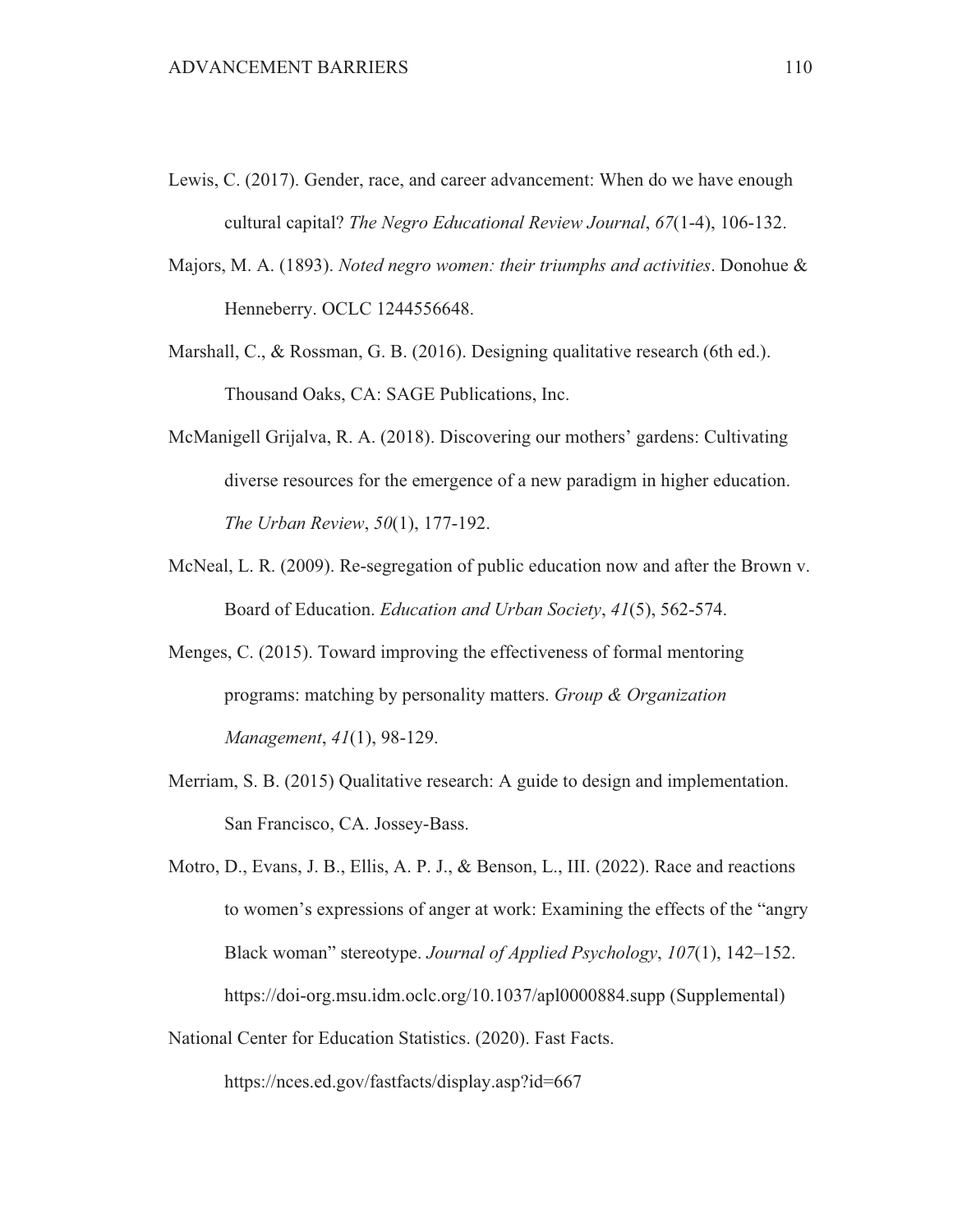Lewis, C. (2017). Gender, race, and career advancement: When do we have enough cultural capital? *The Negro Educational Review Journal*, *67*(1-4), 106-132.

Majors, M. A. (1893). *Noted negro women: their triumphs and activities*. Donohue & Henneberry. OCLC 1244556648.

Marshall, C., & Rossman, G. B. (2016). Designing qualitative research (6th ed.). Thousand Oaks, CA: SAGE Publications, Inc.

McManigell Grijalva, R. A. (2018). Discovering our mothers' gardens: Cultivating diverse resources for the emergence of a new paradigm in higher education. *The Urban Review*, *50*(1), 177-192.

McNeal, L. R. (2009). Re-segregation of public education now and after the Brown v. Board of Education. *Education and Urban Society*, *41*(5), 562-574.

Menges, C. (2015). Toward improving the effectiveness of formal mentoring programs: matching by personality matters. *Group & Organization Management*, *41*(1), 98-129.

Merriam, S. B. (2015) Qualitative research: A guide to design and implementation. San Francisco, CA. Jossey-Bass.

Motro, D., Evans, J. B., Ellis, A. P. J., & Benson, L., III. (2022). Race and reactions to women's expressions of anger at work: Examining the effects of the "angry Black woman" stereotype. *Journal of Applied Psychology*, *107*(1), 142–152. https://doi-org.msu.idm.oclc.org/10.1037/apl0000884.supp (Supplemental)

National Center for Education Statistics. (2020). Fast Facts. https://nces.ed.gov/fastfacts/display.asp?id=667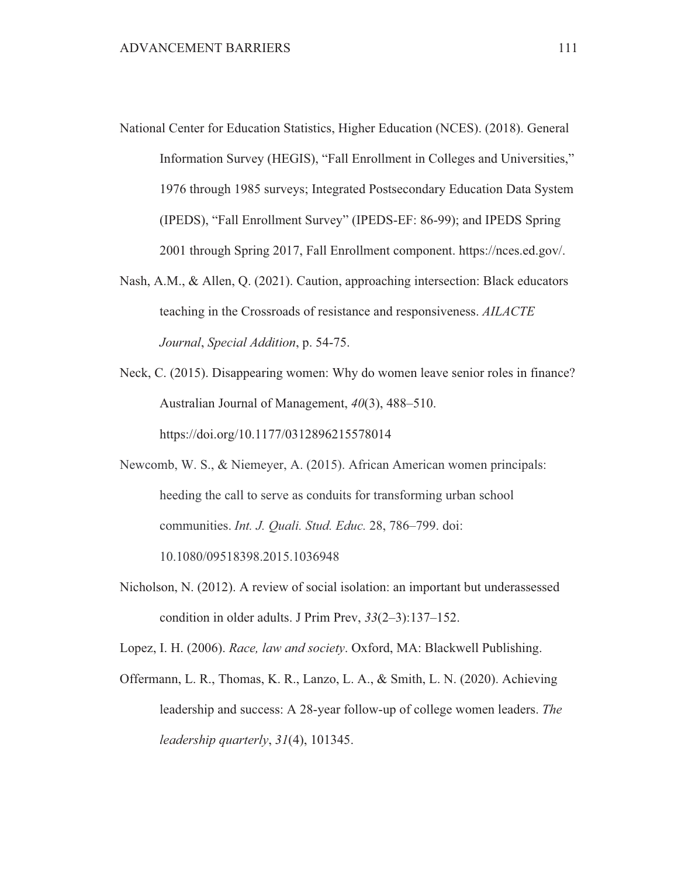National Center for Education Statistics, Higher Education (NCES). (2018). General Information Survey (HEGIS), "Fall Enrollment in Colleges and Universities," 1976 through 1985 surveys; Integrated Postsecondary Education Data System (IPEDS), "Fall Enrollment Survey" (IPEDS-EF: 86-99); and IPEDS Spring 2001 through Spring 2017, Fall Enrollment component. https://nces.ed.gov/.

Nash, A.M., & Allen, Q. (2021). Caution, approaching intersection: Black educators teaching in the Crossroads of resistance and responsiveness. *AILACTE Journal*, *Special Addition*, p. 54-75.

Neck, C. (2015). Disappearing women: Why do women leave senior roles in finance? Australian Journal of Management, *40*(3), 488–510. https://doi.org/10.1177/0312896215578014

Newcomb, W. S., & Niemeyer, A. (2015). African American women principals: heeding the call to serve as conduits for transforming urban school communities. *Int. J. Quali. Stud. Educ.* 28, 786–799. doi: 10.1080/09518398.2015.1036948

Nicholson, N. (2012). A review of social isolation: an important but underassessed condition in older adults. J Prim Prev, *33*(2–3):137–152.

Lopez, I. H. (2006). *Race, law and society*. Oxford, MA: Blackwell Publishing.

Offermann, L. R., Thomas, K. R., Lanzo, L. A., & Smith, L. N. (2020). Achieving leadership and success: A 28-year follow-up of college women leaders. *The leadership quarterly*, *31*(4), 101345.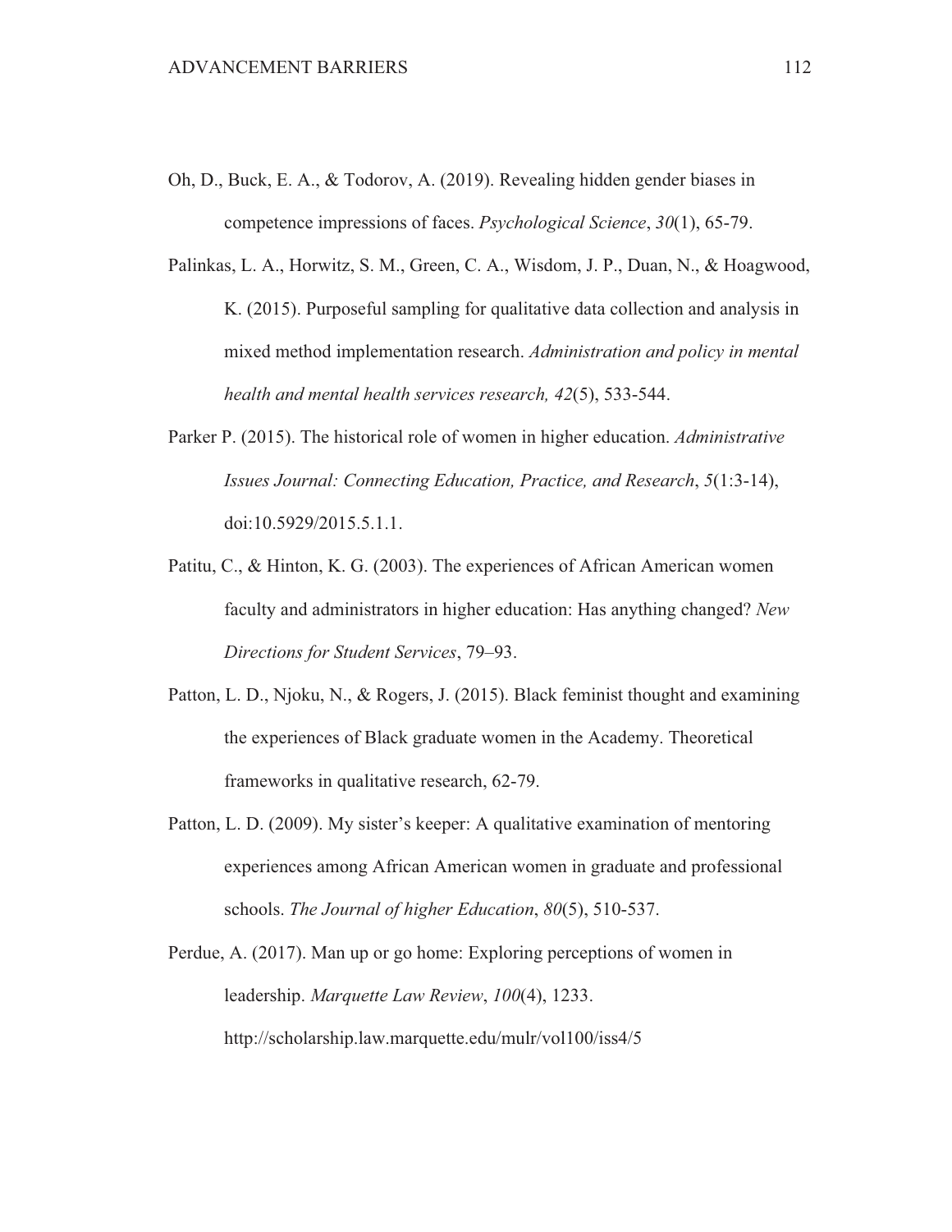Oh, D., Buck, E. A., & Todorov, A. (2019). Revealing hidden gender biases in competence impressions of faces. *Psychological Science*, *30*(1), 65-79.

Palinkas, L. A., Horwitz, S. M., Green, C. A., Wisdom, J. P., Duan, N., & Hoagwood, K. (2015). Purposeful sampling for qualitative data collection and analysis in mixed method implementation research. *Administration and policy in mental health and mental health services research, 42*(5), 533-544.

Parker P. (2015). The historical role of women in higher education. *Administrative Issues Journal: Connecting Education, Practice, and Research*, *5*(1:3-14), doi:10.5929/2015.5.1.1.

Patitu, C., & Hinton, K. G. (2003). The experiences of African American women faculty and administrators in higher education: Has anything changed? *New Directions for Student Services*, 79–93.

Patton, L. D., Njoku, N., & Rogers, J. (2015). Black feminist thought and examining the experiences of Black graduate women in the Academy. Theoretical frameworks in qualitative research, 62-79.

Patton, L. D. (2009). My sister's keeper: A qualitative examination of mentoring experiences among African American women in graduate and professional schools. *The Journal of higher Education*, *80*(5), 510-537.

Perdue, A. (2017). Man up or go home: Exploring perceptions of women in leadership. *Marquette Law Review*, *100*(4), 1233. http://scholarship.law.marquette.edu/mulr/vol100/iss4/5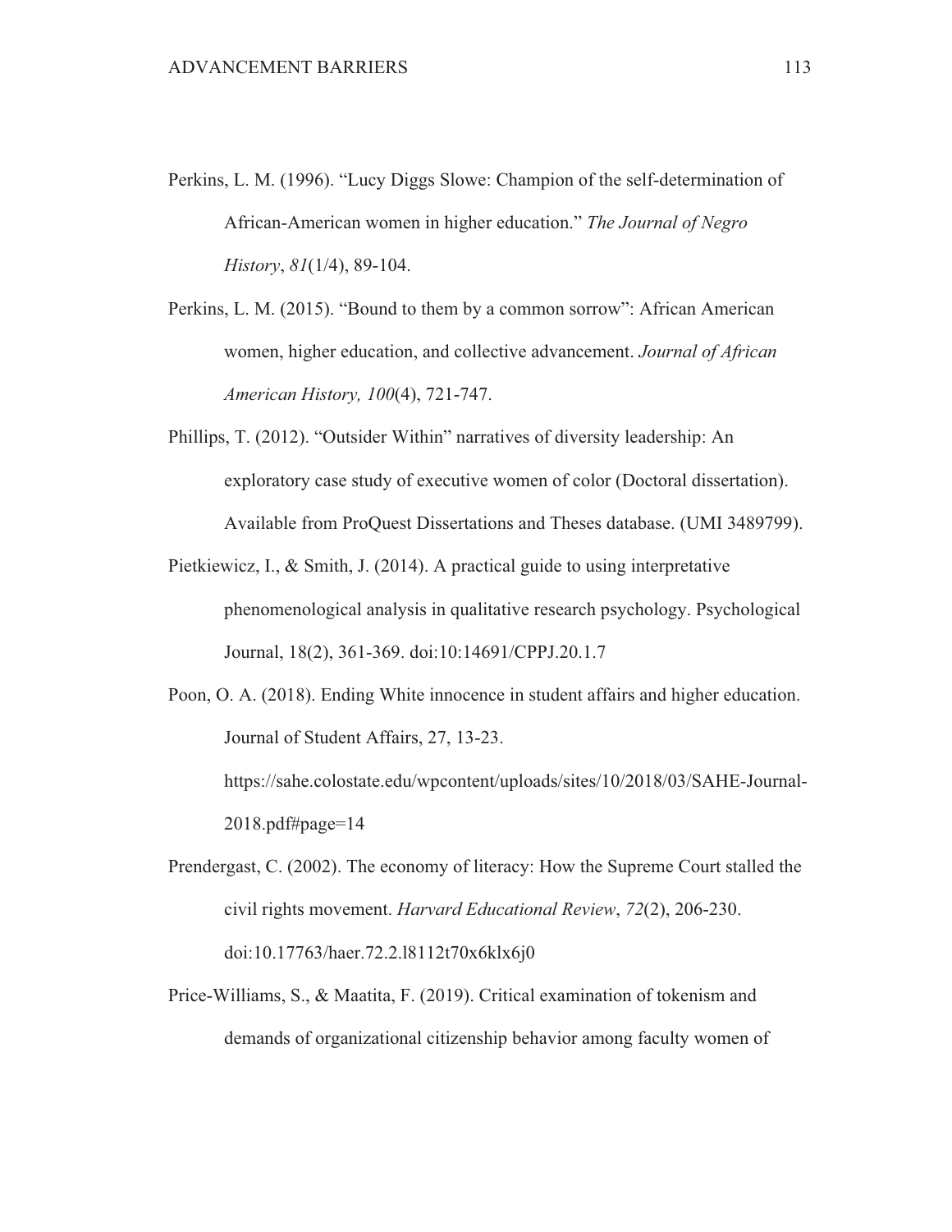Perkins, L. M. (1996). “Lucy Diggs Slowe: Champion of the self-determination of African-American women in higher education.” *The Journal of Negro History*, *81*(1/4), 89-104.

Perkins, L. M. (2015). “Bound to them by a common sorrow”: African American women, higher education, and collective advancement. *Journal of African American History, 100*(4), 721-747.

Phillips, T. (2012). “Outsider Within” narratives of diversity leadership: An exploratory case study of executive women of color (Doctoral dissertation). Available from ProQuest Dissertations and Theses database. (UMI 3489799).

Pietkiewicz, I., & Smith, J. (2014). A practical guide to using interpretative phenomenological analysis in qualitative research psychology. Psychological Journal, 18(2), 361-369. doi:10:14691/CPPJ.20.1.7

Poon, O. A. (2018). Ending White innocence in student affairs and higher education. Journal of Student Affairs, 27, 13-23. https://sahe.colostate.edu/wpcontent/uploads/sites/10/2018/03/SAHE-Journal-2018.pdf#page=14

Prendergast, C. (2002). The economy of literacy: How the Supreme Court stalled the civil rights movement. *Harvard Educational Review*, *72*(2), 206-230. doi:10.17763/haer.72.2.l8112t70x6klx6j0

Price-Williams, S., & Maatita, F. (2019). Critical examination of tokenism and demands of organizational citizenship behavior among faculty women of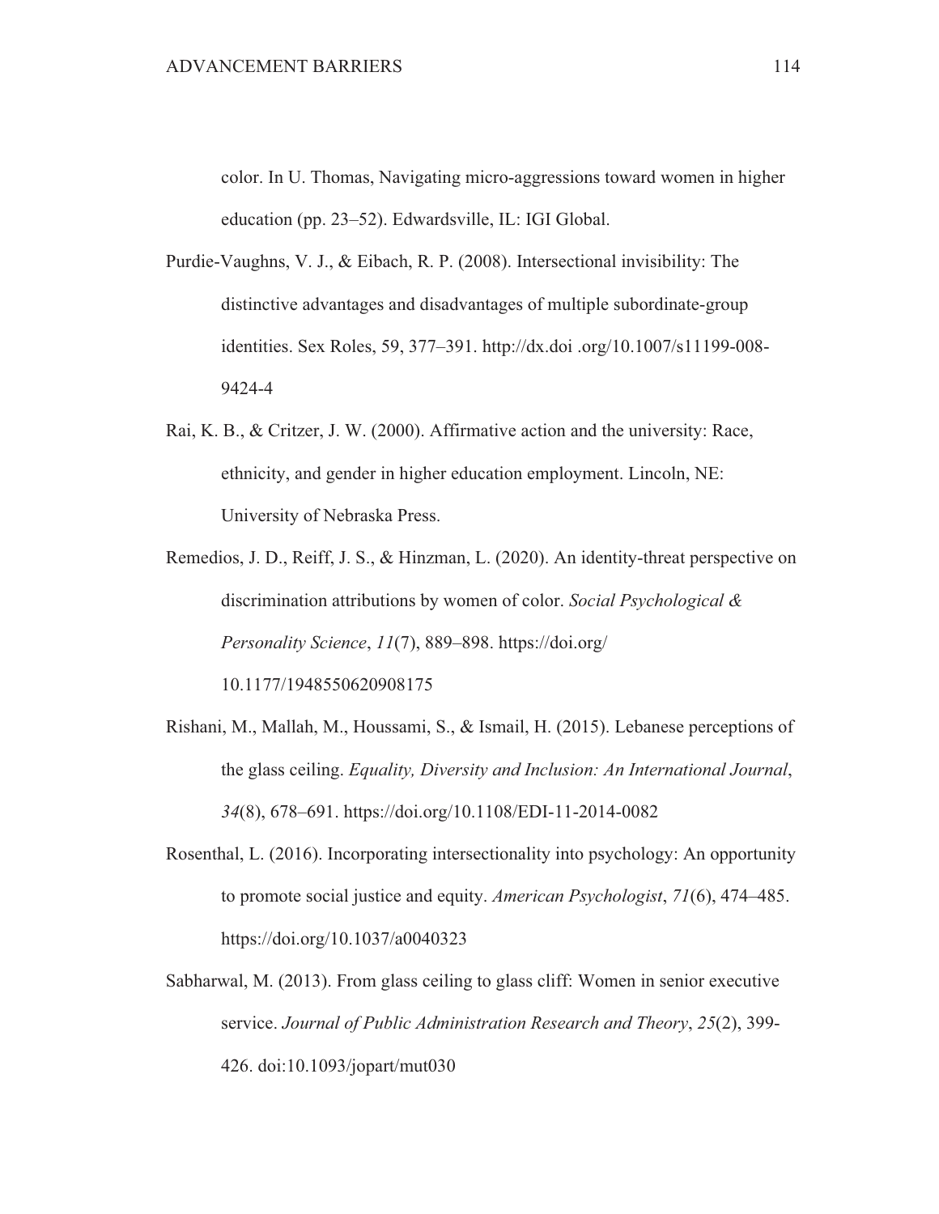color. In U. Thomas, Navigating micro-aggressions toward women in higher education (pp. 23–52). Edwardsville, IL: IGI Global.

Purdie-Vaughns, V. J., & Eibach, R. P. (2008). Intersectional invisibility: The distinctive advantages and disadvantages of multiple subordinate-group identities. Sex Roles, 59, 377–391. http://dx.doi .org/10.1007/s11199-008-9424-4

Rai, K. B., & Critzer, J. W. (2000). Affirmative action and the university: Race, ethnicity, and gender in higher education employment. Lincoln, NE: University of Nebraska Press.

Remedios, J. D., Reiff, J. S., & Hinzman, L. (2020). An identity-threat perspective on discrimination attributions by women of color. *Social Psychological & Personality Science*, *11*(7), 889–898. https://doi.org/ 10.1177/1948550620908175

Rishani, M., Mallah, M., Houssami, S., & Ismail, H. (2015). Lebanese perceptions of the glass ceiling. *Equality, Diversity and Inclusion: An International Journal*, *34*(8), 678–691. https://doi.org/10.1108/EDI-11-2014-0082

Rosenthal, L. (2016). Incorporating intersectionality into psychology: An opportunity to promote social justice and equity. *American Psychologist*, *71*(6), 474–485. https://doi.org/10.1037/a0040323

Sabharwal, M. (2013). From glass ceiling to glass cliff: Women in senior executive service. *Journal of Public Administration Research and Theory*, *25*(2), 399-426. doi:10.1093/jopart/mut030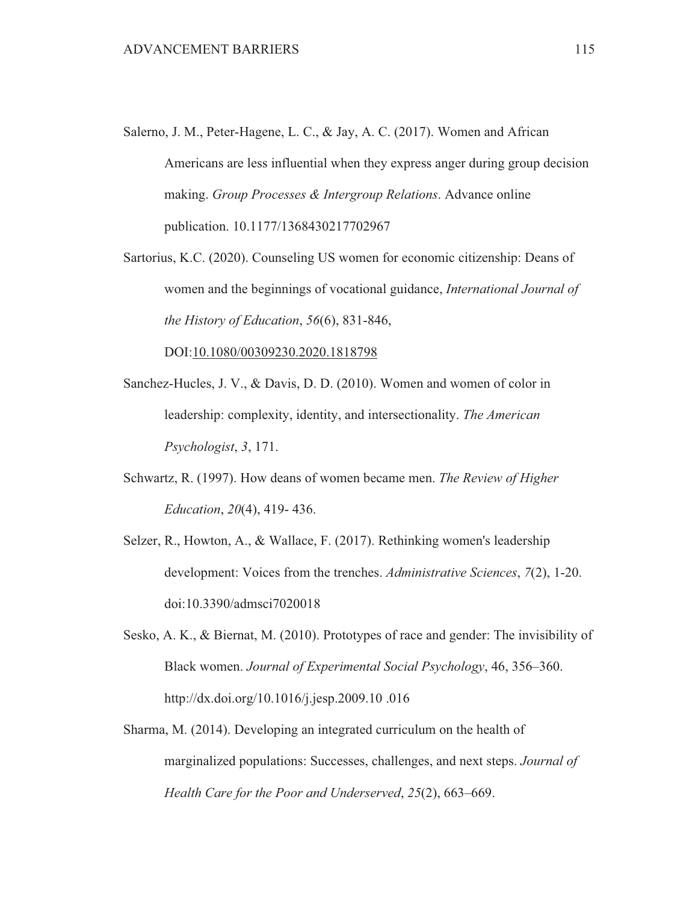Salerno, J. M., Peter-Hagene, L. C., & Jay, A. C. (2017). Women and African Americans are less influential when they express anger during group decision making. *Group Processes & Intergroup Relations*. Advance online publication. 10.1177/1368430217702967

Sartorius, K.C. (2020). Counseling US women for economic citizenship: Deans of women and the beginnings of vocational guidance, *International Journal of the History of Education*, *56*(6), 831-846, DOI:10.1080/00309230.2020.1818798

Sanchez-Hucles, J. V., & Davis, D. D. (2010). Women and women of color in leadership: complexity, identity, and intersectionality. *The American Psychologist*, *3*, 171.

Schwartz, R. (1997). How deans of women became men. *The Review of Higher Education*, *20*(4), 419- 436.

Selzer, R., Howton, A., & Wallace, F. (2017). Rethinking women's leadership development: Voices from the trenches. *Administrative Sciences*, *7*(2), 1-20. doi:10.3390/admsci7020018

Sesko, A. K., & Biernat, M. (2010). Prototypes of race and gender: The invisibility of Black women. *Journal of Experimental Social Psychology*, 46, 356–360. http://dx.doi.org/10.1016/j.jesp.2009.10 .016

Sharma, M. (2014). Developing an integrated curriculum on the health of marginalized populations: Successes, challenges, and next steps. *Journal of Health Care for the Poor and Underserved*, *25*(2), 663–669.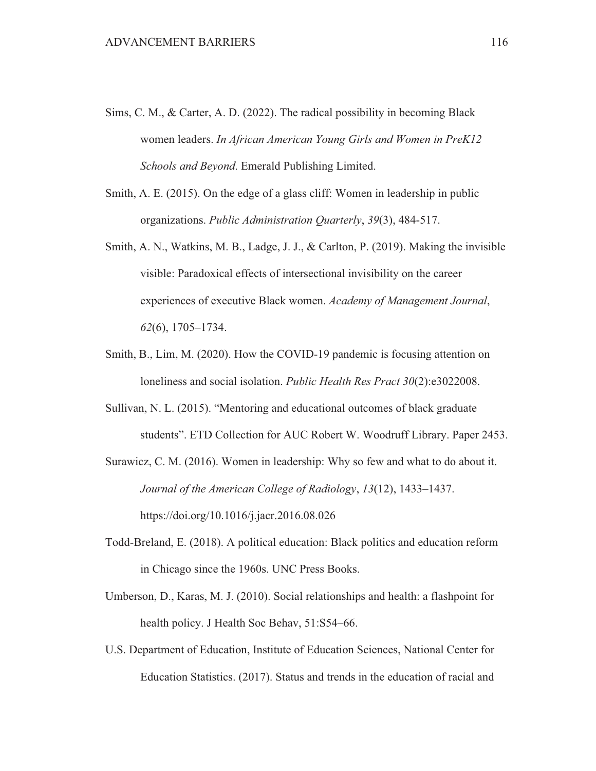Sims, C. M., & Carter, A. D. (2022). The radical possibility in becoming Black women leaders. *In African American Young Girls and Women in PreK12 Schools and Beyond*. Emerald Publishing Limited.

Smith, A. E. (2015). On the edge of a glass cliff: Women in leadership in public organizations. *Public Administration Quarterly*, *39*(3), 484-517.

Smith, A. N., Watkins, M. B., Ladge, J. J., & Carlton, P. (2019). Making the invisible visible: Paradoxical effects of intersectional invisibility on the career experiences of executive Black women. *Academy of Management Journal*, *62*(6), 1705–1734.

Smith, B., Lim, M. (2020). How the COVID-19 pandemic is focusing attention on loneliness and social isolation. *Public Health Res Pract 30*(2):e3022008.

Sullivan, N. L. (2015). "Mentoring and educational outcomes of black graduate students". ETD Collection for AUC Robert W. Woodruff Library. Paper 2453.

Surawicz, C. M. (2016). Women in leadership: Why so few and what to do about it. *Journal of the American College of Radiology*, *13*(12), 1433–1437. https://doi.org/10.1016/j.jacr.2016.08.026

Todd-Breland, E. (2018). A political education: Black politics and education reform in Chicago since the 1960s. UNC Press Books.

Umberson, D., Karas, M. J. (2010). Social relationships and health: a flashpoint for health policy. J Health Soc Behav, 51:S54–66.

U.S. Department of Education, Institute of Education Sciences, National Center for Education Statistics. (2017). Status and trends in the education of racial and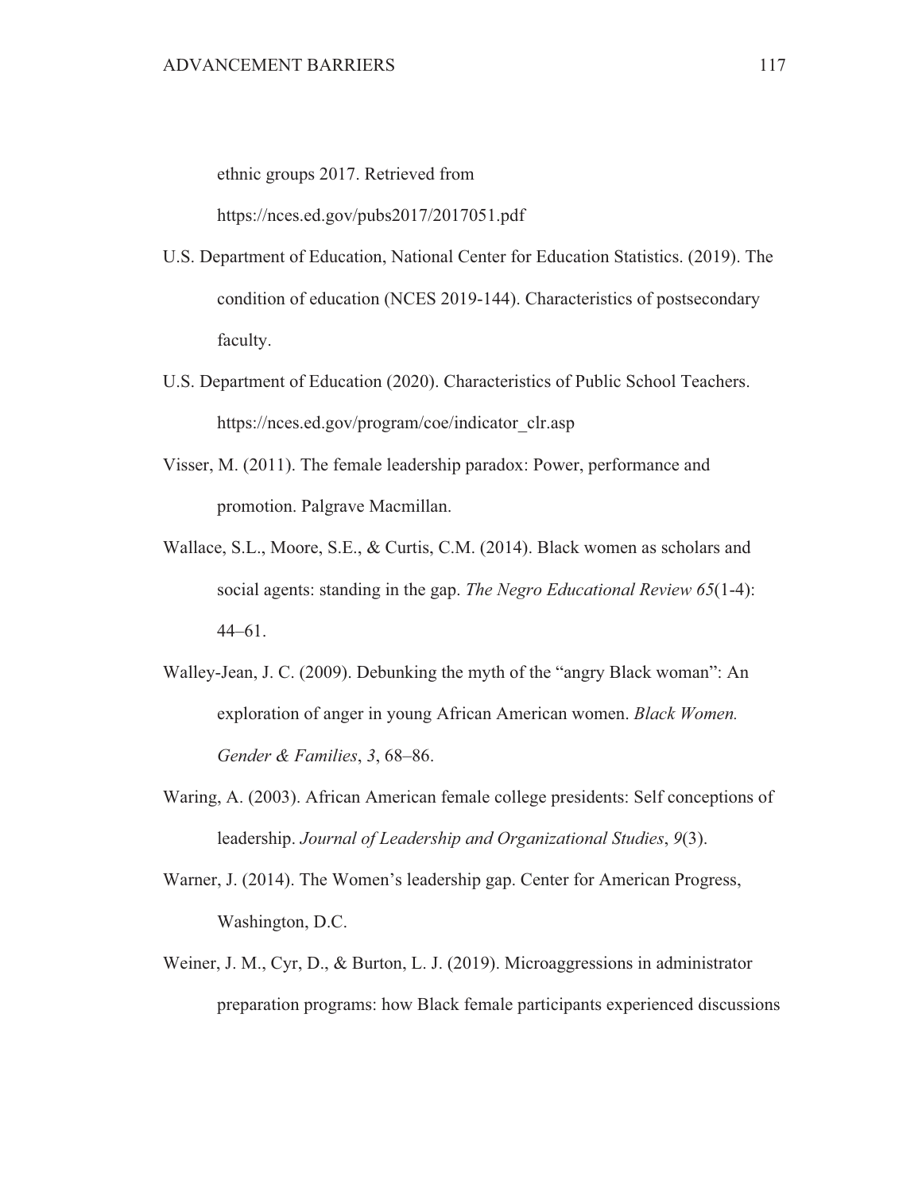ethnic groups 2017. Retrieved from https://nces.ed.gov/pubs2017/2017051.pdf

U.S. Department of Education, National Center for Education Statistics. (2019). The condition of education (NCES 2019-144). Characteristics of postsecondary faculty.

U.S. Department of Education (2020). Characteristics of Public School Teachers. https://nces.ed.gov/program/coe/indicator_clr.asp

Visser, M. (2011). The female leadership paradox: Power, performance and promotion. Palgrave Macmillan.

Wallace, S.L., Moore, S.E., & Curtis, C.M. (2014). Black women as scholars and social agents: standing in the gap. *The Negro Educational Review 65*(1-4): 44–61.

Walley-Jean, J. C. (2009). Debunking the myth of the "angry Black woman": An exploration of anger in young African American women. *Black Women. Gender & Families*, *3*, 68–86.

Waring, A. (2003). African American female college presidents: Self conceptions of leadership. *Journal of Leadership and Organizational Studies*, *9*(3).

Warner, J. (2014). The Women's leadership gap. Center for American Progress, Washington, D.C.

Weiner, J. M., Cyr, D., & Burton, L. J. (2019). Microaggressions in administrator preparation programs: how Black female participants experienced discussions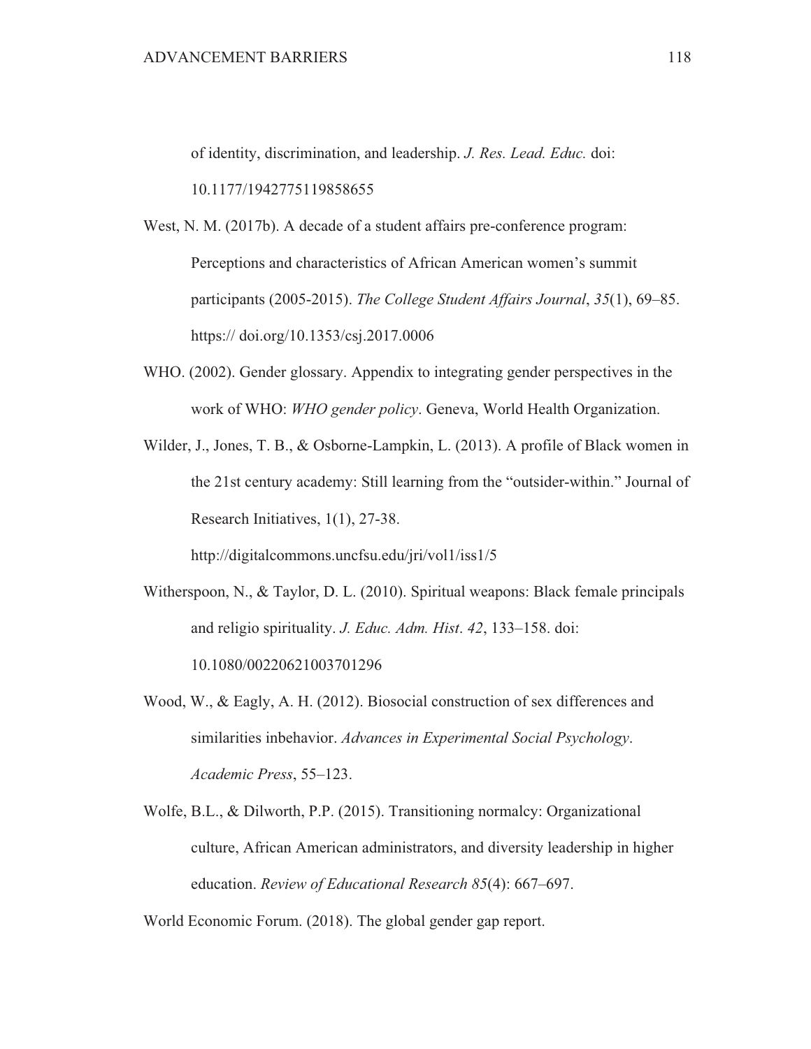of identity, discrimination, and leadership. *J. Res. Lead. Educ.* doi: 10.1177/1942775119858655

West, N. M. (2017b). A decade of a student affairs pre-conference program: Perceptions and characteristics of African American women's summit participants (2005-2015). *The College Student Affairs Journal*, *35*(1), 69–85. https:// doi.org/10.1353/csj.2017.0006

WHO. (2002). Gender glossary. Appendix to integrating gender perspectives in the work of WHO: *WHO gender policy*. Geneva, World Health Organization.

Wilder, J., Jones, T. B., & Osborne-Lampkin, L. (2013). A profile of Black women in the 21st century academy: Still learning from the "outsider-within." Journal of Research Initiatives, 1(1), 27-38. http://digitalcommons.uncfsu.edu/jri/vol1/iss1/5

Witherspoon, N., & Taylor, D. L. (2010). Spiritual weapons: Black female principals and religio spirituality. *J. Educ. Adm. Hist*. *42*, 133–158. doi: 10.1080/00220621003701296

Wood, W., & Eagly, A. H. (2012). Biosocial construction of sex differences and similarities inbehavior. *Advances in Experimental Social Psychology*. *Academic Press*, 55–123.

Wolfe, B.L., & Dilworth, P.P. (2015). Transitioning normalcy: Organizational culture, African American administrators, and diversity leadership in higher education. *Review of Educational Research 85*(4): 667–697.

World Economic Forum. (2018). The global gender gap report.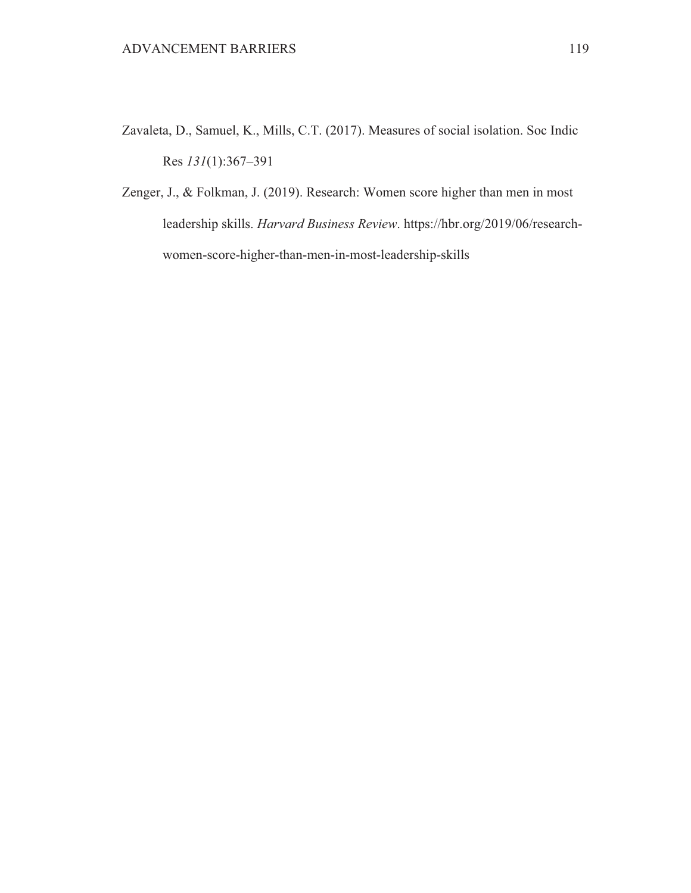Zavaleta, D., Samuel, K., Mills, C.T. (2017). Measures of social isolation. Soc Indic Res *131*(1):367–391

Zenger, J., & Folkman, J. (2019). Research: Women score higher than men in most leadership skills. *Harvard Business Review*. https://hbr.org/2019/06/research-women-score-higher-than-men-in-most-leadership-skills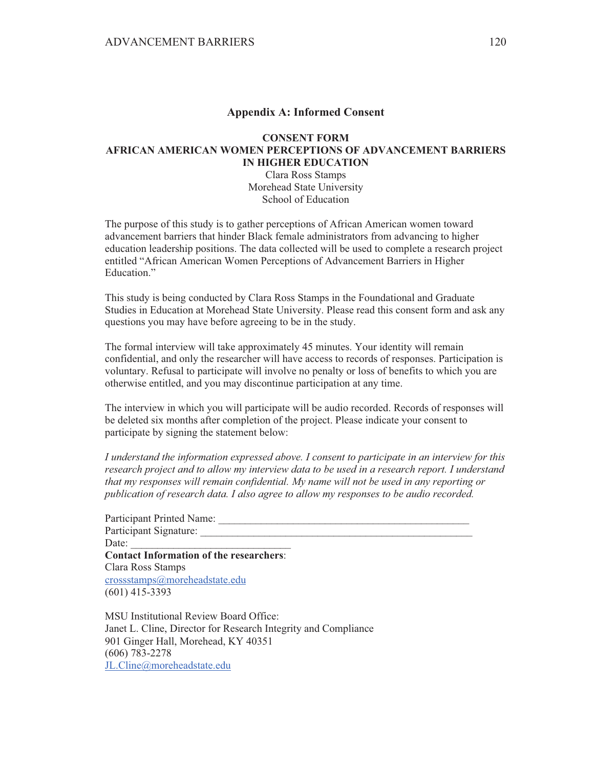## Appendix A: Informed Consent

**CONSENT FORM**
**AFRICAN AMERICAN WOMEN PERCEPTIONS OF ADVANCEMENT BARRIERS IN HIGHER EDUCATION**
Clara Ross Stamps
Morehead State University
School of Education

The purpose of this study is to gather perceptions of African American women toward advancement barriers that hinder Black female administrators from advancing to higher education leadership positions. The data collected will be used to complete a research project entitled "African American Women Perceptions of Advancement Barriers in Higher Education."

This study is being conducted by Clara Ross Stamps in the Foundational and Graduate Studies in Education at Morehead State University. Please read this consent form and ask any questions you may have before agreeing to be in the study.

The formal interview will take approximately 45 minutes. Your identity will remain confidential, and only the researcher will have access to records of responses. Participation is voluntary. Refusal to participate will involve no penalty or loss of benefits to which you are otherwise entitled, and you may discontinue participation at any time.

The interview in which you will participate will be audio recorded. Records of responses will be deleted six months after completion of the project. Please indicate your consent to participate by signing the statement below:

*I understand the information expressed above. I consent to participate in an interview for this research project and to allow my interview data to be used in a research report. I understand that my responses will remain confidential. My name will not be used in any reporting or publication of research data. I also agree to allow my responses to be audio recorded.*

Participant Printed Name: _______________________________________________
Participant Signature: ____________________________________________________
Date: ____________________________
**Contact Information of the researchers**:
Clara Ross Stamps
crossstamps@moreheadstate.edu
(601) 415-3393

MSU Institutional Review Board Office:
Janet L. Cline, Director for Research Integrity and Compliance
901 Ginger Hall, Morehead, KY 40351
(606) 783-2278
JL.Cline@moreheadstate.edu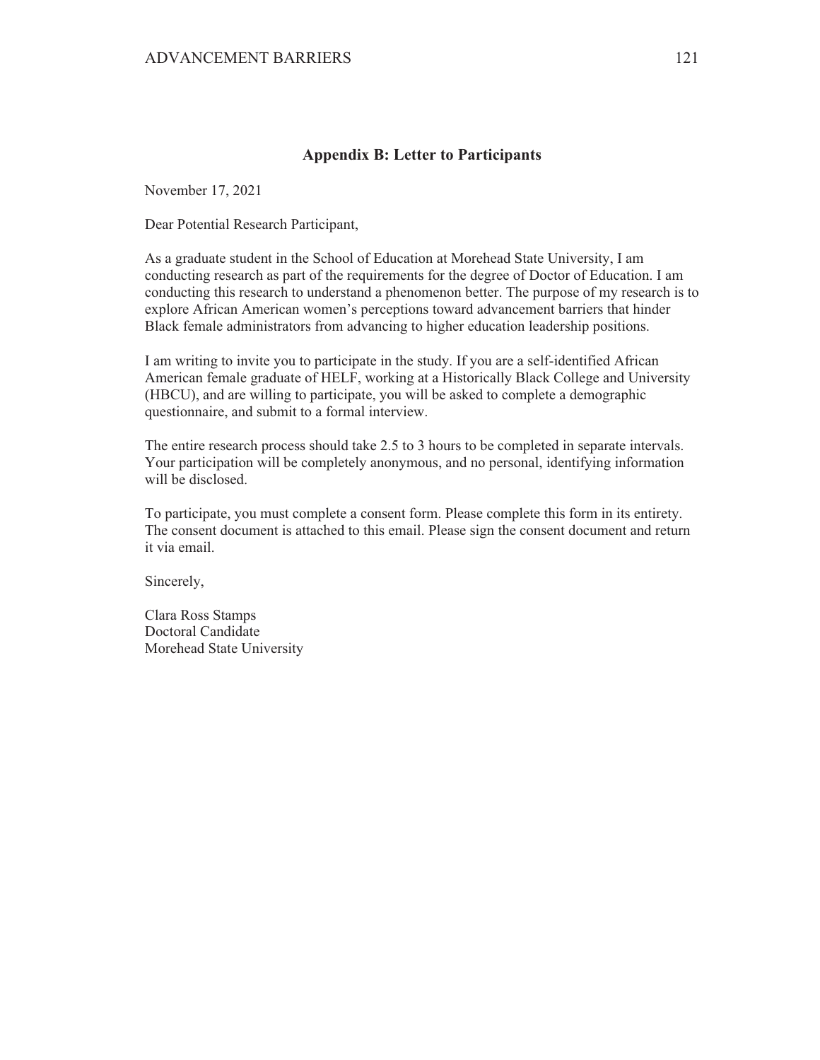## Appendix B: Letter to Participants

November 17, 2021

Dear Potential Research Participant,

As a graduate student in the School of Education at Morehead State University, I am conducting research as part of the requirements for the degree of Doctor of Education. I am conducting this research to understand a phenomenon better. The purpose of my research is to explore African American women's perceptions toward advancement barriers that hinder Black female administrators from advancing to higher education leadership positions.

I am writing to invite you to participate in the study. If you are a self-identified African American female graduate of HELF, working at a Historically Black College and University (HBCU), and are willing to participate, you will be asked to complete a demographic questionnaire, and submit to a formal interview.

The entire research process should take 2.5 to 3 hours to be completed in separate intervals. Your participation will be completely anonymous, and no personal, identifying information will be disclosed.

To participate, you must complete a consent form. Please complete this form in its entirety. The consent document is attached to this email. Please sign the consent document and return it via email.

Sincerely,

Clara Ross Stamps
Doctoral Candidate
Morehead State University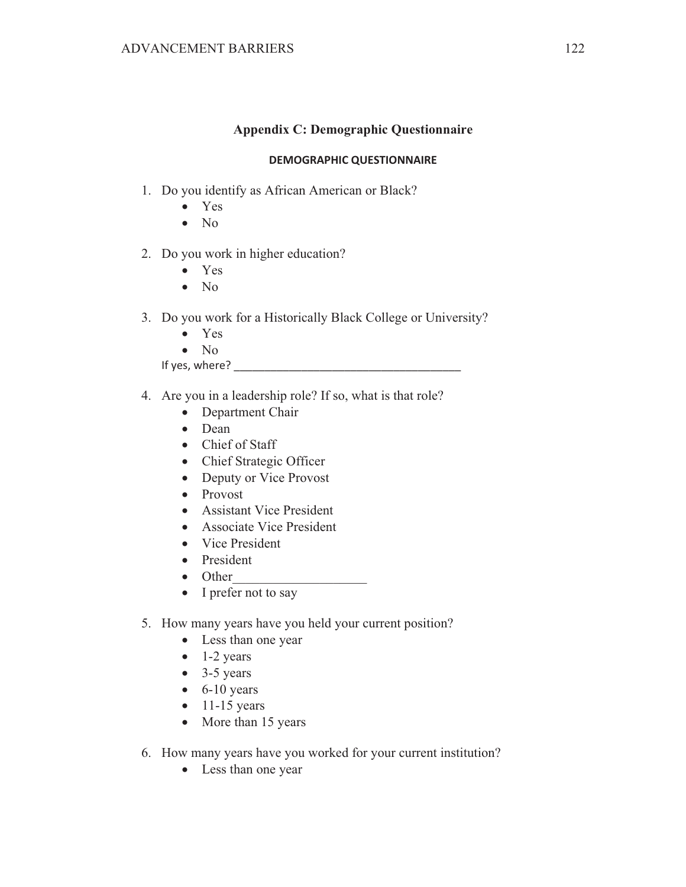## Appendix C: Demographic Questionnaire

**DEMOGRAPHIC QUESTIONNAIRE**

1. Do you identify as African American or Black?
    - Yes
    - No

2. Do you work in higher education?
    - Yes
    - No

3. Do you work for a Historically Black College or University?
    - Yes
    - No

    If yes, where? ____________________________________

4. Are you in a leadership role? If so, what is that role?
    - Department Chair
    - Dean
    - Chief of Staff
    - Chief Strategic Officer
    - Deputy or Vice Provost
    - Provost
    - Assistant Vice President
    - Associate Vice President
    - Vice President
    - President
    - Other___________________
    - I prefer not to say

5. How many years have you held your current position?
    - Less than one year
    - 1-2 years
    - 3-5 years
    - 6-10 years
    - 11-15 years
    - More than 15 years

6. How many years have you worked for your current institution?
    - Less than one year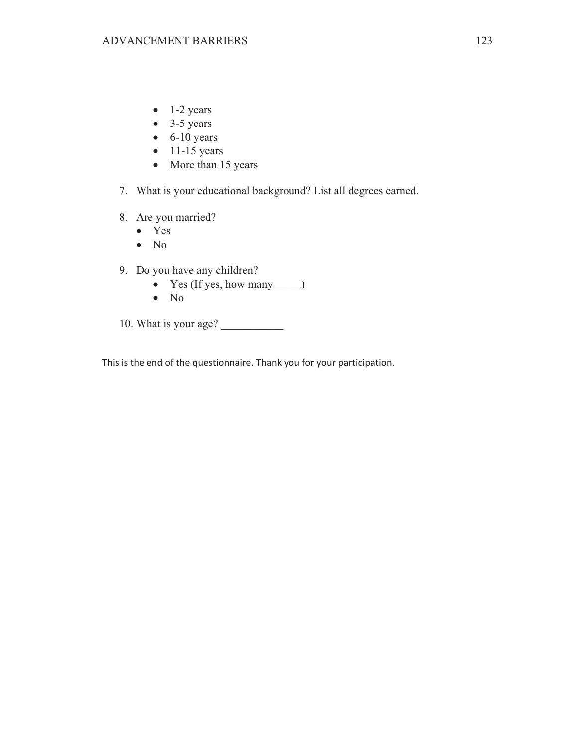- 1-2 years
- 3-5 years
- 6-10 years
- 11-15 years
- More than 15 years

7. What is your educational background? List all degrees earned.

8. Are you married?
   - Yes
   - No

9. Do you have any children?
   - Yes (If yes, how many_____)
   - No

10. What is your age? ___________

This is the end of the questionnaire. Thank you for your participation.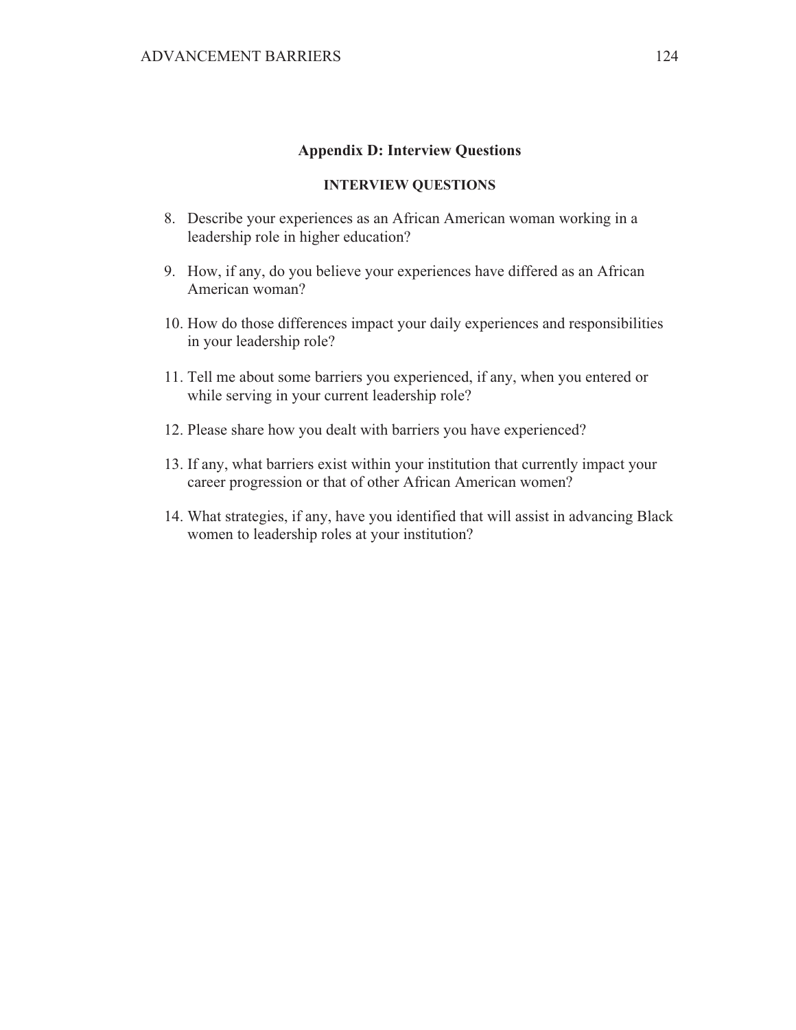## Appendix D: Interview Questions

### INTERVIEW QUESTIONS

8. Describe your experiences as an African American woman working in a leadership role in higher education?
9. How, if any, do you believe your experiences have differed as an African American woman?
10. How do those differences impact your daily experiences and responsibilities in your leadership role?
11. Tell me about some barriers you experienced, if any, when you entered or while serving in your current leadership role?
12. Please share how you dealt with barriers you have experienced?
13. If any, what barriers exist within your institution that currently impact your career progression or that of other African American women?
14. What strategies, if any, have you identified that will assist in advancing Black women to leadership roles at your institution?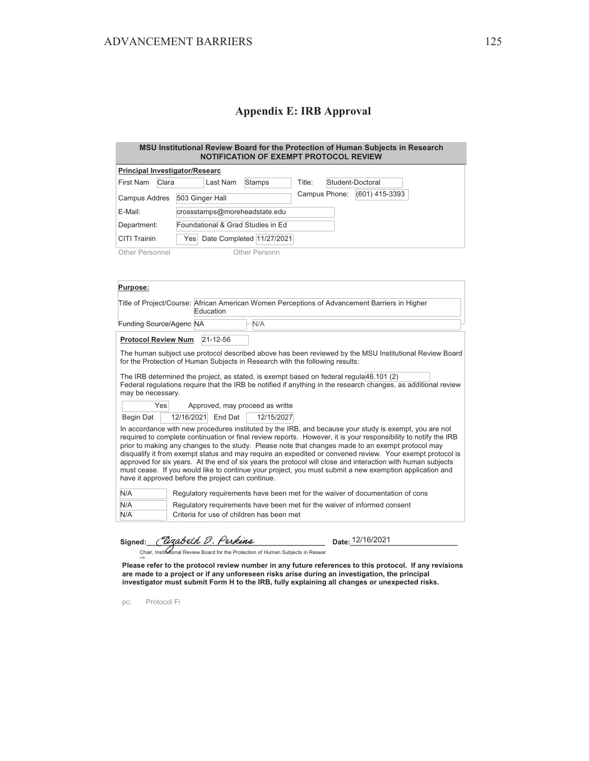## Appendix E: IRB Approval

**MSU Institutional Review Board for the Protection of Human Subjects in Research**
**NOTIFICATION OF EXEMPT PROTOCOL REVIEW**

**Principal Investigator/Researc**

First Nam: Clara Last Nam: Stamps Title: Student-Doctoral

Campus Addres: 503 Ginger Hall Campus Phone: (601) 415-3393

E-Mail: crossstamps@moreheadstate.edu

Department: Foundational & Grad Studies in Ed

CITI Trainin: Yes Date Completed 11/27/2021

Other Personnel Other Personn

**Purpose:**

Title of Project/Course: African American Women Perceptions of Advancement Barriers in Higher Education

Funding Source/Agenc: NA N/A

**Protocol Review Num** 21-12-56

The human subject use protocol described above has been reviewed by the MSU Institutional Review Board for the Protection of Human Subjects in Research with the following results:

The IRB determined the project, as stated, is exempt based on federal regula 46.101 (2)
Federal regulations require that the IRB be notified if anything in the research changes, as additional review may be necessary.

Yes Approved, may proceed as writte

Begin Dat 12/16/2021 End Dat 12/15/2027

In accordance with new procedures instituted by the IRB, and because your study is exempt, you are not required to complete continuation or final review reports. However, it is your responsibility to notify the IRB prior to making any changes to the study. Please note that changes made to an exempt protocol may disqualify it from exempt status and may require an expedited or convened review. Your exempt protocol is approved for six years. At the end of six years the protocol will close and interaction with human subjects must cease. If you would like to continue your project, you must submit a new exemption application and have it approved before the project can continue.

| | |
|---|---|
| N/A | Regulatory requirements have been met for the waiver of documentation of cons |
| N/A | Regulatory requirements have been met for the waiver of informed consent |
| N/A | Criteria for use of children has been met |

**Signed:** *Elizabeth E. Perkins* **Date:** 12/16/2021

Chair, Institutional Review Board for the Protection of Human Subjects in Resear ch

**Please refer to the protocol review number in any future references to this protocol. If any revisions are made to a project or if any unforeseen risks arise during an investigation, the principal investigator must submit Form H to the IRB, fully explaining all changes or unexpected risks.**

pc: Protocol Fi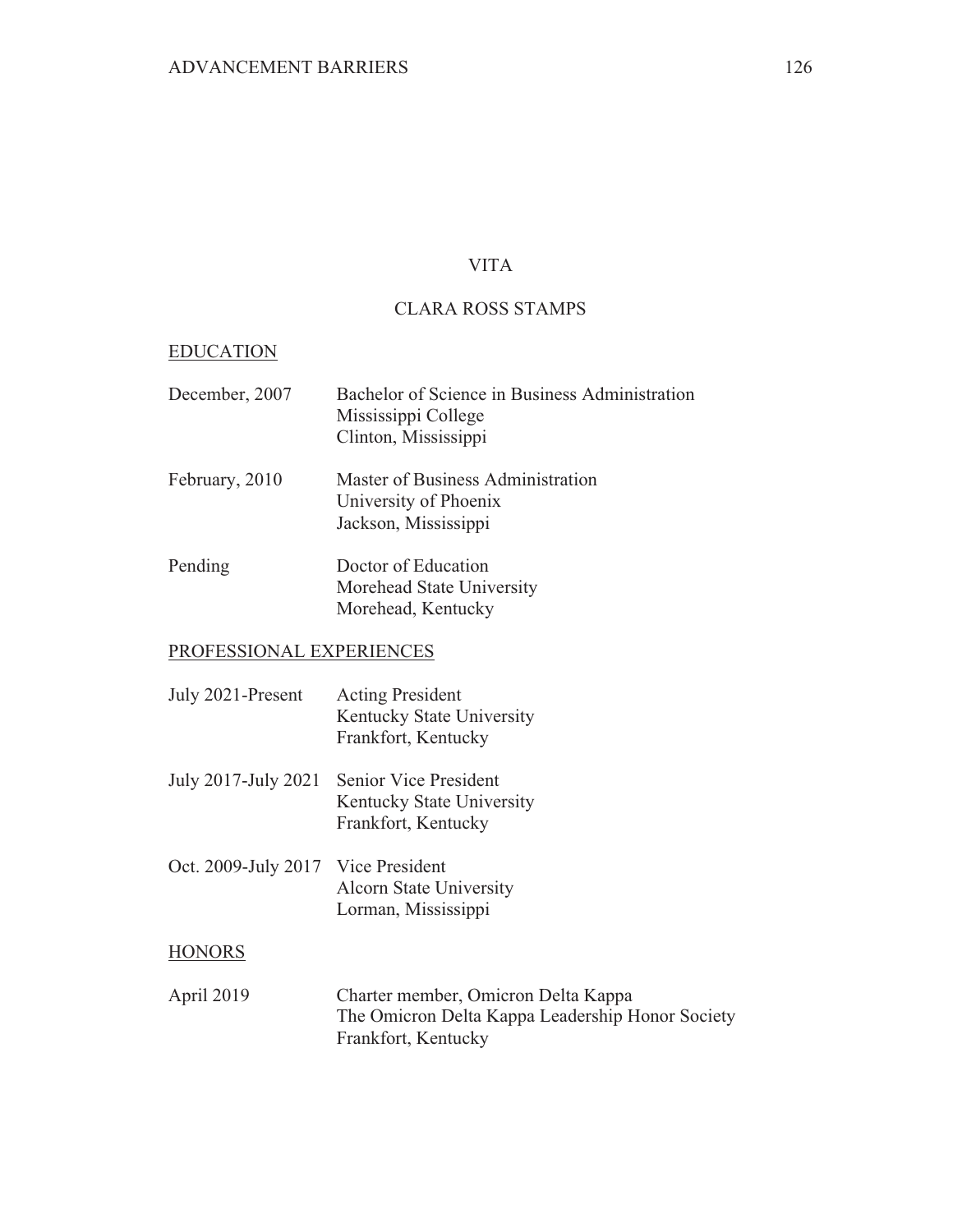# VITA

## CLARA ROSS STAMPS

### EDUCATION

| | |
|---|---|
| December, 2007 | Bachelor of Science in Business Administration<br>Mississippi College<br>Clinton, Mississippi |
| February, 2010 | Master of Business Administration<br>University of Phoenix<br>Jackson, Mississippi |
| Pending | Doctor of Education<br>Morehead State University<br>Morehead, Kentucky |

### PROFESSIONAL EXPERIENCES

| | |
|---|---|
| July 2021-Present | Acting President<br>Kentucky State University<br>Frankfort, Kentucky |
| July 2017-July 2021 | Senior Vice President<br>Kentucky State University<br>Frankfort, Kentucky |
| Oct. 2009-July 2017 | Vice President<br>Alcorn State University<br>Lorman, Mississippi |

### HONORS

| | |
|---|---|
| April 2019 | Charter member, Omicron Delta Kappa<br>The Omicron Delta Kappa Leadership Honor Society<br>Frankfort, Kentucky |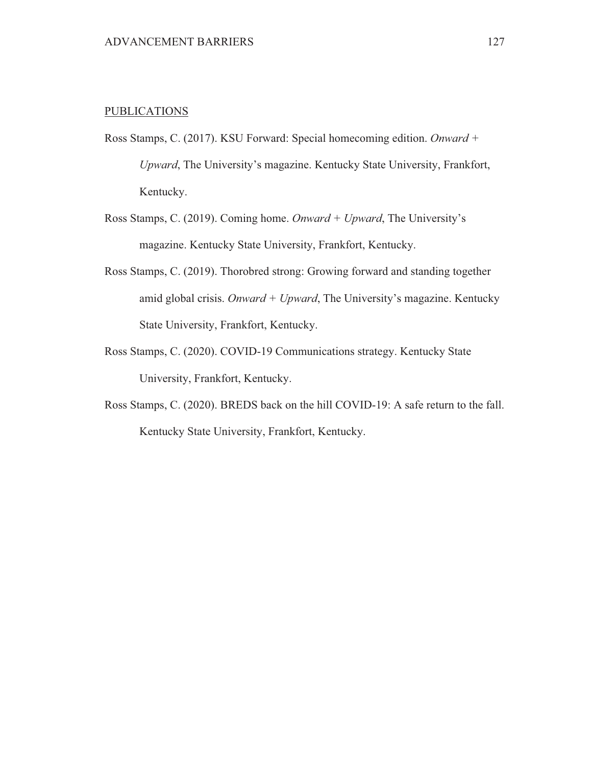PUBLICATIONS

Ross Stamps, C. (2017). KSU Forward: Special homecoming edition. *Onward + Upward*, The University's magazine. Kentucky State University, Frankfort, Kentucky.

Ross Stamps, C. (2019). Coming home. *Onward + Upward*, The University's magazine. Kentucky State University, Frankfort, Kentucky.

Ross Stamps, C. (2019). Thorobred strong: Growing forward and standing together amid global crisis. *Onward + Upward*, The University's magazine. Kentucky State University, Frankfort, Kentucky.

Ross Stamps, C. (2020). COVID-19 Communications strategy. Kentucky State University, Frankfort, Kentucky.

Ross Stamps, C. (2020). BREDS back on the hill COVID-19: A safe return to the fall. Kentucky State University, Frankfort, Kentucky.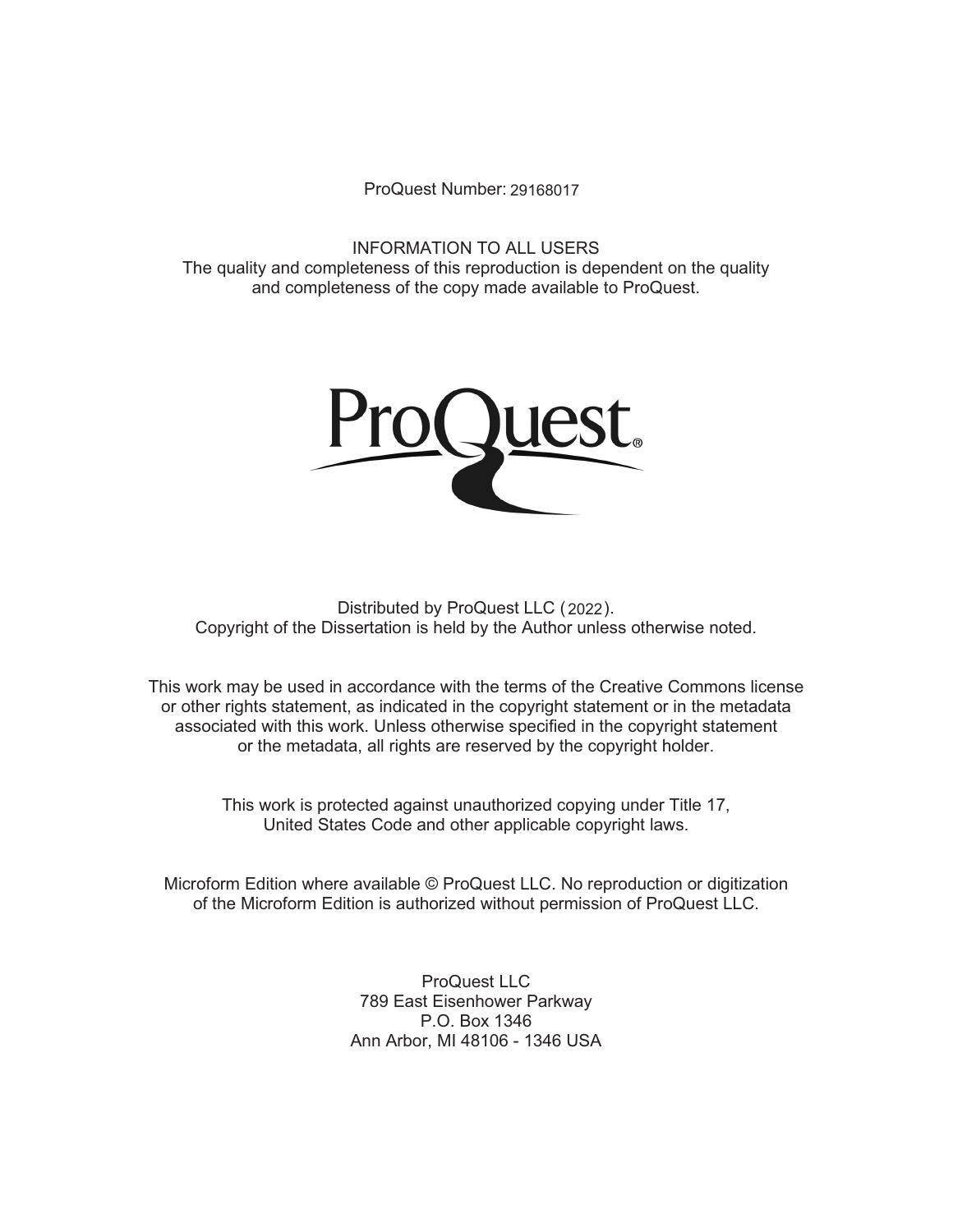ProQuest Number: 29168017

INFORMATION TO ALL USERS
The quality and completeness of this reproduction is dependent on the quality and completeness of the copy made available to ProQuest.

ProQuest®

Distributed by ProQuest LLC (2022).
Copyright of the Dissertation is held by the Author unless otherwise noted.

This work may be used in accordance with the terms of the Creative Commons license or other rights statement, as indicated in the copyright statement or in the metadata associated with this work. Unless otherwise specified in the copyright statement or the metadata, all rights are reserved by the copyright holder.

This work is protected against unauthorized copying under Title 17, United States Code and other applicable copyright laws.

Microform Edition where available © ProQuest LLC. No reproduction or digitization of the Microform Edition is authorized without permission of ProQuest LLC.

ProQuest LLC
789 East Eisenhower Parkway
P.O. Box 1346
Ann Arbor, MI 48106 - 1346 USA